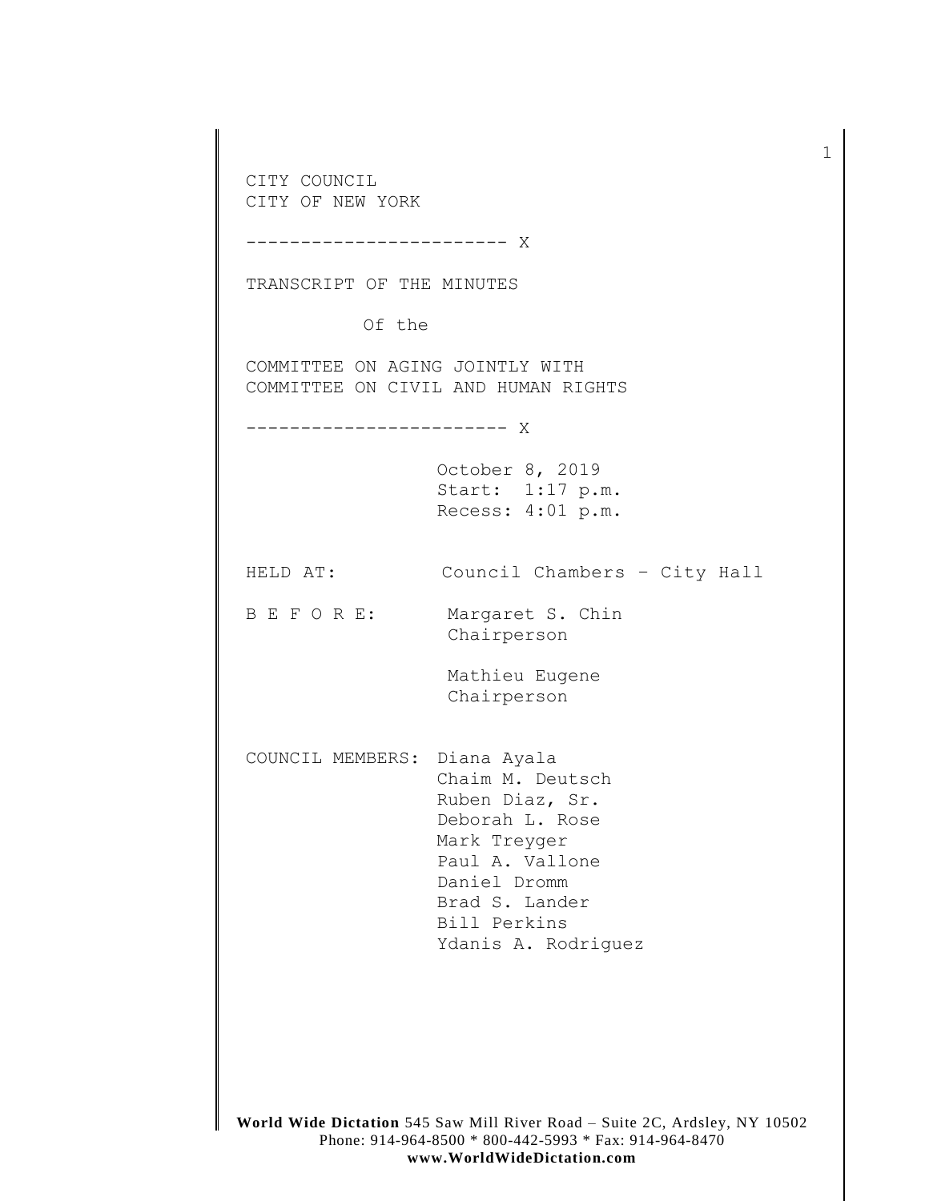CITY COUNCIL
CITY OF NEW YORK

------------------------ X

TRANSCRIPT OF THE MINUTES

Of the

COMMITTEE ON AGING JOINTLY WITH
COMMITTEE ON CIVIL AND HUMAN RIGHTS

------------------------ X

October 8, 2019
Start: 1:17 p.m.
Recess: 4:01 p.m.

HELD AT: Council Chambers - City Hall

B E F O R E: Margaret S. Chin
Chairperson

Mathieu Eugene
Chairperson

COUNCIL MEMBERS: Diana Ayala
Chaim M. Deutsch
Ruben Diaz, Sr.
Deborah L. Rose
Mark Treyger
Paul A. Vallone
Daniel Dromm
Brad S. Lander
Bill Perkins
Ydanis A. Rodriguez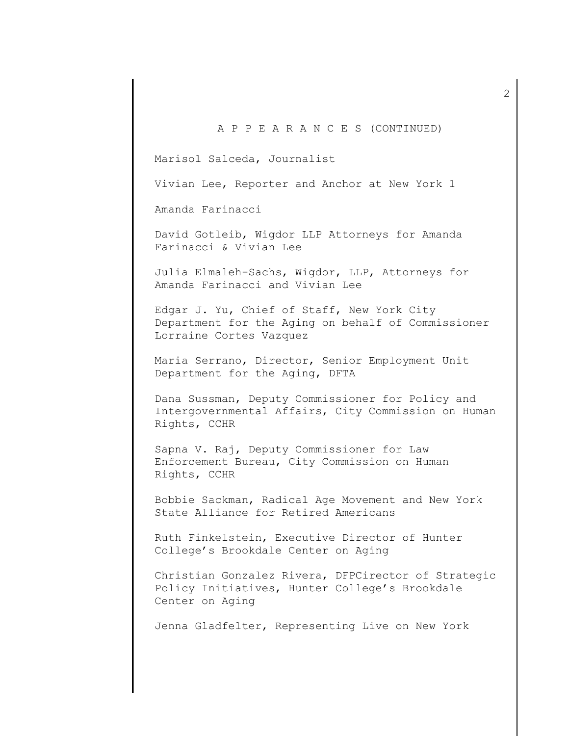A P P E A R A N C E S (CONTINUED)

Marisol Salceda, Journalist

Vivian Lee, Reporter and Anchor at New York 1

Amanda Farinacci

David Gotleib, Wigdor LLP Attorneys for Amanda Farinacci & Vivian Lee

Julia Elmaleh-Sachs, Wigdor, LLP, Attorneys for Amanda Farinacci and Vivian Lee

Edgar J. Yu, Chief of Staff, New York City Department for the Aging on behalf of Commissioner Lorraine Cortes Vazquez

Maria Serrano, Director, Senior Employment Unit Department for the Aging, DFTA

Dana Sussman, Deputy Commissioner for Policy and Intergovernmental Affairs, City Commission on Human Rights, CCHR

Sapna V. Raj, Deputy Commissioner for Law Enforcement Bureau, City Commission on Human Rights, CCHR

Bobbie Sackman, Radical Age Movement and New York State Alliance for Retired Americans

Ruth Finkelstein, Executive Director of Hunter College's Brookdale Center on Aging

Christian Gonzalez Rivera, DFPCirector of Strategic Policy Initiatives, Hunter College's Brookdale Center on Aging

Jenna Gladfelter, Representing Live on New York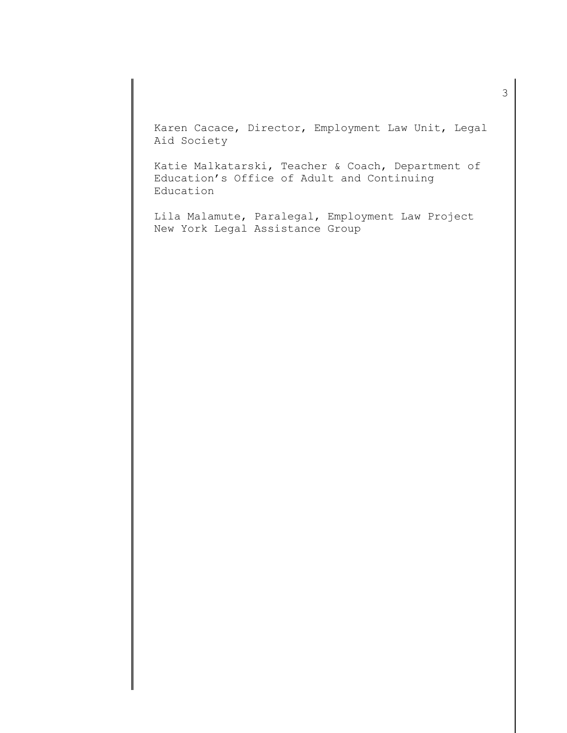Karen Cacace, Director, Employment Law Unit, Legal Aid Society

Katie Malkatarski, Teacher & Coach, Department of Education's Office of Adult and Continuing Education

Lila Malamute, Paralegal, Employment Law Project New York Legal Assistance Group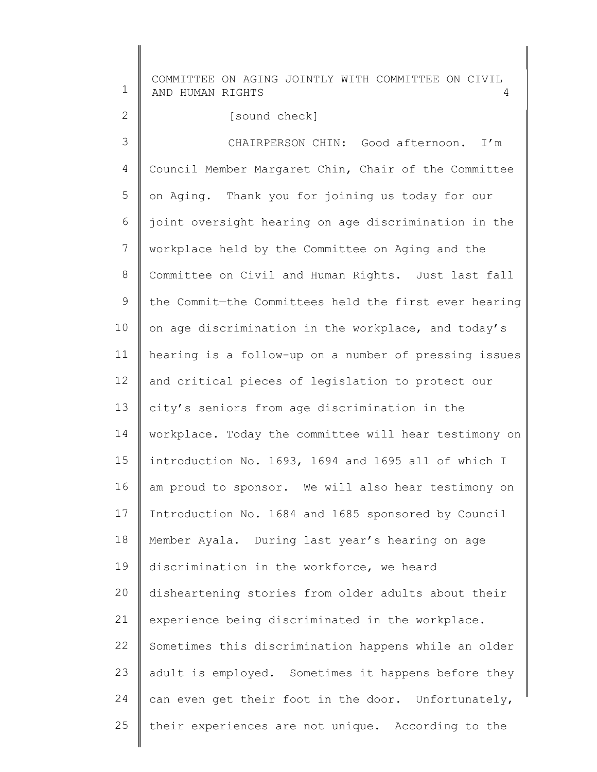[sound check]

CHAIRPERSON CHIN: Good afternoon. I'm Council Member Margaret Chin, Chair of the Committee on Aging. Thank you for joining us today for our joint oversight hearing on age discrimination in the workplace held by the Committee on Aging and the Committee on Civil and Human Rights. Just last fall the Commit—the Committees held the first ever hearing on age discrimination in the workplace, and today's hearing is a follow-up on a number of pressing issues and critical pieces of legislation to protect our city's seniors from age discrimination in the workplace. Today the committee will hear testimony on introduction No. 1693, 1694 and 1695 all of which I am proud to sponsor. We will also hear testimony on Introduction No. 1684 and 1685 sponsored by Council Member Ayala. During last year's hearing on age discrimination in the workforce, we heard disheartening stories from older adults about their experience being discriminated in the workplace. Sometimes this discrimination happens while an older adult is employed. Sometimes it happens before they can even get their foot in the door. Unfortunately, their experiences are not unique. According to the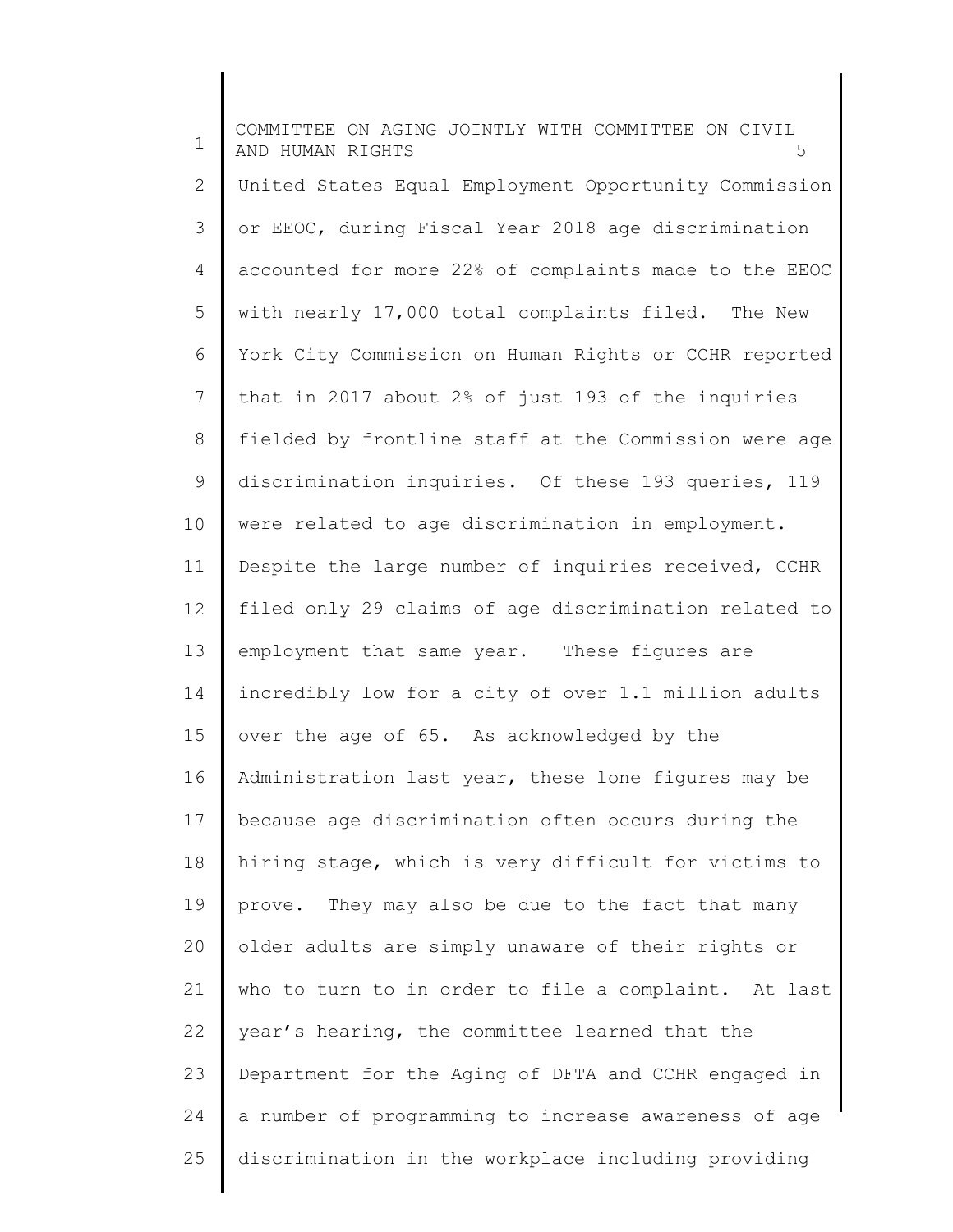United States Equal Employment Opportunity Commission or EEOC, during Fiscal Year 2018 age discrimination accounted for more 22% of complaints made to the EEOC with nearly 17,000 total complaints filed. The New York City Commission on Human Rights or CCHR reported that in 2017 about 2% of just 193 of the inquiries fielded by frontline staff at the Commission were age discrimination inquiries. Of these 193 queries, 119 were related to age discrimination in employment. Despite the large number of inquiries received, CCHR filed only 29 claims of age discrimination related to employment that same year. These figures are incredibly low for a city of over 1.1 million adults over the age of 65. As acknowledged by the Administration last year, these lone figures may be because age discrimination often occurs during the hiring stage, which is very difficult for victims to prove. They may also be due to the fact that many older adults are simply unaware of their rights or who to turn to in order to file a complaint. At last year's hearing, the committee learned that the Department for the Aging of DFTA and CCHR engaged in a number of programming to increase awareness of age discrimination in the workplace including providing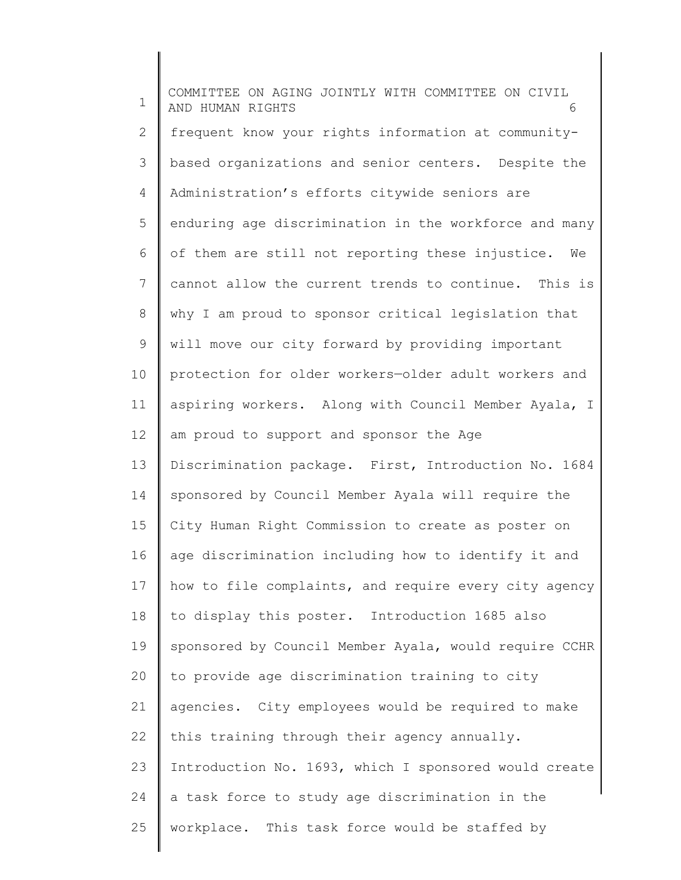frequent know your rights information at community-based organizations and senior centers. Despite the Administration's efforts citywide seniors are enduring age discrimination in the workforce and many of them are still not reporting these injustice. We cannot allow the current trends to continue. This is why I am proud to sponsor critical legislation that will move our city forward by providing important protection for older workers—older adult workers and aspiring workers. Along with Council Member Ayala, I am proud to support and sponsor the Age Discrimination package. First, Introduction No. 1684 sponsored by Council Member Ayala will require the City Human Right Commission to create as poster on age discrimination including how to identify it and how to file complaints, and require every city agency to display this poster. Introduction 1685 also sponsored by Council Member Ayala, would require CCHR to provide age discrimination training to city agencies. City employees would be required to make this training through their agency annually. Introduction No. 1693, which I sponsored would create a task force to study age discrimination in the workplace. This task force would be staffed by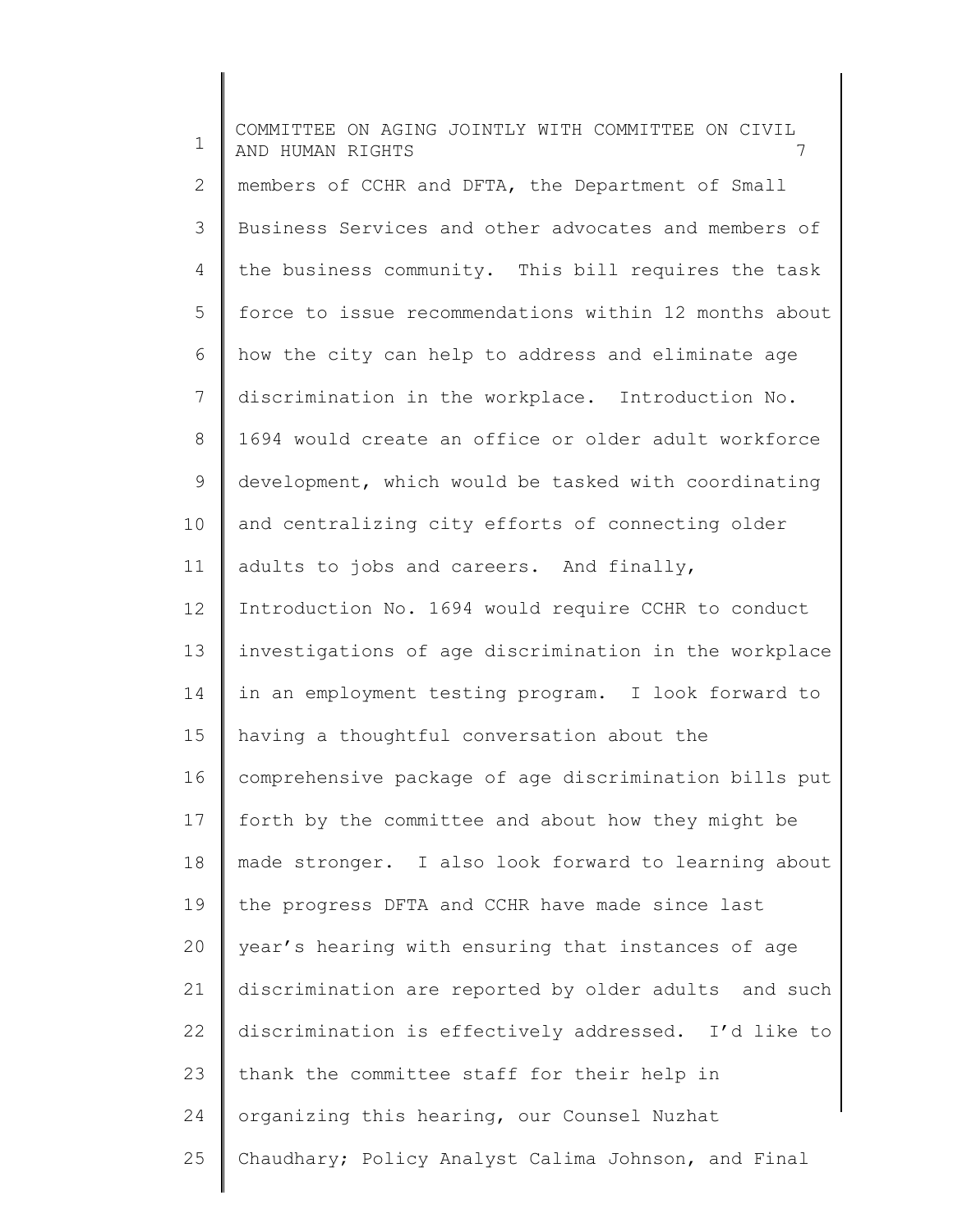members of CCHR and DFTA, the Department of Small Business Services and other advocates and members of the business community. This bill requires the task force to issue recommendations within 12 months about how the city can help to address and eliminate age discrimination in the workplace. Introduction No. 1694 would create an office or older adult workforce development, which would be tasked with coordinating and centralizing city efforts of connecting older adults to jobs and careers. And finally, Introduction No. 1694 would require CCHR to conduct investigations of age discrimination in the workplace in an employment testing program. I look forward to having a thoughtful conversation about the comprehensive package of age discrimination bills put forth by the committee and about how they might be made stronger. I also look forward to learning about the progress DFTA and CCHR have made since last year's hearing with ensuring that instances of age discrimination are reported by older adults and such discrimination is effectively addressed. I'd like to thank the committee staff for their help in organizing this hearing, our Counsel Nuzhat Chaudhary; Policy Analyst Calima Johnson, and Final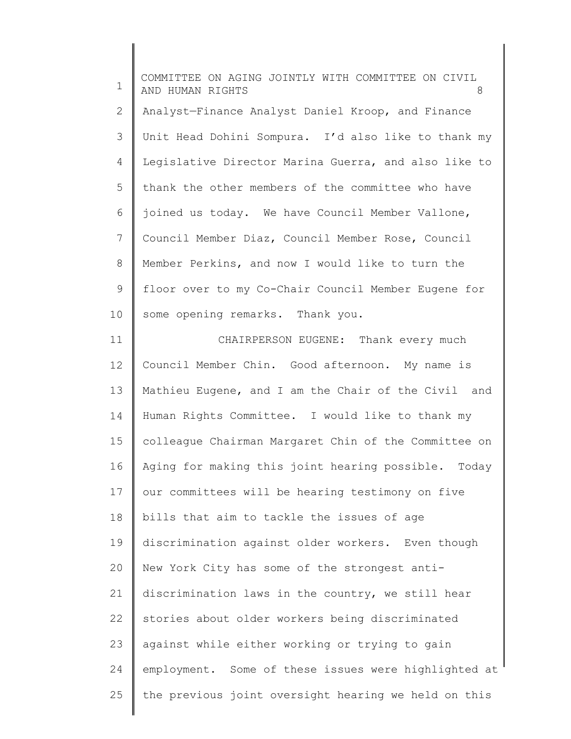Analyst—Finance Analyst Daniel Kroop, and Finance Unit Head Dohini Sompura. I'd also like to thank my Legislative Director Marina Guerra, and also like to thank the other members of the committee who have joined us today. We have Council Member Vallone, Council Member Diaz, Council Member Rose, Council Member Perkins, and now I would like to turn the floor over to my Co-Chair Council Member Eugene for some opening remarks. Thank you.

CHAIRPERSON EUGENE: Thank every much Council Member Chin. Good afternoon. My name is Mathieu Eugene, and I am the Chair of the Civil and Human Rights Committee. I would like to thank my colleague Chairman Margaret Chin of the Committee on Aging for making this joint hearing possible. Today our committees will be hearing testimony on five bills that aim to tackle the issues of age discrimination against older workers. Even though New York City has some of the strongest anti-discrimination laws in the country, we still hear stories about older workers being discriminated against while either working or trying to gain employment. Some of these issues were highlighted at the previous joint oversight hearing we held on this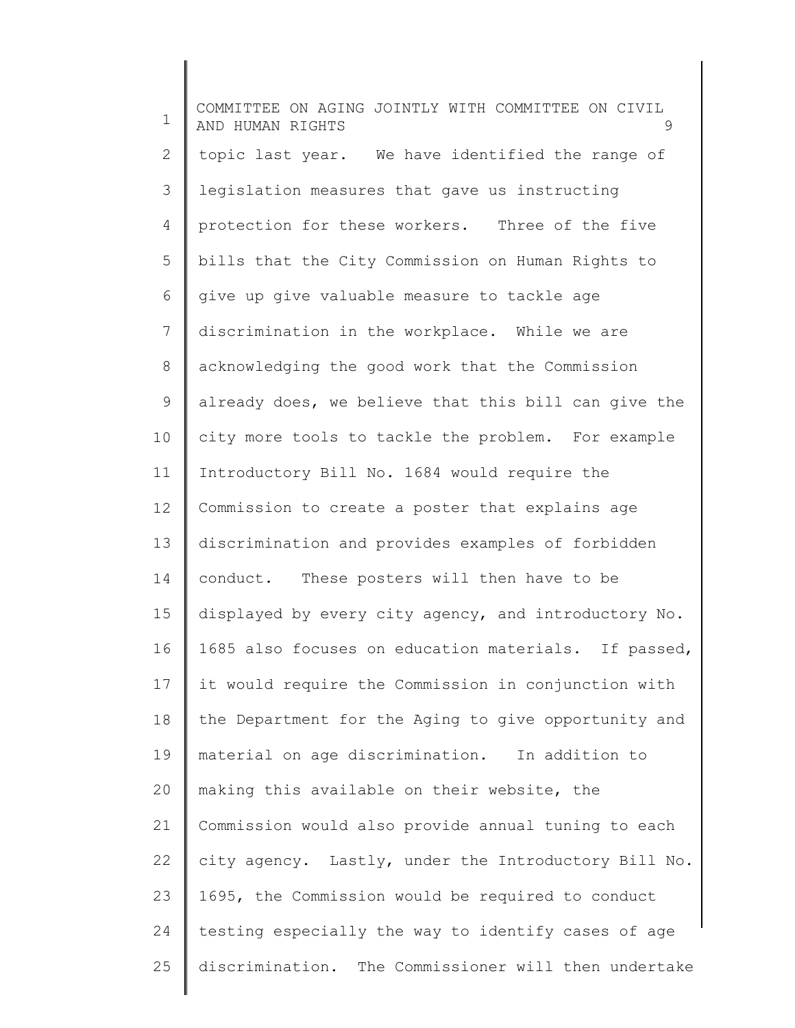topic last year. We have identified the range of legislation measures that gave us instructing protection for these workers. Three of the five bills that the City Commission on Human Rights to give up give valuable measure to tackle age discrimination in the workplace. While we are acknowledging the good work that the Commission already does, we believe that this bill can give the city more tools to tackle the problem. For example Introductory Bill No. 1684 would require the Commission to create a poster that explains age discrimination and provides examples of forbidden conduct. These posters will then have to be displayed by every city agency, and introductory No. 1685 also focuses on education materials. If passed, it would require the Commission in conjunction with the Department for the Aging to give opportunity and material on age discrimination. In addition to making this available on their website, the Commission would also provide annual tuning to each city agency. Lastly, under the Introductory Bill No. 1695, the Commission would be required to conduct testing especially the way to identify cases of age discrimination. The Commissioner will then undertake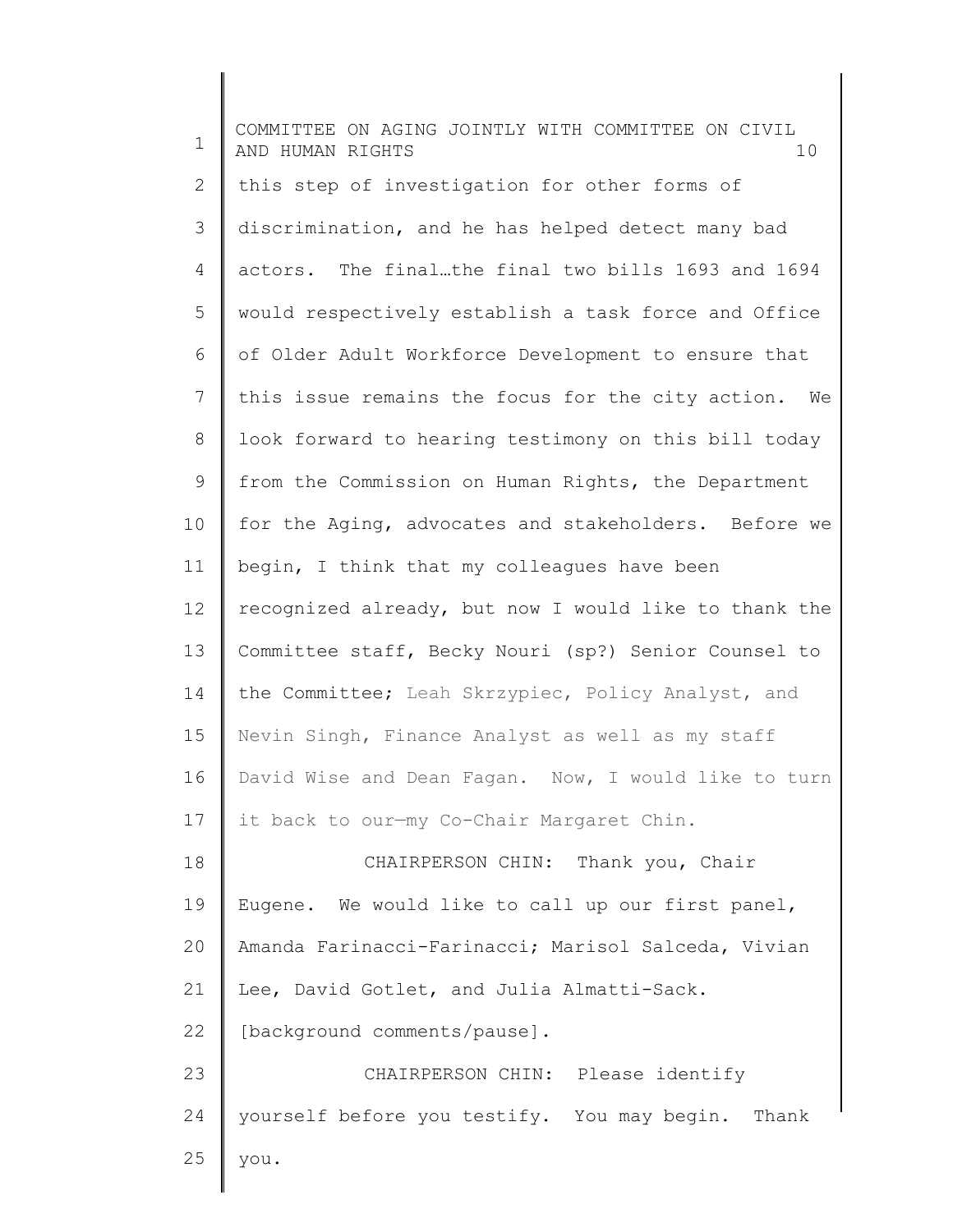this step of investigation for other forms of discrimination, and he has helped detect many bad actors. The final…the final two bills 1693 and 1694 would respectively establish a task force and Office of Older Adult Workforce Development to ensure that this issue remains the focus for the city action. We look forward to hearing testimony on this bill today from the Commission on Human Rights, the Department for the Aging, advocates and stakeholders. Before we begin, I think that my colleagues have been recognized already, but now I would like to thank the Committee staff, Becky Nouri (sp?) Senior Counsel to the Committee; Leah Skrzypiec, Policy Analyst, and Nevin Singh, Finance Analyst as well as my staff David Wise and Dean Fagan. Now, I would like to turn it back to our—my Co-Chair Margaret Chin.

CHAIRPERSON CHIN: Thank you, Chair Eugene. We would like to call up our first panel, Amanda Farinacci-Farinacci; Marisol Salceda, Vivian Lee, David Gotlet, and Julia Almatti-Sack.

[background comments/pause].

CHAIRPERSON CHIN: Please identify yourself before you testify. You may begin. Thank you.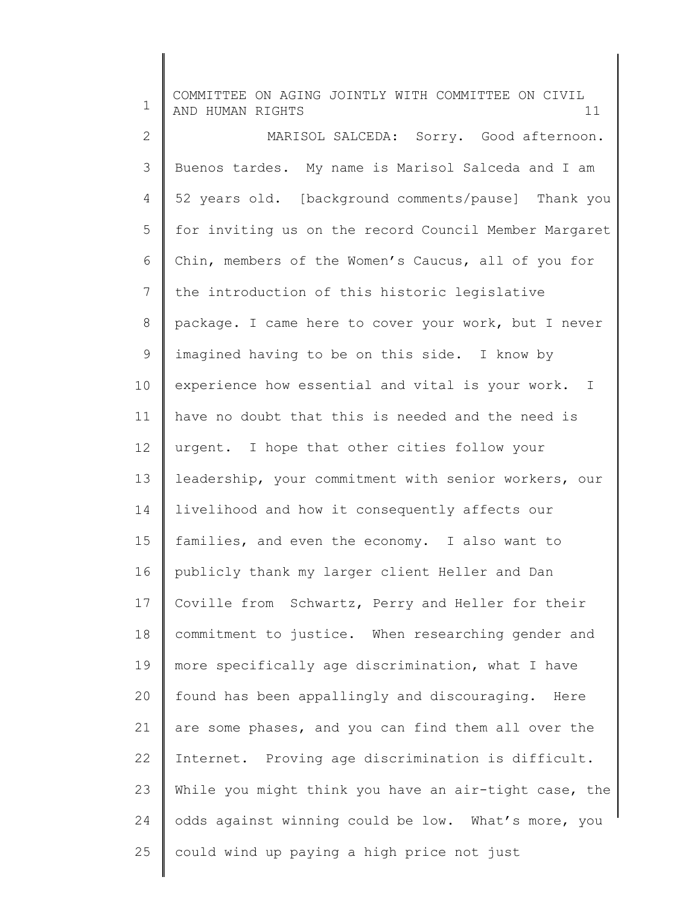MARISOL SALCEDA: Sorry. Good afternoon. Buenos tardes. My name is Marisol Salceda and I am 52 years old. [background comments/pause] Thank you for inviting us on the record Council Member Margaret Chin, members of the Women's Caucus, all of you for the introduction of this historic legislative package. I came here to cover your work, but I never imagined having to be on this side. I know by experience how essential and vital is your work. I have no doubt that this is needed and the need is urgent. I hope that other cities follow your leadership, your commitment with senior workers, our livelihood and how it consequently affects our families, and even the economy. I also want to publicly thank my larger client Heller and Dan Coville from Schwartz, Perry and Heller for their commitment to justice. When researching gender and more specifically age discrimination, what I have found has been appallingly and discouraging. Here are some phases, and you can find them all over the Internet. Proving age discrimination is difficult. While you might think you have an air-tight case, the odds against winning could be low. What's more, you could wind up paying a high price not just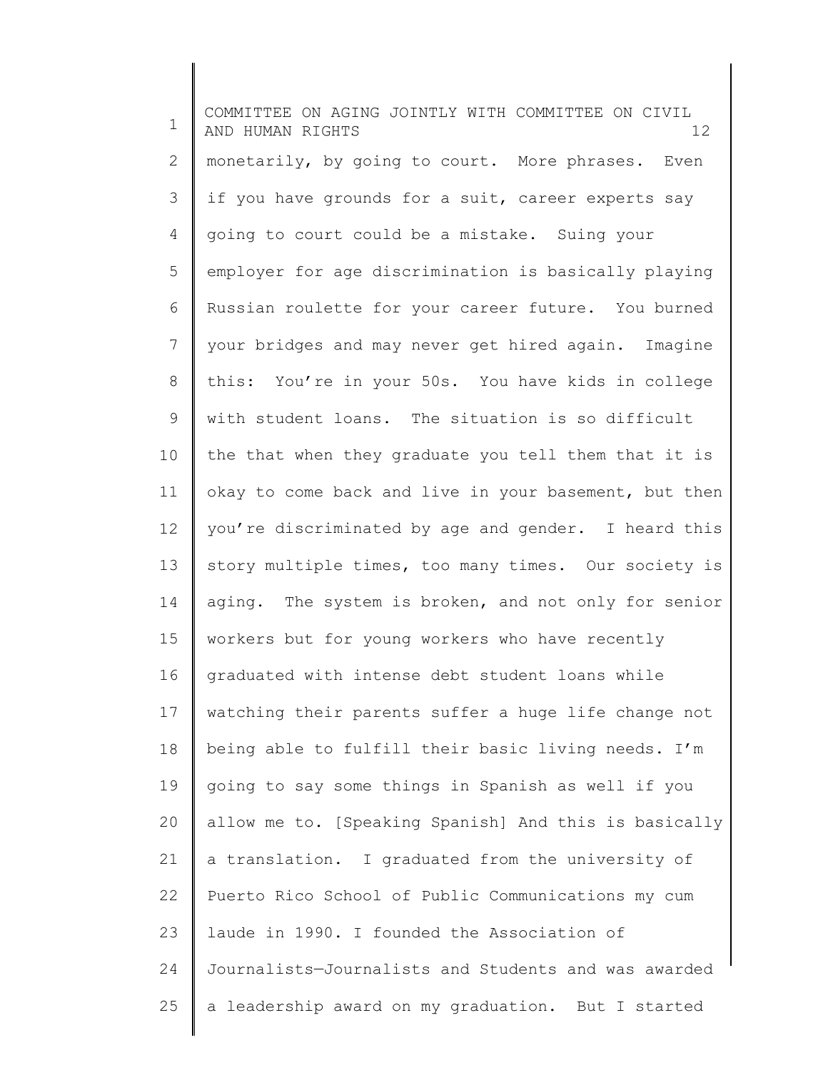monetarily, by going to court. More phrases. Even if you have grounds for a suit, career experts say going to court could be a mistake. Suing your employer for age discrimination is basically playing Russian roulette for your career future. You burned your bridges and may never get hired again. Imagine this: You're in your 50s. You have kids in college with student loans. The situation is so difficult the that when they graduate you tell them that it is okay to come back and live in your basement, but then you're discriminated by age and gender. I heard this story multiple times, too many times. Our society is aging. The system is broken, and not only for senior workers but for young workers who have recently graduated with intense debt student loans while watching their parents suffer a huge life change not being able to fulfill their basic living needs. I'm going to say some things in Spanish as well if you allow me to. [Speaking Spanish] And this is basically a translation. I graduated from the university of Puerto Rico School of Public Communications my cum laude in 1990. I founded the Association of Journalists—Journalists and Students and was awarded a leadership award on my graduation. But I started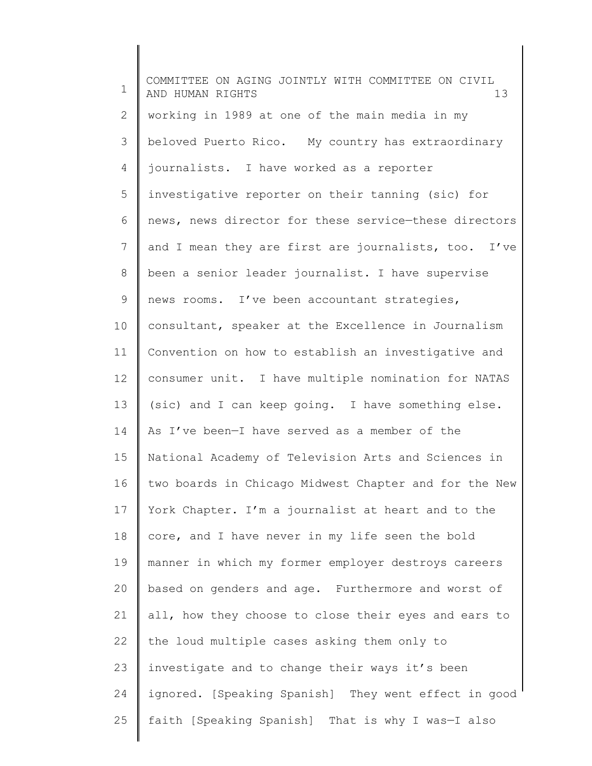working in 1989 at one of the main media in my beloved Puerto Rico. My country has extraordinary journalists. I have worked as a reporter investigative reporter on their tanning (sic) for news, news director for these service—these directors and I mean they are first are journalists, too. I've been a senior leader journalist. I have supervise news rooms. I've been accountant strategies, consultant, speaker at the Excellence in Journalism Convention on how to establish an investigative and consumer unit. I have multiple nomination for NATAS (sic) and I can keep going. I have something else. As I've been—I have served as a member of the National Academy of Television Arts and Sciences in two boards in Chicago Midwest Chapter and for the New York Chapter. I'm a journalist at heart and to the core, and I have never in my life seen the bold manner in which my former employer destroys careers based on genders and age. Furthermore and worst of all, how they choose to close their eyes and ears to the loud multiple cases asking them only to investigate and to change their ways it's been ignored. [Speaking Spanish] They went effect in good faith [Speaking Spanish] That is why I was—I also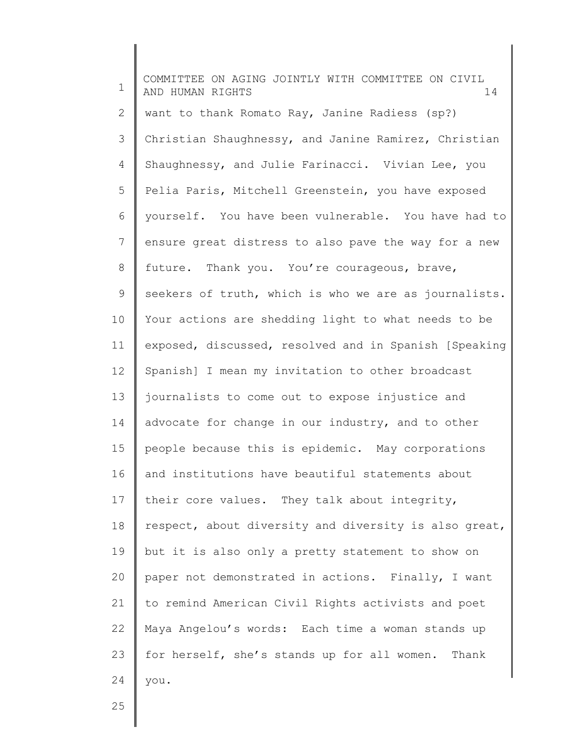want to thank Romato Ray, Janine Radiess (sp?) Christian Shaughnessy, and Janine Ramirez, Christian Shaughnessy, and Julie Farinacci. Vivian Lee, you Pelia Paris, Mitchell Greenstein, you have exposed yourself. You have been vulnerable. You have had to ensure great distress to also pave the way for a new future. Thank you. You're courageous, brave, seekers of truth, which is who we are as journalists. Your actions are shedding light to what needs to be exposed, discussed, resolved and in Spanish [Speaking Spanish] I mean my invitation to other broadcast journalists to come out to expose injustice and advocate for change in our industry, and to other people because this is epidemic. May corporations and institutions have beautiful statements about their core values. They talk about integrity, respect, about diversity and diversity is also great, but it is also only a pretty statement to show on paper not demonstrated in actions. Finally, I want to remind American Civil Rights activists and poet Maya Angelou's words: Each time a woman stands up for herself, she's stands up for all women. Thank you.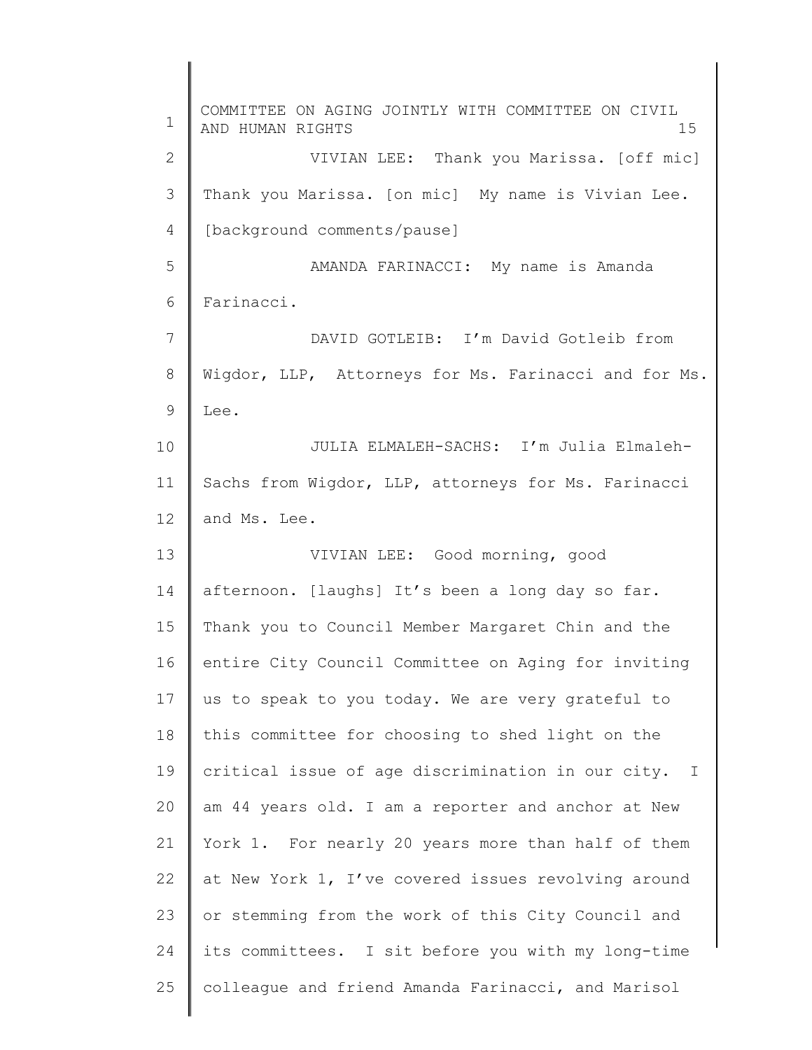VIVIAN LEE: Thank you Marissa. [off mic] Thank you Marissa. [on mic] My name is Vivian Lee. [background comments/pause]

AMANDA FARINACCI: My name is Amanda Farinacci.

DAVID GOTLEIB: I'm David Gotleib from Wigdor, LLP, Attorneys for Ms. Farinacci and for Ms. Lee.

JULIA ELMALEH-SACHS: I'm Julia Elmaleh-Sachs from Wigdor, LLP, attorneys for Ms. Farinacci and Ms. Lee.

VIVIAN LEE: Good morning, good afternoon. [laughs] It's been a long day so far. Thank you to Council Member Margaret Chin and the entire City Council Committee on Aging for inviting us to speak to you today. We are very grateful to this committee for choosing to shed light on the critical issue of age discrimination in our city. I am 44 years old. I am a reporter and anchor at New York 1. For nearly 20 years more than half of them at New York 1, I've covered issues revolving around or stemming from the work of this City Council and its committees. I sit before you with my long-time colleague and friend Amanda Farinacci, and Marisol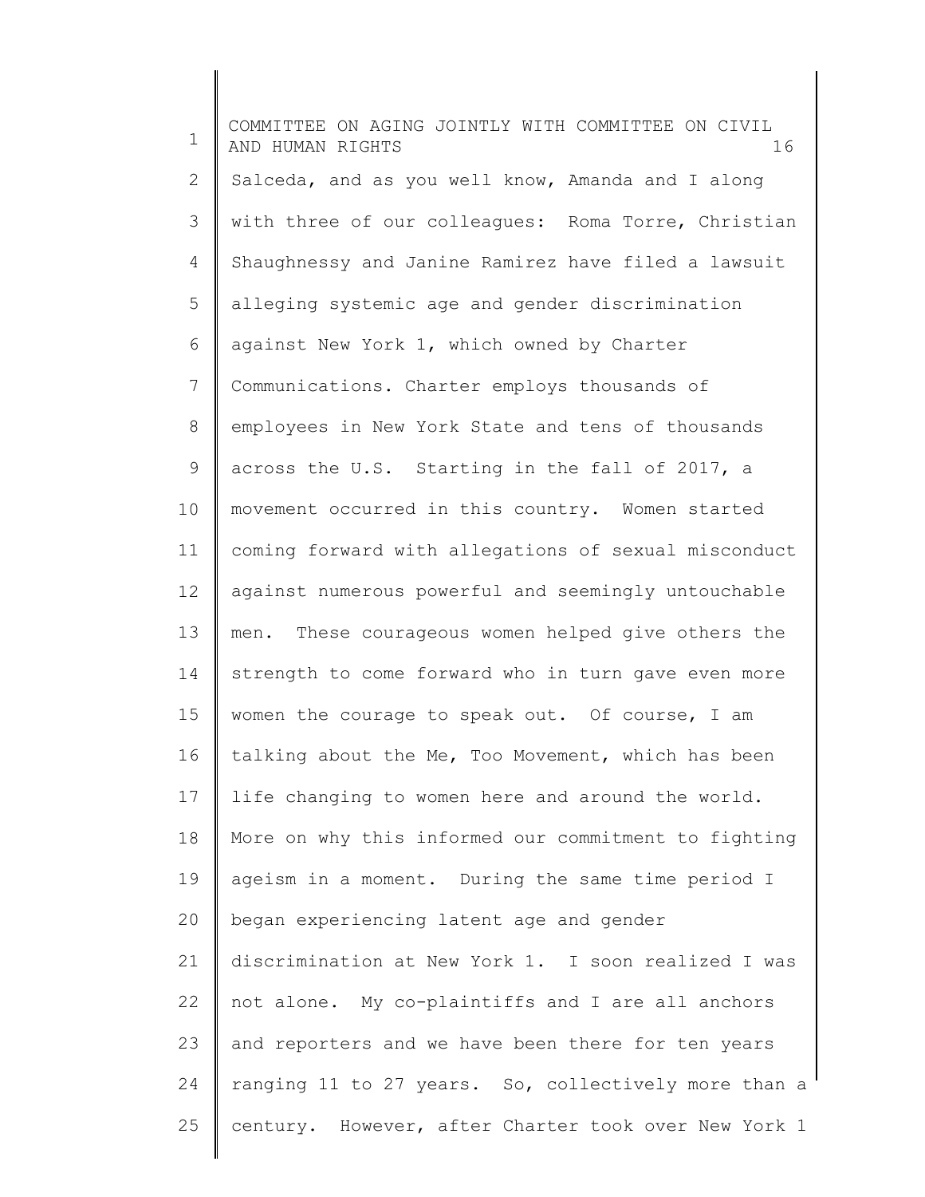Salceda, and as you well know, Amanda and I along with three of our colleagues: Roma Torre, Christian Shaughnessy and Janine Ramirez have filed a lawsuit alleging systemic age and gender discrimination against New York 1, which owned by Charter Communications. Charter employs thousands of employees in New York State and tens of thousands across the U.S. Starting in the fall of 2017, a movement occurred in this country. Women started coming forward with allegations of sexual misconduct against numerous powerful and seemingly untouchable men. These courageous women helped give others the strength to come forward who in turn gave even more women the courage to speak out. Of course, I am talking about the Me, Too Movement, which has been life changing to women here and around the world. More on why this informed our commitment to fighting ageism in a moment. During the same time period I began experiencing latent age and gender discrimination at New York 1. I soon realized I was not alone. My co-plaintiffs and I are all anchors and reporters and we have been there for ten years ranging 11 to 27 years. So, collectively more than a century. However, after Charter took over New York 1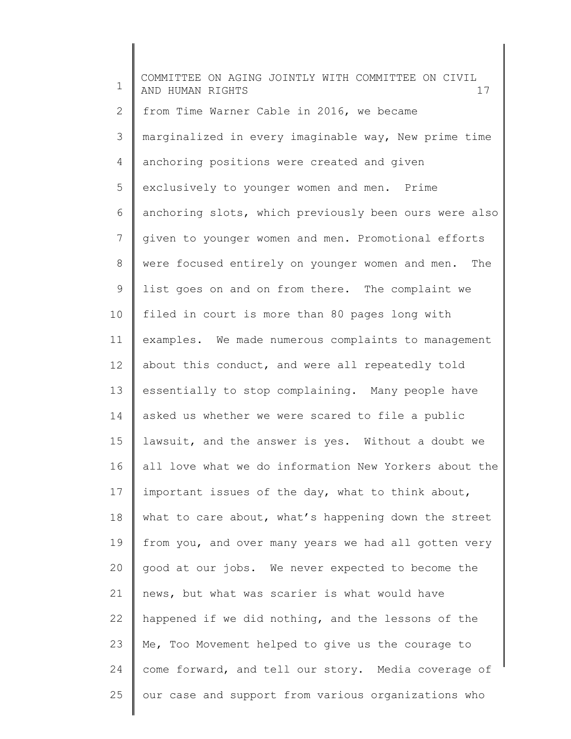from Time Warner Cable in 2016, we became marginalized in every imaginable way, New prime time anchoring positions were created and given exclusively to younger women and men. Prime anchoring slots, which previously been ours were also given to younger women and men. Promotional efforts were focused entirely on younger women and men. The list goes on and on from there. The complaint we filed in court is more than 80 pages long with examples. We made numerous complaints to management about this conduct, and were all repeatedly told essentially to stop complaining. Many people have asked us whether we were scared to file a public lawsuit, and the answer is yes. Without a doubt we all love what we do information New Yorkers about the important issues of the day, what to think about, what to care about, what's happening down the street from you, and over many years we had all gotten very good at our jobs. We never expected to become the news, but what was scarier is what would have happened if we did nothing, and the lessons of the Me, Too Movement helped to give us the courage to come forward, and tell our story. Media coverage of our case and support from various organizations who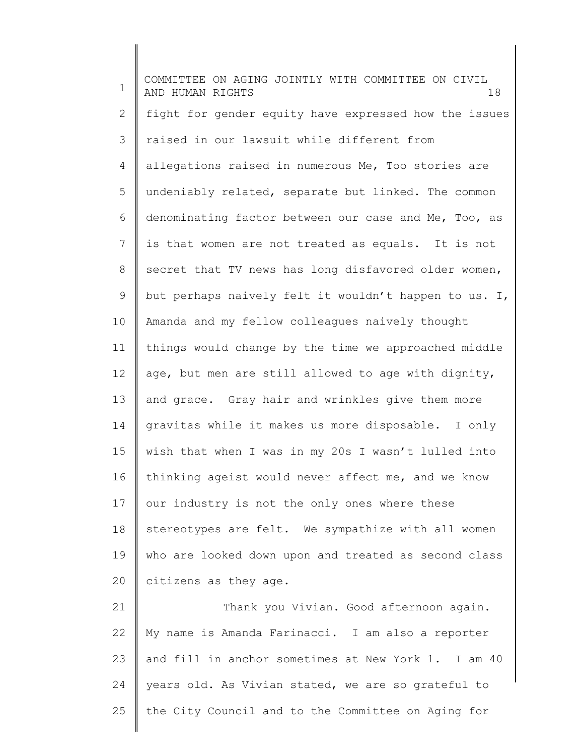fight for gender equity have expressed how the issues raised in our lawsuit while different from allegations raised in numerous Me, Too stories are undeniably related, separate but linked. The common denominating factor between our case and Me, Too, as is that women are not treated as equals. It is not secret that TV news has long disfavored older women, but perhaps naively felt it wouldn't happen to us. I, Amanda and my fellow colleagues naively thought things would change by the time we approached middle age, but men are still allowed to age with dignity, and grace. Gray hair and wrinkles give them more gravitas while it makes us more disposable. I only wish that when I was in my 20s I wasn't lulled into thinking ageist would never affect me, and we know our industry is not the only ones where these stereotypes are felt. We sympathize with all women who are looked down upon and treated as second class citizens as they age.

Thank you Vivian. Good afternoon again. My name is Amanda Farinacci. I am also a reporter and fill in anchor sometimes at New York 1. I am 40 years old. As Vivian stated, we are so grateful to the City Council and to the Committee on Aging for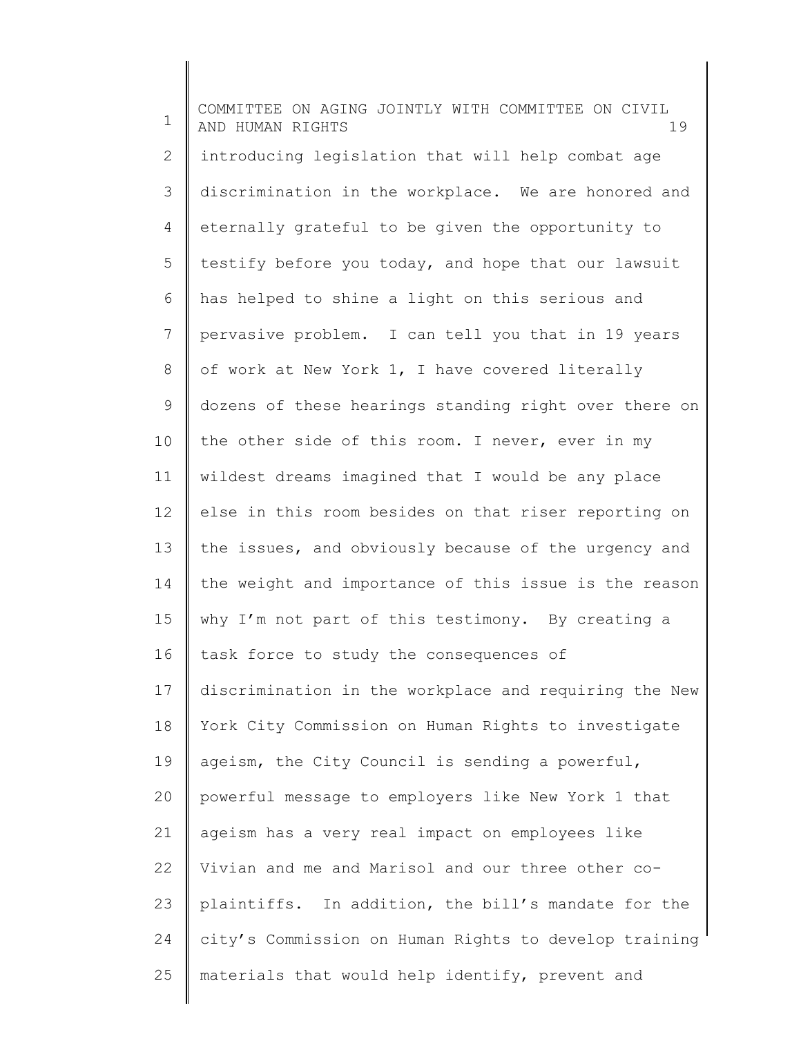introducing legislation that will help combat age discrimination in the workplace. We are honored and eternally grateful to be given the opportunity to testify before you today, and hope that our lawsuit has helped to shine a light on this serious and pervasive problem. I can tell you that in 19 years of work at New York 1, I have covered literally dozens of these hearings standing right over there on the other side of this room. I never, ever in my wildest dreams imagined that I would be any place else in this room besides on that riser reporting on the issues, and obviously because of the urgency and the weight and importance of this issue is the reason why I'm not part of this testimony. By creating a task force to study the consequences of discrimination in the workplace and requiring the New York City Commission on Human Rights to investigate ageism, the City Council is sending a powerful, powerful message to employers like New York 1 that ageism has a very real impact on employees like Vivian and me and Marisol and our three other co-plaintiffs. In addition, the bill's mandate for the city's Commission on Human Rights to develop training materials that would help identify, prevent and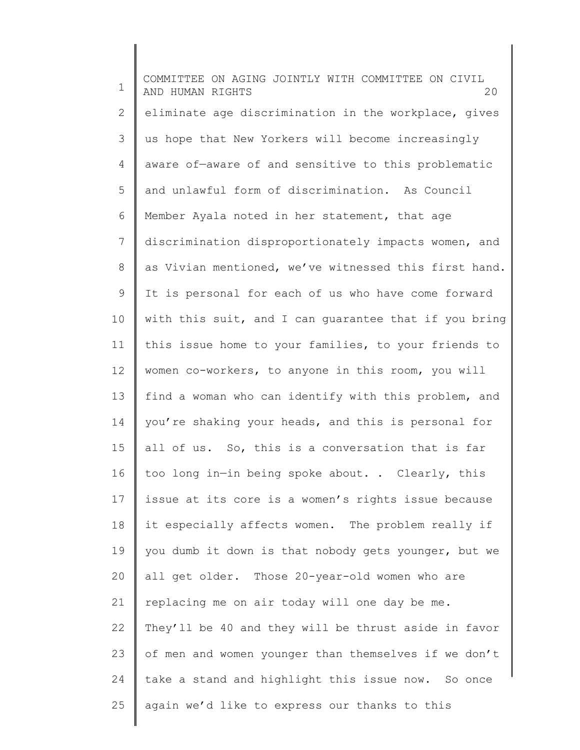eliminate age discrimination in the workplace, gives us hope that New Yorkers will become increasingly aware of—aware of and sensitive to this problematic and unlawful form of discrimination. As Council Member Ayala noted in her statement, that age discrimination disproportionately impacts women, and as Vivian mentioned, we've witnessed this first hand. It is personal for each of us who have come forward with this suit, and I can guarantee that if you bring this issue home to your families, to your friends to women co-workers, to anyone in this room, you will find a woman who can identify with this problem, and you're shaking your heads, and this is personal for all of us. So, this is a conversation that is far too long in—in being spoke about. . Clearly, this issue at its core is a women's rights issue because it especially affects women. The problem really if you dumb it down is that nobody gets younger, but we all get older. Those 20-year-old women who are replacing me on air today will one day be me. They'll be 40 and they will be thrust aside in favor of men and women younger than themselves if we don't take a stand and highlight this issue now. So once again we'd like to express our thanks to this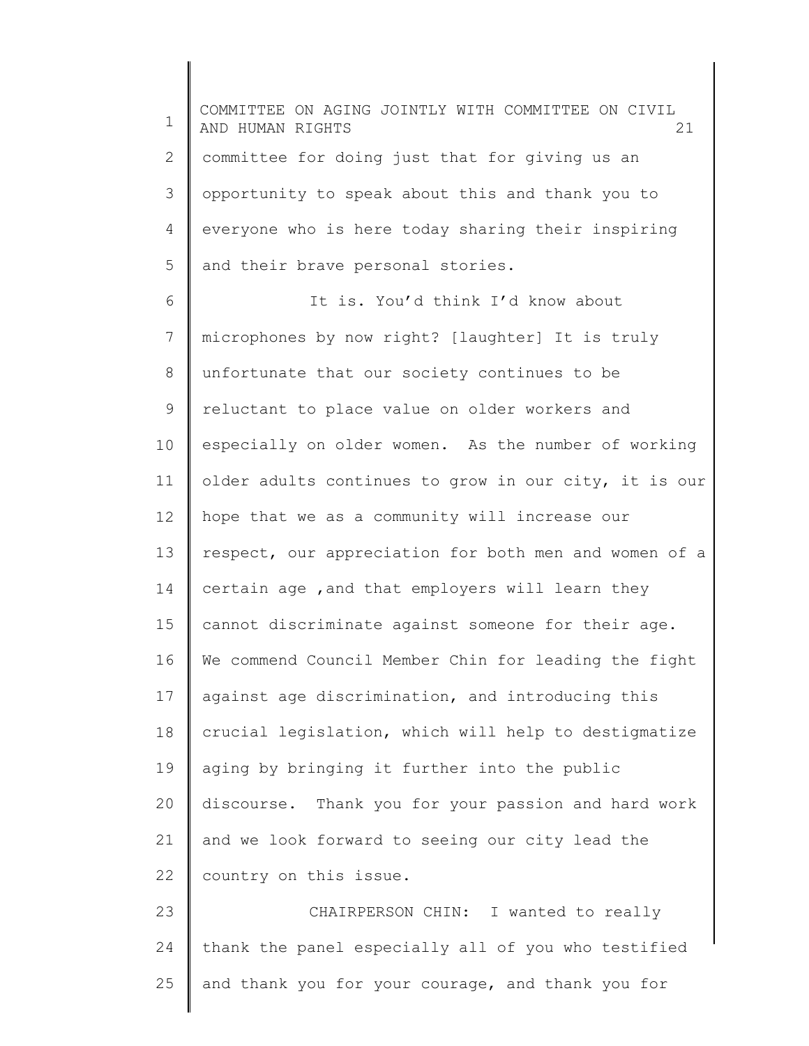committee for doing just that for giving us an opportunity to speak about this and thank you to everyone who is here today sharing their inspiring and their brave personal stories.

It is. You'd think I'd know about microphones by now right? [laughter] It is truly unfortunate that our society continues to be reluctant to place value on older workers and especially on older women. As the number of working older adults continues to grow in our city, it is our hope that we as a community will increase our respect, our appreciation for both men and women of a certain age ,and that employers will learn they cannot discriminate against someone for their age. We commend Council Member Chin for leading the fight against age discrimination, and introducing this crucial legislation, which will help to destigmatize aging by bringing it further into the public discourse. Thank you for your passion and hard work and we look forward to seeing our city lead the country on this issue.

CHAIRPERSON CHIN: I wanted to really thank the panel especially all of you who testified and thank you for your courage, and thank you for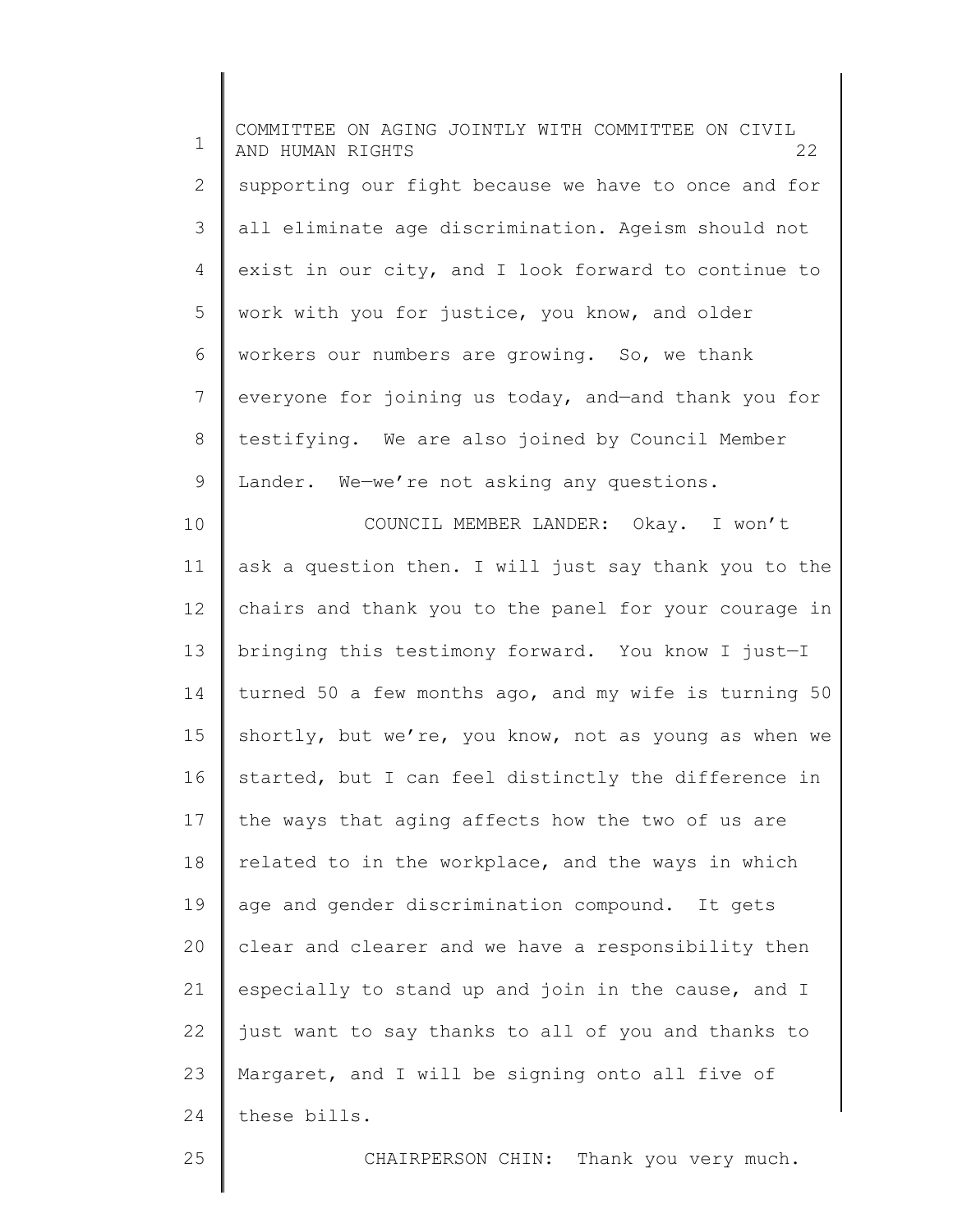supporting our fight because we have to once and for all eliminate age discrimination. Ageism should not exist in our city, and I look forward to continue to work with you for justice, you know, and older workers our numbers are growing. So, we thank everyone for joining us today, and—and thank you for testifying. We are also joined by Council Member Lander. We—we're not asking any questions.

COUNCIL MEMBER LANDER: Okay. I won't ask a question then. I will just say thank you to the chairs and thank you to the panel for your courage in bringing this testimony forward. You know I just—I turned 50 a few months ago, and my wife is turning 50 shortly, but we're, you know, not as young as when we started, but I can feel distinctly the difference in the ways that aging affects how the two of us are related to in the workplace, and the ways in which age and gender discrimination compound. It gets clear and clearer and we have a responsibility then especially to stand up and join in the cause, and I just want to say thanks to all of you and thanks to Margaret, and I will be signing onto all five of these bills.

CHAIRPERSON CHIN: Thank you very much.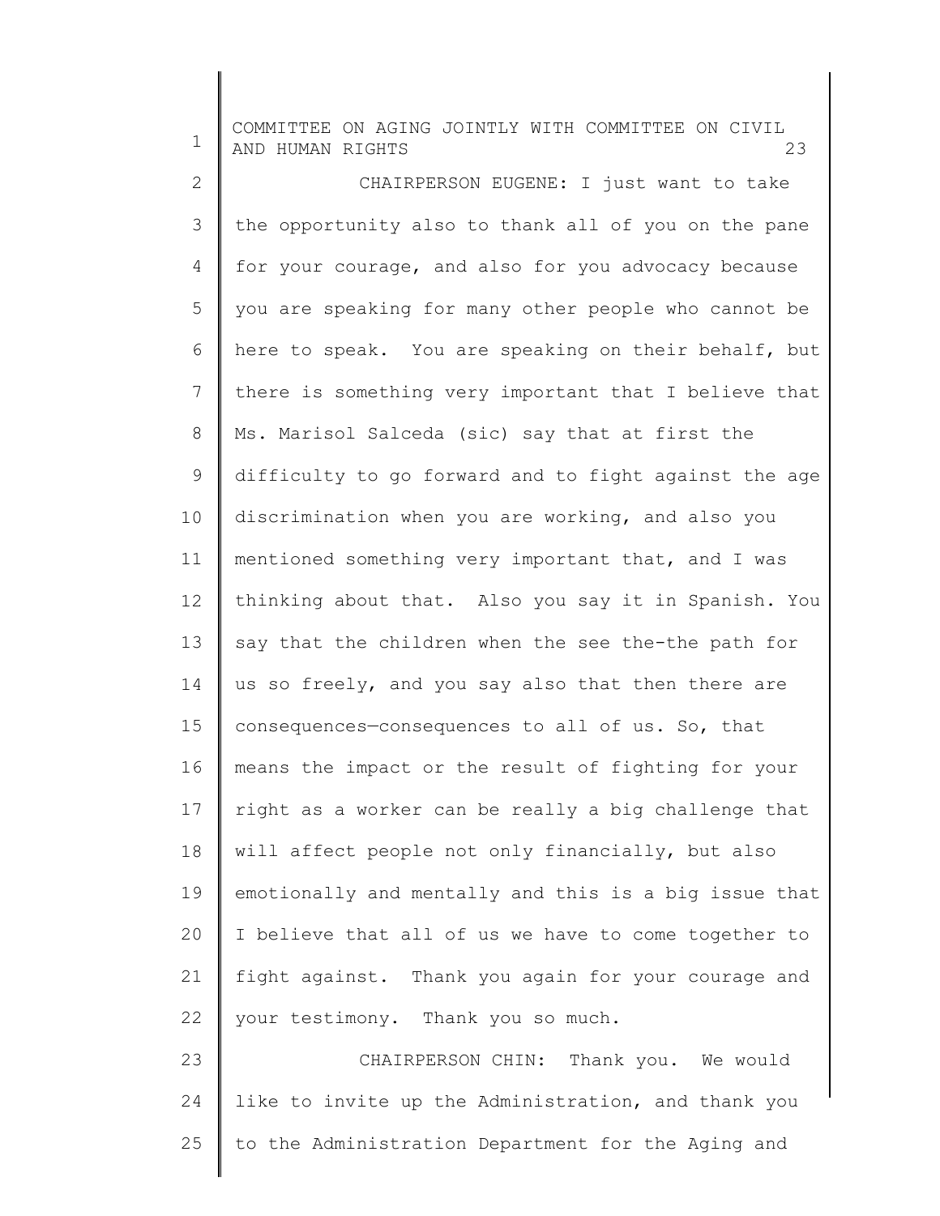CHAIRPERSON EUGENE: I just want to take the opportunity also to thank all of you on the pane for your courage, and also for you advocacy because you are speaking for many other people who cannot be here to speak. You are speaking on their behalf, but there is something very important that I believe that Ms. Marisol Salceda (sic) say that at first the difficulty to go forward and to fight against the age discrimination when you are working, and also you mentioned something very important that, and I was thinking about that. Also you say it in Spanish. You say that the children when the see the-the path for us so freely, and you say also that then there are consequences—consequences to all of us. So, that means the impact or the result of fighting for your right as a worker can be really a big challenge that will affect people not only financially, but also emotionally and mentally and this is a big issue that I believe that all of us we have to come together to fight against. Thank you again for your courage and your testimony. Thank you so much.

CHAIRPERSON CHIN: Thank you. We would like to invite up the Administration, and thank you to the Administration Department for the Aging and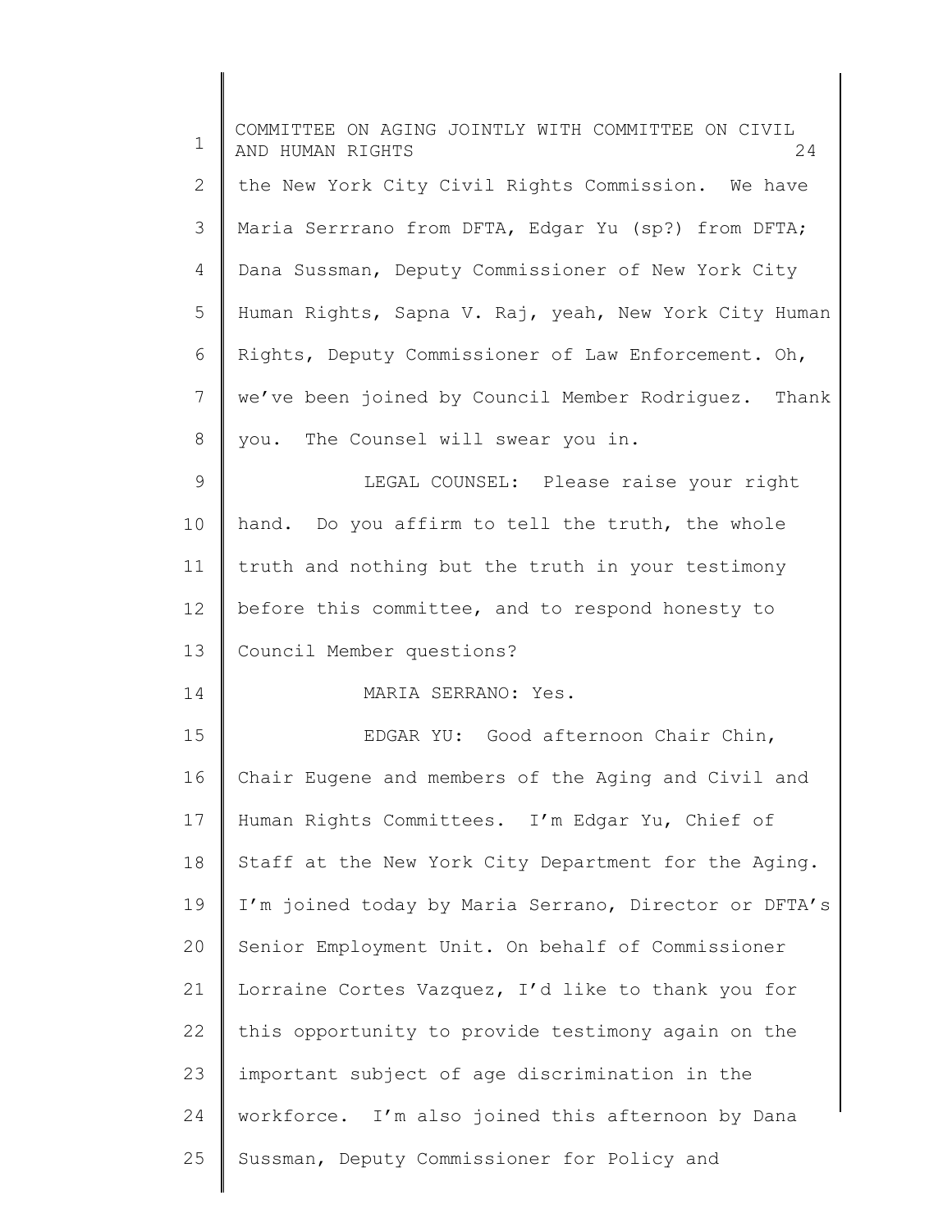the New York City Civil Rights Commission. We have Maria Serrrano from DFTA, Edgar Yu (sp?) from DFTA; Dana Sussman, Deputy Commissioner of New York City Human Rights, Sapna V. Raj, yeah, New York City Human Rights, Deputy Commissioner of Law Enforcement. Oh, we've been joined by Council Member Rodriguez. Thank you. The Counsel will swear you in.

LEGAL COUNSEL: Please raise your right hand. Do you affirm to tell the truth, the whole truth and nothing but the truth in your testimony before this committee, and to respond honesty to Council Member questions?

MARIA SERRANO: Yes.

EDGAR YU: Good afternoon Chair Chin, Chair Eugene and members of the Aging and Civil and Human Rights Committees. I'm Edgar Yu, Chief of Staff at the New York City Department for the Aging. I'm joined today by Maria Serrano, Director or DFTA's Senior Employment Unit. On behalf of Commissioner Lorraine Cortes Vazquez, I'd like to thank you for this opportunity to provide testimony again on the important subject of age discrimination in the workforce. I'm also joined this afternoon by Dana Sussman, Deputy Commissioner for Policy and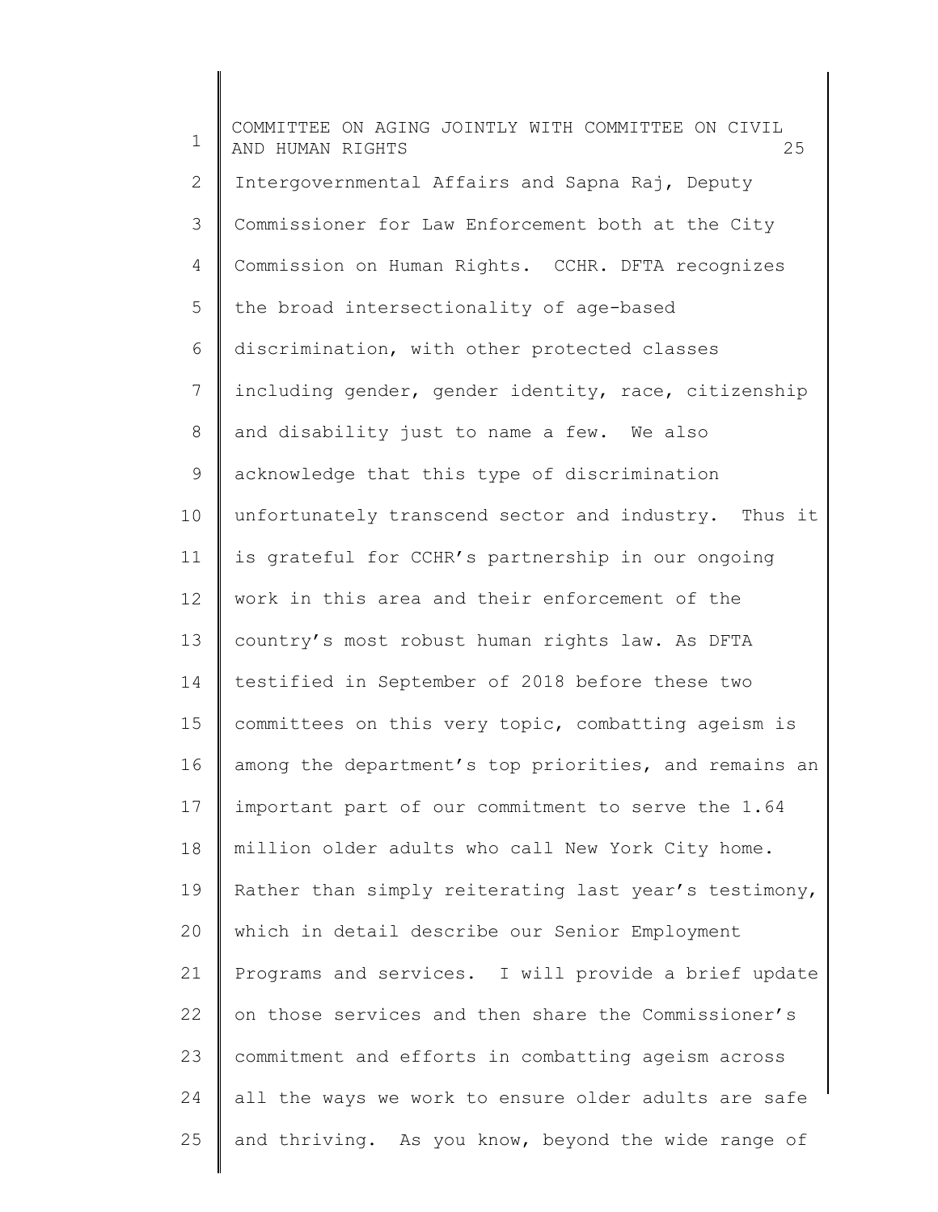Intergovernmental Affairs and Sapna Raj, Deputy Commissioner for Law Enforcement both at the City Commission on Human Rights. CCHR. DFTA recognizes the broad intersectionality of age-based discrimination, with other protected classes including gender, gender identity, race, citizenship and disability just to name a few. We also acknowledge that this type of discrimination unfortunately transcend sector and industry. Thus it is grateful for CCHR's partnership in our ongoing work in this area and their enforcement of the country's most robust human rights law. As DFTA testified in September of 2018 before these two committees on this very topic, combatting ageism is among the department's top priorities, and remains an important part of our commitment to serve the 1.64 million older adults who call New York City home. Rather than simply reiterating last year's testimony, which in detail describe our Senior Employment Programs and services. I will provide a brief update on those services and then share the Commissioner's commitment and efforts in combatting ageism across all the ways we work to ensure older adults are safe and thriving. As you know, beyond the wide range of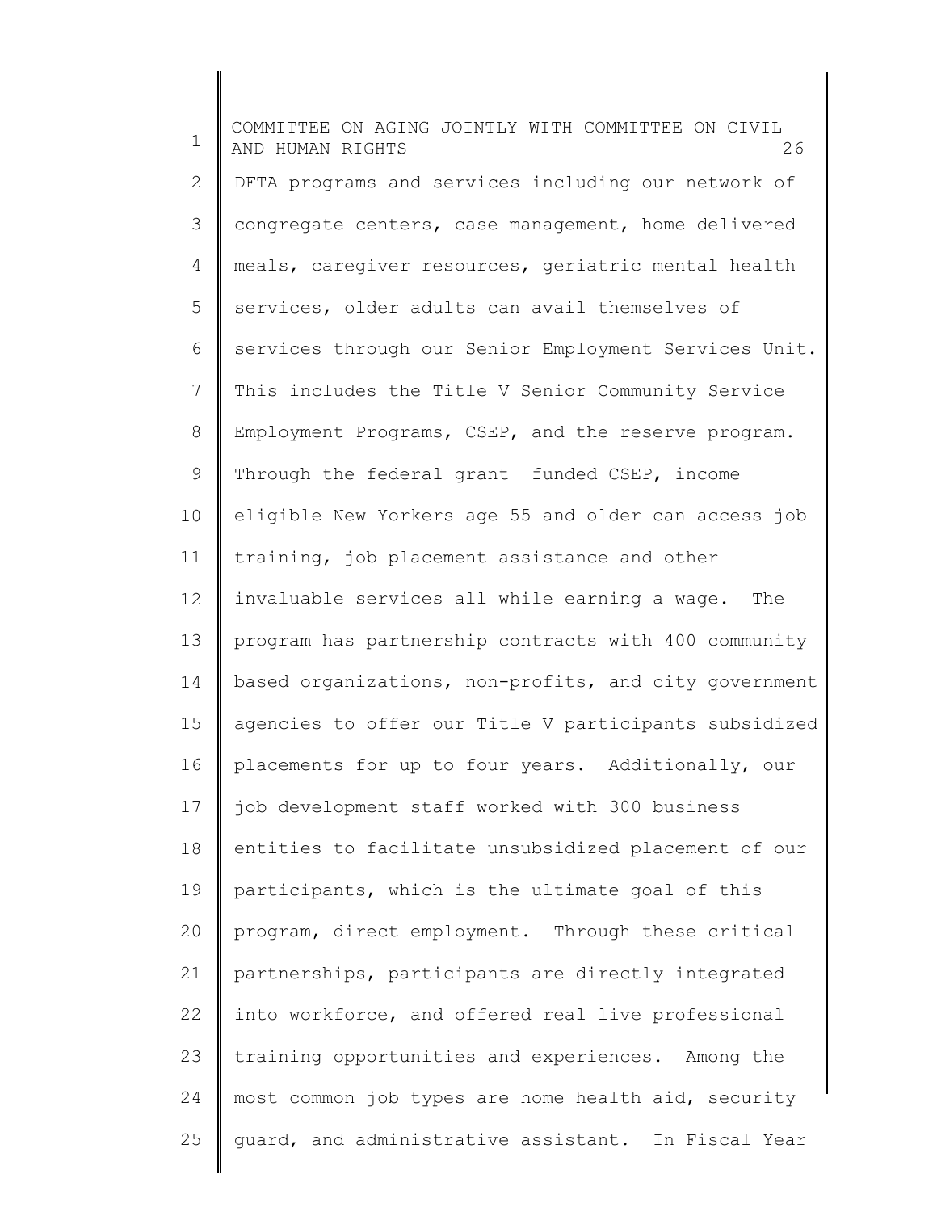DFTA programs and services including our network of congregate centers, case management, home delivered meals, caregiver resources, geriatric mental health services, older adults can avail themselves of services through our Senior Employment Services Unit. This includes the Title V Senior Community Service Employment Programs, CSEP, and the reserve program. Through the federal grant funded CSEP, income eligible New Yorkers age 55 and older can access job training, job placement assistance and other invaluable services all while earning a wage. The program has partnership contracts with 400 community based organizations, non-profits, and city government agencies to offer our Title V participants subsidized placements for up to four years. Additionally, our job development staff worked with 300 business entities to facilitate unsubsidized placement of our participants, which is the ultimate goal of this program, direct employment. Through these critical partnerships, participants are directly integrated into workforce, and offered real live professional training opportunities and experiences. Among the most common job types are home health aid, security guard, and administrative assistant. In Fiscal Year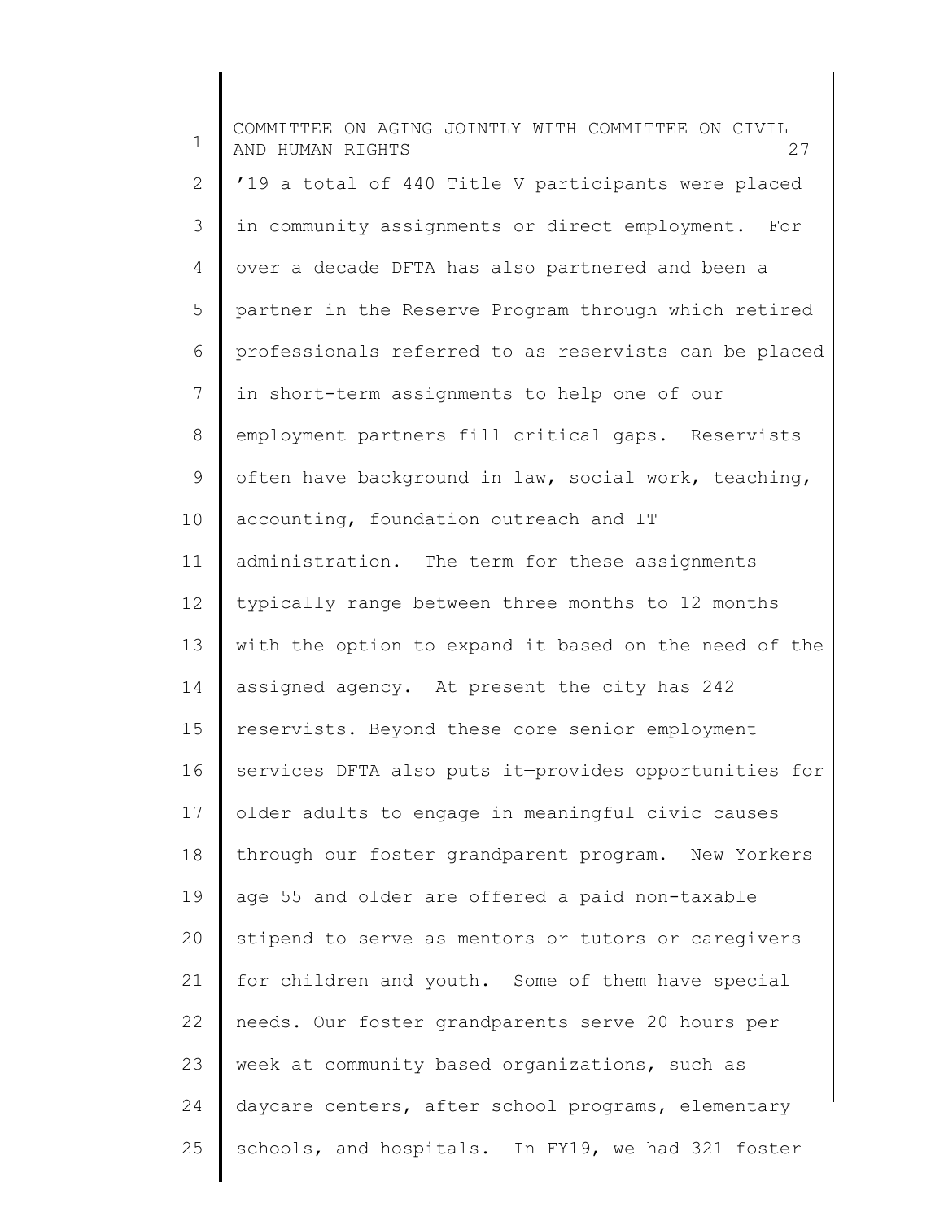'19 a total of 440 Title V participants were placed in community assignments or direct employment. For over a decade DFTA has also partnered and been a partner in the Reserve Program through which retired professionals referred to as reservists can be placed in short-term assignments to help one of our employment partners fill critical gaps. Reservists often have background in law, social work, teaching, accounting, foundation outreach and IT administration. The term for these assignments typically range between three months to 12 months with the option to expand it based on the need of the assigned agency. At present the city has 242 reservists. Beyond these core senior employment services DFTA also puts it—provides opportunities for older adults to engage in meaningful civic causes through our foster grandparent program. New Yorkers age 55 and older are offered a paid non-taxable stipend to serve as mentors or tutors or caregivers for children and youth. Some of them have special needs. Our foster grandparents serve 20 hours per week at community based organizations, such as daycare centers, after school programs, elementary schools, and hospitals. In FY19, we had 321 foster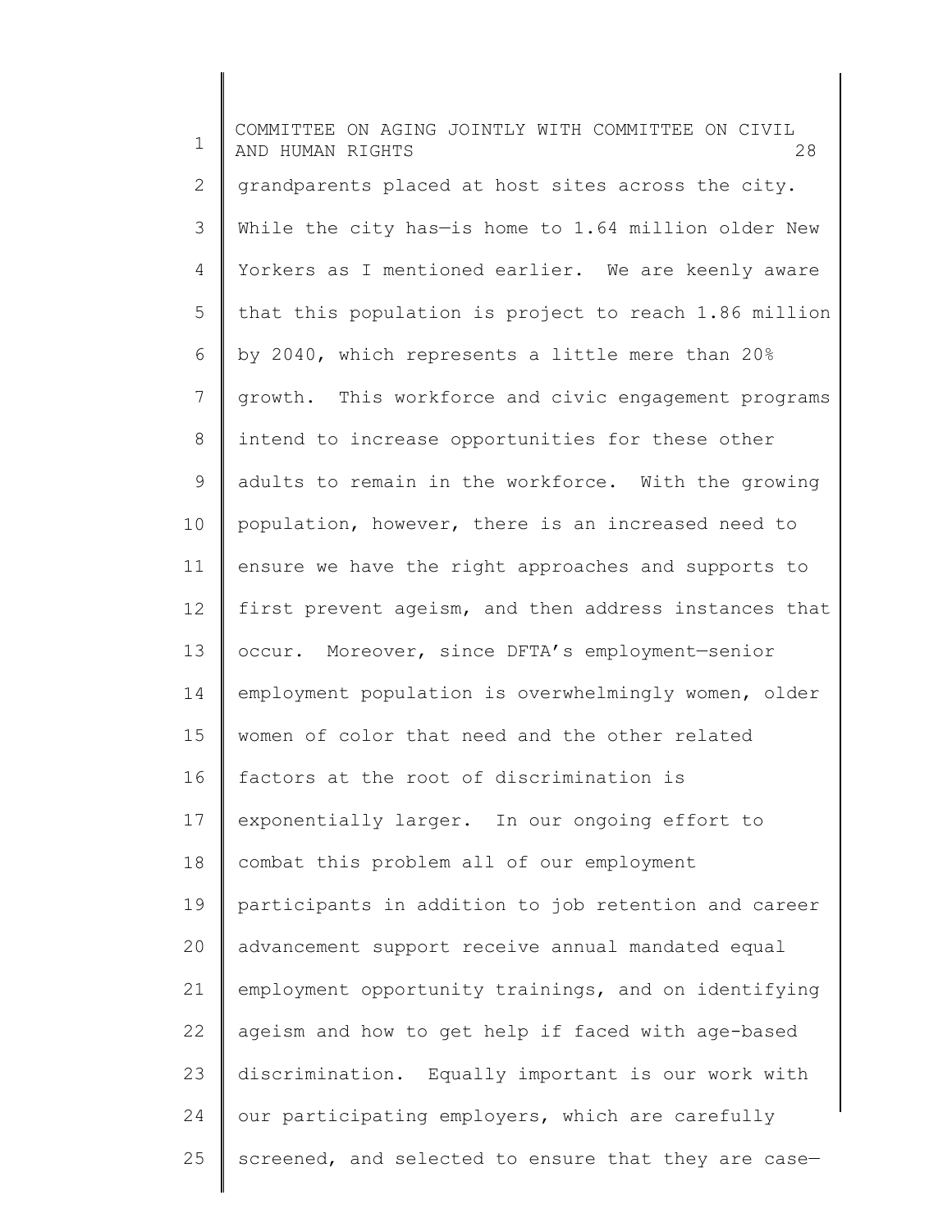grandparents placed at host sites across the city. While the city has—is home to 1.64 million older New Yorkers as I mentioned earlier. We are keenly aware that this population is project to reach 1.86 million by 2040, which represents a little mere than 20% growth. This workforce and civic engagement programs intend to increase opportunities for these other adults to remain in the workforce. With the growing population, however, there is an increased need to ensure we have the right approaches and supports to first prevent ageism, and then address instances that occur. Moreover, since DFTA's employment—senior employment population is overwhelmingly women, older women of color that need and the other related factors at the root of discrimination is exponentially larger. In our ongoing effort to combat this problem all of our employment participants in addition to job retention and career advancement support receive annual mandated equal employment opportunity trainings, and on identifying ageism and how to get help if faced with age-based discrimination. Equally important is our work with our participating employers, which are carefully screened, and selected to ensure that they are case—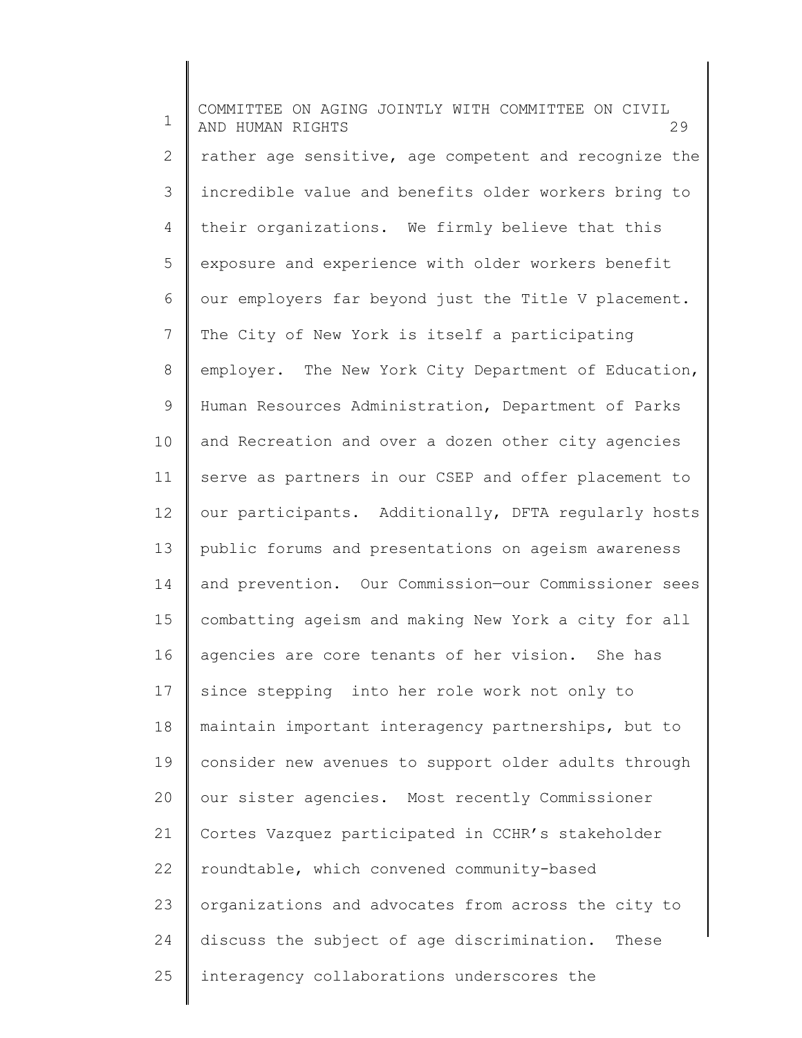rather age sensitive, age competent and recognize the incredible value and benefits older workers bring to their organizations. We firmly believe that this exposure and experience with older workers benefit our employers far beyond just the Title V placement. The City of New York is itself a participating employer. The New York City Department of Education, Human Resources Administration, Department of Parks and Recreation and over a dozen other city agencies serve as partners in our CSEP and offer placement to our participants. Additionally, DFTA regularly hosts public forums and presentations on ageism awareness and prevention. Our Commission—our Commissioner sees combatting ageism and making New York a city for all agencies are core tenants of her vision. She has since stepping into her role work not only to maintain important interagency partnerships, but to consider new avenues to support older adults through our sister agencies. Most recently Commissioner Cortes Vazquez participated in CCHR's stakeholder roundtable, which convened community-based organizations and advocates from across the city to discuss the subject of age discrimination. These interagency collaborations underscores the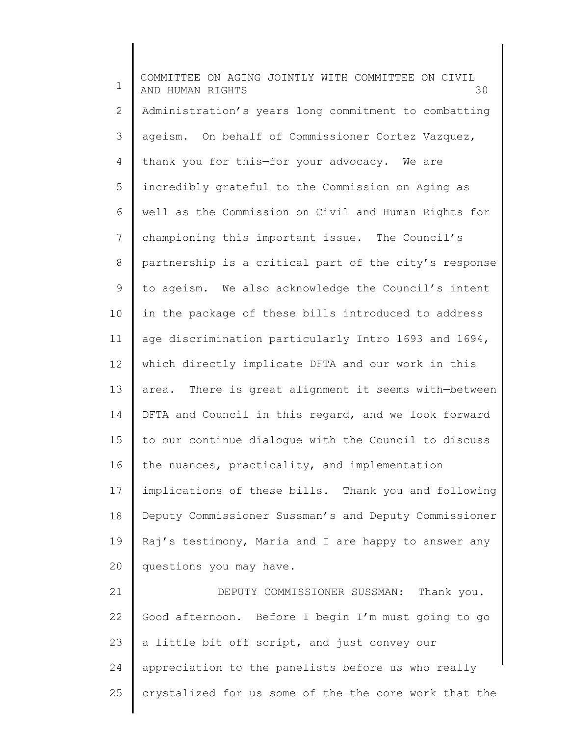Administration's years long commitment to combatting ageism. On behalf of Commissioner Cortez Vazquez, thank you for this—for your advocacy. We are incredibly grateful to the Commission on Aging as well as the Commission on Civil and Human Rights for championing this important issue. The Council's partnership is a critical part of the city's response to ageism. We also acknowledge the Council's intent in the package of these bills introduced to address age discrimination particularly Intro 1693 and 1694, which directly implicate DFTA and our work in this area. There is great alignment it seems with—between DFTA and Council in this regard, and we look forward to our continue dialogue with the Council to discuss the nuances, practicality, and implementation implications of these bills. Thank you and following Deputy Commissioner Sussman's and Deputy Commissioner Raj's testimony, Maria and I are happy to answer any questions you may have.

DEPUTY COMMISSIONER SUSSMAN: Thank you. Good afternoon. Before I begin I'm must going to go a little bit off script, and just convey our appreciation to the panelists before us who really crystalized for us some of the—the core work that the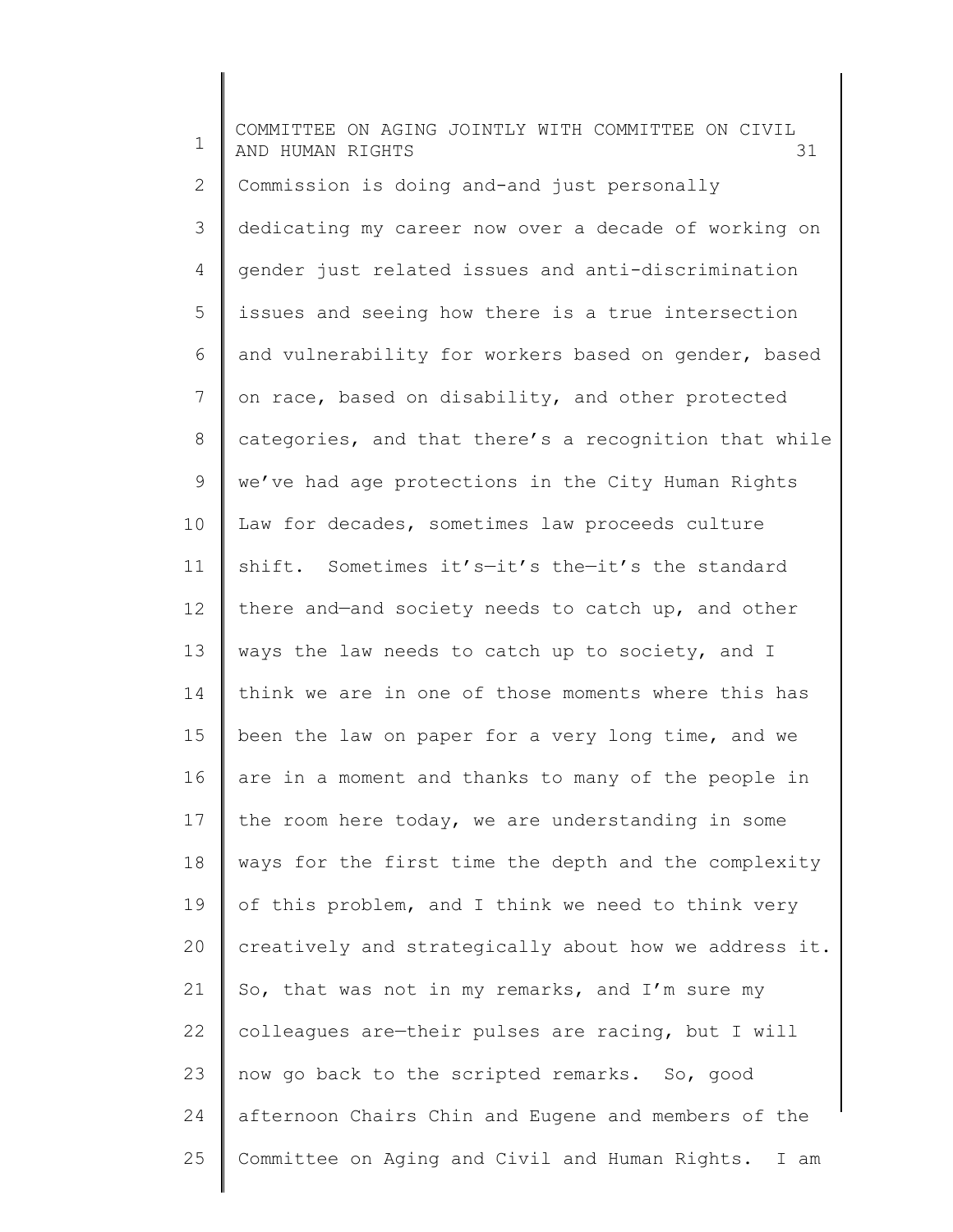Commission is doing and-and just personally dedicating my career now over a decade of working on gender just related issues and anti-discrimination issues and seeing how there is a true intersection and vulnerability for workers based on gender, based on race, based on disability, and other protected categories, and that there's a recognition that while we've had age protections in the City Human Rights Law for decades, sometimes law proceeds culture shift. Sometimes it's—it's the—it's the standard there and—and society needs to catch up, and other ways the law needs to catch up to society, and I think we are in one of those moments where this has been the law on paper for a very long time, and we are in a moment and thanks to many of the people in the room here today, we are understanding in some ways for the first time the depth and the complexity of this problem, and I think we need to think very creatively and strategically about how we address it. So, that was not in my remarks, and I'm sure my colleagues are—their pulses are racing, but I will now go back to the scripted remarks. So, good afternoon Chairs Chin and Eugene and members of the Committee on Aging and Civil and Human Rights. I am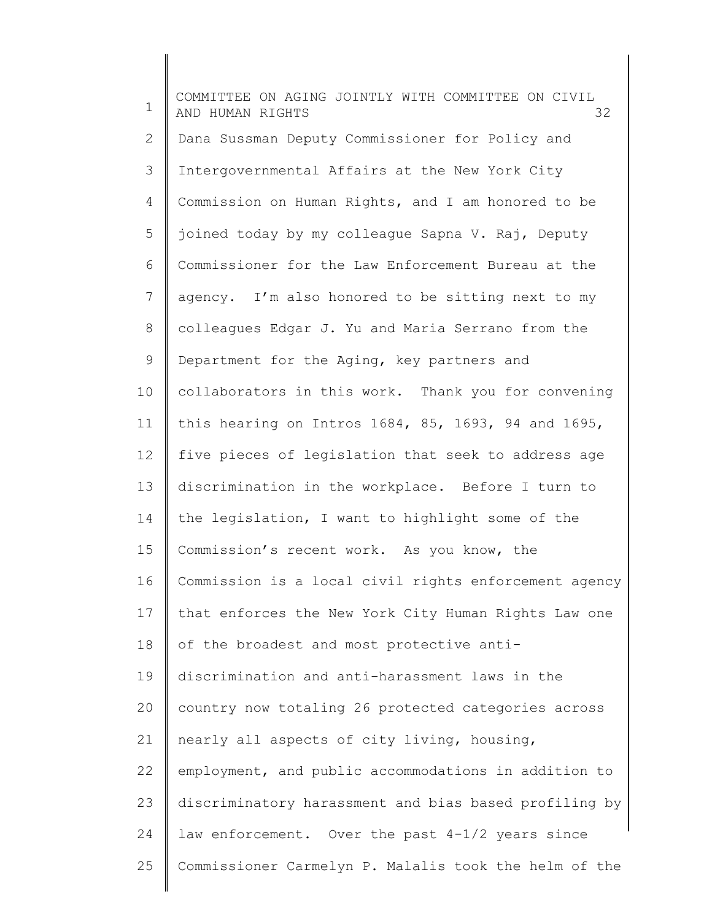Dana Sussman Deputy Commissioner for Policy and Intergovernmental Affairs at the New York City Commission on Human Rights, and I am honored to be joined today by my colleague Sapna V. Raj, Deputy Commissioner for the Law Enforcement Bureau at the agency. I'm also honored to be sitting next to my colleagues Edgar J. Yu and Maria Serrano from the Department for the Aging, key partners and collaborators in this work. Thank you for convening this hearing on Intros 1684, 85, 1693, 94 and 1695, five pieces of legislation that seek to address age discrimination in the workplace. Before I turn to the legislation, I want to highlight some of the Commission's recent work. As you know, the Commission is a local civil rights enforcement agency that enforces the New York City Human Rights Law one of the broadest and most protective anti-discrimination and anti-harassment laws in the country now totaling 26 protected categories across nearly all aspects of city living, housing, employment, and public accommodations in addition to discriminatory harassment and bias based profiling by law enforcement. Over the past 4-1/2 years since Commissioner Carmelyn P. Malalis took the helm of the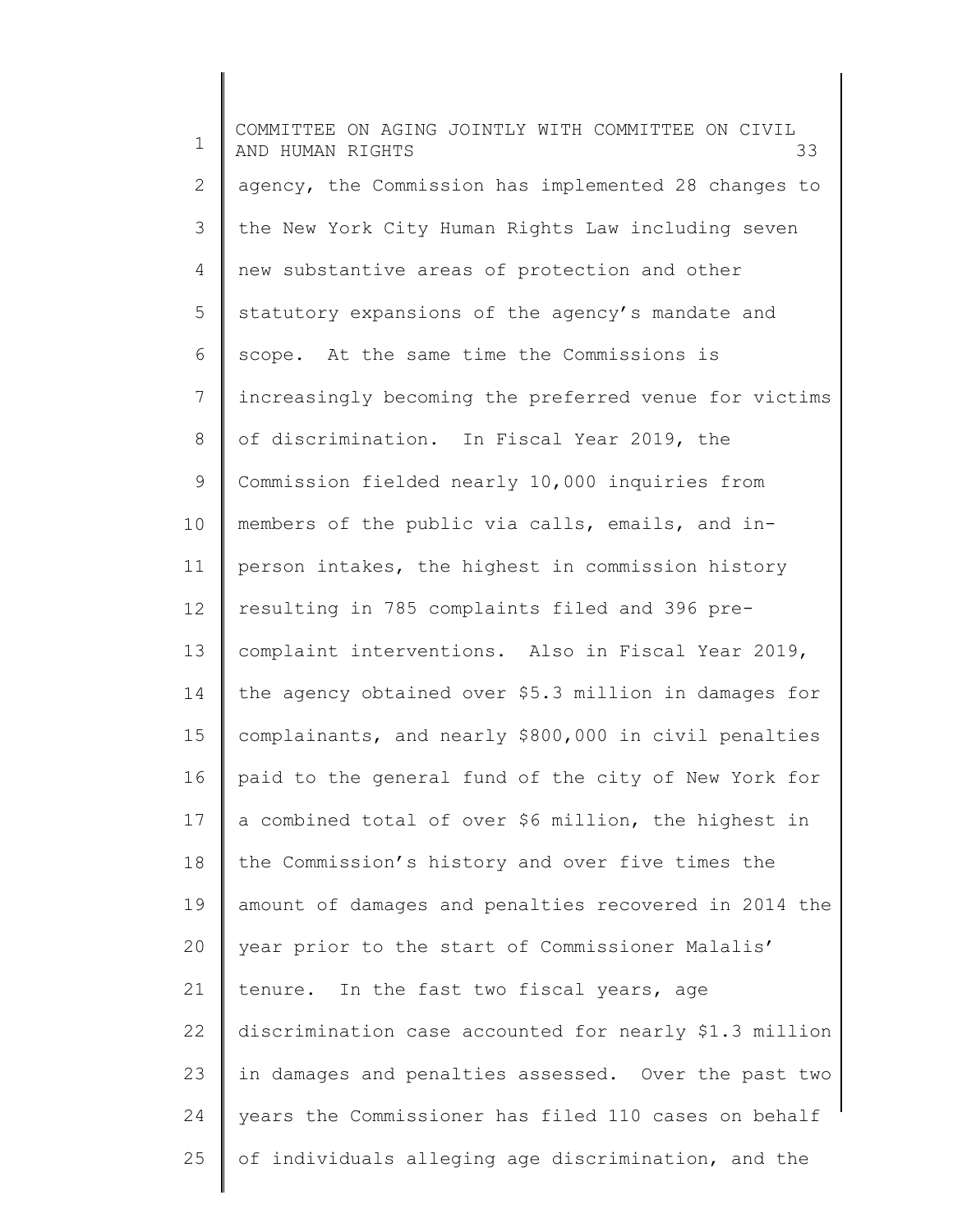agency, the Commission has implemented 28 changes to the New York City Human Rights Law including seven new substantive areas of protection and other statutory expansions of the agency's mandate and scope. At the same time the Commissions is increasingly becoming the preferred venue for victims of discrimination. In Fiscal Year 2019, the Commission fielded nearly 10,000 inquiries from members of the public via calls, emails, and in-person intakes, the highest in commission history resulting in 785 complaints filed and 396 pre-complaint interventions. Also in Fiscal Year 2019, the agency obtained over $5.3 million in damages for complainants, and nearly $800,000 in civil penalties paid to the general fund of the city of New York for a combined total of over $6 million, the highest in the Commission's history and over five times the amount of damages and penalties recovered in 2014 the year prior to the start of Commissioner Malalis' tenure. In the fast two fiscal years, age discrimination case accounted for nearly $1.3 million in damages and penalties assessed. Over the past two years the Commissioner has filed 110 cases on behalf of individuals alleging age discrimination, and the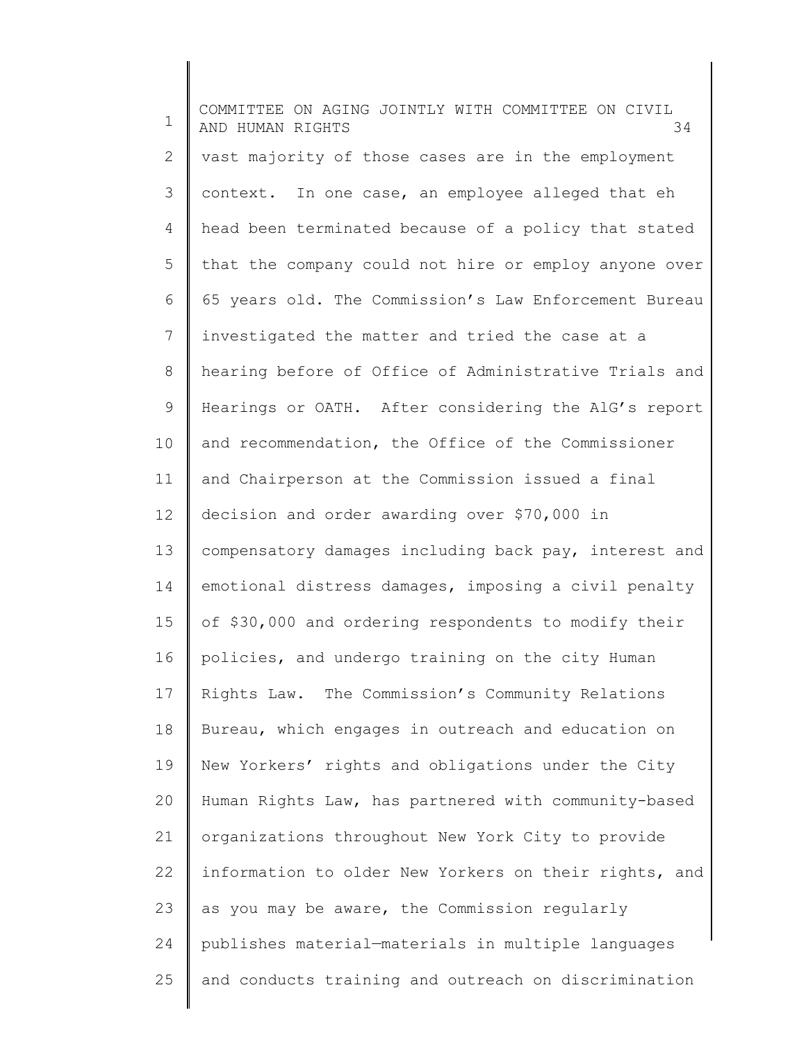vast majority of those cases are in the employment context. In one case, an employee alleged that eh head been terminated because of a policy that stated that the company could not hire or employ anyone over 65 years old. The Commission's Law Enforcement Bureau investigated the matter and tried the case at a hearing before of Office of Administrative Trials and Hearings or OATH. After considering the AlG's report and recommendation, the Office of the Commissioner and Chairperson at the Commission issued a final decision and order awarding over $70,000 in compensatory damages including back pay, interest and emotional distress damages, imposing a civil penalty of $30,000 and ordering respondents to modify their policies, and undergo training on the city Human Rights Law. The Commission's Community Relations Bureau, which engages in outreach and education on New Yorkers' rights and obligations under the City Human Rights Law, has partnered with community-based organizations throughout New York City to provide information to older New Yorkers on their rights, and as you may be aware, the Commission regularly publishes material—materials in multiple languages and conducts training and outreach on discrimination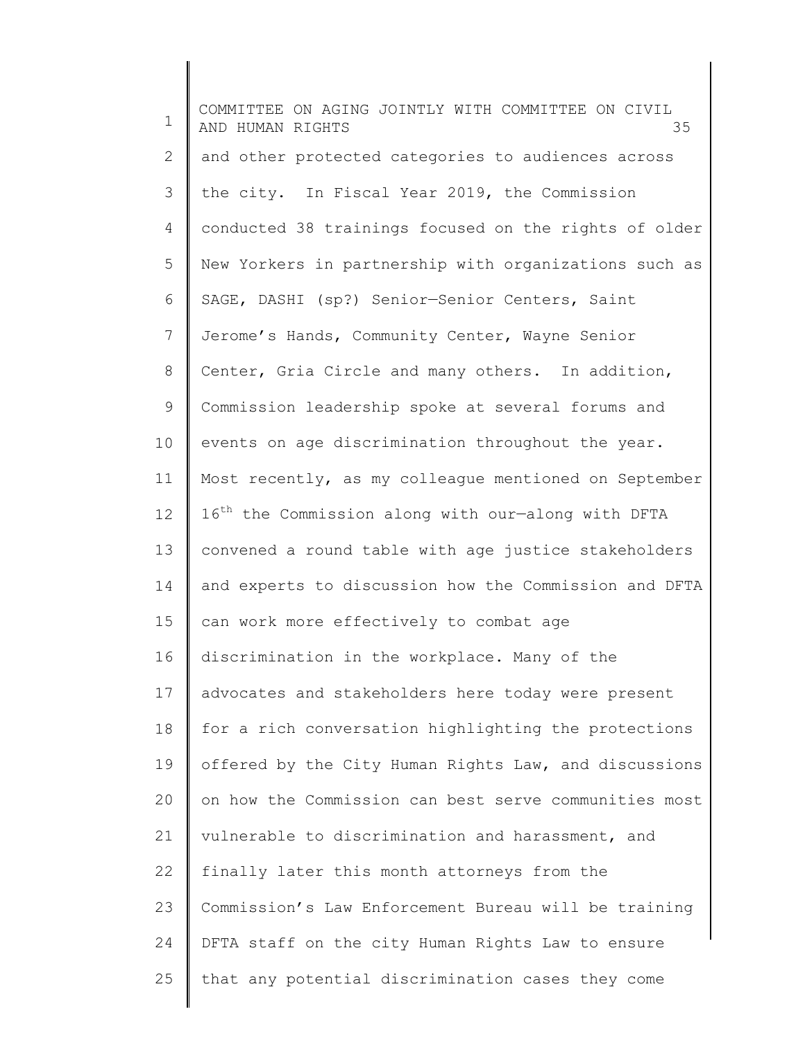and other protected categories to audiences across the city. In Fiscal Year 2019, the Commission conducted 38 trainings focused on the rights of older New Yorkers in partnership with organizations such as SAGE, DASHI (sp?) Senior—Senior Centers, Saint Jerome's Hands, Community Center, Wayne Senior Center, Gria Circle and many others. In addition, Commission leadership spoke at several forums and events on age discrimination throughout the year. Most recently, as my colleague mentioned on September 16th the Commission along with our—along with DFTA convened a round table with age justice stakeholders and experts to discussion how the Commission and DFTA can work more effectively to combat age discrimination in the workplace. Many of the advocates and stakeholders here today were present for a rich conversation highlighting the protections offered by the City Human Rights Law, and discussions on how the Commission can best serve communities most vulnerable to discrimination and harassment, and finally later this month attorneys from the Commission's Law Enforcement Bureau will be training DFTA staff on the city Human Rights Law to ensure that any potential discrimination cases they come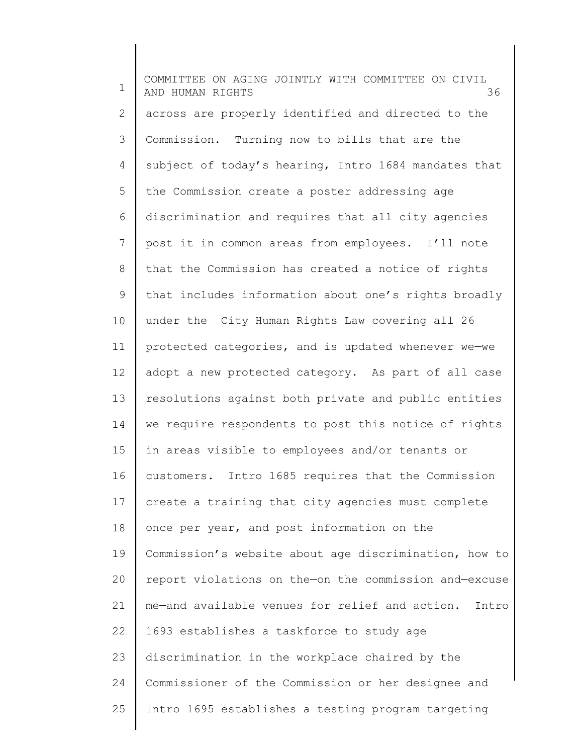across are properly identified and directed to the Commission. Turning now to bills that are the subject of today's hearing, Intro 1684 mandates that the Commission create a poster addressing age discrimination and requires that all city agencies post it in common areas from employees. I'll note that the Commission has created a notice of rights that includes information about one's rights broadly under the City Human Rights Law covering all 26 protected categories, and is updated whenever we—we adopt a new protected category. As part of all case resolutions against both private and public entities we require respondents to post this notice of rights in areas visible to employees and/or tenants or customers. Intro 1685 requires that the Commission create a training that city agencies must complete once per year, and post information on the Commission's website about age discrimination, how to report violations on the—on the commission and—excuse me—and available venues for relief and action. Intro 1693 establishes a taskforce to study age discrimination in the workplace chaired by the Commissioner of the Commission or her designee and Intro 1695 establishes a testing program targeting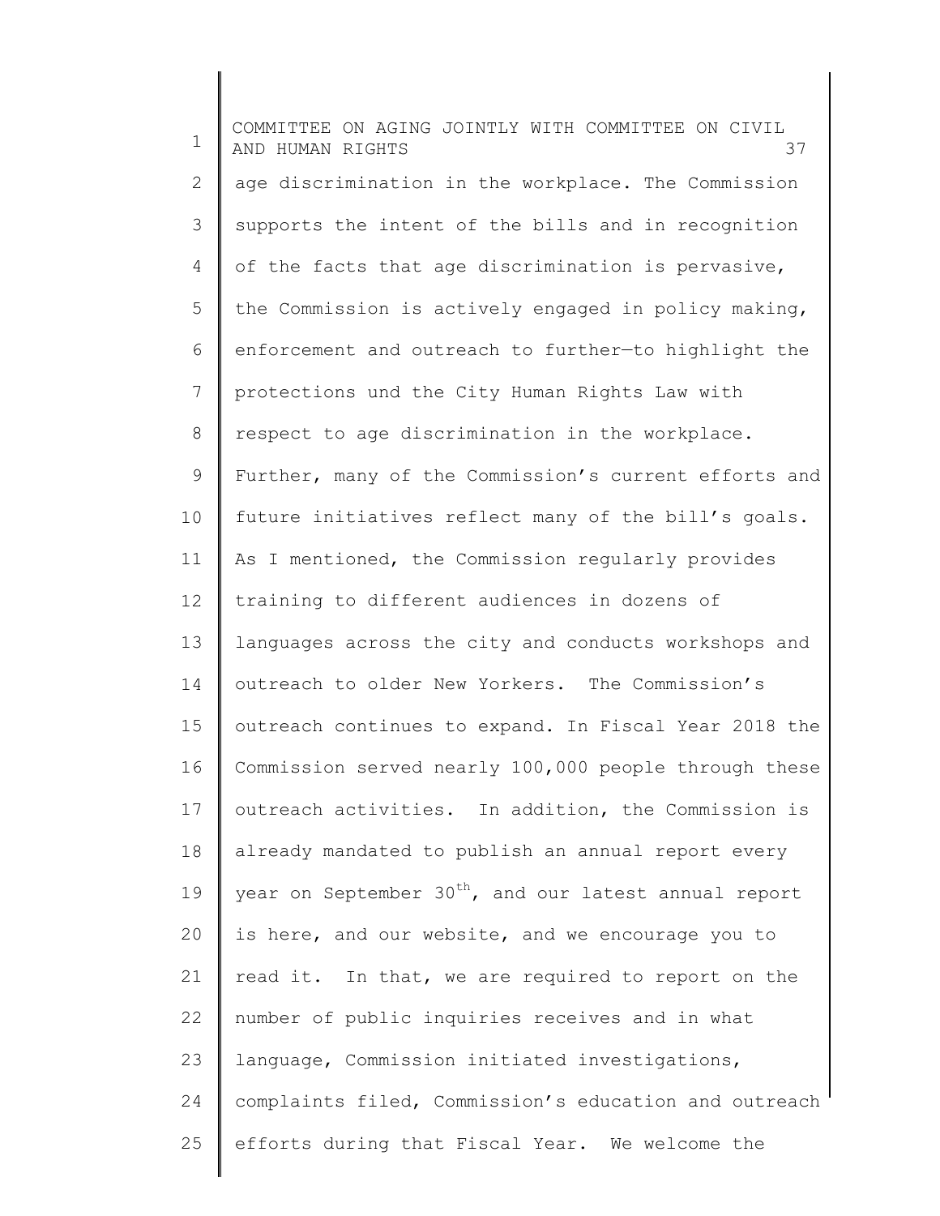age discrimination in the workplace. The Commission supports the intent of the bills and in recognition of the facts that age discrimination is pervasive, the Commission is actively engaged in policy making, enforcement and outreach to further—to highlight the protections und the City Human Rights Law with respect to age discrimination in the workplace. Further, many of the Commission's current efforts and future initiatives reflect many of the bill's goals. As I mentioned, the Commission regularly provides training to different audiences in dozens of languages across the city and conducts workshops and outreach to older New Yorkers. The Commission's outreach continues to expand. In Fiscal Year 2018 the Commission served nearly 100,000 people through these outreach activities. In addition, the Commission is already mandated to publish an annual report every year on September 30th, and our latest annual report is here, and our website, and we encourage you to read it. In that, we are required to report on the number of public inquiries receives and in what language, Commission initiated investigations, complaints filed, Commission's education and outreach efforts during that Fiscal Year. We welcome the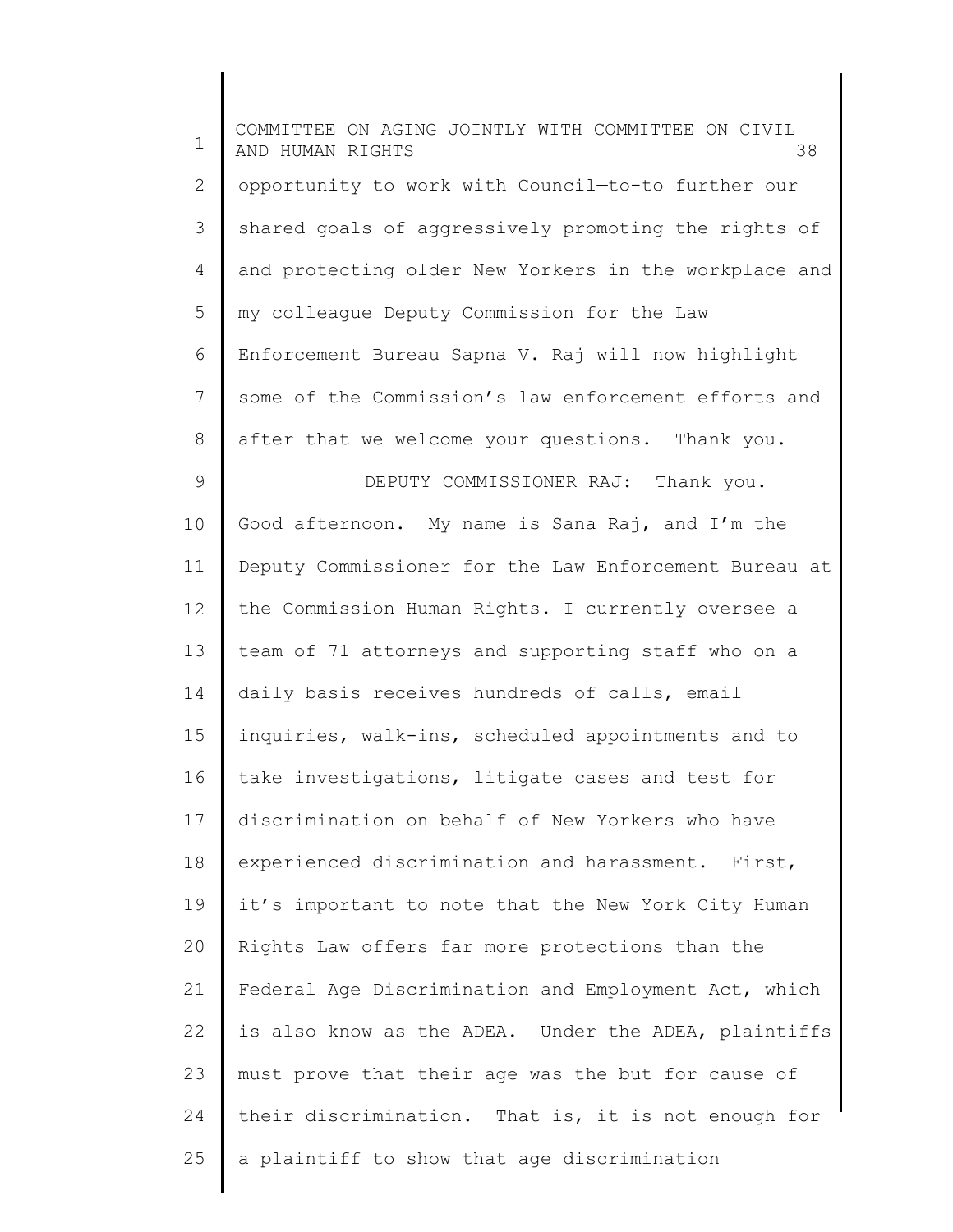opportunity to work with Council—to-to further our shared goals of aggressively promoting the rights of and protecting older New Yorkers in the workplace and my colleague Deputy Commission for the Law Enforcement Bureau Sapna V. Raj will now highlight some of the Commission's law enforcement efforts and after that we welcome your questions. Thank you.

DEPUTY COMMISSIONER RAJ: Thank you. Good afternoon. My name is Sana Raj, and I'm the Deputy Commissioner for the Law Enforcement Bureau at the Commission Human Rights. I currently oversee a team of 71 attorneys and supporting staff who on a daily basis receives hundreds of calls, email inquiries, walk-ins, scheduled appointments and to take investigations, litigate cases and test for discrimination on behalf of New Yorkers who have experienced discrimination and harassment. First, it's important to note that the New York City Human Rights Law offers far more protections than the Federal Age Discrimination and Employment Act, which is also know as the ADEA. Under the ADEA, plaintiffs must prove that their age was the but for cause of their discrimination. That is, it is not enough for a plaintiff to show that age discrimination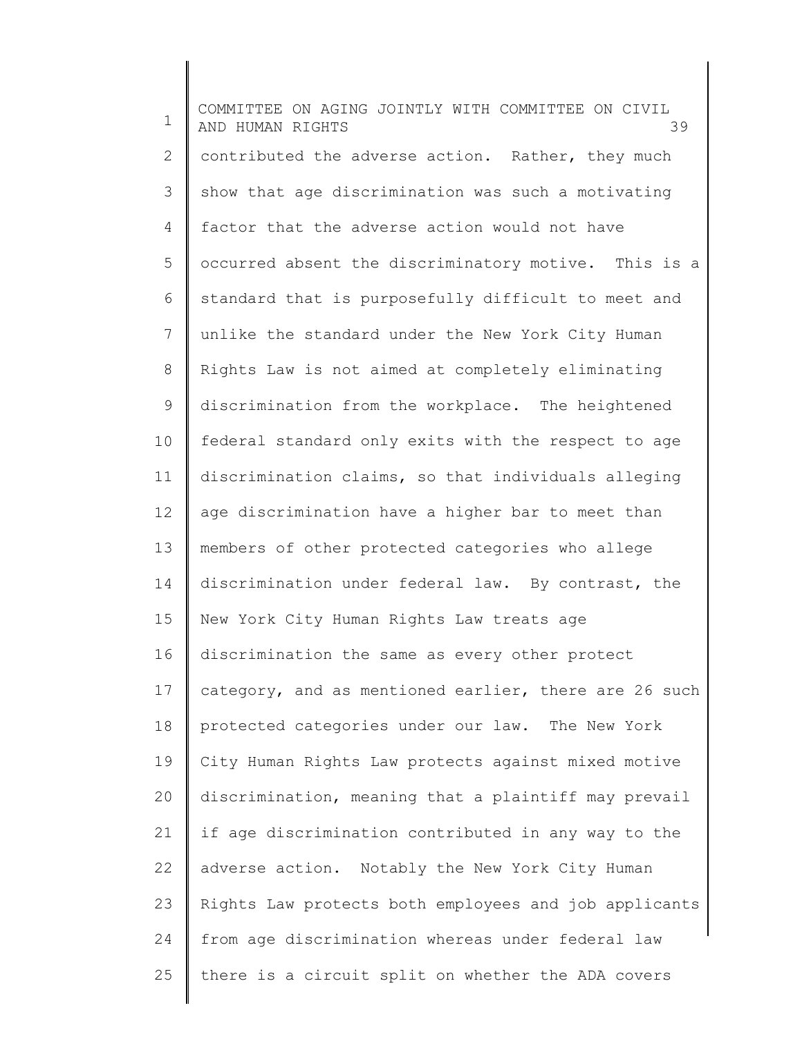contributed the adverse action. Rather, they much show that age discrimination was such a motivating factor that the adverse action would not have occurred absent the discriminatory motive. This is a standard that is purposefully difficult to meet and unlike the standard under the New York City Human Rights Law is not aimed at completely eliminating discrimination from the workplace. The heightened federal standard only exits with the respect to age discrimination claims, so that individuals alleging age discrimination have a higher bar to meet than members of other protected categories who allege discrimination under federal law. By contrast, the New York City Human Rights Law treats age discrimination the same as every other protect category, and as mentioned earlier, there are 26 such protected categories under our law. The New York City Human Rights Law protects against mixed motive discrimination, meaning that a plaintiff may prevail if age discrimination contributed in any way to the adverse action. Notably the New York City Human Rights Law protects both employees and job applicants from age discrimination whereas under federal law there is a circuit split on whether the ADA covers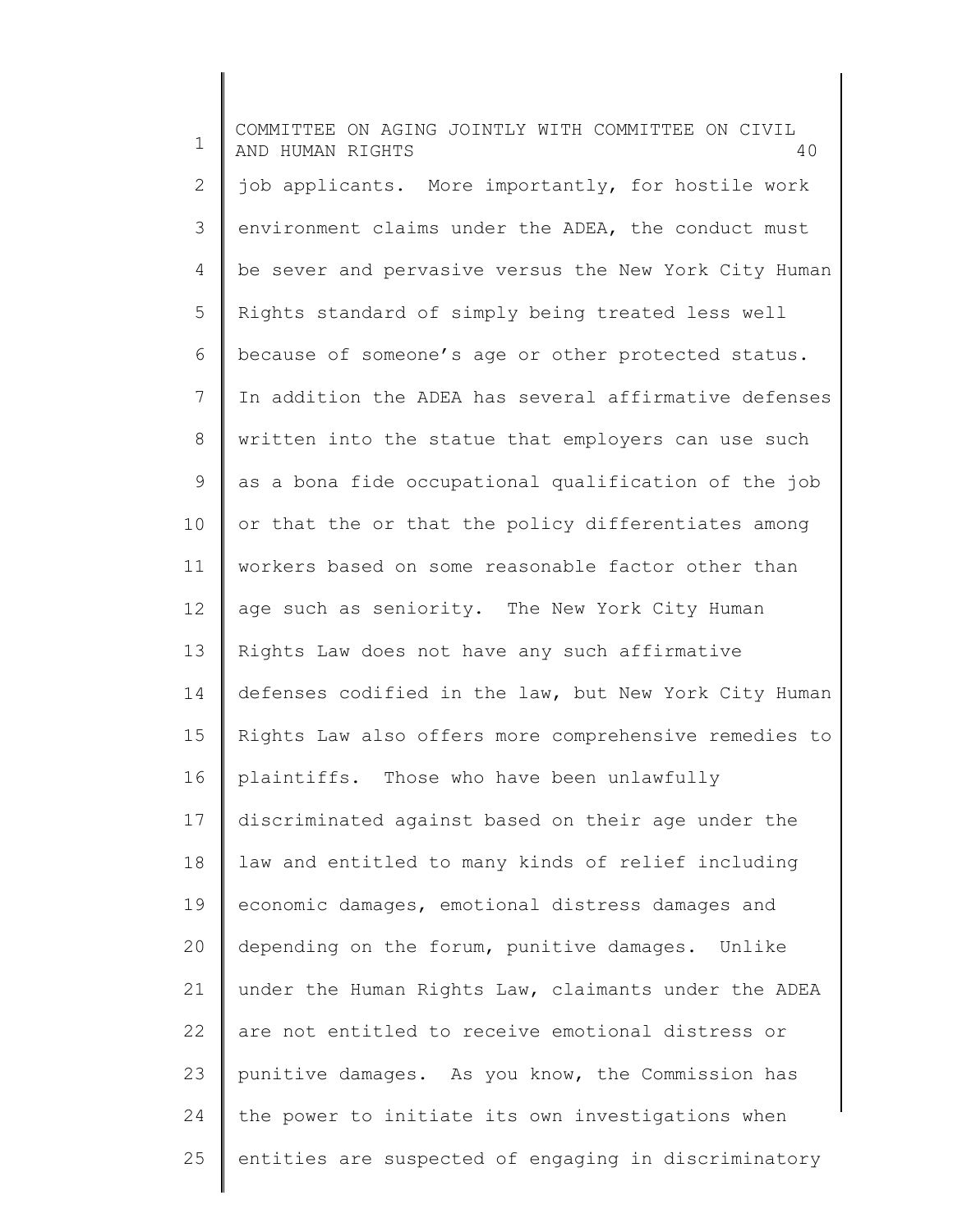job applicants. More importantly, for hostile work environment claims under the ADEA, the conduct must be sever and pervasive versus the New York City Human Rights standard of simply being treated less well because of someone's age or other protected status. In addition the ADEA has several affirmative defenses written into the statue that employers can use such as a bona fide occupational qualification of the job or that the or that the policy differentiates among workers based on some reasonable factor other than age such as seniority. The New York City Human Rights Law does not have any such affirmative defenses codified in the law, but New York City Human Rights Law also offers more comprehensive remedies to plaintiffs. Those who have been unlawfully discriminated against based on their age under the law and entitled to many kinds of relief including economic damages, emotional distress damages and depending on the forum, punitive damages. Unlike under the Human Rights Law, claimants under the ADEA are not entitled to receive emotional distress or punitive damages. As you know, the Commission has the power to initiate its own investigations when entities are suspected of engaging in discriminatory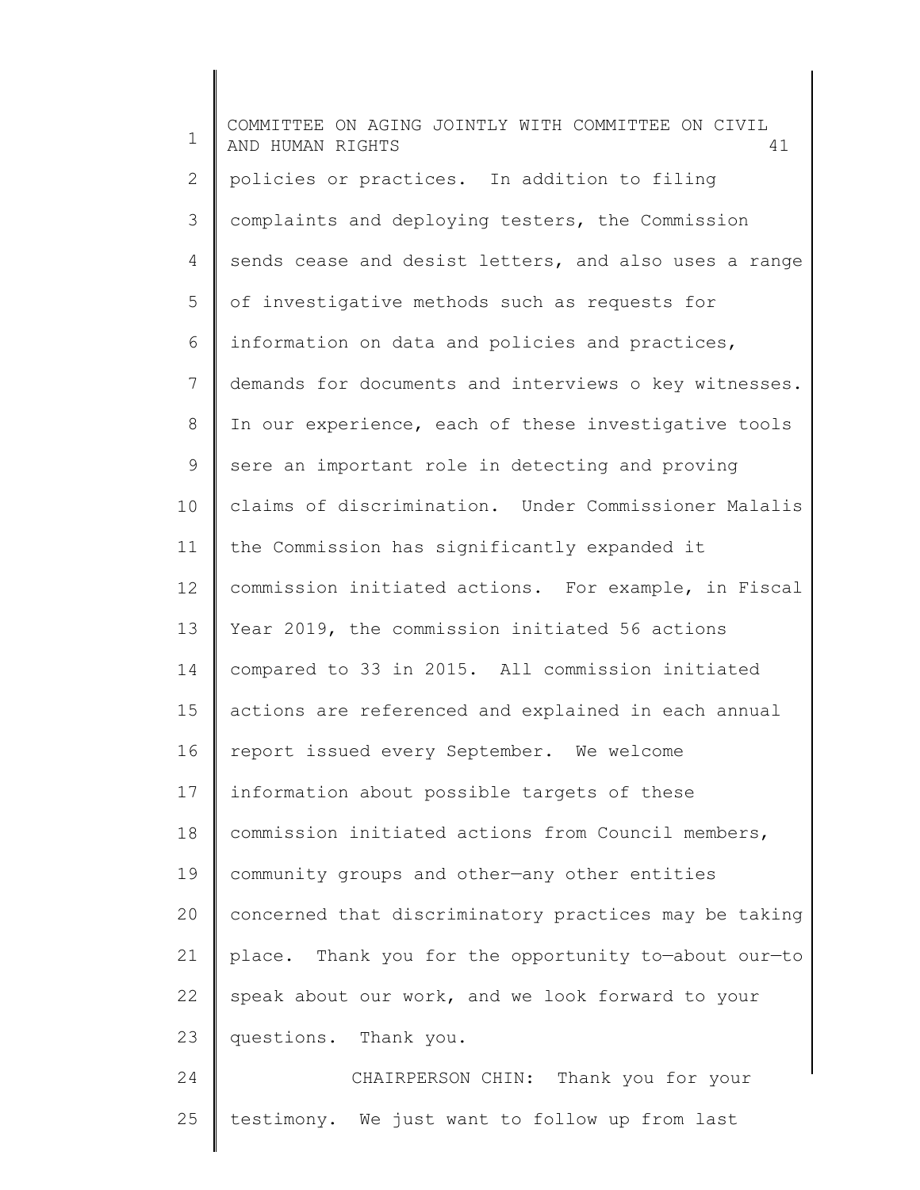policies or practices. In addition to filing complaints and deploying testers, the Commission sends cease and desist letters, and also uses a range of investigative methods such as requests for information on data and policies and practices, demands for documents and interviews o key witnesses. In our experience, each of these investigative tools sere an important role in detecting and proving claims of discrimination. Under Commissioner Malalis the Commission has significantly expanded it commission initiated actions. For example, in Fiscal Year 2019, the commission initiated 56 actions compared to 33 in 2015. All commission initiated actions are referenced and explained in each annual report issued every September. We welcome information about possible targets of these commission initiated actions from Council members, community groups and other—any other entities concerned that discriminatory practices may be taking place. Thank you for the opportunity to—about our—to speak about our work, and we look forward to your questions. Thank you.

CHAIRPERSON CHIN: Thank you for your testimony. We just want to follow up from last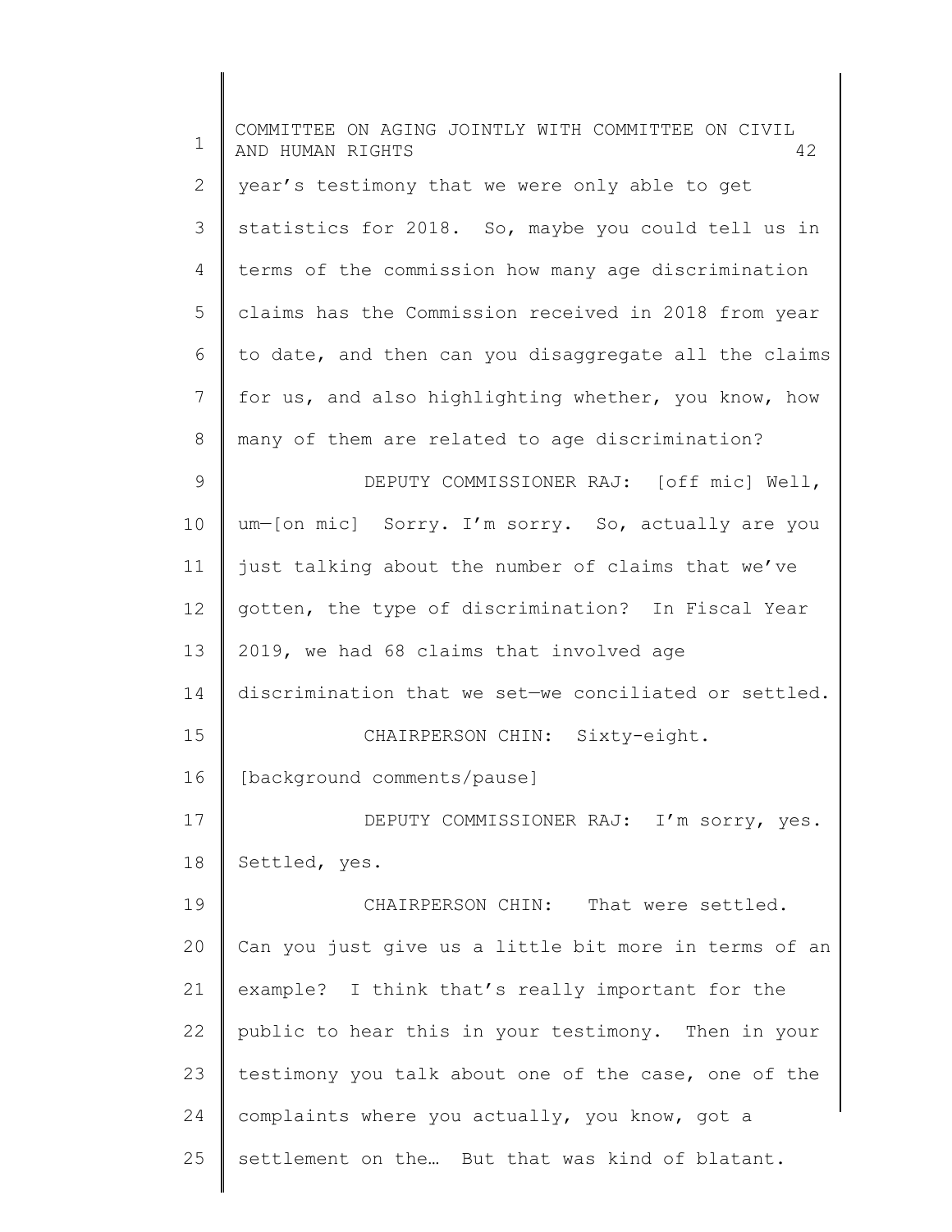year's testimony that we were only able to get statistics for 2018. So, maybe you could tell us in terms of the commission how many age discrimination claims has the Commission received in 2018 from year to date, and then can you disaggregate all the claims for us, and also highlighting whether, you know, how many of them are related to age discrimination?

DEPUTY COMMISSIONER RAJ: [off mic] Well, um—[on mic] Sorry. I'm sorry. So, actually are you just talking about the number of claims that we've gotten, the type of discrimination? In Fiscal Year 2019, we had 68 claims that involved age discrimination that we set—we conciliated or settled.

CHAIRPERSON CHIN: Sixty-eight.

[background comments/pause]

DEPUTY COMMISSIONER RAJ: I'm sorry, yes. Settled, yes.

CHAIRPERSON CHIN: That were settled. Can you just give us a little bit more in terms of an example? I think that's really important for the public to hear this in your testimony. Then in your testimony you talk about one of the case, one of the complaints where you actually, you know, got a settlement on the… But that was kind of blatant.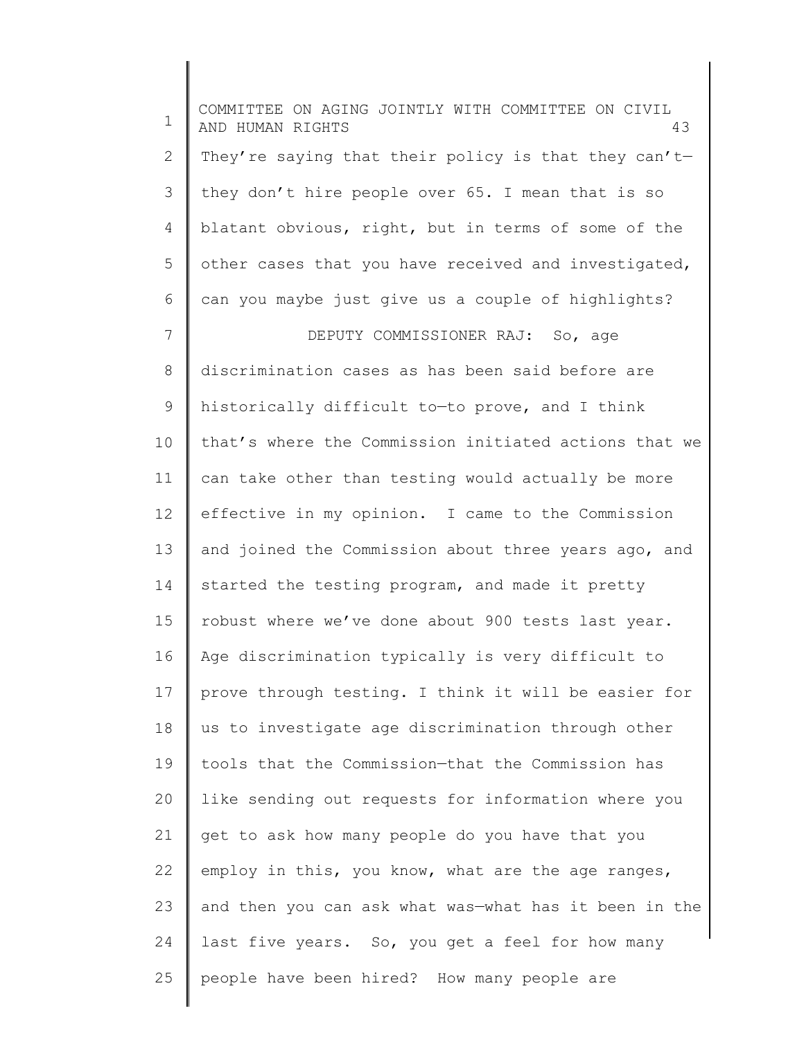They're saying that their policy is that they can't—they don't hire people over 65. I mean that is so blatant obvious, right, but in terms of some of the other cases that you have received and investigated, can you maybe just give us a couple of highlights?

DEPUTY COMMISSIONER RAJ: So, age discrimination cases as has been said before are historically difficult to—to prove, and I think that's where the Commission initiated actions that we can take other than testing would actually be more effective in my opinion. I came to the Commission and joined the Commission about three years ago, and started the testing program, and made it pretty robust where we've done about 900 tests last year. Age discrimination typically is very difficult to prove through testing. I think it will be easier for us to investigate age discrimination through other tools that the Commission—that the Commission has like sending out requests for information where you get to ask how many people do you have that you employ in this, you know, what are the age ranges, and then you can ask what was—what has it been in the last five years. So, you get a feel for how many people have been hired? How many people are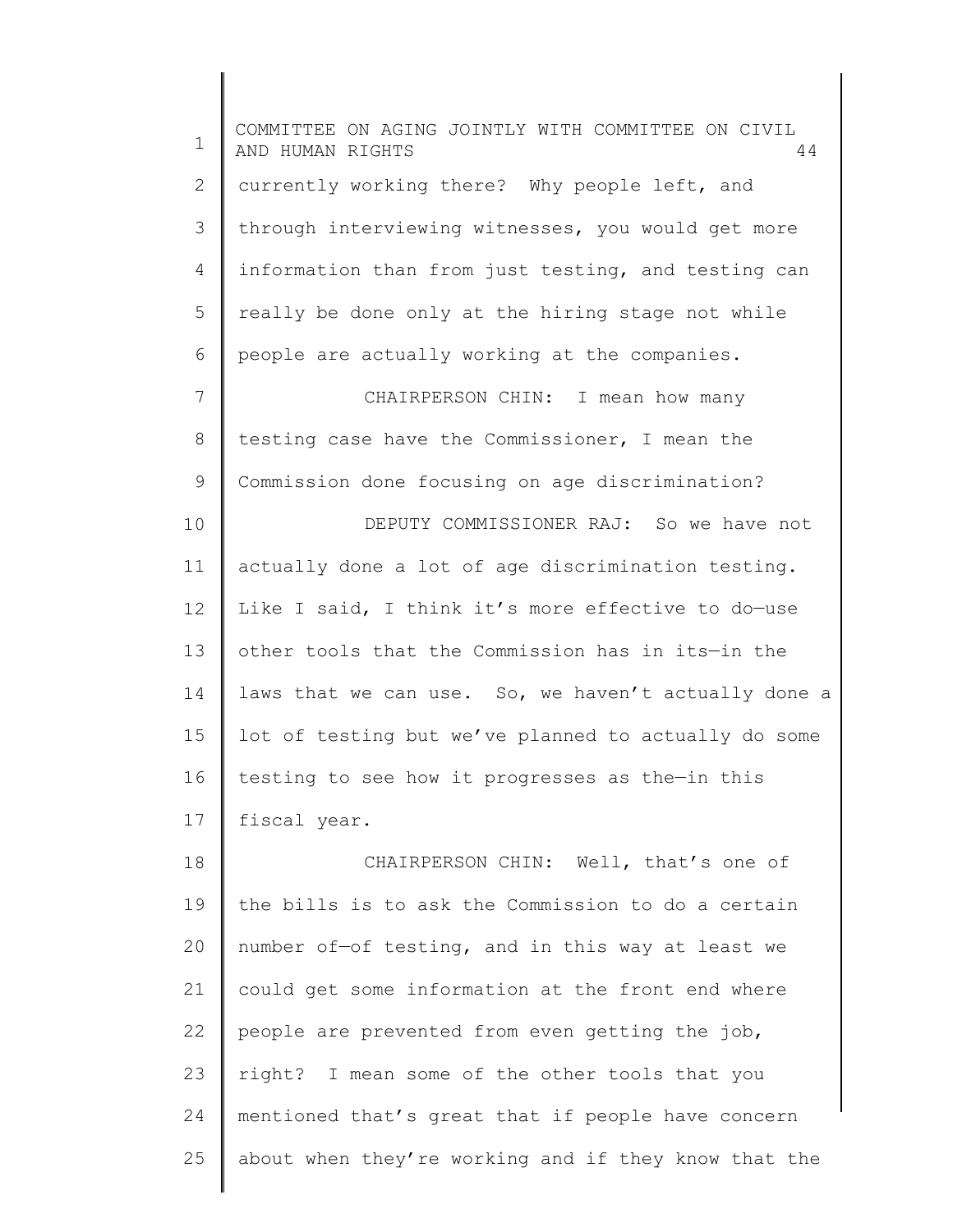currently working there? Why people left, and through interviewing witnesses, you would get more information than from just testing, and testing can really be done only at the hiring stage not while people are actually working at the companies.

CHAIRPERSON CHIN: I mean how many testing case have the Commissioner, I mean the Commission done focusing on age discrimination?

DEPUTY COMMISSIONER RAJ: So we have not actually done a lot of age discrimination testing. Like I said, I think it's more effective to do—use other tools that the Commission has in its—in the laws that we can use. So, we haven't actually done a lot of testing but we've planned to actually do some testing to see how it progresses as the—in this fiscal year.

CHAIRPERSON CHIN: Well, that's one of the bills is to ask the Commission to do a certain number of—of testing, and in this way at least we could get some information at the front end where people are prevented from even getting the job, right? I mean some of the other tools that you mentioned that's great that if people have concern about when they're working and if they know that the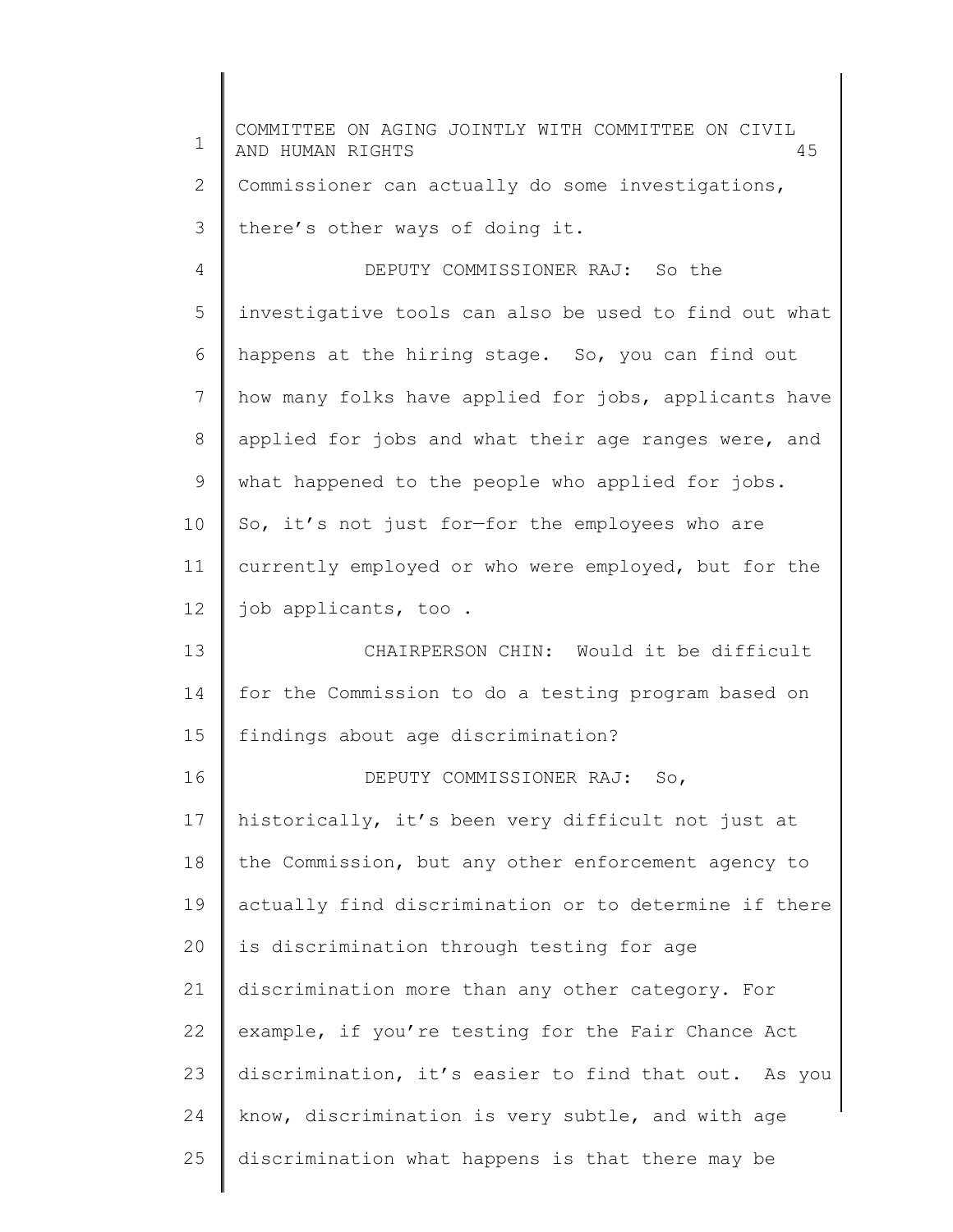Commissioner can actually do some investigations, there's other ways of doing it.

DEPUTY COMMISSIONER RAJ: So the investigative tools can also be used to find out what happens at the hiring stage. So, you can find out how many folks have applied for jobs, applicants have applied for jobs and what their age ranges were, and what happened to the people who applied for jobs. So, it's not just for—for the employees who are currently employed or who were employed, but for the job applicants, too .

CHAIRPERSON CHIN: Would it be difficult for the Commission to do a testing program based on findings about age discrimination?

DEPUTY COMMISSIONER RAJ: So, historically, it's been very difficult not just at the Commission, but any other enforcement agency to actually find discrimination or to determine if there is discrimination through testing for age discrimination more than any other category. For example, if you're testing for the Fair Chance Act discrimination, it's easier to find that out. As you know, discrimination is very subtle, and with age discrimination what happens is that there may be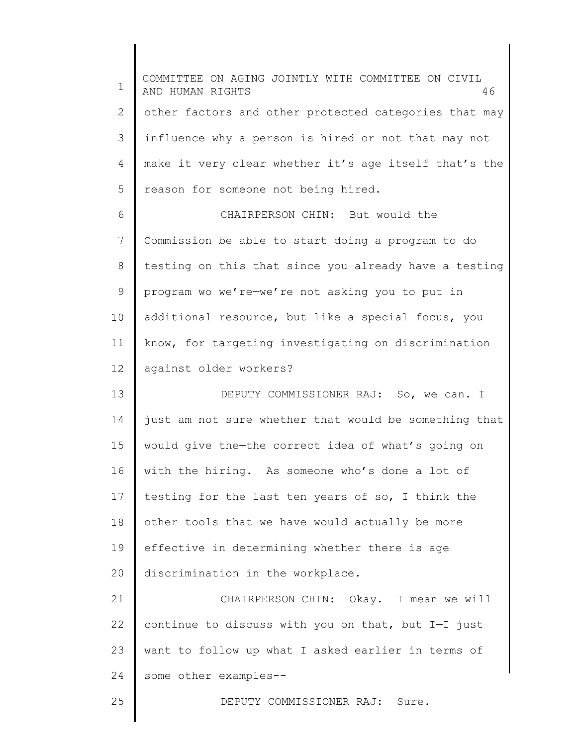other factors and other protected categories that may influence why a person is hired or not that may not make it very clear whether it's age itself that's the reason for someone not being hired.

CHAIRPERSON CHIN: But would the Commission be able to start doing a program to do testing on this that since you already have a testing program wo we're—we're not asking you to put in additional resource, but like a special focus, you know, for targeting investigating on discrimination against older workers?

DEPUTY COMMISSIONER RAJ: So, we can. I just am not sure whether that would be something that would give the—the correct idea of what's going on with the hiring. As someone who's done a lot of testing for the last ten years of so, I think the other tools that we have would actually be more effective in determining whether there is age discrimination in the workplace.

CHAIRPERSON CHIN: Okay. I mean we will continue to discuss with you on that, but I—I just want to follow up what I asked earlier in terms of some other examples--

DEPUTY COMMISSIONER RAJ: Sure.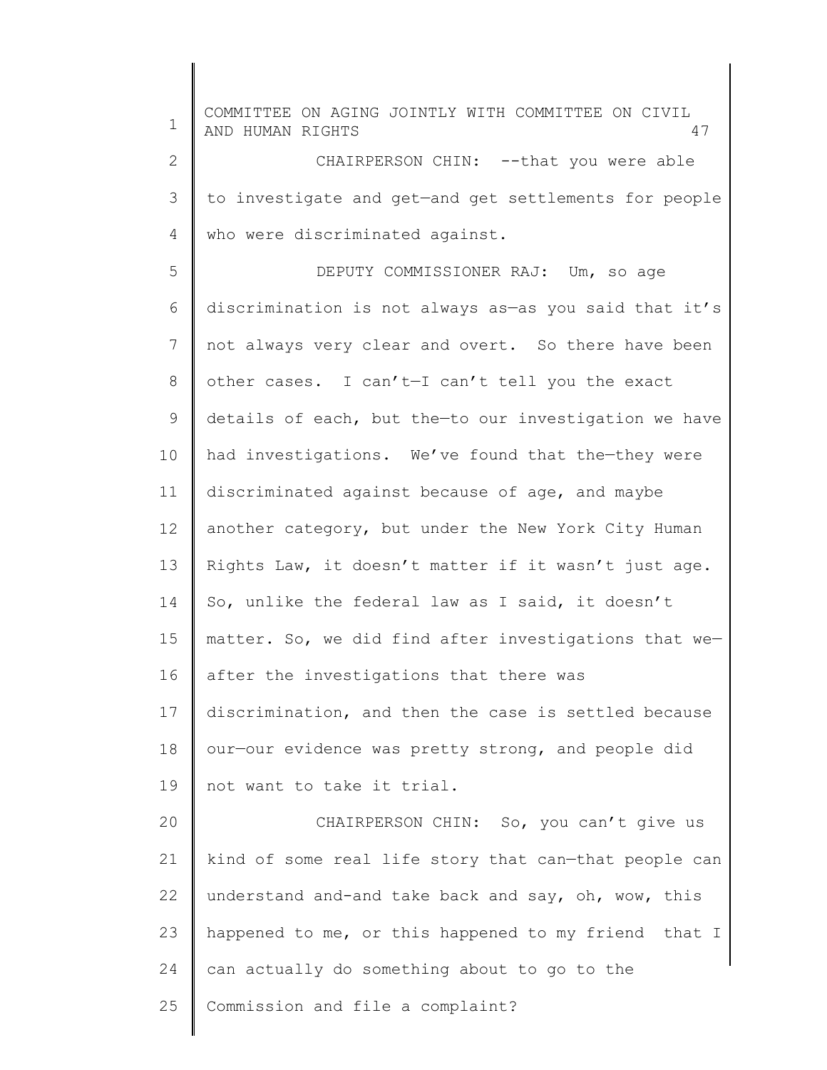CHAIRPERSON CHIN: --that you were able to investigate and get—and get settlements for people who were discriminated against.

DEPUTY COMMISSIONER RAJ: Um, so age discrimination is not always as—as you said that it's not always very clear and overt. So there have been other cases. I can't—I can't tell you the exact details of each, but the—to our investigation we have had investigations. We've found that the—they were discriminated against because of age, and maybe another category, but under the New York City Human Rights Law, it doesn't matter if it wasn't just age. So, unlike the federal law as I said, it doesn't matter. So, we did find after investigations that we—after the investigations that there was discrimination, and then the case is settled because our—our evidence was pretty strong, and people did not want to take it trial.

CHAIRPERSON CHIN: So, you can't give us kind of some real life story that can—that people can understand and-and take back and say, oh, wow, this happened to me, or this happened to my friend that I can actually do something about to go to the Commission and file a complaint?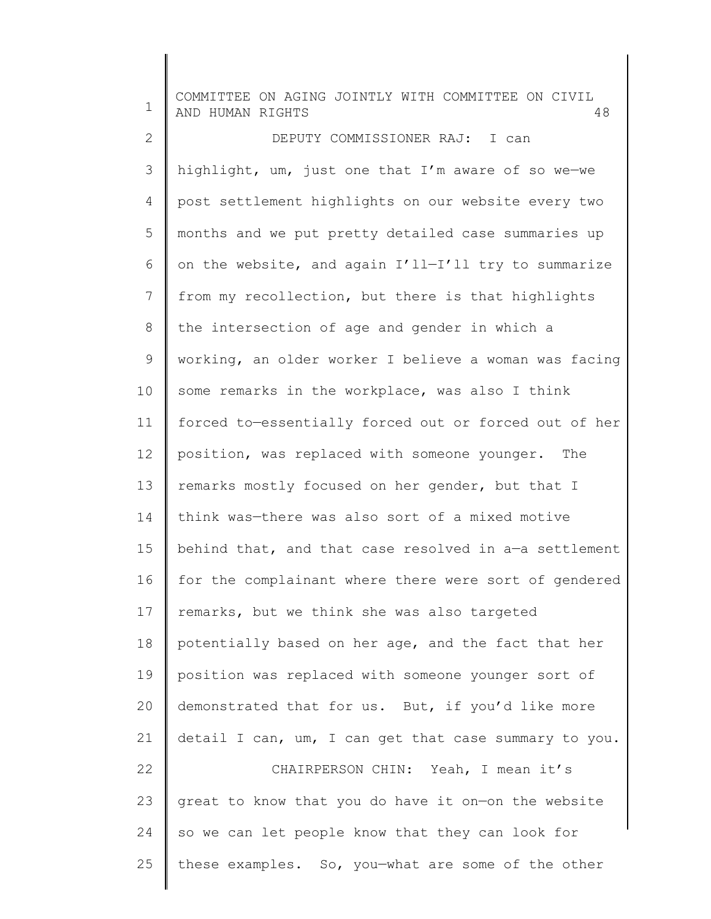DEPUTY COMMISSIONER RAJ: I can highlight, um, just one that I'm aware of so we—we post settlement highlights on our website every two months and we put pretty detailed case summaries up on the website, and again I'll—I'll try to summarize from my recollection, but there is that highlights the intersection of age and gender in which a working, an older worker I believe a woman was facing some remarks in the workplace, was also I think forced to—essentially forced out or forced out of her position, was replaced with someone younger. The remarks mostly focused on her gender, but that I think was—there was also sort of a mixed motive behind that, and that case resolved in a—a settlement for the complainant where there were sort of gendered remarks, but we think she was also targeted potentially based on her age, and the fact that her position was replaced with someone younger sort of demonstrated that for us. But, if you'd like more detail I can, um, I can get that case summary to you.

CHAIRPERSON CHIN: Yeah, I mean it's great to know that you do have it on—on the website so we can let people know that they can look for these examples. So, you—what are some of the other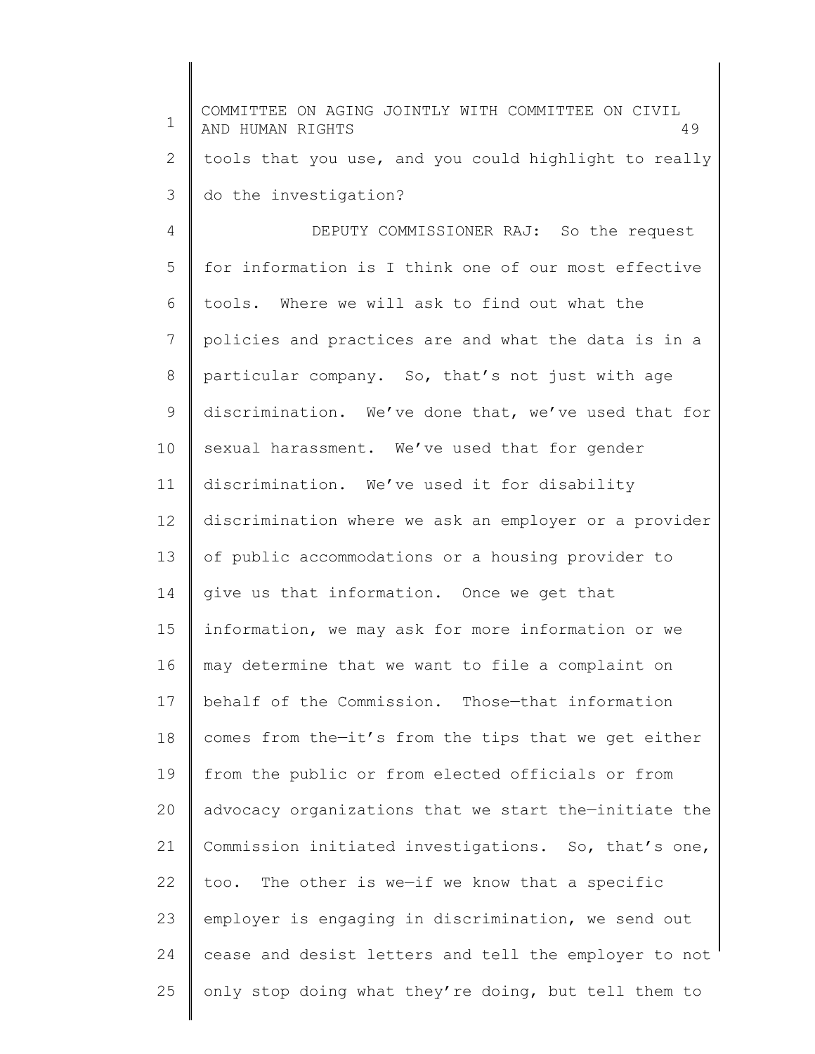tools that you use, and you could highlight to really do the investigation?

DEPUTY COMMISSIONER RAJ: So the request for information is I think one of our most effective tools. Where we will ask to find out what the policies and practices are and what the data is in a particular company. So, that's not just with age discrimination. We've done that, we've used that for sexual harassment. We've used that for gender discrimination. We've used it for disability discrimination where we ask an employer or a provider of public accommodations or a housing provider to give us that information. Once we get that information, we may ask for more information or we may determine that we want to file a complaint on behalf of the Commission. Those—that information comes from the—it's from the tips that we get either from the public or from elected officials or from advocacy organizations that we start the—initiate the Commission initiated investigations. So, that's one, too. The other is we—if we know that a specific employer is engaging in discrimination, we send out cease and desist letters and tell the employer to not only stop doing what they're doing, but tell them to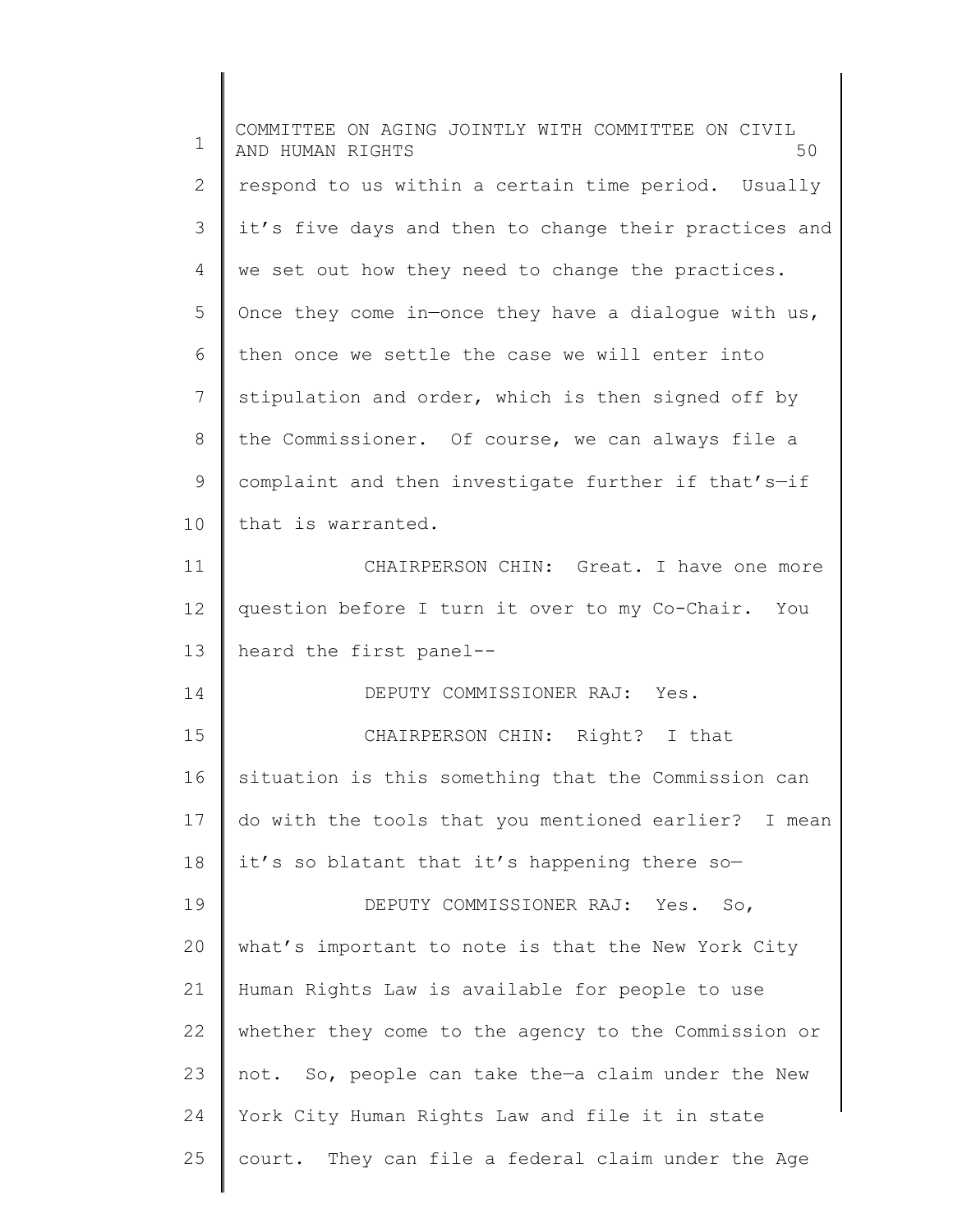respond to us within a certain time period. Usually it's five days and then to change their practices and we set out how they need to change the practices. Once they come in—once they have a dialogue with us, then once we settle the case we will enter into stipulation and order, which is then signed off by the Commissioner. Of course, we can always file a complaint and then investigate further if that's—if that is warranted.

CHAIRPERSON CHIN: Great. I have one more question before I turn it over to my Co-Chair. You heard the first panel--

DEPUTY COMMISSIONER RAJ: Yes.

CHAIRPERSON CHIN: Right? I that situation is this something that the Commission can do with the tools that you mentioned earlier? I mean it's so blatant that it's happening there so—

DEPUTY COMMISSIONER RAJ: Yes. So, what's important to note is that the New York City Human Rights Law is available for people to use whether they come to the agency to the Commission or not. So, people can take the—a claim under the New York City Human Rights Law and file it in state court. They can file a federal claim under the Age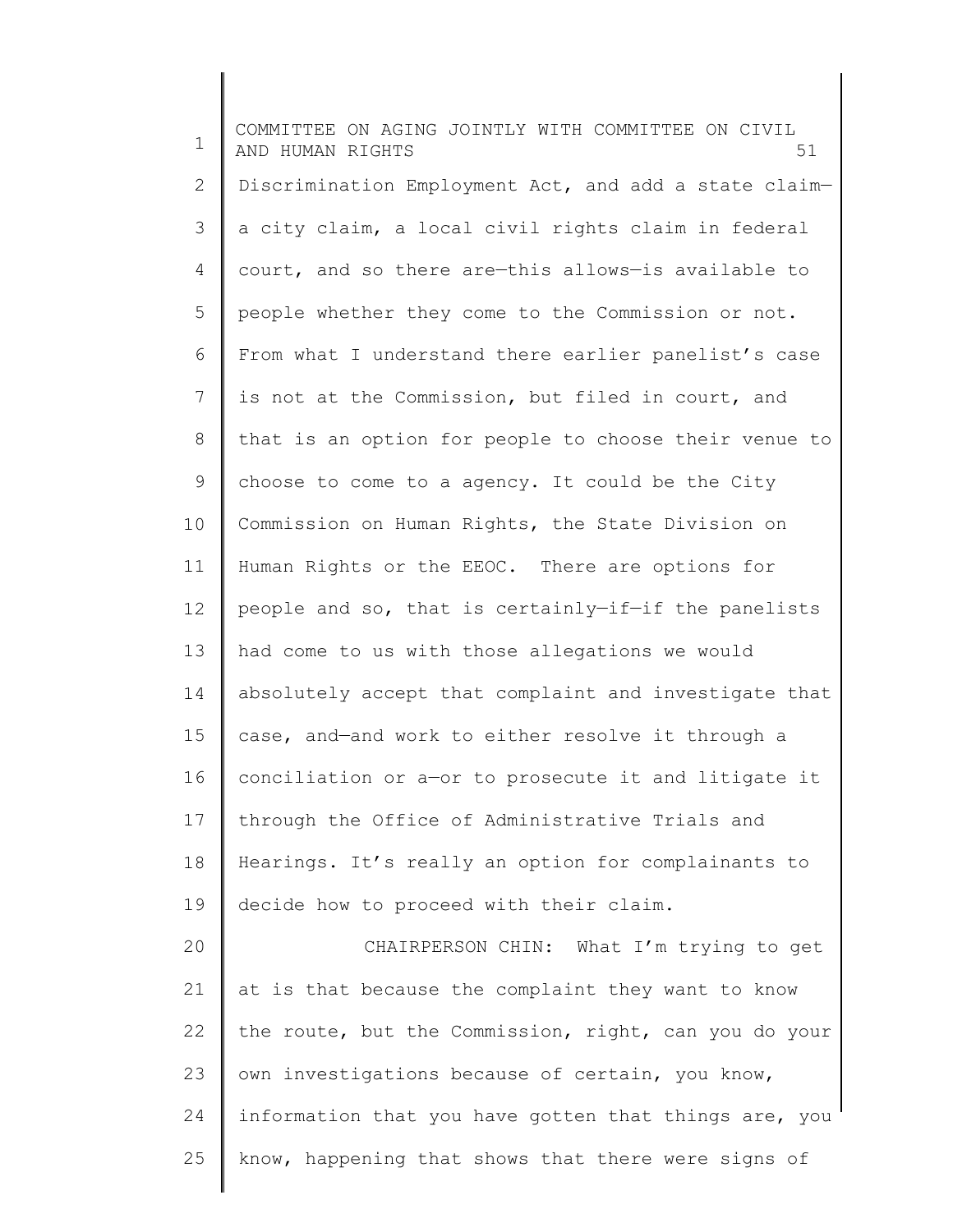Discrimination Employment Act, and add a state claim—a city claim, a local civil rights claim in federal court, and so there are—this allows—is available to people whether they come to the Commission or not. From what I understand there earlier panelist's case is not at the Commission, but filed in court, and that is an option for people to choose their venue to choose to come to a agency. It could be the City Commission on Human Rights, the State Division on Human Rights or the EEOC. There are options for people and so, that is certainly—if—if the panelists had come to us with those allegations we would absolutely accept that complaint and investigate that case, and—and work to either resolve it through a conciliation or a—or to prosecute it and litigate it through the Office of Administrative Trials and Hearings. It's really an option for complainants to decide how to proceed with their claim.

CHAIRPERSON CHIN: What I'm trying to get at is that because the complaint they want to know the route, but the Commission, right, can you do your own investigations because of certain, you know, information that you have gotten that things are, you know, happening that shows that there were signs of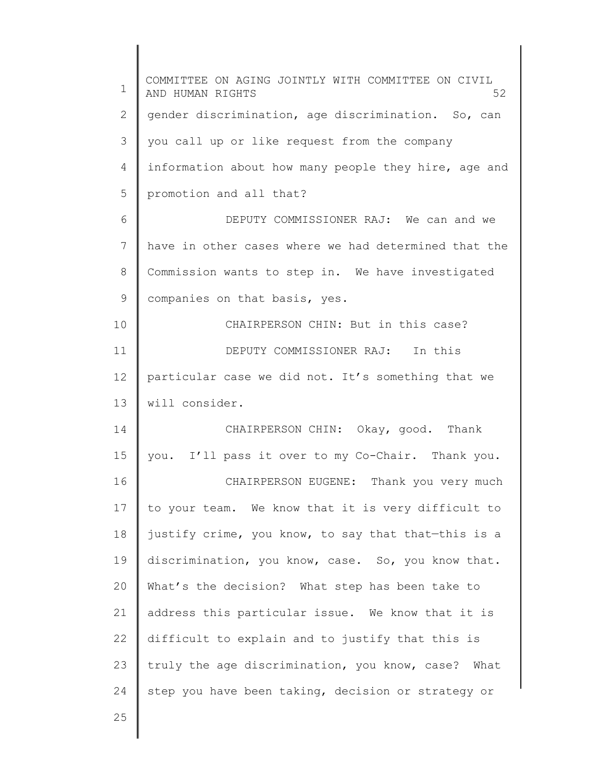gender discrimination, age discrimination. So, can you call up or like request from the company information about how many people they hire, age and promotion and all that?

DEPUTY COMMISSIONER RAJ: We can and we have in other cases where we had determined that the Commission wants to step in. We have investigated companies on that basis, yes.

CHAIRPERSON CHIN: But in this case?

DEPUTY COMMISSIONER RAJ: In this particular case we did not. It's something that we will consider.

CHAIRPERSON CHIN: Okay, good. Thank you. I'll pass it over to my Co-Chair. Thank you.

CHAIRPERSON EUGENE: Thank you very much to your team. We know that it is very difficult to justify crime, you know, to say that that—this is a discrimination, you know, case. So, you know that. What's the decision? What step has been take to address this particular issue. We know that it is difficult to explain and to justify that this is truly the age discrimination, you know, case? What step you have been taking, decision or strategy or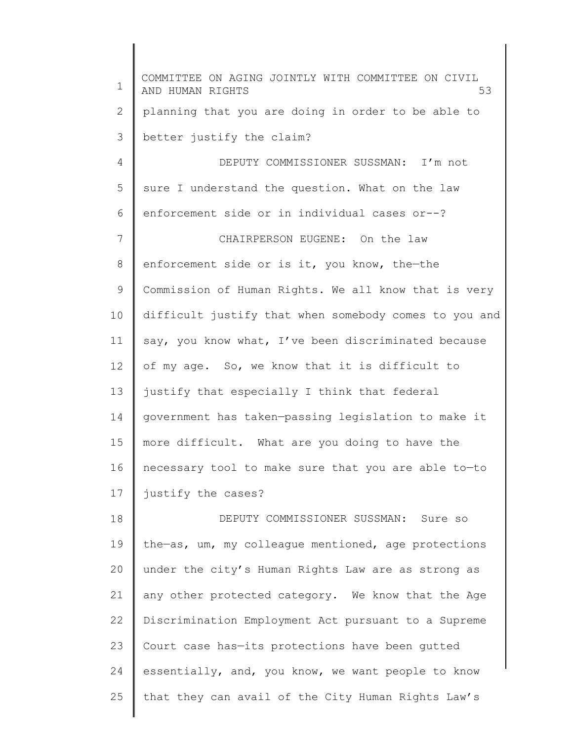planning that you are doing in order to be able to better justify the claim?

DEPUTY COMMISSIONER SUSSMAN: I'm not sure I understand the question. What on the law enforcement side or in individual cases or--?

CHAIRPERSON EUGENE: On the law enforcement side or is it, you know, the—the Commission of Human Rights. We all know that is very difficult justify that when somebody comes to you and say, you know what, I've been discriminated because of my age. So, we know that it is difficult to justify that especially I think that federal government has taken—passing legislation to make it more difficult. What are you doing to have the necessary tool to make sure that you are able to—to justify the cases?

DEPUTY COMMISSIONER SUSSMAN: Sure so the—as, um, my colleague mentioned, age protections under the city's Human Rights Law are as strong as any other protected category. We know that the Age Discrimination Employment Act pursuant to a Supreme Court case has—its protections have been gutted essentially, and, you know, we want people to know that they can avail of the City Human Rights Law's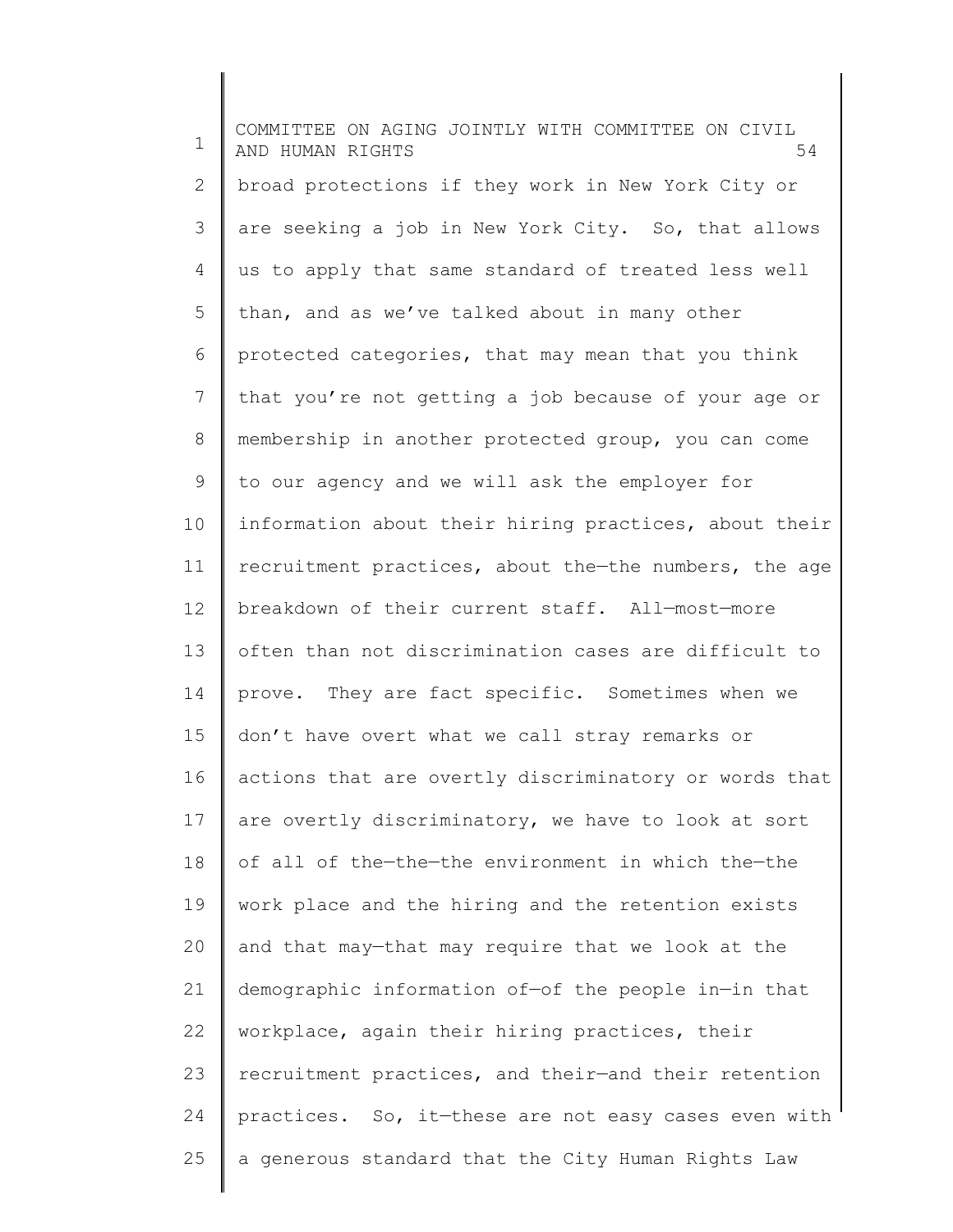broad protections if they work in New York City or are seeking a job in New York City. So, that allows us to apply that same standard of treated less well than, and as we've talked about in many other protected categories, that may mean that you think that you're not getting a job because of your age or membership in another protected group, you can come to our agency and we will ask the employer for information about their hiring practices, about their recruitment practices, about the—the numbers, the age breakdown of their current staff. All—most—more often than not discrimination cases are difficult to prove. They are fact specific. Sometimes when we don't have overt what we call stray remarks or actions that are overtly discriminatory or words that are overtly discriminatory, we have to look at sort of all of the—the—the environment in which the—the work place and the hiring and the retention exists and that may—that may require that we look at the demographic information of—of the people in—in that workplace, again their hiring practices, their recruitment practices, and their—and their retention practices. So, it—these are not easy cases even with a generous standard that the City Human Rights Law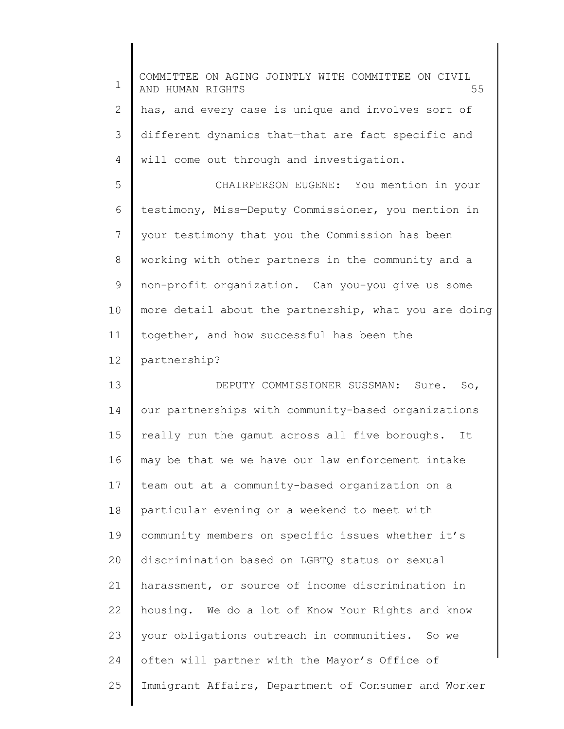has, and every case is unique and involves sort of different dynamics that—that are fact specific and will come out through and investigation.

CHAIRPERSON EUGENE: You mention in your testimony, Miss—Deputy Commissioner, you mention in your testimony that you—the Commission has been working with other partners in the community and a non-profit organization. Can you-you give us some more detail about the partnership, what you are doing together, and how successful has been the partnership?

DEPUTY COMMISSIONER SUSSMAN: Sure. So, our partnerships with community-based organizations really run the gamut across all five boroughs. It may be that we—we have our law enforcement intake team out at a community-based organization on a particular evening or a weekend to meet with community members on specific issues whether it's discrimination based on LGBTQ status or sexual harassment, or source of income discrimination in housing. We do a lot of Know Your Rights and know your obligations outreach in communities. So we often will partner with the Mayor's Office of Immigrant Affairs, Department of Consumer and Worker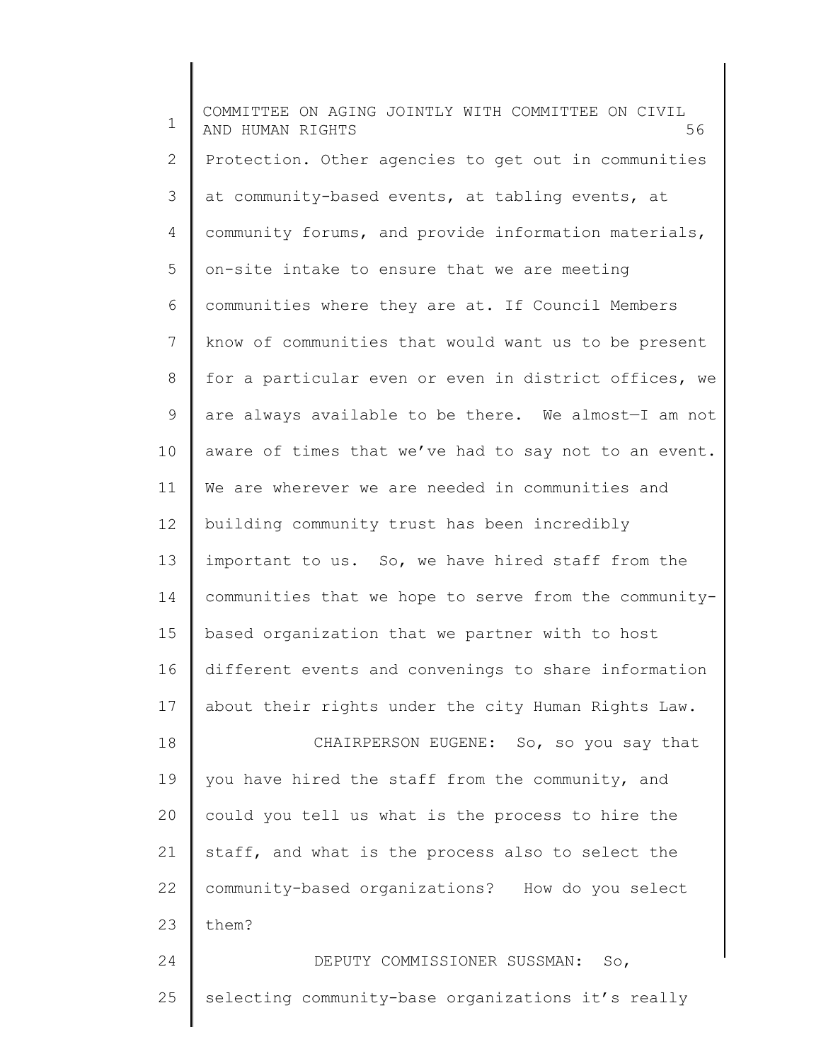Protection. Other agencies to get out in communities at community-based events, at tabling events, at community forums, and provide information materials, on-site intake to ensure that we are meeting communities where they are at. If Council Members know of communities that would want us to be present for a particular even or even in district offices, we are always available to be there. We almost—I am not aware of times that we've had to say not to an event. We are wherever we are needed in communities and building community trust has been incredibly important to us. So, we have hired staff from the communities that we hope to serve from the community-based organization that we partner with to host different events and convenings to share information about their rights under the city Human Rights Law.

CHAIRPERSON EUGENE: So, so you say that you have hired the staff from the community, and could you tell us what is the process to hire the staff, and what is the process also to select the community-based organizations? How do you select them?

DEPUTY COMMISSIONER SUSSMAN: So, selecting community-base organizations it's really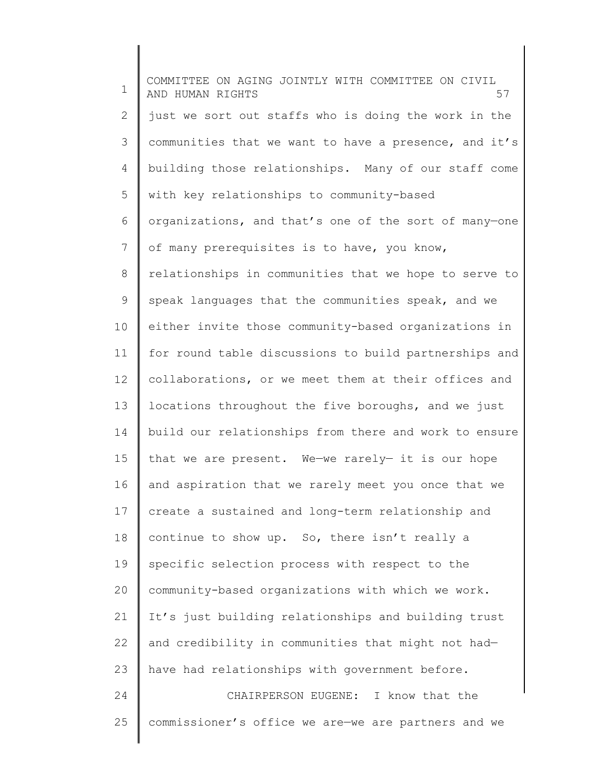just we sort out staffs who is doing the work in the communities that we want to have a presence, and it's building those relationships. Many of our staff come with key relationships to community-based organizations, and that's one of the sort of many—one of many prerequisites is to have, you know, relationships in communities that we hope to serve to speak languages that the communities speak, and we either invite those community-based organizations in for round table discussions to build partnerships and collaborations, or we meet them at their offices and locations throughout the five boroughs, and we just build our relationships from there and work to ensure that we are present. We—we rarely— it is our hope and aspiration that we rarely meet you once that we create a sustained and long-term relationship and continue to show up. So, there isn't really a specific selection process with respect to the community-based organizations with which we work. It's just building relationships and building trust and credibility in communities that might not had—have had relationships with government before.

CHAIRPERSON EUGENE: I know that the commissioner's office we are—we are partners and we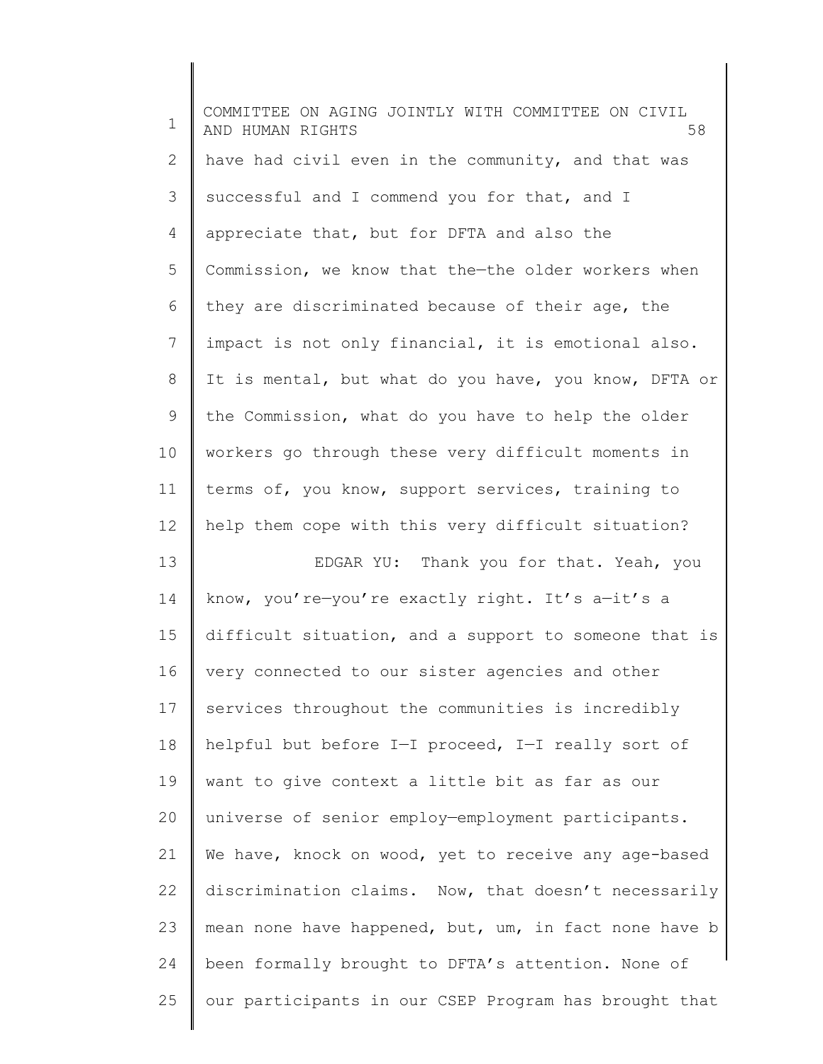have had civil even in the community, and that was successful and I commend you for that, and I appreciate that, but for DFTA and also the Commission, we know that the—the older workers when they are discriminated because of their age, the impact is not only financial, it is emotional also. It is mental, but what do you have, you know, DFTA or the Commission, what do you have to help the older workers go through these very difficult moments in terms of, you know, support services, training to help them cope with this very difficult situation?

EDGAR YU: Thank you for that. Yeah, you know, you're—you're exactly right. It's a—it's a difficult situation, and a support to someone that is very connected to our sister agencies and other services throughout the communities is incredibly helpful but before I—I proceed, I—I really sort of want to give context a little bit as far as our universe of senior employ—employment participants. We have, knock on wood, yet to receive any age-based discrimination claims. Now, that doesn't necessarily mean none have happened, but, um, in fact none have b been formally brought to DFTA's attention. None of our participants in our CSEP Program has brought that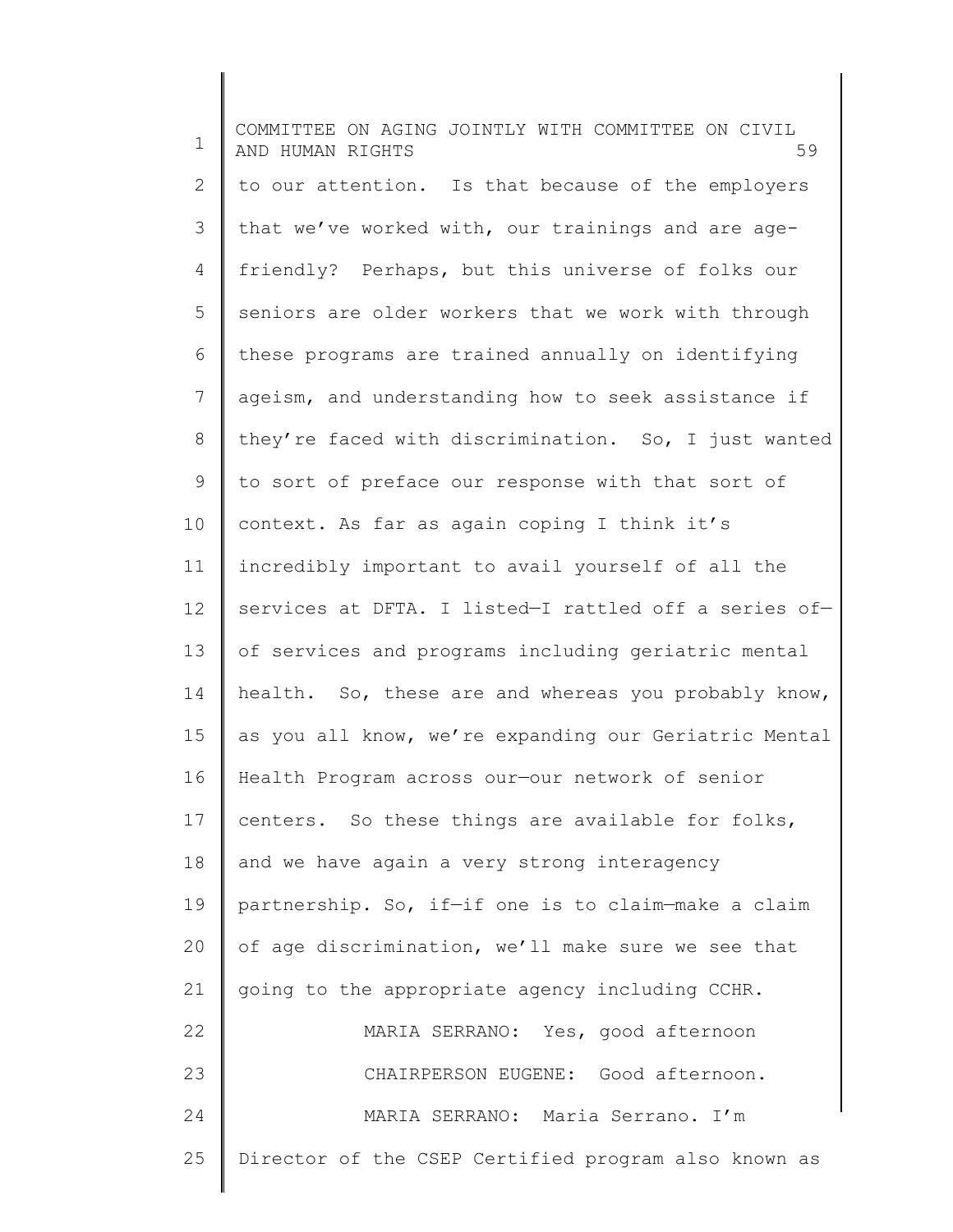to our attention. Is that because of the employers that we've worked with, our trainings and are age-friendly? Perhaps, but this universe of folks our seniors are older workers that we work with through these programs are trained annually on identifying ageism, and understanding how to seek assistance if they're faced with discrimination. So, I just wanted to sort of preface our response with that sort of context. As far as again coping I think it's incredibly important to avail yourself of all the services at DFTA. I listed—I rattled off a series of—of services and programs including geriatric mental health. So, these are and whereas you probably know, as you all know, we're expanding our Geriatric Mental Health Program across our—our network of senior centers. So these things are available for folks, and we have again a very strong interagency partnership. So, if—if one is to claim—make a claim of age discrimination, we'll make sure we see that going to the appropriate agency including CCHR.

MARIA SERRANO: Yes, good afternoon

CHAIRPERSON EUGENE: Good afternoon.

MARIA SERRANO: Maria Serrano. I'm Director of the CSEP Certified program also known as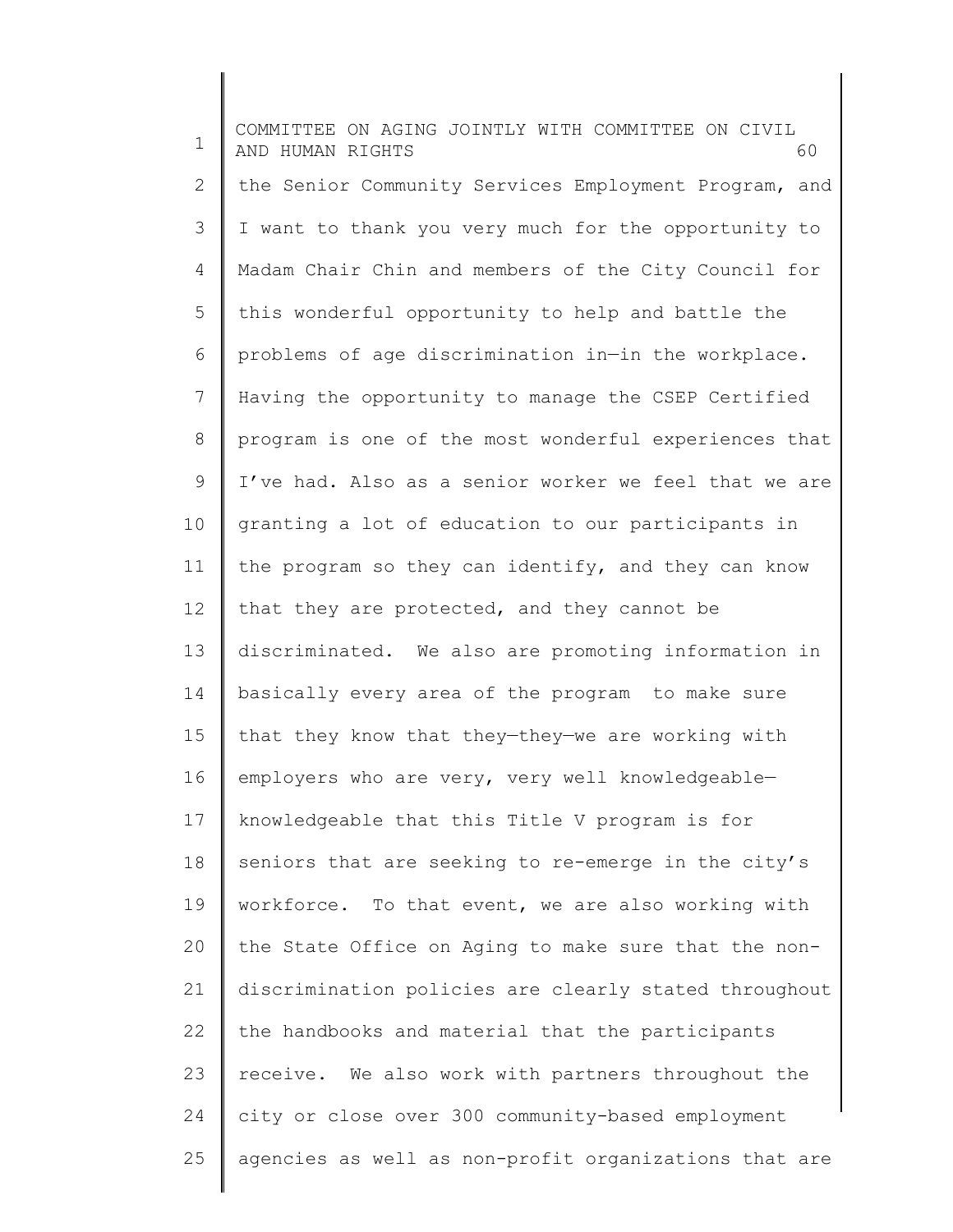the Senior Community Services Employment Program, and I want to thank you very much for the opportunity to Madam Chair Chin and members of the City Council for this wonderful opportunity to help and battle the problems of age discrimination in—in the workplace. Having the opportunity to manage the CSEP Certified program is one of the most wonderful experiences that I've had. Also as a senior worker we feel that we are granting a lot of education to our participants in the program so they can identify, and they can know that they are protected, and they cannot be discriminated. We also are promoting information in basically every area of the program to make sure that they know that they—they—we are working with employers who are very, very well knowledgeable—knowledgeable that this Title V program is for seniors that are seeking to re-emerge in the city's workforce. To that event, we are also working with the State Office on Aging to make sure that the non-discrimination policies are clearly stated throughout the handbooks and material that the participants receive. We also work with partners throughout the city or close over 300 community-based employment agencies as well as non-profit organizations that are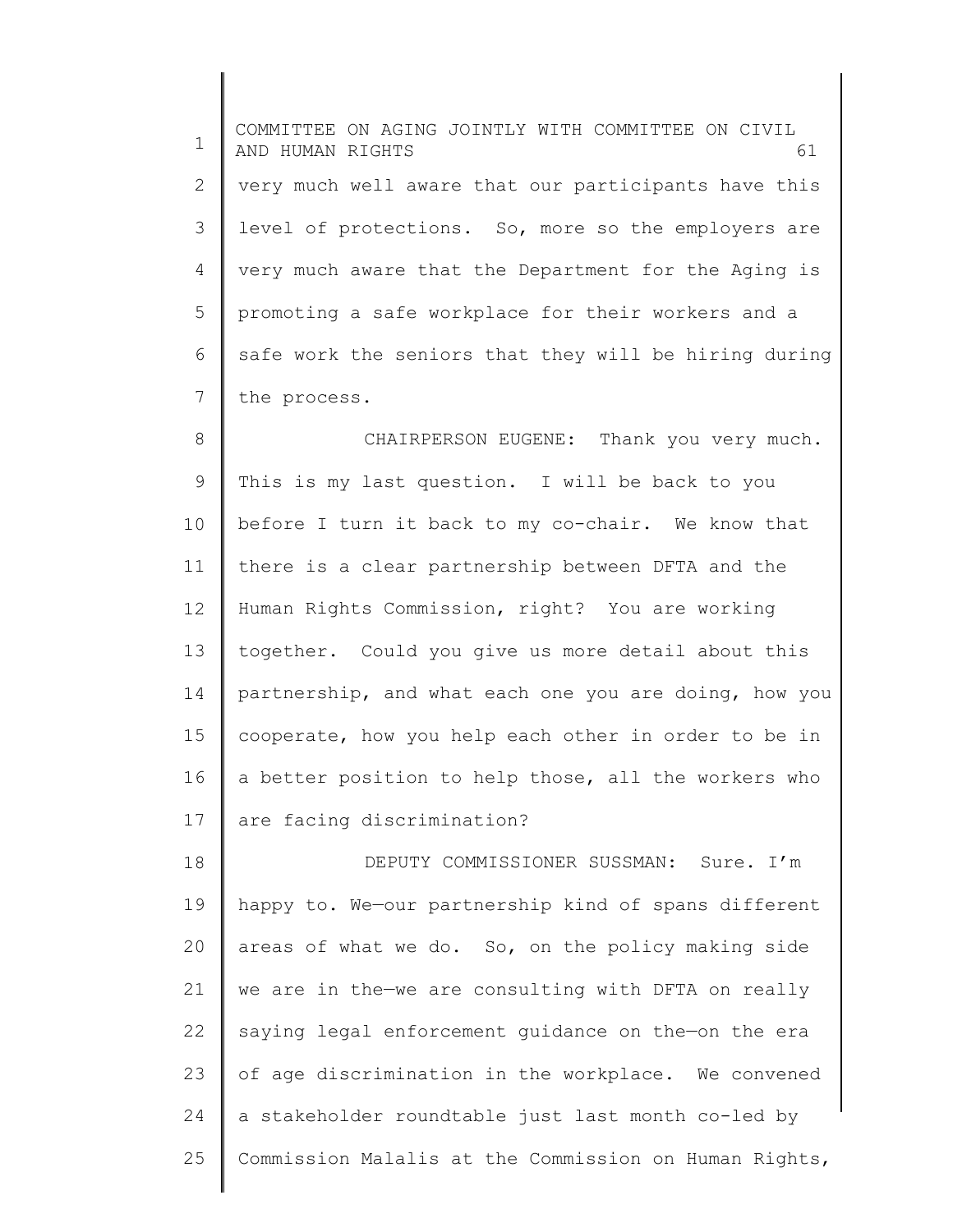very much well aware that our participants have this level of protections. So, more so the employers are very much aware that the Department for the Aging is promoting a safe workplace for their workers and a safe work the seniors that they will be hiring during the process.

CHAIRPERSON EUGENE: Thank you very much. This is my last question. I will be back to you before I turn it back to my co-chair. We know that there is a clear partnership between DFTA and the Human Rights Commission, right? You are working together. Could you give us more detail about this partnership, and what each one you are doing, how you cooperate, how you help each other in order to be in a better position to help those, all the workers who are facing discrimination?

DEPUTY COMMISSIONER SUSSMAN: Sure. I'm happy to. We—our partnership kind of spans different areas of what we do. So, on the policy making side we are in the—we are consulting with DFTA on really saying legal enforcement guidance on the—on the era of age discrimination in the workplace. We convened a stakeholder roundtable just last month co-led by Commission Malalis at the Commission on Human Rights,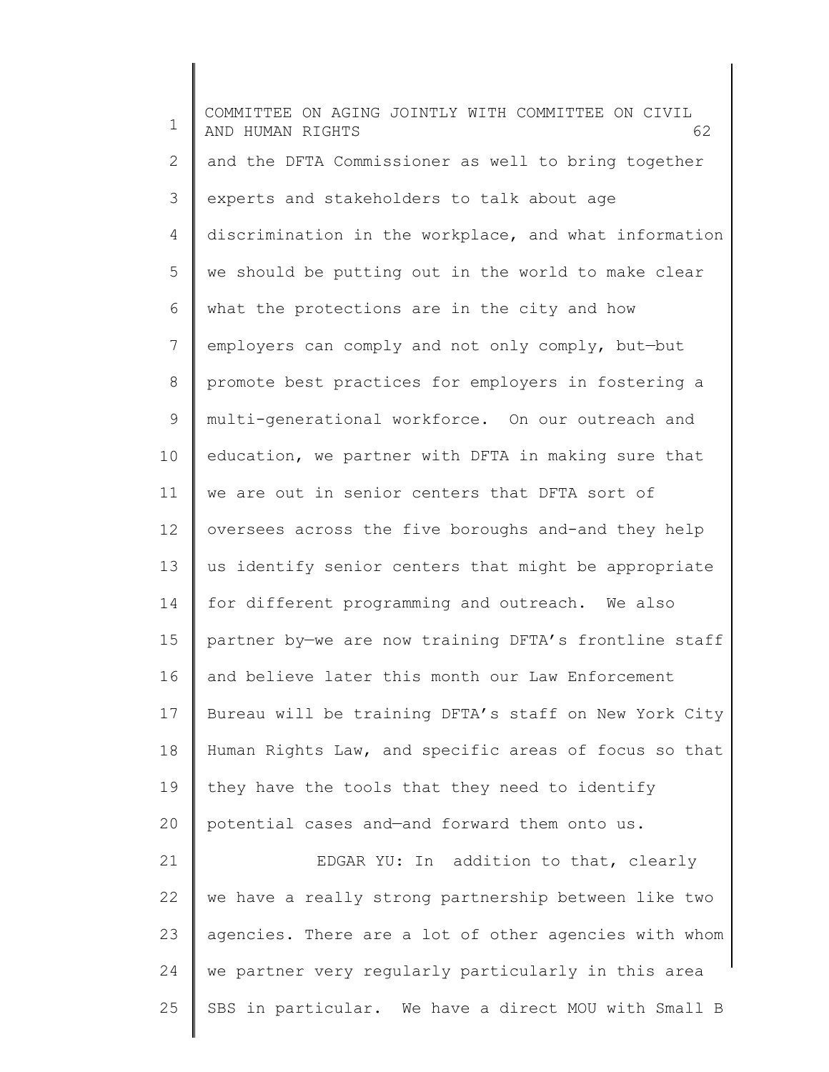and the DFTA Commissioner as well to bring together experts and stakeholders to talk about age discrimination in the workplace, and what information we should be putting out in the world to make clear what the protections are in the city and how employers can comply and not only comply, but—but promote best practices for employers in fostering a multi-generational workforce. On our outreach and education, we partner with DFTA in making sure that we are out in senior centers that DFTA sort of oversees across the five boroughs and-and they help us identify senior centers that might be appropriate for different programming and outreach. We also partner by—we are now training DFTA's frontline staff and believe later this month our Law Enforcement Bureau will be training DFTA's staff on New York City Human Rights Law, and specific areas of focus so that they have the tools that they need to identify potential cases and—and forward them onto us.

EDGAR YU: In addition to that, clearly we have a really strong partnership between like two agencies. There are a lot of other agencies with whom we partner very regularly particularly in this area SBS in particular. We have a direct MOU with Small B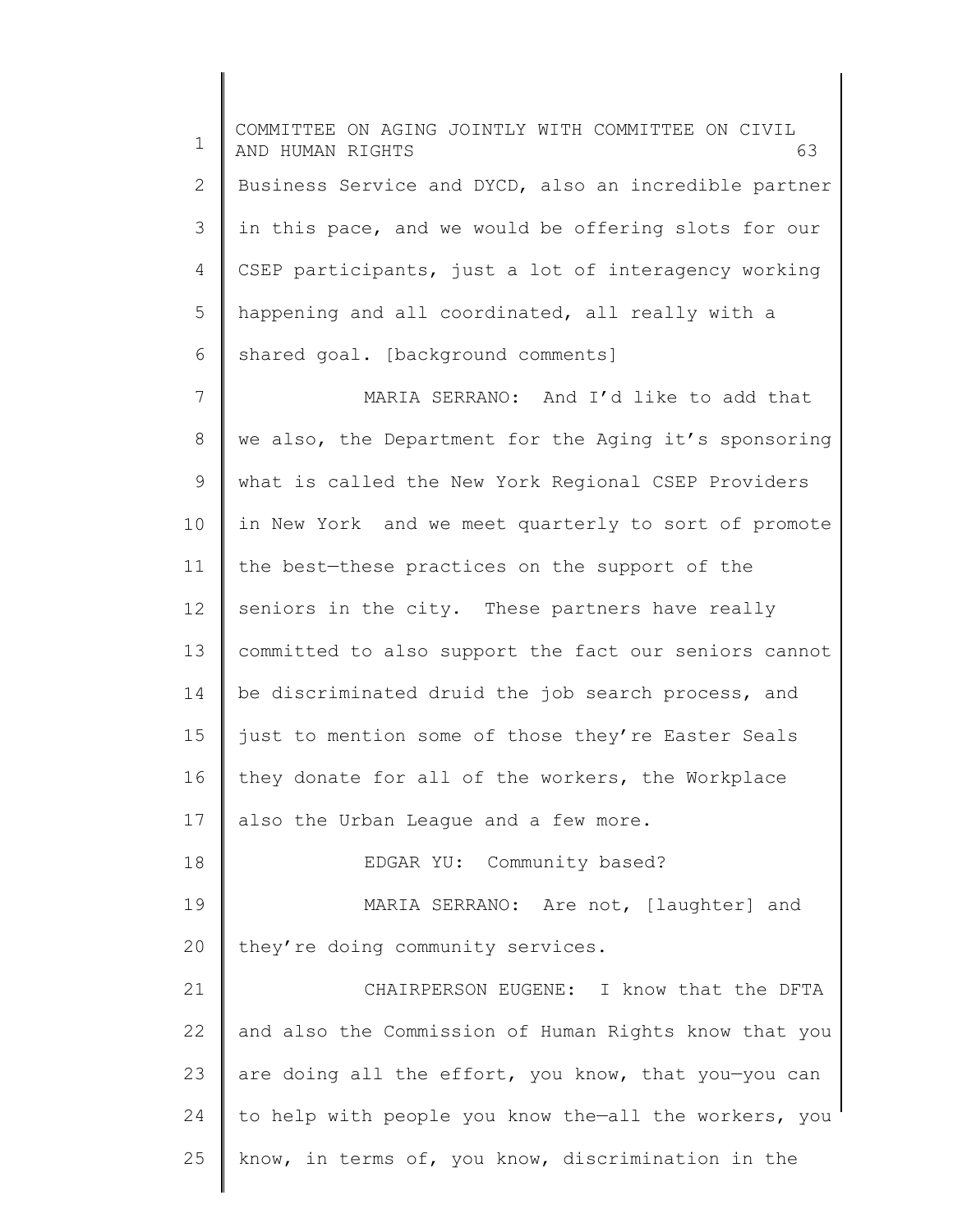Business Service and DYCD, also an incredible partner in this pace, and we would be offering slots for our CSEP participants, just a lot of interagency working happening and all coordinated, all really with a shared goal. [background comments]

MARIA SERRANO: And I'd like to add that we also, the Department for the Aging it's sponsoring what is called the New York Regional CSEP Providers in New York and we meet quarterly to sort of promote the best—these practices on the support of the seniors in the city. These partners have really committed to also support the fact our seniors cannot be discriminated druid the job search process, and just to mention some of those they're Easter Seals they donate for all of the workers, the Workplace also the Urban League and a few more.

EDGAR YU: Community based?

MARIA SERRANO: Are not, [laughter] and they're doing community services.

CHAIRPERSON EUGENE: I know that the DFTA and also the Commission of Human Rights know that you are doing all the effort, you know, that you—you can to help with people you know the—all the workers, you know, in terms of, you know, discrimination in the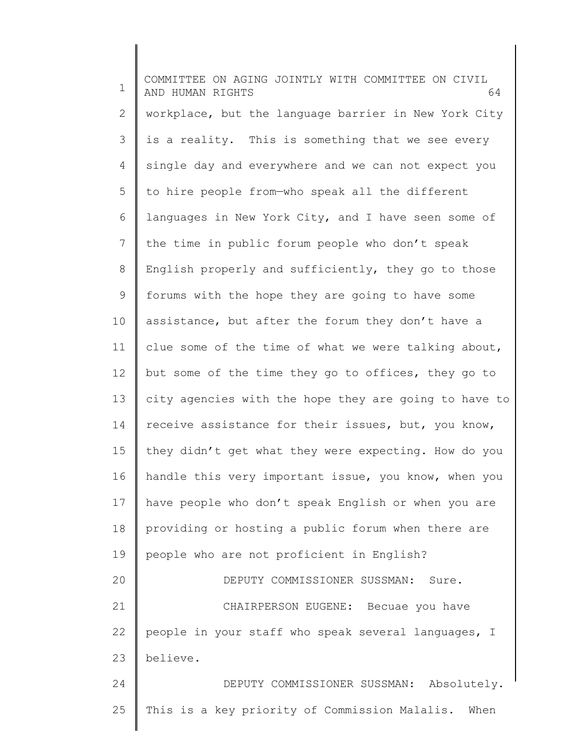workplace, but the language barrier in New York City is a reality. This is something that we see every single day and everywhere and we can not expect you to hire people from—who speak all the different languages in New York City, and I have seen some of the time in public forum people who don't speak English properly and sufficiently, they go to those forums with the hope they are going to have some assistance, but after the forum they don't have a clue some of the time of what we were talking about, but some of the time they go to offices, they go to city agencies with the hope they are going to have to receive assistance for their issues, but, you know, they didn't get what they were expecting. How do you handle this very important issue, you know, when you have people who don't speak English or when you are providing or hosting a public forum when there are people who are not proficient in English?

DEPUTY COMMISSIONER SUSSMAN: Sure.

CHAIRPERSON EUGENE: Becuae you have people in your staff who speak several languages, I believe.

DEPUTY COMMISSIONER SUSSMAN: Absolutely. This is a key priority of Commission Malalis. When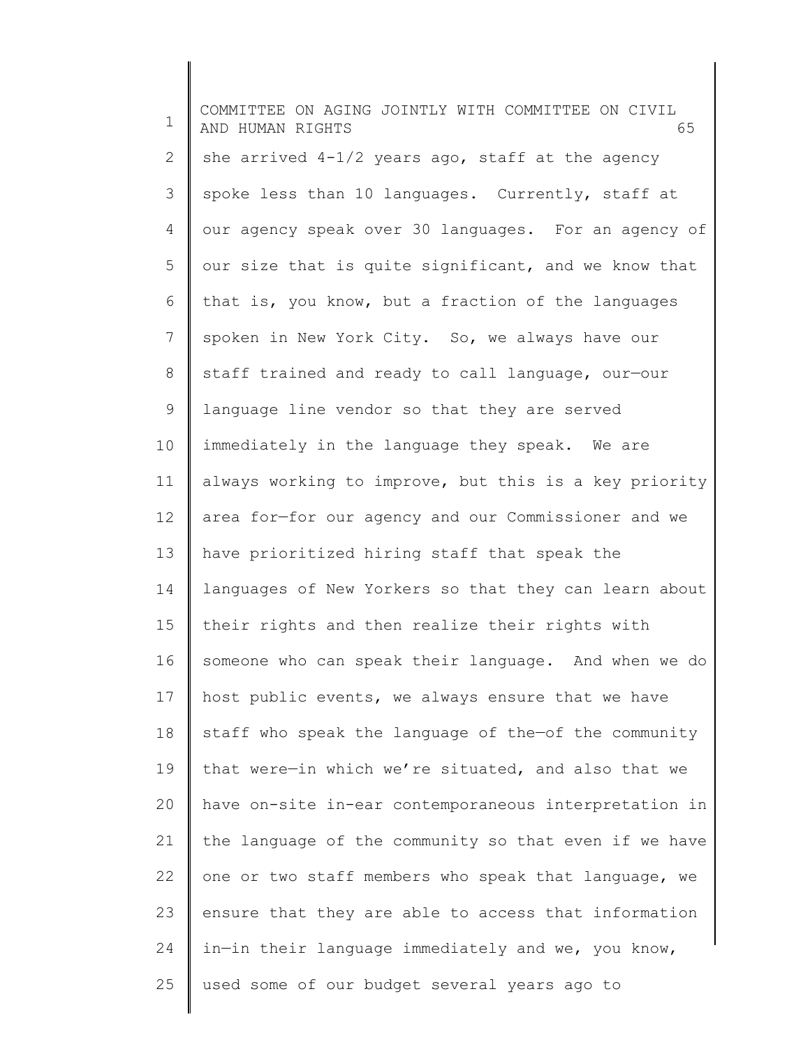she arrived 4-1/2 years ago, staff at the agency spoke less than 10 languages. Currently, staff at our agency speak over 30 languages. For an agency of our size that is quite significant, and we know that that is, you know, but a fraction of the languages spoken in New York City. So, we always have our staff trained and ready to call language, our—our language line vendor so that they are served immediately in the language they speak. We are always working to improve, but this is a key priority area for—for our agency and our Commissioner and we have prioritized hiring staff that speak the languages of New Yorkers so that they can learn about their rights and then realize their rights with someone who can speak their language. And when we do host public events, we always ensure that we have staff who speak the language of the—of the community that were—in which we're situated, and also that we have on-site in-ear contemporaneous interpretation in the language of the community so that even if we have one or two staff members who speak that language, we ensure that they are able to access that information in—in their language immediately and we, you know, used some of our budget several years ago to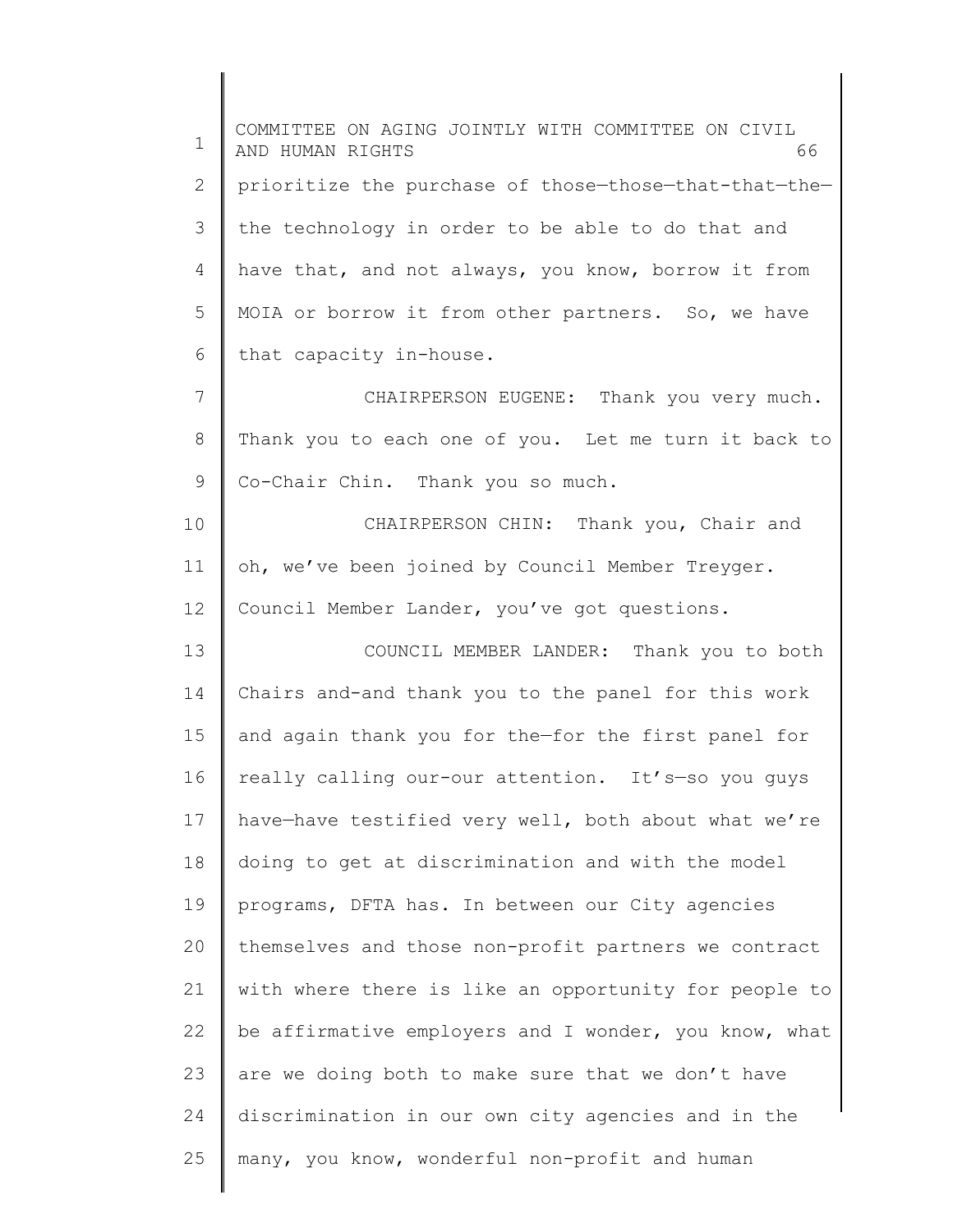prioritize the purchase of those—those—that-that—the—the technology in order to be able to do that and have that, and not always, you know, borrow it from MOIA or borrow it from other partners. So, we have that capacity in-house.

CHAIRPERSON EUGENE: Thank you very much. Thank you to each one of you. Let me turn it back to Co-Chair Chin. Thank you so much.

CHAIRPERSON CHIN: Thank you, Chair and oh, we've been joined by Council Member Treyger. Council Member Lander, you've got questions.

COUNCIL MEMBER LANDER: Thank you to both Chairs and-and thank you to the panel for this work and again thank you for the—for the first panel for really calling our-our attention. It's—so you guys have—have testified very well, both about what we're doing to get at discrimination and with the model programs, DFTA has. In between our City agencies themselves and those non-profit partners we contract with where there is like an opportunity for people to be affirmative employers and I wonder, you know, what are we doing both to make sure that we don't have discrimination in our own city agencies and in the many, you know, wonderful non-profit and human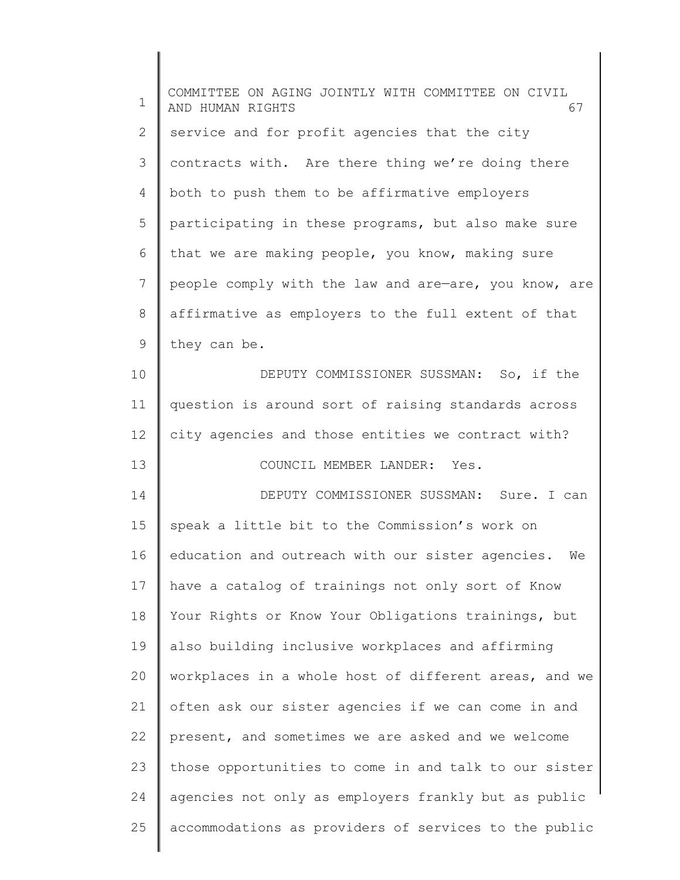service and for profit agencies that the city contracts with. Are there thing we're doing there both to push them to be affirmative employers participating in these programs, but also make sure that we are making people, you know, making sure people comply with the law and are—are, you know, are affirmative as employers to the full extent of that they can be.

DEPUTY COMMISSIONER SUSSMAN: So, if the question is around sort of raising standards across city agencies and those entities we contract with?

COUNCIL MEMBER LANDER: Yes.

DEPUTY COMMISSIONER SUSSMAN: Sure. I can speak a little bit to the Commission's work on education and outreach with our sister agencies. We have a catalog of trainings not only sort of Know Your Rights or Know Your Obligations trainings, but also building inclusive workplaces and affirming workplaces in a whole host of different areas, and we often ask our sister agencies if we can come in and present, and sometimes we are asked and we welcome those opportunities to come in and talk to our sister agencies not only as employers frankly but as public accommodations as providers of services to the public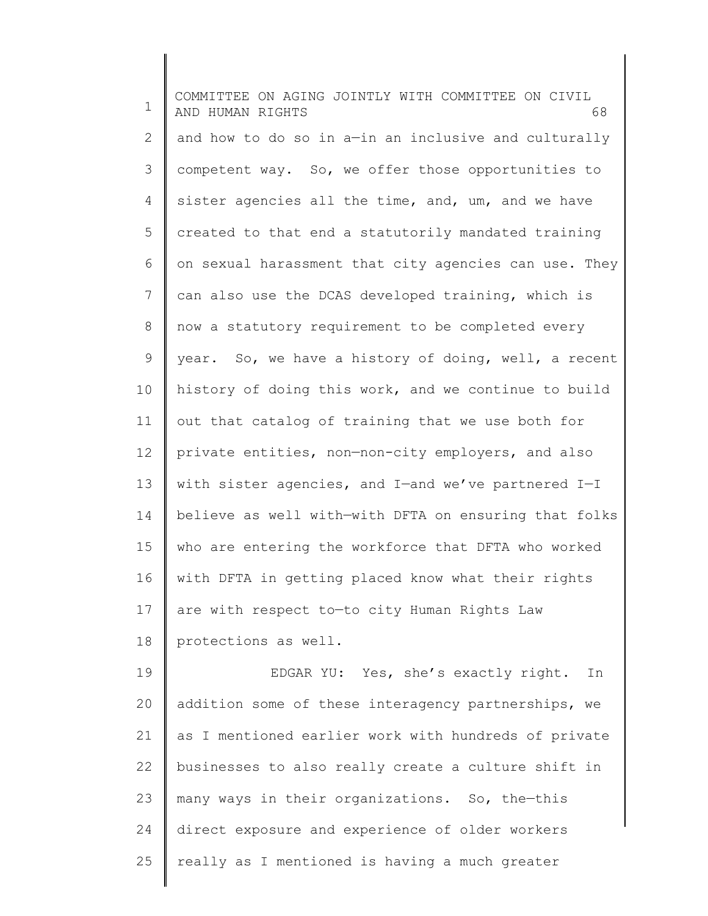and how to do so in a—in an inclusive and culturally competent way. So, we offer those opportunities to sister agencies all the time, and, um, and we have created to that end a statutorily mandated training on sexual harassment that city agencies can use. They can also use the DCAS developed training, which is now a statutory requirement to be completed every year. So, we have a history of doing, well, a recent history of doing this work, and we continue to build out that catalog of training that we use both for private entities, non—non-city employers, and also with sister agencies, and I—and we've partnered I—I believe as well with—with DFTA on ensuring that folks who are entering the workforce that DFTA who worked with DFTA in getting placed know what their rights are with respect to—to city Human Rights Law protections as well.

EDGAR YU: Yes, she's exactly right. In addition some of these interagency partnerships, we as I mentioned earlier work with hundreds of private businesses to also really create a culture shift in many ways in their organizations. So, the—this direct exposure and experience of older workers really as I mentioned is having a much greater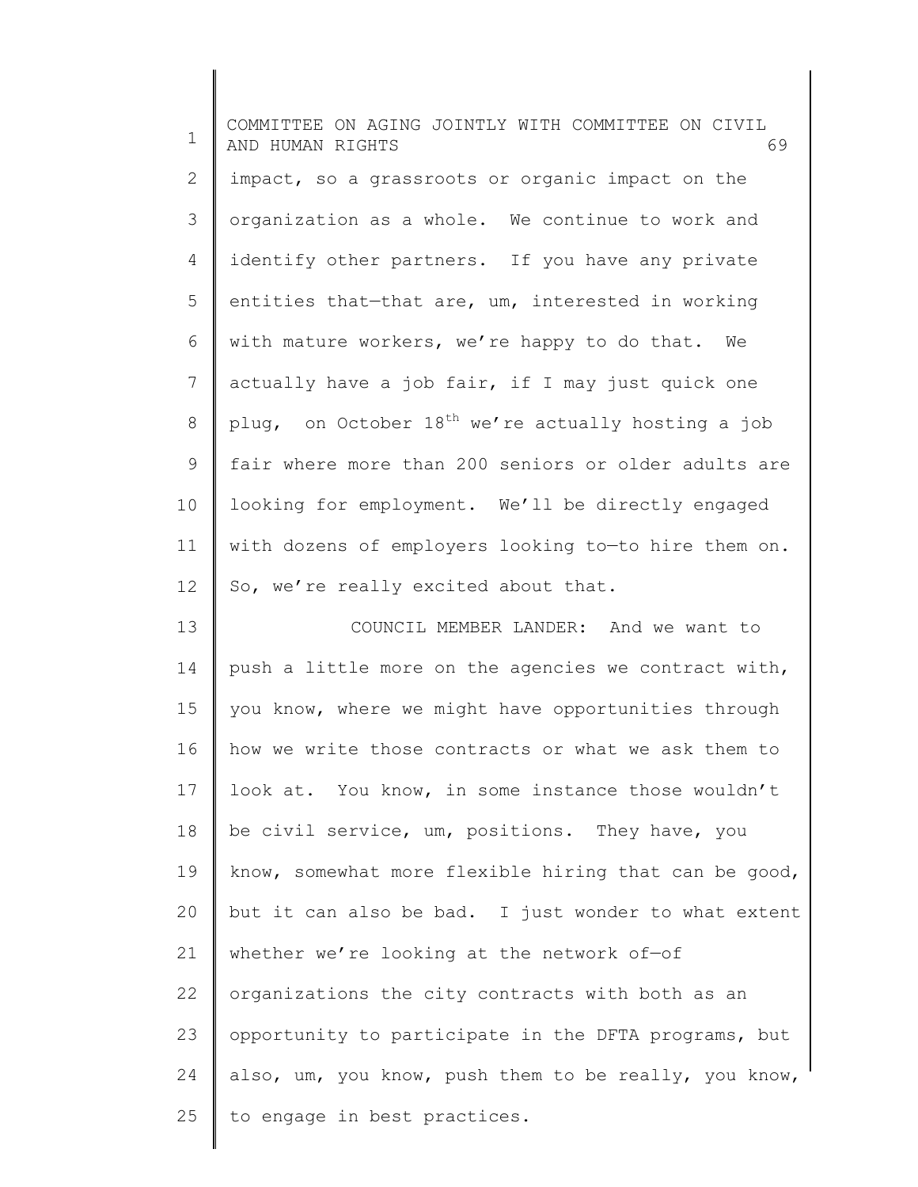impact, so a grassroots or organic impact on the organization as a whole. We continue to work and identify other partners. If you have any private entities that—that are, um, interested in working with mature workers, we're happy to do that. We actually have a job fair, if I may just quick one plug, on October 18th we're actually hosting a job fair where more than 200 seniors or older adults are looking for employment. We'll be directly engaged with dozens of employers looking to—to hire them on. So, we're really excited about that.

COUNCIL MEMBER LANDER: And we want to push a little more on the agencies we contract with, you know, where we might have opportunities through how we write those contracts or what we ask them to look at. You know, in some instance those wouldn't be civil service, um, positions. They have, you know, somewhat more flexible hiring that can be good, but it can also be bad. I just wonder to what extent whether we're looking at the network of—of organizations the city contracts with both as an opportunity to participate in the DFTA programs, but also, um, you know, push them to be really, you know, to engage in best practices.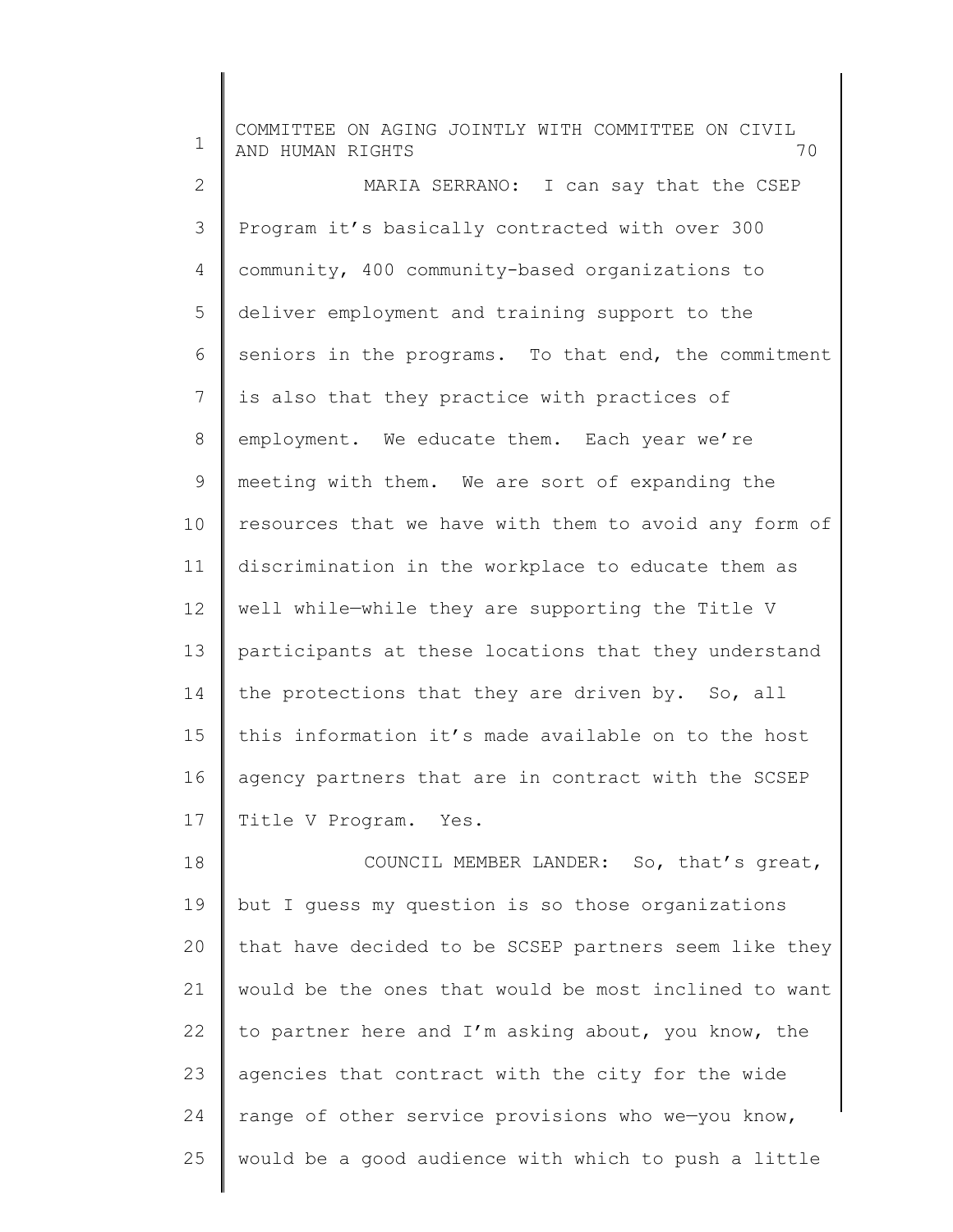MARIA SERRANO: I can say that the CSEP Program it's basically contracted with over 300 community, 400 community-based organizations to deliver employment and training support to the seniors in the programs. To that end, the commitment is also that they practice with practices of employment. We educate them. Each year we're meeting with them. We are sort of expanding the resources that we have with them to avoid any form of discrimination in the workplace to educate them as well while—while they are supporting the Title V participants at these locations that they understand the protections that they are driven by. So, all this information it's made available on to the host agency partners that are in contract with the SCSEP Title V Program. Yes.

COUNCIL MEMBER LANDER: So, that's great, but I guess my question is so those organizations that have decided to be SCSEP partners seem like they would be the ones that would be most inclined to want to partner here and I'm asking about, you know, the agencies that contract with the city for the wide range of other service provisions who we—you know, would be a good audience with which to push a little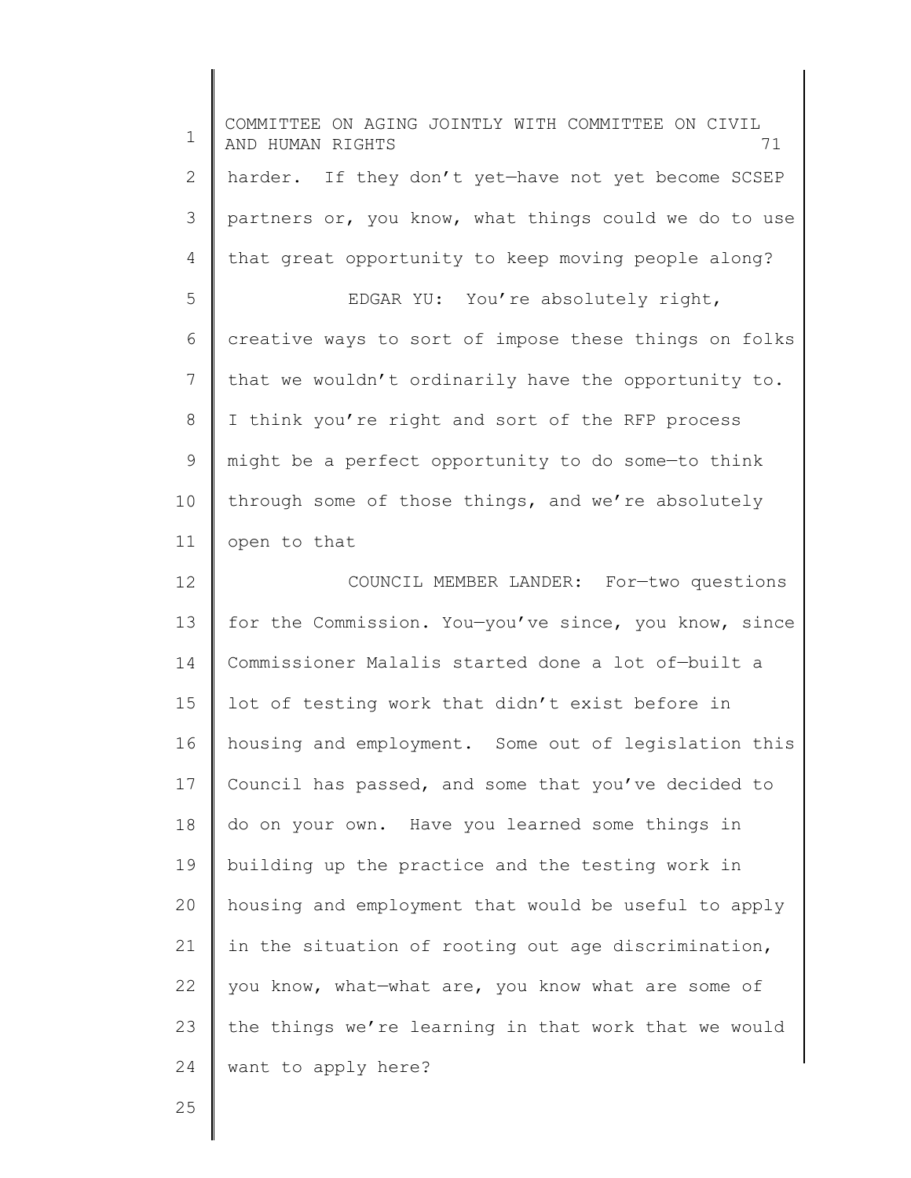harder. If they don't yet—have not yet become SCSEP partners or, you know, what things could we do to use that great opportunity to keep moving people along?

EDGAR YU: You're absolutely right, creative ways to sort of impose these things on folks that we wouldn't ordinarily have the opportunity to. I think you're right and sort of the RFP process might be a perfect opportunity to do some—to think through some of those things, and we're absolutely open to that

COUNCIL MEMBER LANDER: For—two questions for the Commission. You—you've since, you know, since Commissioner Malalis started done a lot of—built a lot of testing work that didn't exist before in housing and employment. Some out of legislation this Council has passed, and some that you've decided to do on your own. Have you learned some things in building up the practice and the testing work in housing and employment that would be useful to apply in the situation of rooting out age discrimination, you know, what—what are, you know what are some of the things we're learning in that work that we would want to apply here?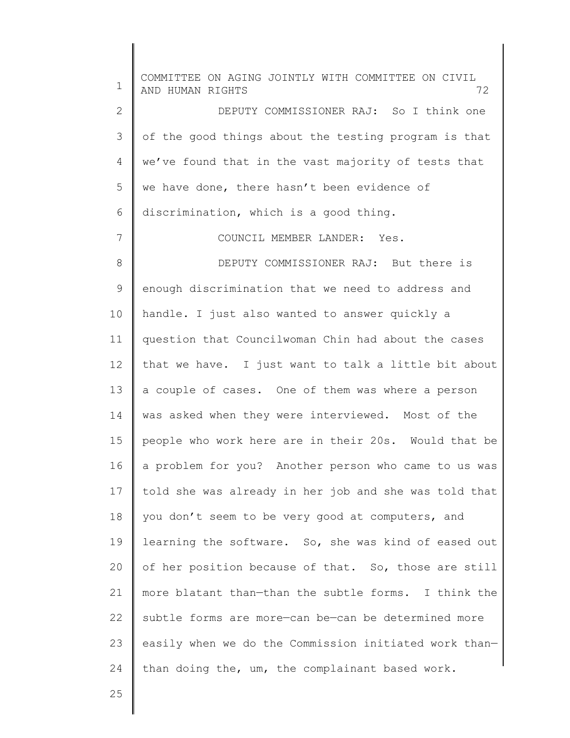DEPUTY COMMISSIONER RAJ: So I think one of the good things about the testing program is that we've found that in the vast majority of tests that we have done, there hasn't been evidence of discrimination, which is a good thing.

COUNCIL MEMBER LANDER: Yes.

DEPUTY COMMISSIONER RAJ: But there is enough discrimination that we need to address and handle. I just also wanted to answer quickly a question that Councilwoman Chin had about the cases that we have. I just want to talk a little bit about a couple of cases. One of them was where a person was asked when they were interviewed. Most of the people who work here are in their 20s. Would that be a problem for you? Another person who came to us was told she was already in her job and she was told that you don't seem to be very good at computers, and learning the software. So, she was kind of eased out of her position because of that. So, those are still more blatant than—than the subtle forms. I think the subtle forms are more—can be—can be determined more easily when we do the Commission initiated work than—than doing the, um, the complainant based work.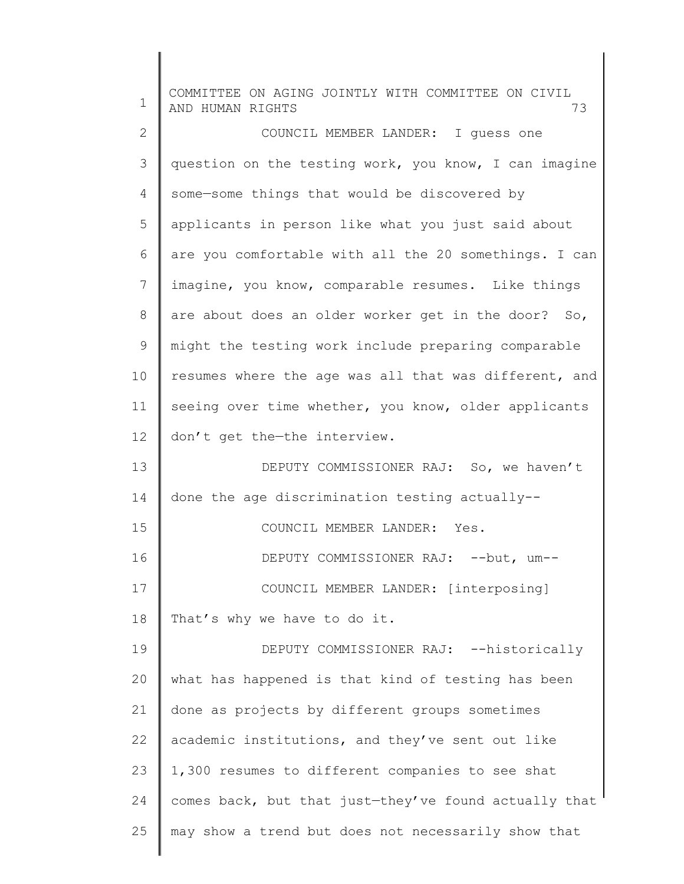COUNCIL MEMBER LANDER: I guess one question on the testing work, you know, I can imagine some—some things that would be discovered by applicants in person like what you just said about are you comfortable with all the 20 somethings. I can imagine, you know, comparable resumes. Like things are about does an older worker get in the door? So, might the testing work include preparing comparable resumes where the age was all that was different, and seeing over time whether, you know, older applicants don't get the—the interview.

DEPUTY COMMISSIONER RAJ: So, we haven't done the age discrimination testing actually--

COUNCIL MEMBER LANDER: Yes.

DEPUTY COMMISSIONER RAJ: --but, um--

COUNCIL MEMBER LANDER: [interposing] That's why we have to do it.

DEPUTY COMMISSIONER RAJ: --historically what has happened is that kind of testing has been done as projects by different groups sometimes academic institutions, and they've sent out like 1,300 resumes to different companies to see shat comes back, but that just—they've found actually that may show a trend but does not necessarily show that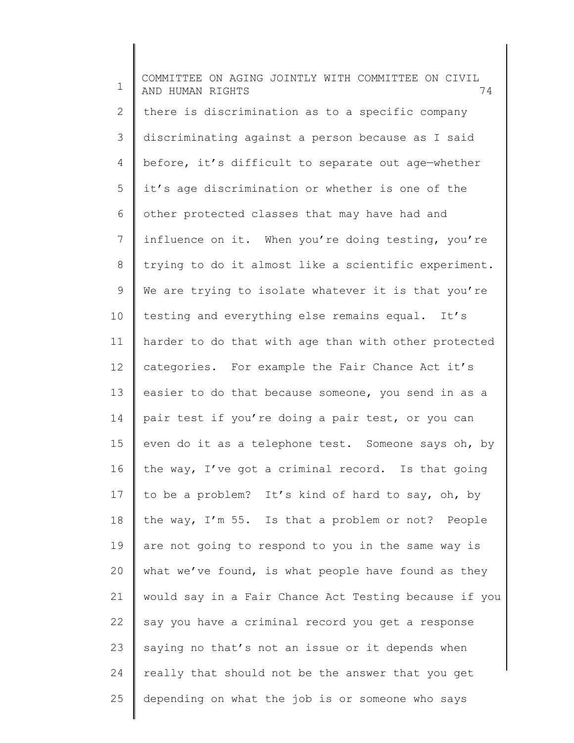there is discrimination as to a specific company discriminating against a person because as I said before, it's difficult to separate out age—whether it's age discrimination or whether is one of the other protected classes that may have had and influence on it. When you're doing testing, you're trying to do it almost like a scientific experiment. We are trying to isolate whatever it is that you're testing and everything else remains equal. It's harder to do that with age than with other protected categories. For example the Fair Chance Act it's easier to do that because someone, you send in as a pair test if you're doing a pair test, or you can even do it as a telephone test. Someone says oh, by the way, I've got a criminal record. Is that going to be a problem? It's kind of hard to say, oh, by the way, I'm 55. Is that a problem or not? People are not going to respond to you in the same way is what we've found, is what people have found as they would say in a Fair Chance Act Testing because if you say you have a criminal record you get a response saying no that's not an issue or it depends when really that should not be the answer that you get depending on what the job is or someone who says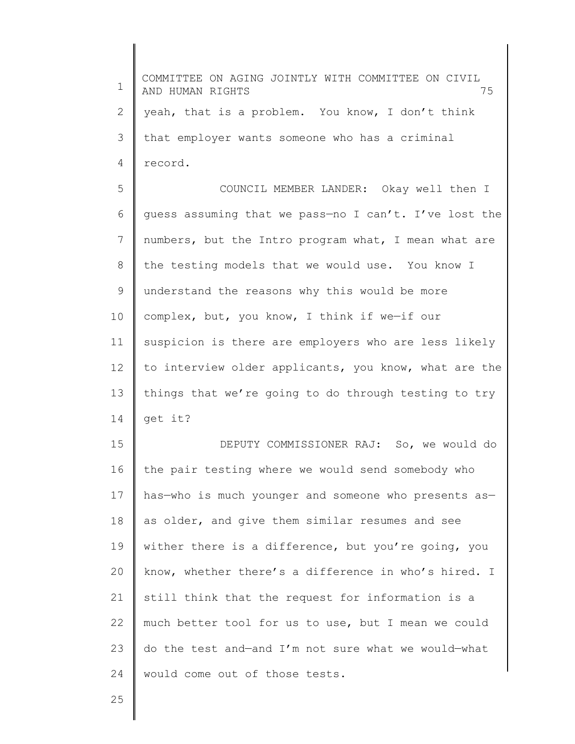yeah, that is a problem. You know, I don't think that employer wants someone who has a criminal record.

COUNCIL MEMBER LANDER: Okay well then I guess assuming that we pass—no I can't. I've lost the numbers, but the Intro program what, I mean what are the testing models that we would use. You know I understand the reasons why this would be more complex, but, you know, I think if we—if our suspicion is there are employers who are less likely to interview older applicants, you know, what are the things that we're going to do through testing to try get it?

DEPUTY COMMISSIONER RAJ: So, we would do the pair testing where we would send somebody who has—who is much younger and someone who presents as—as older, and give them similar resumes and see wither there is a difference, but you're going, you know, whether there's a difference in who's hired. I still think that the request for information is a much better tool for us to use, but I mean we could do the test and—and I'm not sure what we would—what would come out of those tests.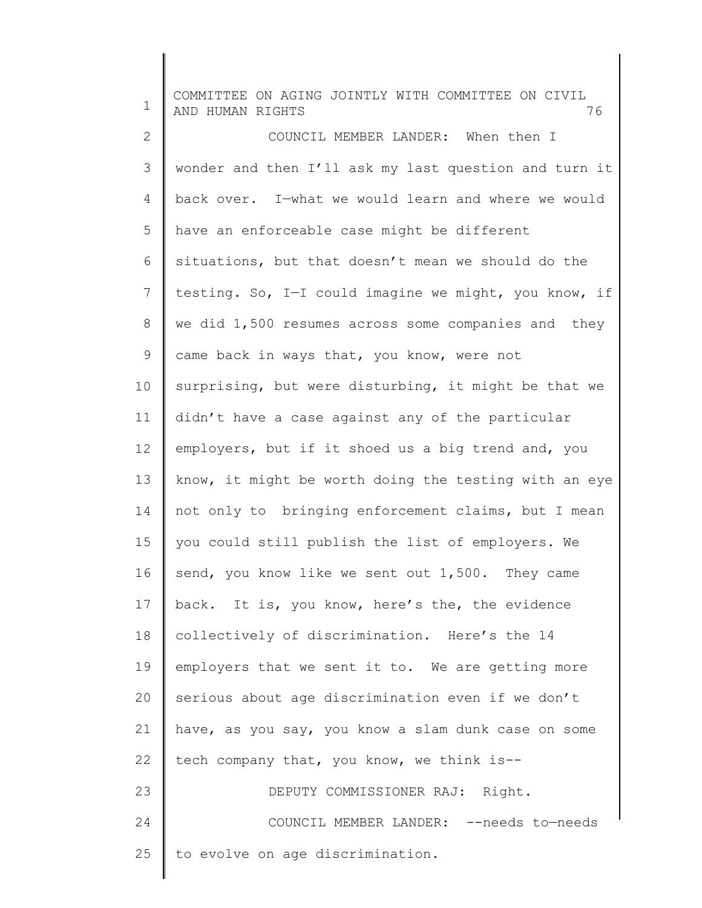COUNCIL MEMBER LANDER: When then I wonder and then I'll ask my last question and turn it back over. I—what we would learn and where we would have an enforceable case might be different situations, but that doesn't mean we should do the testing. So, I—I could imagine we might, you know, if we did 1,500 resumes across some companies and they came back in ways that, you know, were not surprising, but were disturbing, it might be that we didn't have a case against any of the particular employers, but if it shoed us a big trend and, you know, it might be worth doing the testing with an eye not only to bringing enforcement claims, but I mean you could still publish the list of employers. We send, you know like we sent out 1,500. They came back. It is, you know, here's the, the evidence collectively of discrimination. Here's the 14 employers that we sent it to. We are getting more serious about age discrimination even if we don't have, as you say, you know a slam dunk case on some tech company that, you know, we think is--

DEPUTY COMMISSIONER RAJ: Right.

COUNCIL MEMBER LANDER: --needs to—needs to evolve on age discrimination.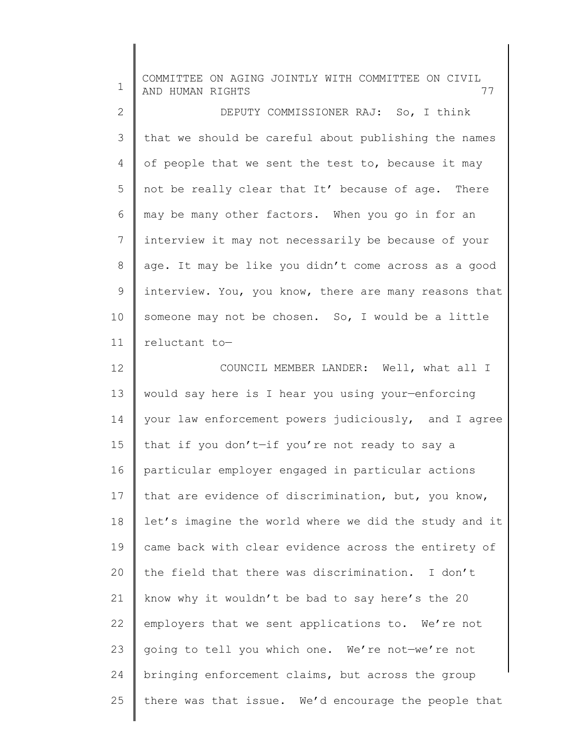DEPUTY COMMISSIONER RAJ: So, I think that we should be careful about publishing the names of people that we sent the test to, because it may not be really clear that It' because of age. There may be many other factors. When you go in for an interview it may not necessarily be because of your age. It may be like you didn't come across as a good interview. You, you know, there are many reasons that someone may not be chosen. So, I would be a little reluctant to—

COUNCIL MEMBER LANDER: Well, what all I would say here is I hear you using your—enforcing your law enforcement powers judiciously, and I agree that if you don't—if you're not ready to say a particular employer engaged in particular actions that are evidence of discrimination, but, you know, let's imagine the world where we did the study and it came back with clear evidence across the entirety of the field that there was discrimination. I don't know why it wouldn't be bad to say here's the 20 employers that we sent applications to. We're not going to tell you which one. We're not—we're not bringing enforcement claims, but across the group there was that issue. We'd encourage the people that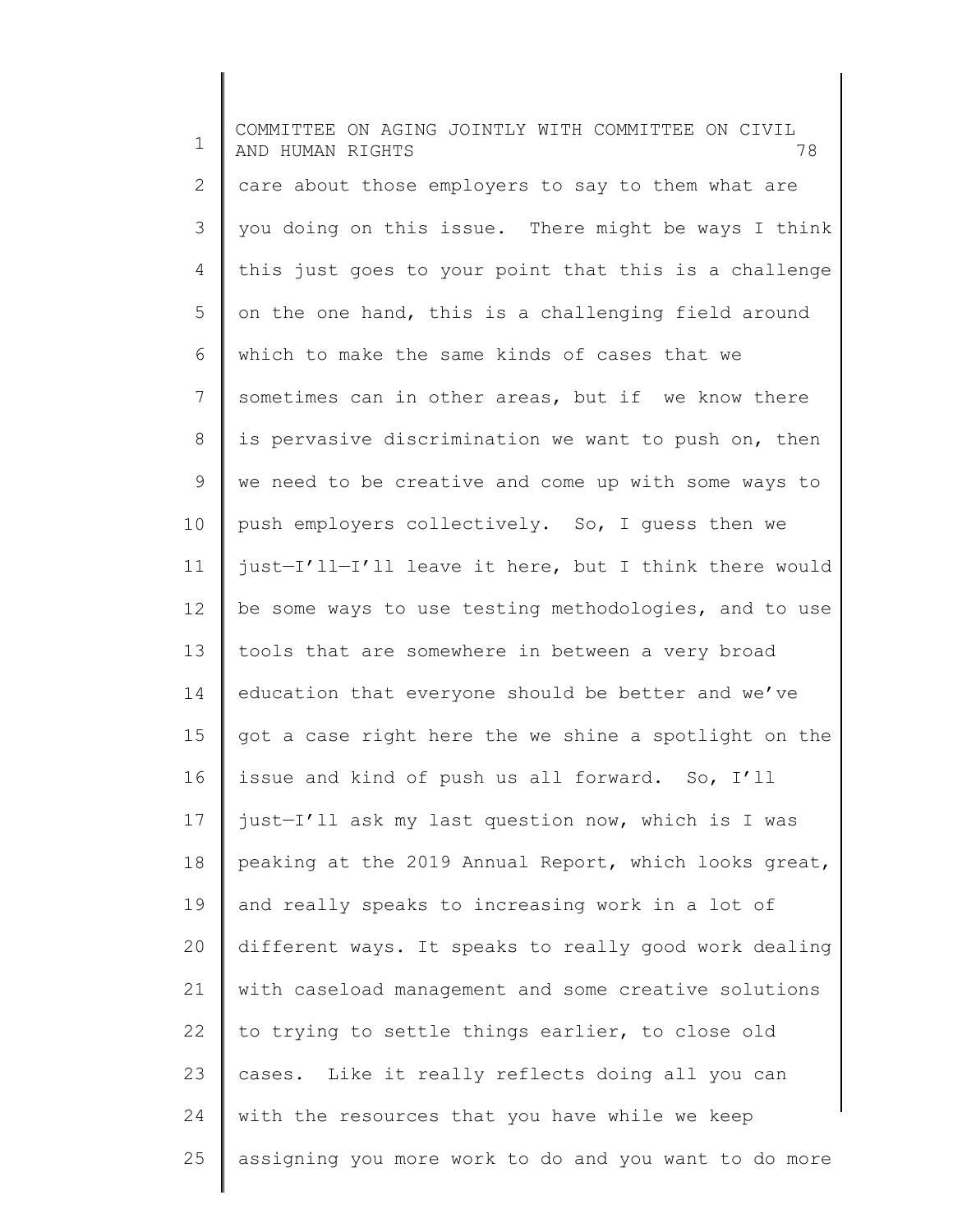care about those employers to say to them what are you doing on this issue. There might be ways I think this just goes to your point that this is a challenge on the one hand, this is a challenging field around which to make the same kinds of cases that we sometimes can in other areas, but if we know there is pervasive discrimination we want to push on, then we need to be creative and come up with some ways to push employers collectively. So, I guess then we just—I'll—I'll leave it here, but I think there would be some ways to use testing methodologies, and to use tools that are somewhere in between a very broad education that everyone should be better and we've got a case right here the we shine a spotlight on the issue and kind of push us all forward. So, I'll just—I'll ask my last question now, which is I was peaking at the 2019 Annual Report, which looks great, and really speaks to increasing work in a lot of different ways. It speaks to really good work dealing with caseload management and some creative solutions to trying to settle things earlier, to close old cases. Like it really reflects doing all you can with the resources that you have while we keep assigning you more work to do and you want to do more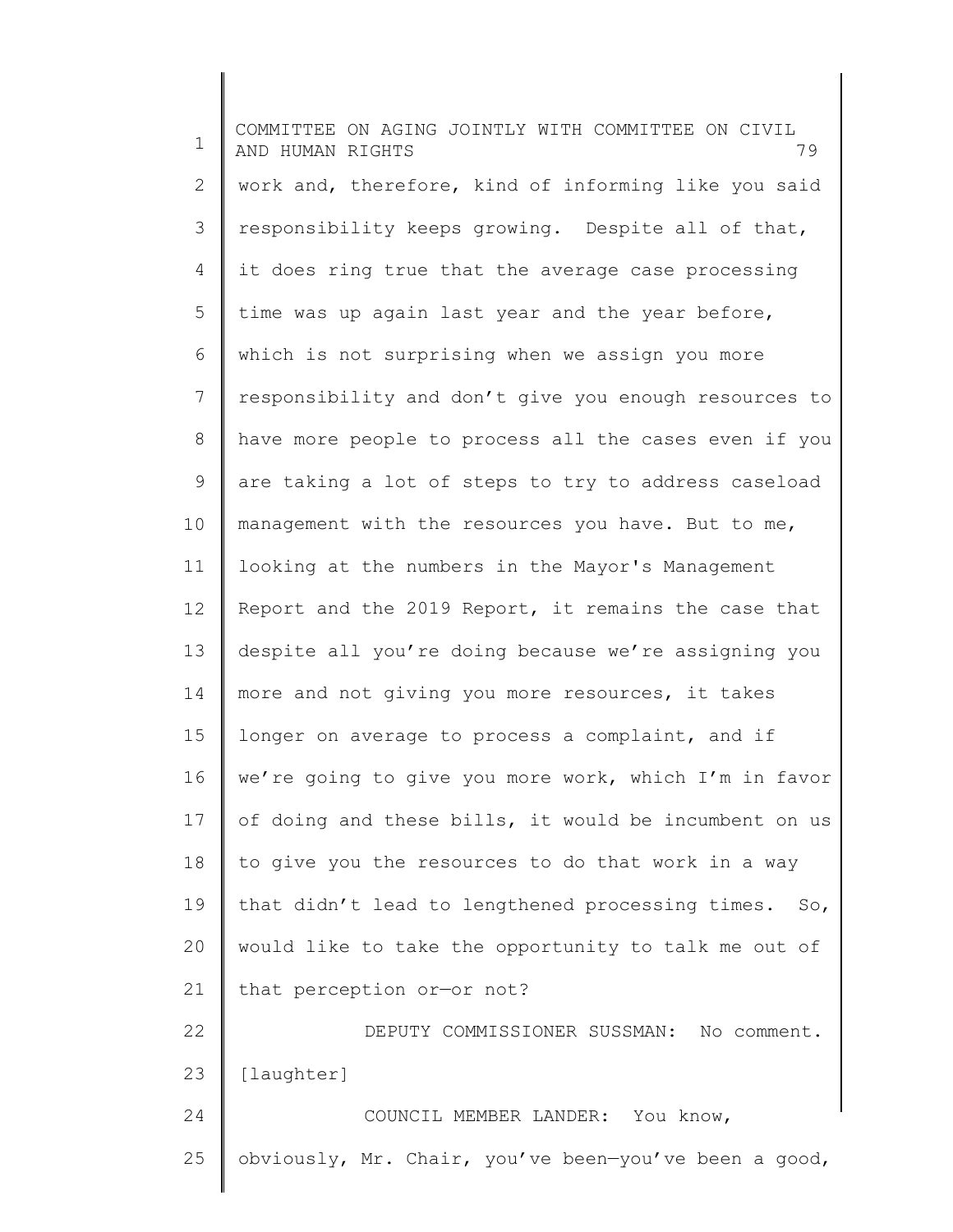work and, therefore, kind of informing like you said responsibility keeps growing. Despite all of that, it does ring true that the average case processing time was up again last year and the year before, which is not surprising when we assign you more responsibility and don't give you enough resources to have more people to process all the cases even if you are taking a lot of steps to try to address caseload management with the resources you have. But to me, looking at the numbers in the Mayor's Management Report and the 2019 Report, it remains the case that despite all you're doing because we're assigning you more and not giving you more resources, it takes longer on average to process a complaint, and if we're going to give you more work, which I'm in favor of doing and these bills, it would be incumbent on us to give you the resources to do that work in a way that didn't lead to lengthened processing times. So, would like to take the opportunity to talk me out of that perception or—or not?

DEPUTY COMMISSIONER SUSSMAN: No comment. [laughter]

COUNCIL MEMBER LANDER: You know, obviously, Mr. Chair, you've been—you've been a good,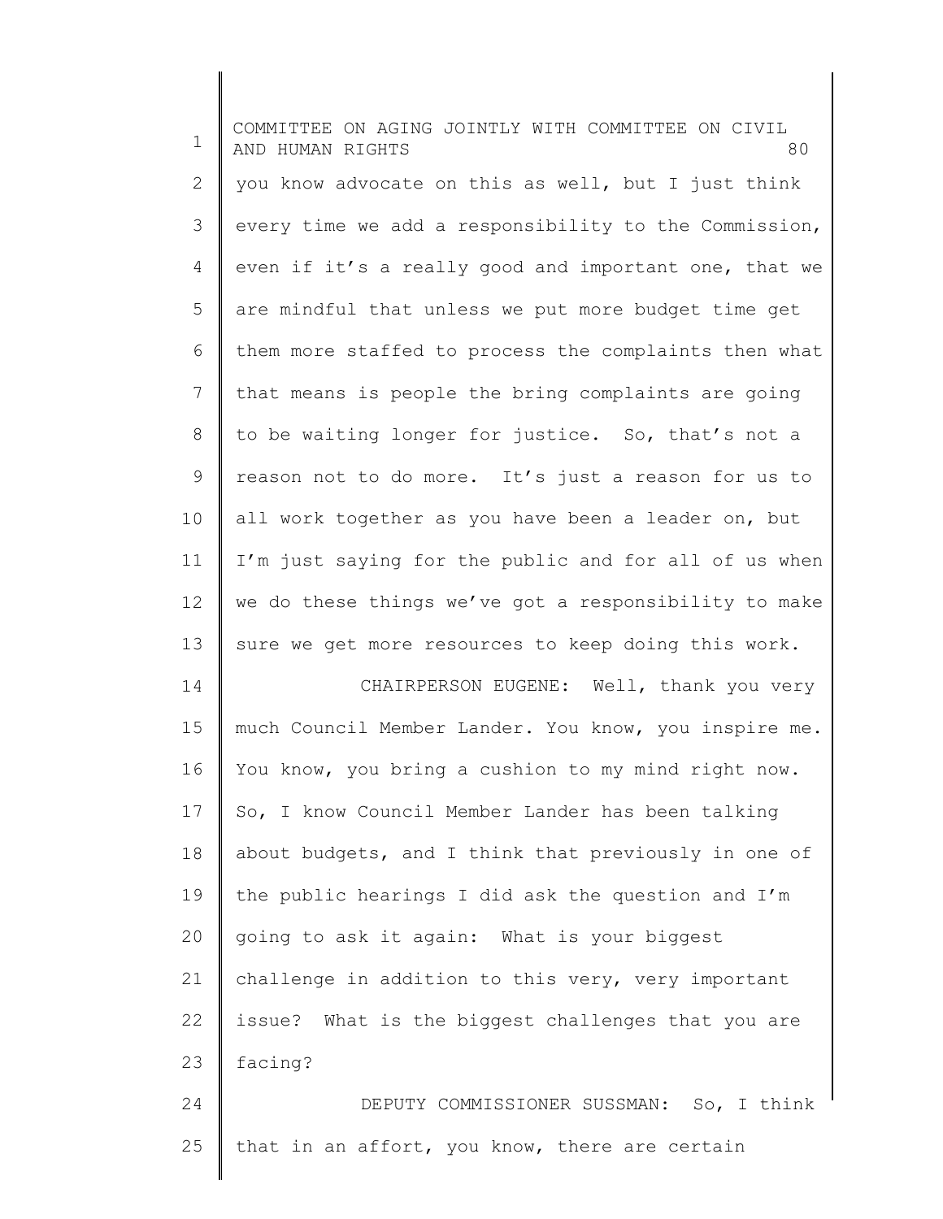you know advocate on this as well, but I just think every time we add a responsibility to the Commission, even if it's a really good and important one, that we are mindful that unless we put more budget time get them more staffed to process the complaints then what that means is people the bring complaints are going to be waiting longer for justice. So, that's not a reason not to do more. It's just a reason for us to all work together as you have been a leader on, but I'm just saying for the public and for all of us when we do these things we've got a responsibility to make sure we get more resources to keep doing this work.

CHAIRPERSON EUGENE: Well, thank you very much Council Member Lander. You know, you inspire me. You know, you bring a cushion to my mind right now. So, I know Council Member Lander has been talking about budgets, and I think that previously in one of the public hearings I did ask the question and I'm going to ask it again: What is your biggest challenge in addition to this very, very important issue? What is the biggest challenges that you are facing?

DEPUTY COMMISSIONER SUSSMAN: So, I think that in an affort, you know, there are certain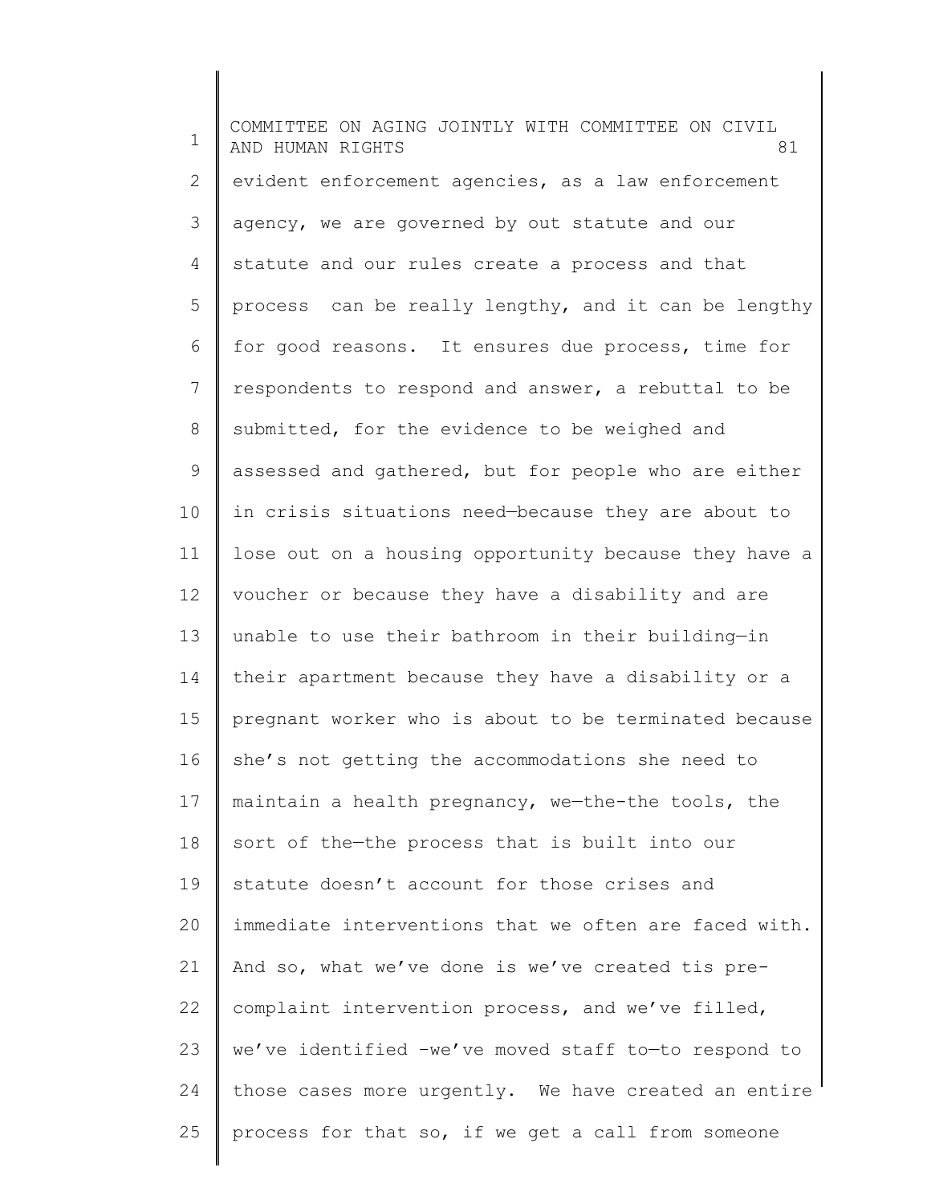evident enforcement agencies, as a law enforcement agency, we are governed by out statute and our statute and our rules create a process and that process can be really lengthy, and it can be lengthy for good reasons. It ensures due process, time for respondents to respond and answer, a rebuttal to be submitted, for the evidence to be weighed and assessed and gathered, but for people who are either in crisis situations need—because they are about to lose out on a housing opportunity because they have a voucher or because they have a disability and are unable to use their bathroom in their building—in their apartment because they have a disability or a pregnant worker who is about to be terminated because she's not getting the accommodations she need to maintain a health pregnancy, we—the-the tools, the sort of the—the process that is built into our statute doesn't account for those crises and immediate interventions that we often are faced with. And so, what we've done is we've created tis pre-complaint intervention process, and we've filled, we've identified –we've moved staff to—to respond to those cases more urgently. We have created an entire process for that so, if we get a call from someone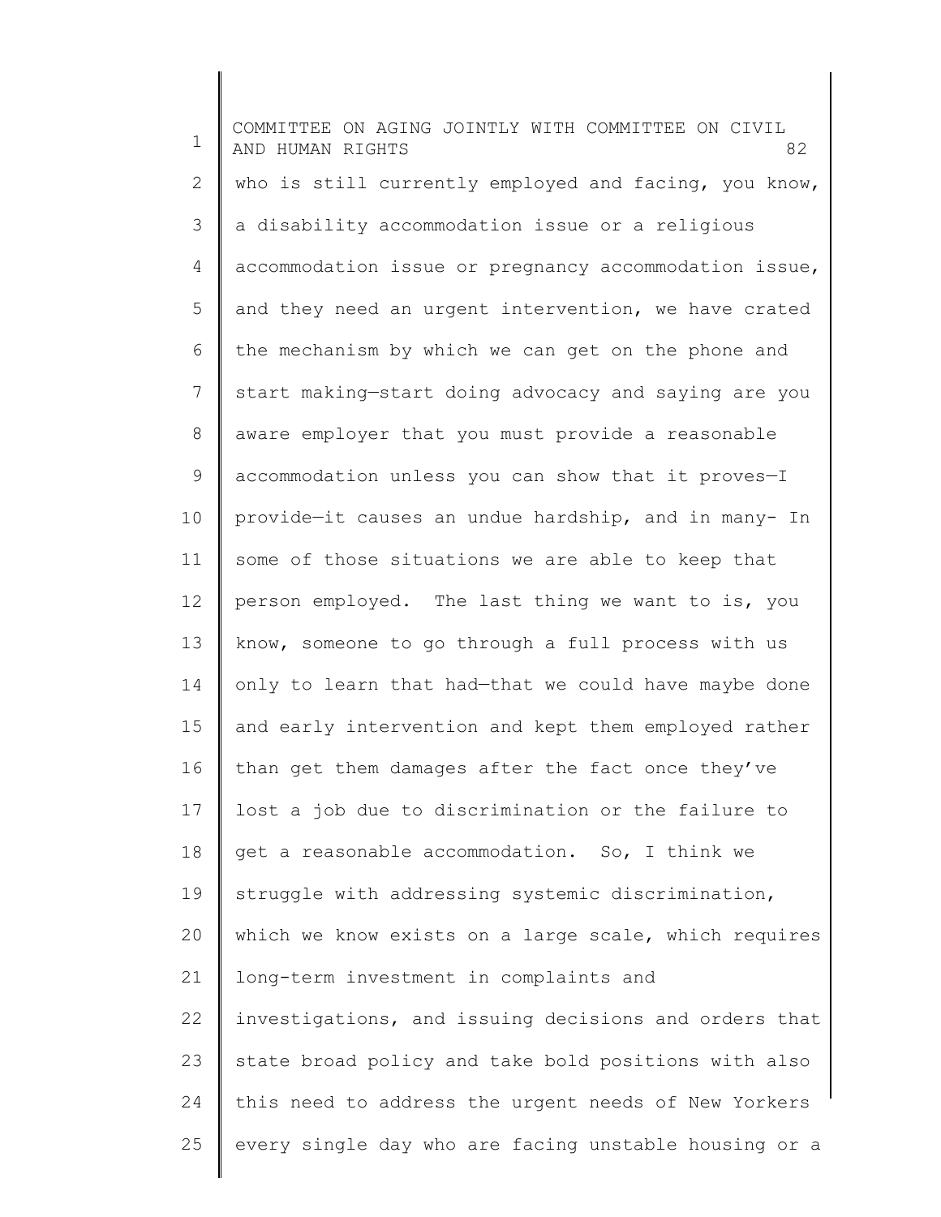who is still currently employed and facing, you know, a disability accommodation issue or a religious accommodation issue or pregnancy accommodation issue, and they need an urgent intervention, we have crated the mechanism by which we can get on the phone and start making—start doing advocacy and saying are you aware employer that you must provide a reasonable accommodation unless you can show that it proves—I provide—it causes an undue hardship, and in many- In some of those situations we are able to keep that person employed. The last thing we want to is, you know, someone to go through a full process with us only to learn that had—that we could have maybe done and early intervention and kept them employed rather than get them damages after the fact once they've lost a job due to discrimination or the failure to get a reasonable accommodation. So, I think we struggle with addressing systemic discrimination, which we know exists on a large scale, which requires long-term investment in complaints and investigations, and issuing decisions and orders that state broad policy and take bold positions with also this need to address the urgent needs of New Yorkers every single day who are facing unstable housing or a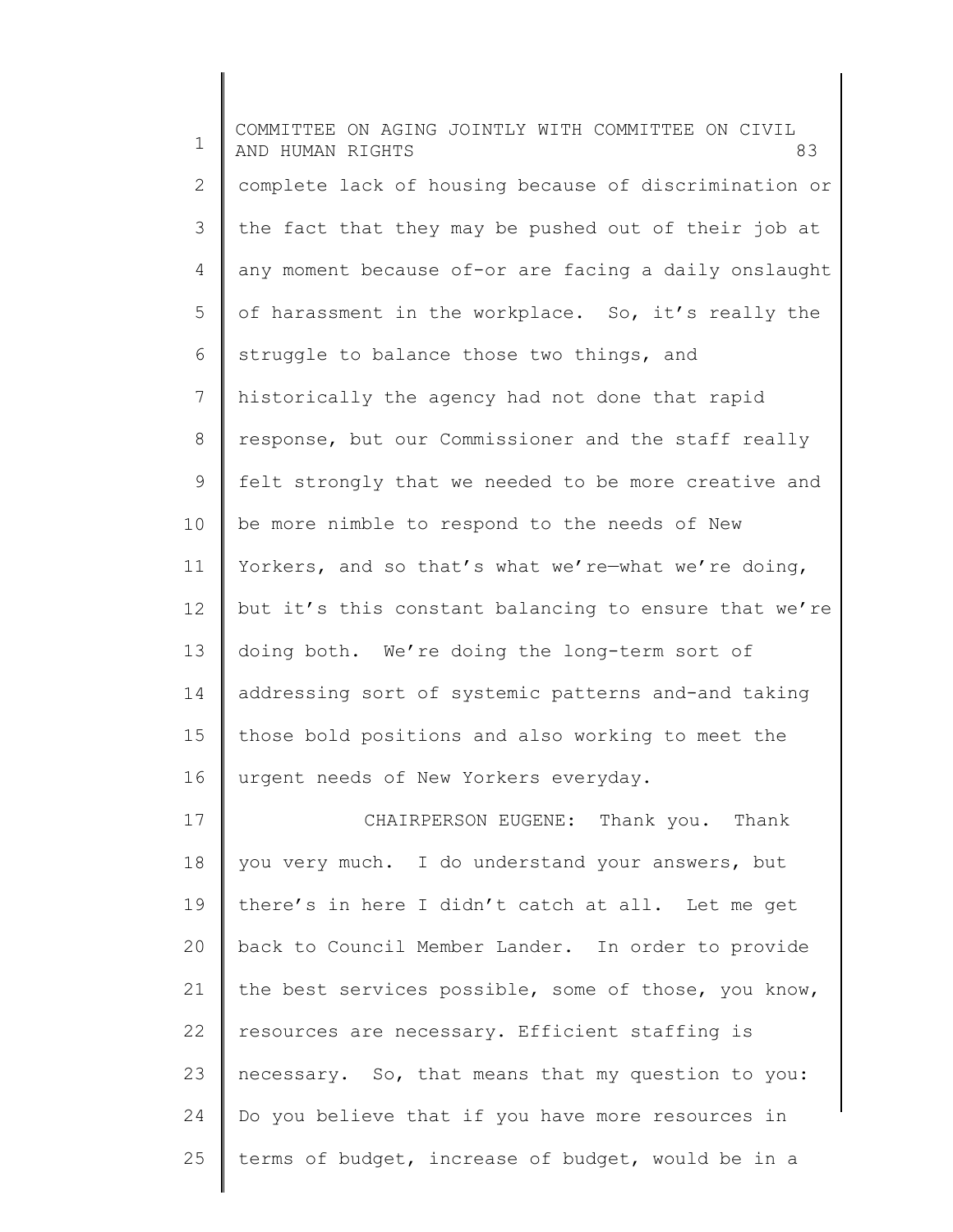complete lack of housing because of discrimination or the fact that they may be pushed out of their job at any moment because of-or are facing a daily onslaught of harassment in the workplace. So, it's really the struggle to balance those two things, and historically the agency had not done that rapid response, but our Commissioner and the staff really felt strongly that we needed to be more creative and be more nimble to respond to the needs of New Yorkers, and so that's what we're—what we're doing, but it's this constant balancing to ensure that we're doing both. We're doing the long-term sort of addressing sort of systemic patterns and-and taking those bold positions and also working to meet the urgent needs of New Yorkers everyday.

CHAIRPERSON EUGENE: Thank you. Thank you very much. I do understand your answers, but there's in here I didn't catch at all. Let me get back to Council Member Lander. In order to provide the best services possible, some of those, you know, resources are necessary. Efficient staffing is necessary. So, that means that my question to you: Do you believe that if you have more resources in terms of budget, increase of budget, would be in a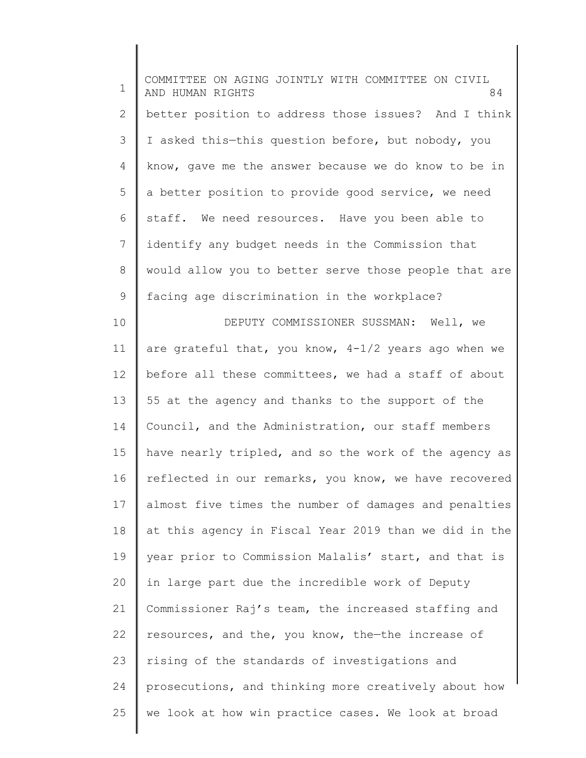better position to address those issues? And I think I asked this—this question before, but nobody, you know, gave me the answer because we do know to be in a better position to provide good service, we need staff. We need resources. Have you been able to identify any budget needs in the Commission that would allow you to better serve those people that are facing age discrimination in the workplace?

DEPUTY COMMISSIONER SUSSMAN: Well, we are grateful that, you know, 4-1/2 years ago when we before all these committees, we had a staff of about 55 at the agency and thanks to the support of the Council, and the Administration, our staff members have nearly tripled, and so the work of the agency as reflected in our remarks, you know, we have recovered almost five times the number of damages and penalties at this agency in Fiscal Year 2019 than we did in the year prior to Commission Malalis' start, and that is in large part due the incredible work of Deputy Commissioner Raj's team, the increased staffing and resources, and the, you know, the—the increase of rising of the standards of investigations and prosecutions, and thinking more creatively about how we look at how win practice cases. We look at broad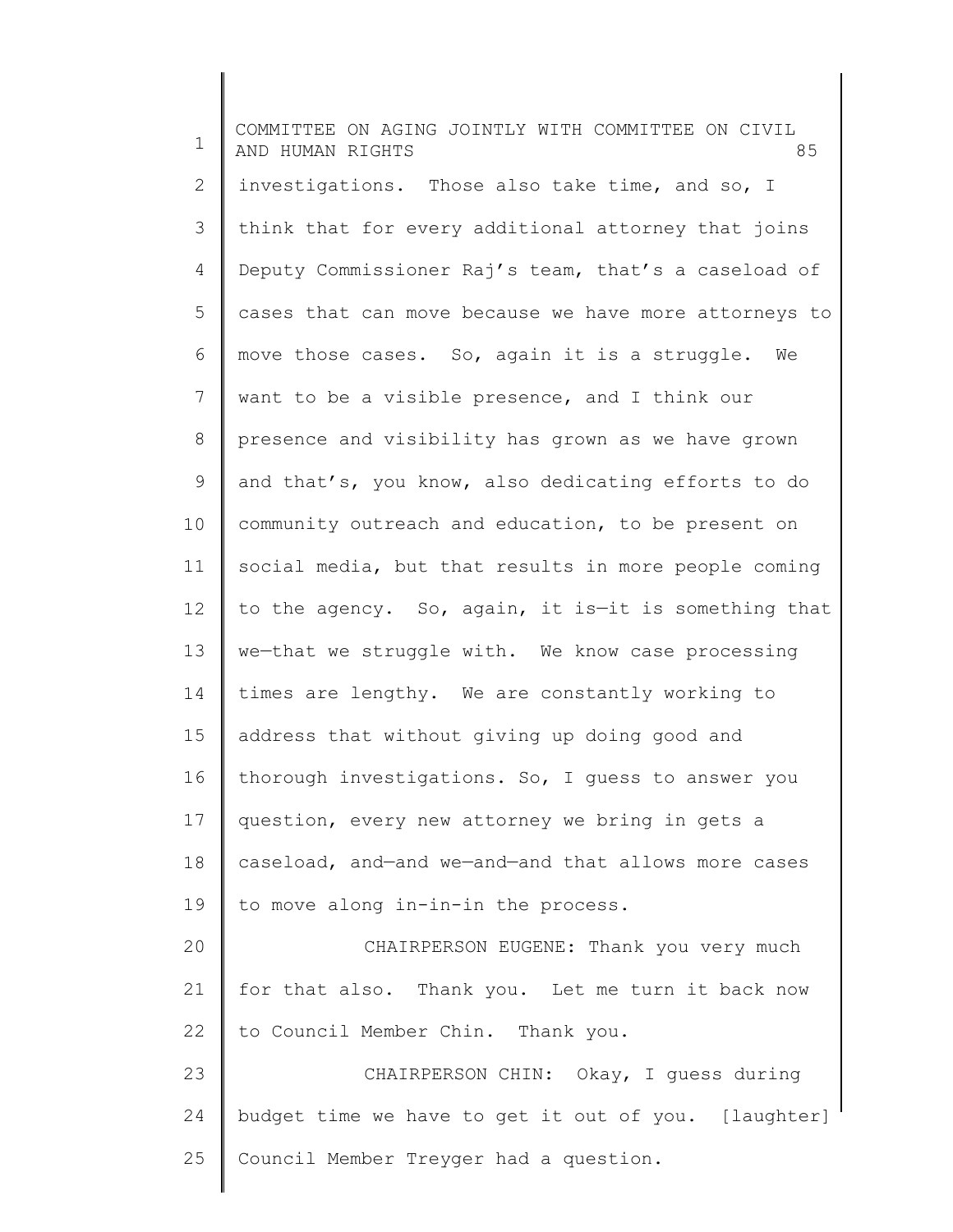investigations. Those also take time, and so, I think that for every additional attorney that joins Deputy Commissioner Raj's team, that's a caseload of cases that can move because we have more attorneys to move those cases. So, again it is a struggle. We want to be a visible presence, and I think our presence and visibility has grown as we have grown and that's, you know, also dedicating efforts to do community outreach and education, to be present on social media, but that results in more people coming to the agency. So, again, it is—it is something that we—that we struggle with. We know case processing times are lengthy. We are constantly working to address that without giving up doing good and thorough investigations. So, I guess to answer you question, every new attorney we bring in gets a caseload, and—and we—and—and that allows more cases to move along in-in-in the process.

CHAIRPERSON EUGENE: Thank you very much for that also. Thank you. Let me turn it back now to Council Member Chin. Thank you.

CHAIRPERSON CHIN: Okay, I guess during budget time we have to get it out of you. [laughter] Council Member Treyger had a question.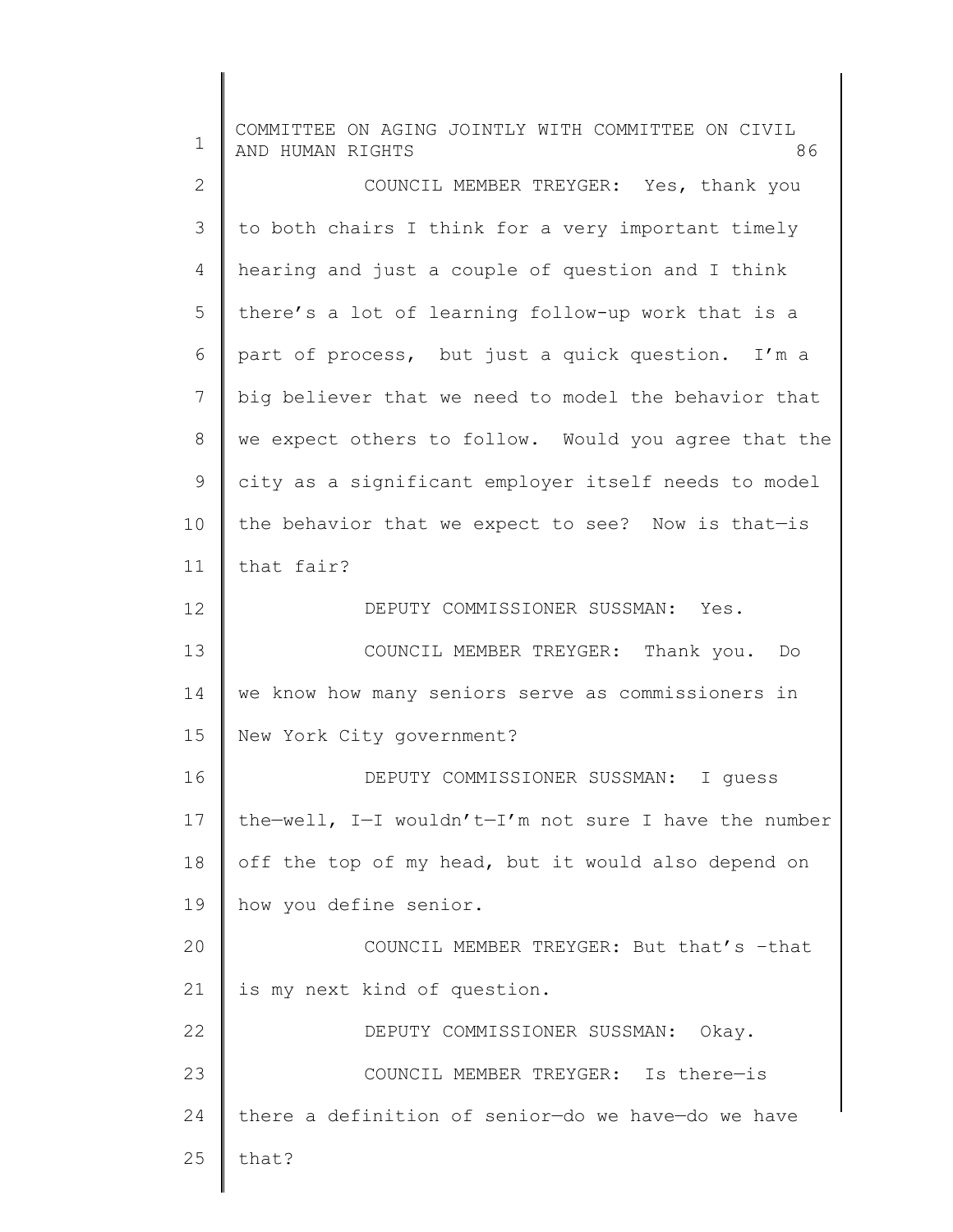COUNCIL MEMBER TREYGER: Yes, thank you to both chairs I think for a very important timely hearing and just a couple of question and I think there's a lot of learning follow-up work that is a part of process, but just a quick question. I'm a big believer that we need to model the behavior that we expect others to follow. Would you agree that the city as a significant employer itself needs to model the behavior that we expect to see? Now is that—is that fair?

DEPUTY COMMISSIONER SUSSMAN: Yes.

COUNCIL MEMBER TREYGER: Thank you. Do we know how many seniors serve as commissioners in New York City government?

DEPUTY COMMISSIONER SUSSMAN: I guess the—well, I—I wouldn't—I'm not sure I have the number off the top of my head, but it would also depend on how you define senior.

COUNCIL MEMBER TREYGER: But that's -that is my next kind of question.

DEPUTY COMMISSIONER SUSSMAN: Okay.

COUNCIL MEMBER TREYGER: Is there—is there a definition of senior—do we have—do we have that?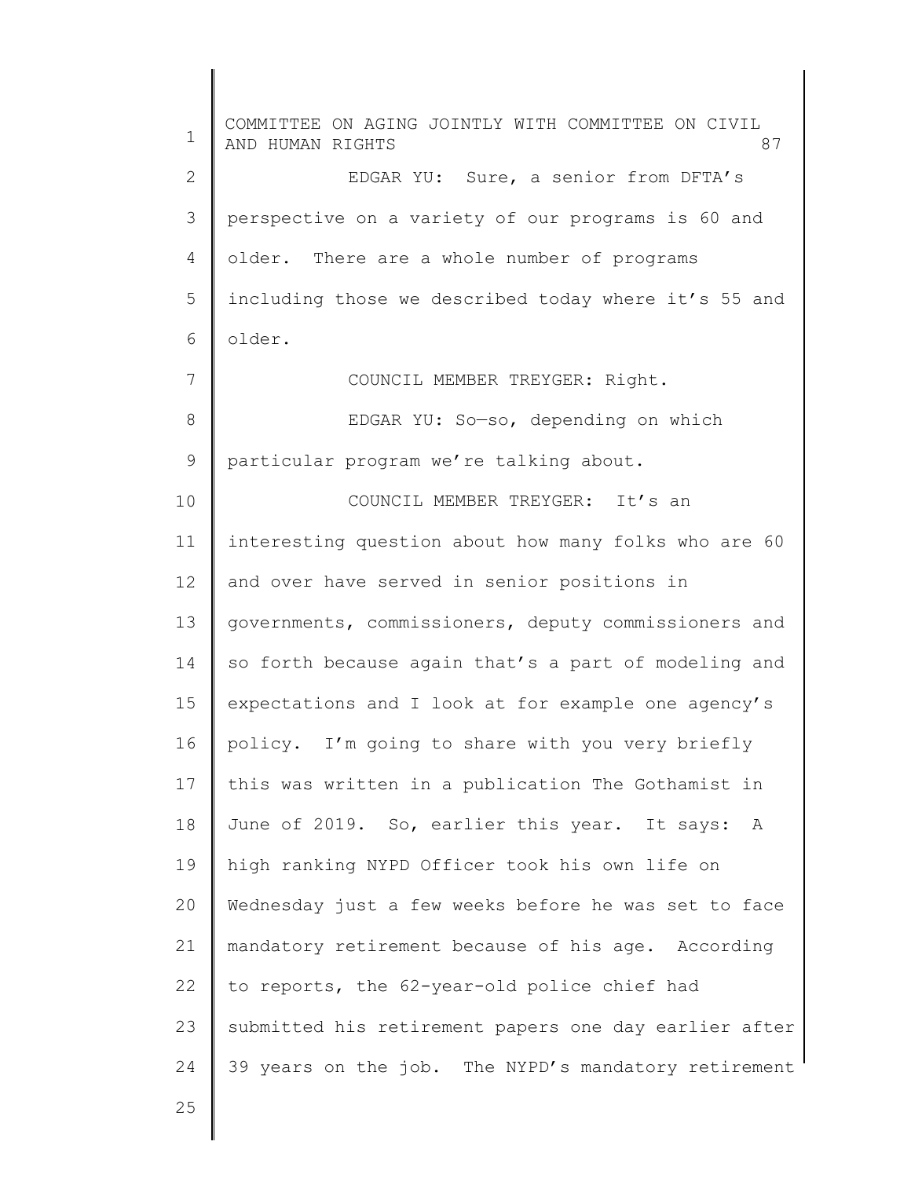EDGAR YU: Sure, a senior from DFTA's perspective on a variety of our programs is 60 and older. There are a whole number of programs including those we described today where it's 55 and older.

COUNCIL MEMBER TREYGER: Right.

EDGAR YU: So—so, depending on which particular program we're talking about.

COUNCIL MEMBER TREYGER: It's an interesting question about how many folks who are 60 and over have served in senior positions in governments, commissioners, deputy commissioners and so forth because again that's a part of modeling and expectations and I look at for example one agency's policy. I'm going to share with you very briefly this was written in a publication The Gothamist in June of 2019. So, earlier this year. It says: A high ranking NYPD Officer took his own life on Wednesday just a few weeks before he was set to face mandatory retirement because of his age. According to reports, the 62-year-old police chief had submitted his retirement papers one day earlier after 39 years on the job. The NYPD's mandatory retirement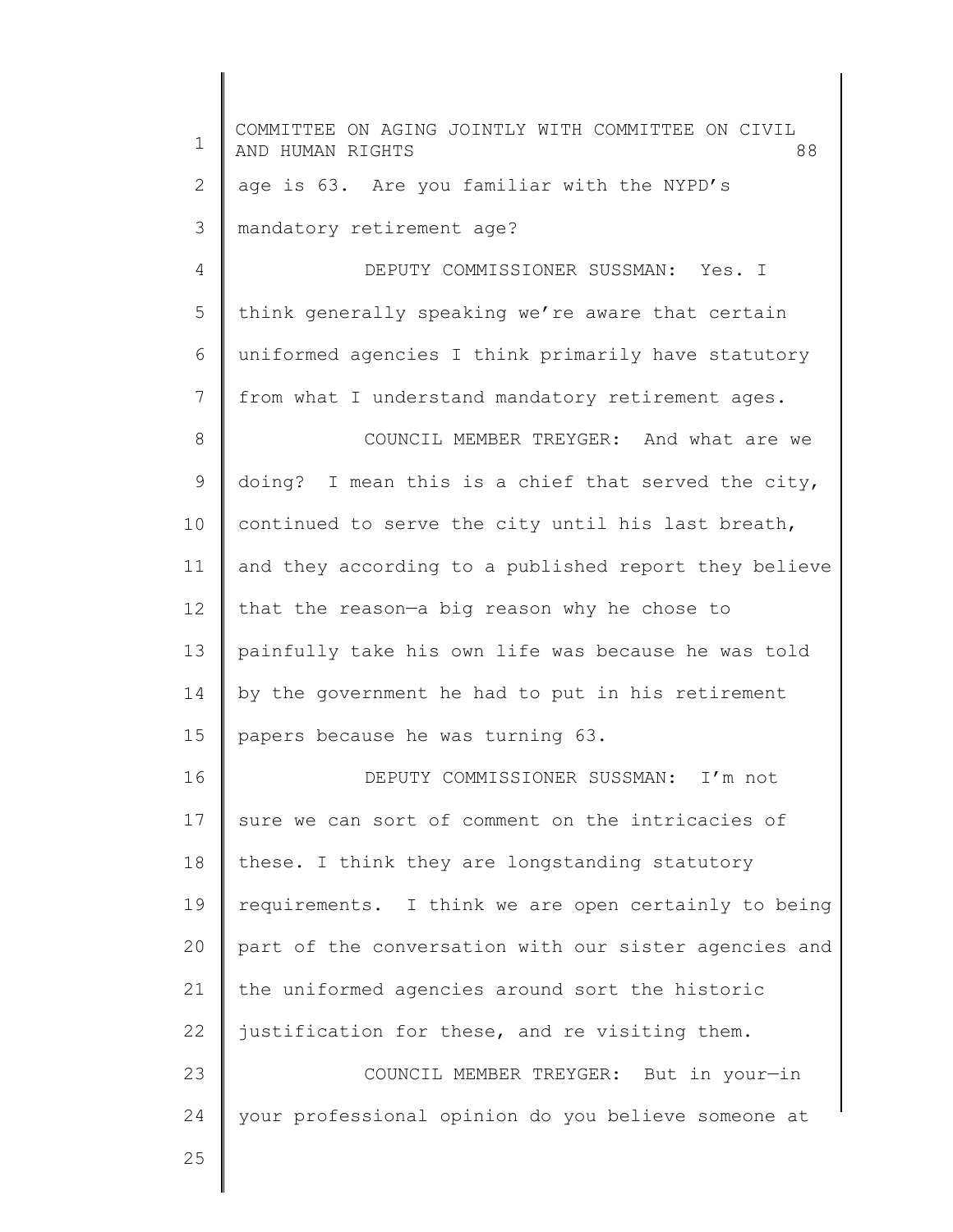age is 63. Are you familiar with the NYPD's mandatory retirement age?

DEPUTY COMMISSIONER SUSSMAN: Yes. I think generally speaking we're aware that certain uniformed agencies I think primarily have statutory from what I understand mandatory retirement ages.

COUNCIL MEMBER TREYGER: And what are we doing? I mean this is a chief that served the city, continued to serve the city until his last breath, and they according to a published report they believe that the reason—a big reason why he chose to painfully take his own life was because he was told by the government he had to put in his retirement papers because he was turning 63.

DEPUTY COMMISSIONER SUSSMAN: I'm not sure we can sort of comment on the intricacies of these. I think they are longstanding statutory requirements. I think we are open certainly to being part of the conversation with our sister agencies and the uniformed agencies around sort the historic justification for these, and re visiting them.

COUNCIL MEMBER TREYGER: But in your—in your professional opinion do you believe someone at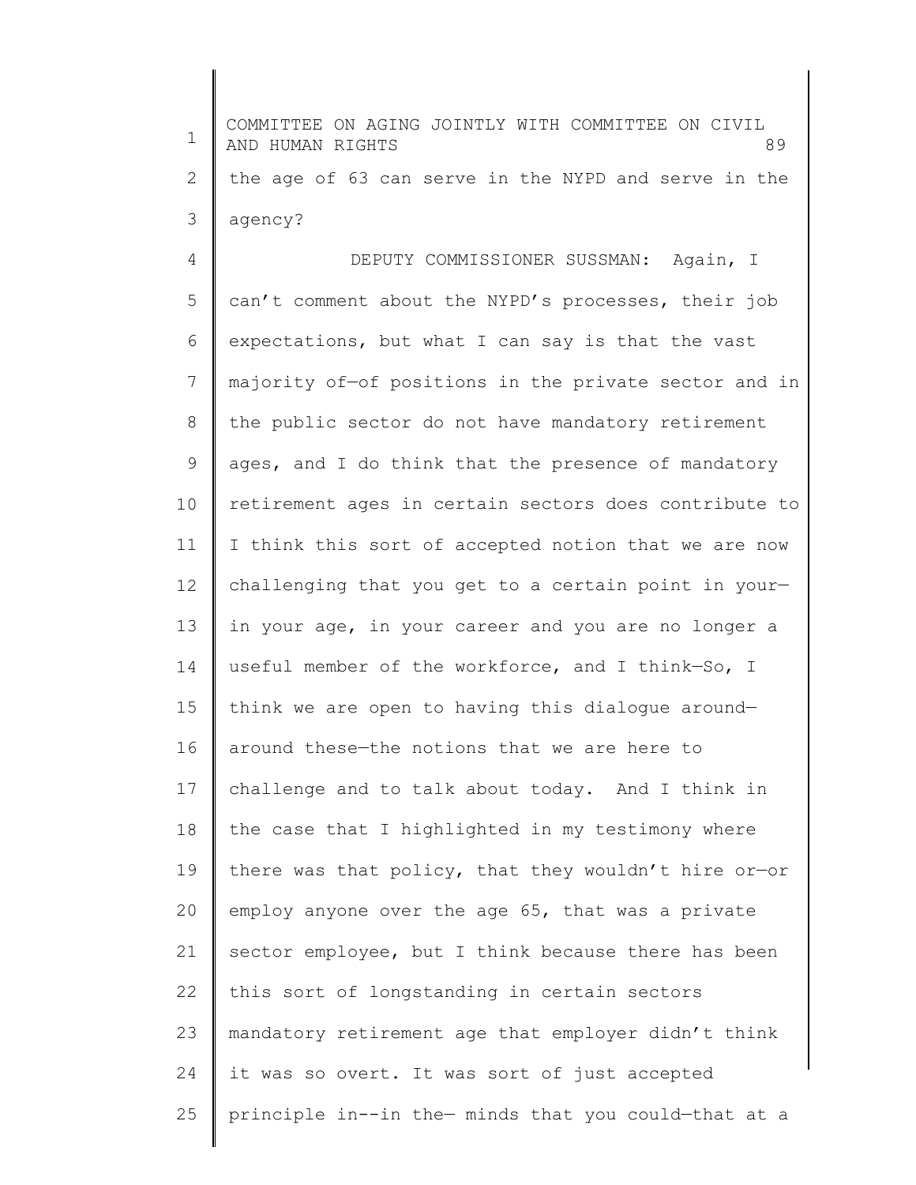the age of 63 can serve in the NYPD and serve in the agency?

DEPUTY COMMISSIONER SUSSMAN: Again, I can't comment about the NYPD's processes, their job expectations, but what I can say is that the vast majority of—of positions in the private sector and in the public sector do not have mandatory retirement ages, and I do think that the presence of mandatory retirement ages in certain sectors does contribute to I think this sort of accepted notion that we are now challenging that you get to a certain point in your—in your age, in your career and you are no longer a useful member of the workforce, and I think—So, I think we are open to having this dialogue around—around these—the notions that we are here to challenge and to talk about today. And I think in the case that I highlighted in my testimony where there was that policy, that they wouldn't hire or—or employ anyone over the age 65, that was a private sector employee, but I think because there has been this sort of longstanding in certain sectors mandatory retirement age that employer didn't think it was so overt. It was sort of just accepted principle in--in the— minds that you could—that at a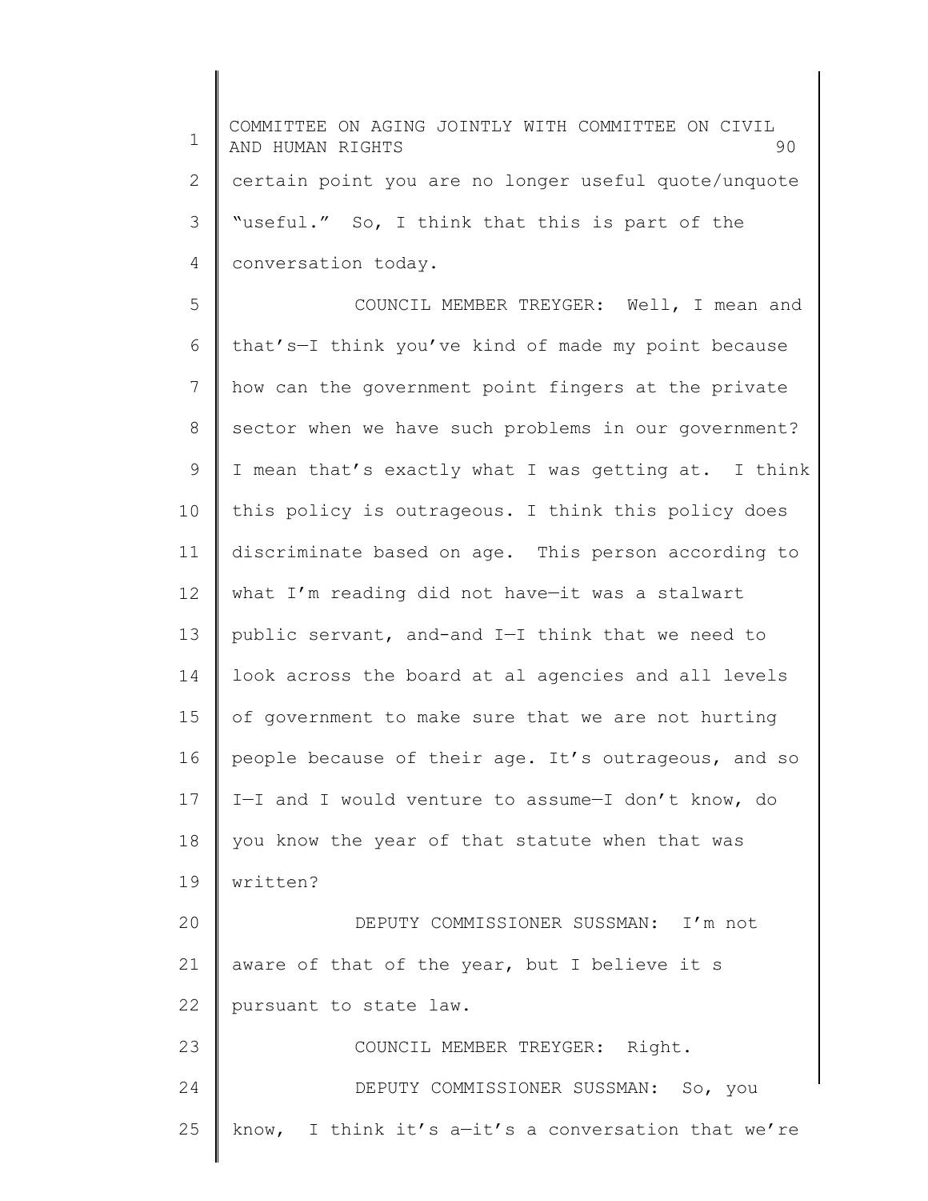certain point you are no longer useful quote/unquote "useful." So, I think that this is part of the conversation today.

COUNCIL MEMBER TREYGER: Well, I mean and that's—I think you've kind of made my point because how can the government point fingers at the private sector when we have such problems in our government? I mean that's exactly what I was getting at. I think this policy is outrageous. I think this policy does discriminate based on age. This person according to what I'm reading did not have—it was a stalwart public servant, and-and I—I think that we need to look across the board at al agencies and all levels of government to make sure that we are not hurting people because of their age. It's outrageous, and so I—I and I would venture to assume—I don't know, do you know the year of that statute when that was written?

DEPUTY COMMISSIONER SUSSMAN: I'm not aware of that of the year, but I believe it s pursuant to state law.

COUNCIL MEMBER TREYGER: Right.

DEPUTY COMMISSIONER SUSSMAN: So, you know, I think it's a—it's a conversation that we're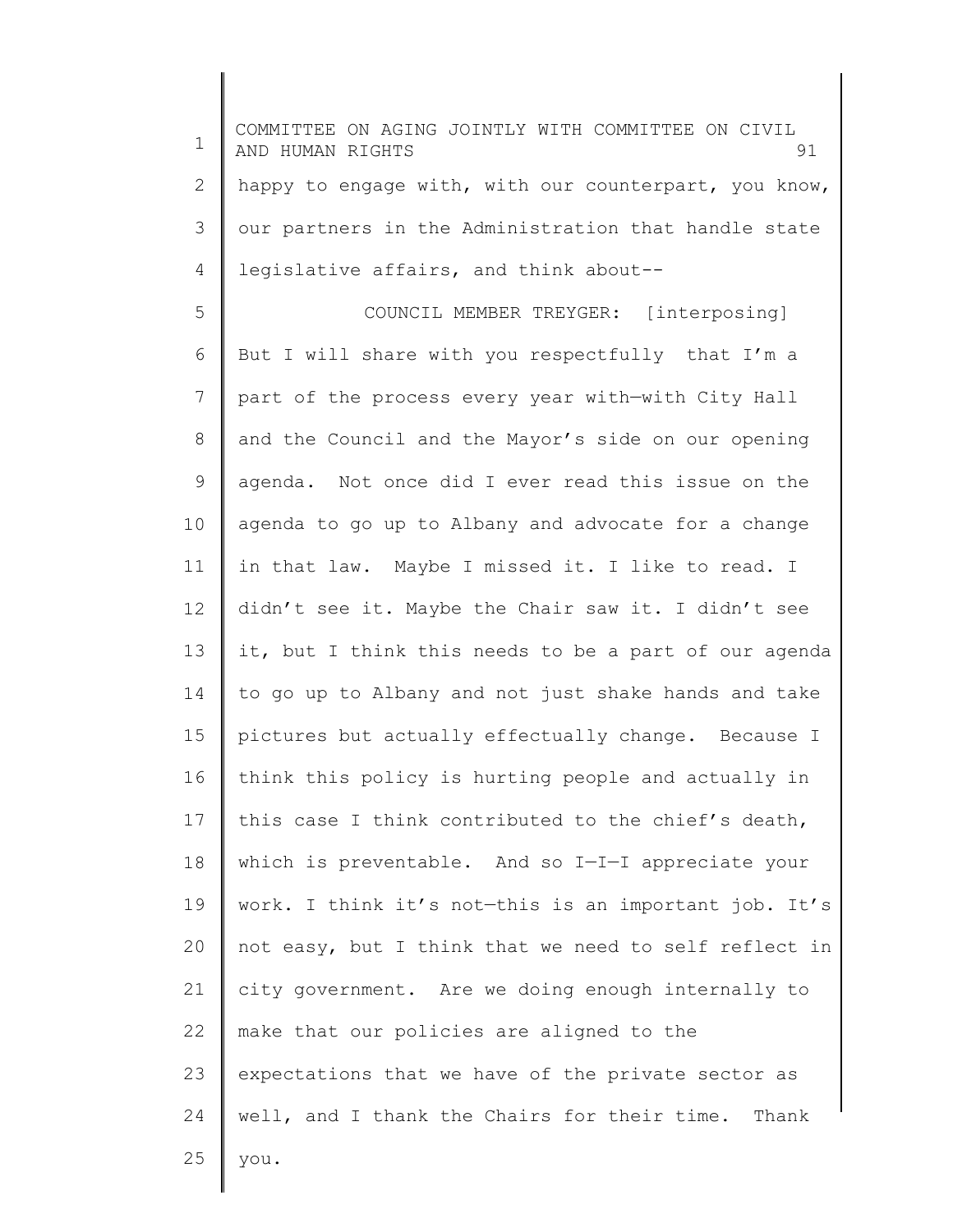happy to engage with, with our counterpart, you know, our partners in the Administration that handle state legislative affairs, and think about--

COUNCIL MEMBER TREYGER: [interposing] But I will share with you respectfully that I'm a part of the process every year with—with City Hall and the Council and the Mayor's side on our opening agenda. Not once did I ever read this issue on the agenda to go up to Albany and advocate for a change in that law. Maybe I missed it. I like to read. I didn't see it. Maybe the Chair saw it. I didn't see it, but I think this needs to be a part of our agenda to go up to Albany and not just shake hands and take pictures but actually effectually change. Because I think this policy is hurting people and actually in this case I think contributed to the chief's death, which is preventable. And so I—I—I appreciate your work. I think it's not—this is an important job. It's not easy, but I think that we need to self reflect in city government. Are we doing enough internally to make that our policies are aligned to the expectations that we have of the private sector as well, and I thank the Chairs for their time. Thank you.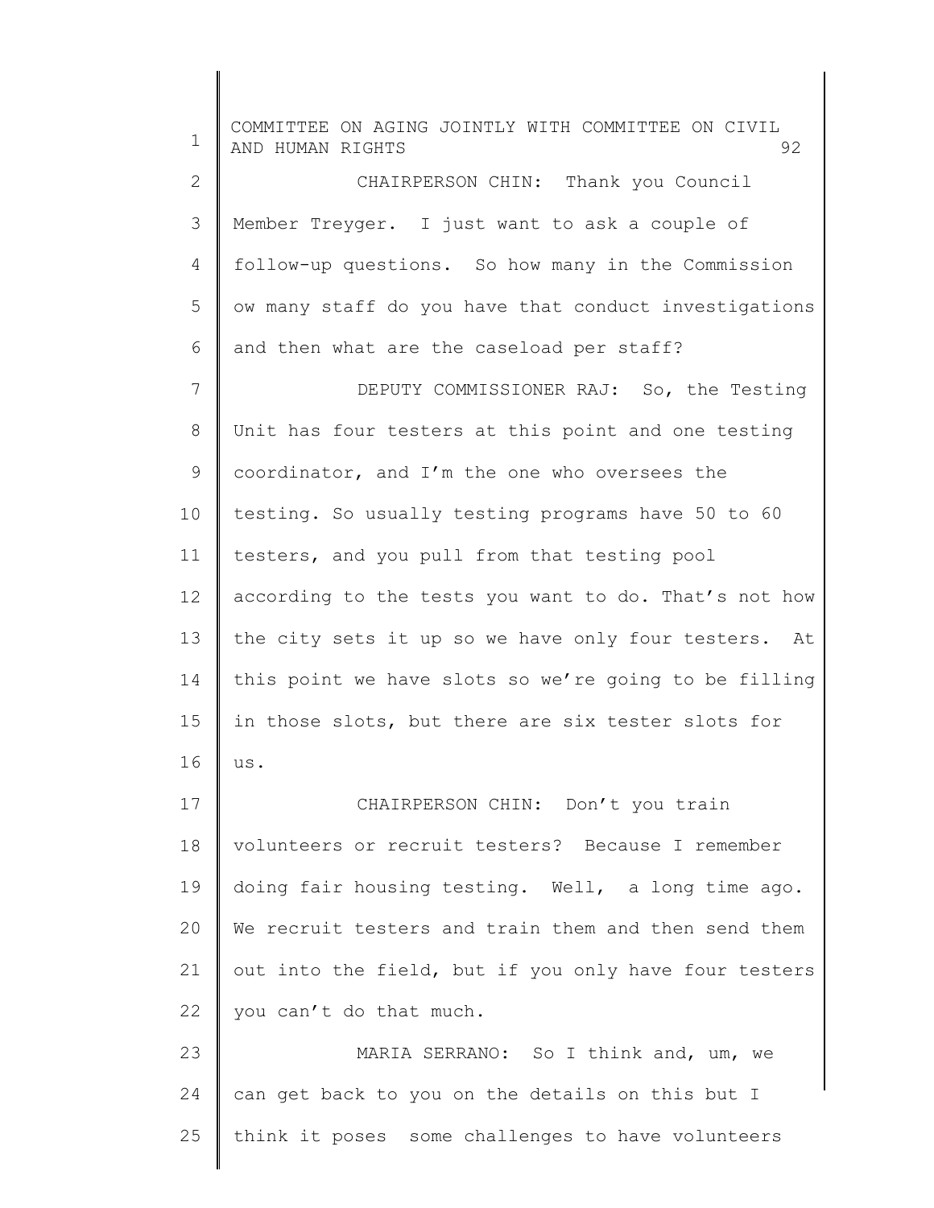CHAIRPERSON CHIN: Thank you Council Member Treyger. I just want to ask a couple of follow-up questions. So how many in the Commission ow many staff do you have that conduct investigations and then what are the caseload per staff?

DEPUTY COMMISSIONER RAJ: So, the Testing Unit has four testers at this point and one testing coordinator, and I'm the one who oversees the testing. So usually testing programs have 50 to 60 testers, and you pull from that testing pool according to the tests you want to do. That's not how the city sets it up so we have only four testers. At this point we have slots so we're going to be filling in those slots, but there are six tester slots for us.

CHAIRPERSON CHIN: Don't you train volunteers or recruit testers? Because I remember doing fair housing testing. Well, a long time ago. We recruit testers and train them and then send them out into the field, but if you only have four testers you can't do that much.

MARIA SERRANO: So I think and, um, we can get back to you on the details on this but I think it poses some challenges to have volunteers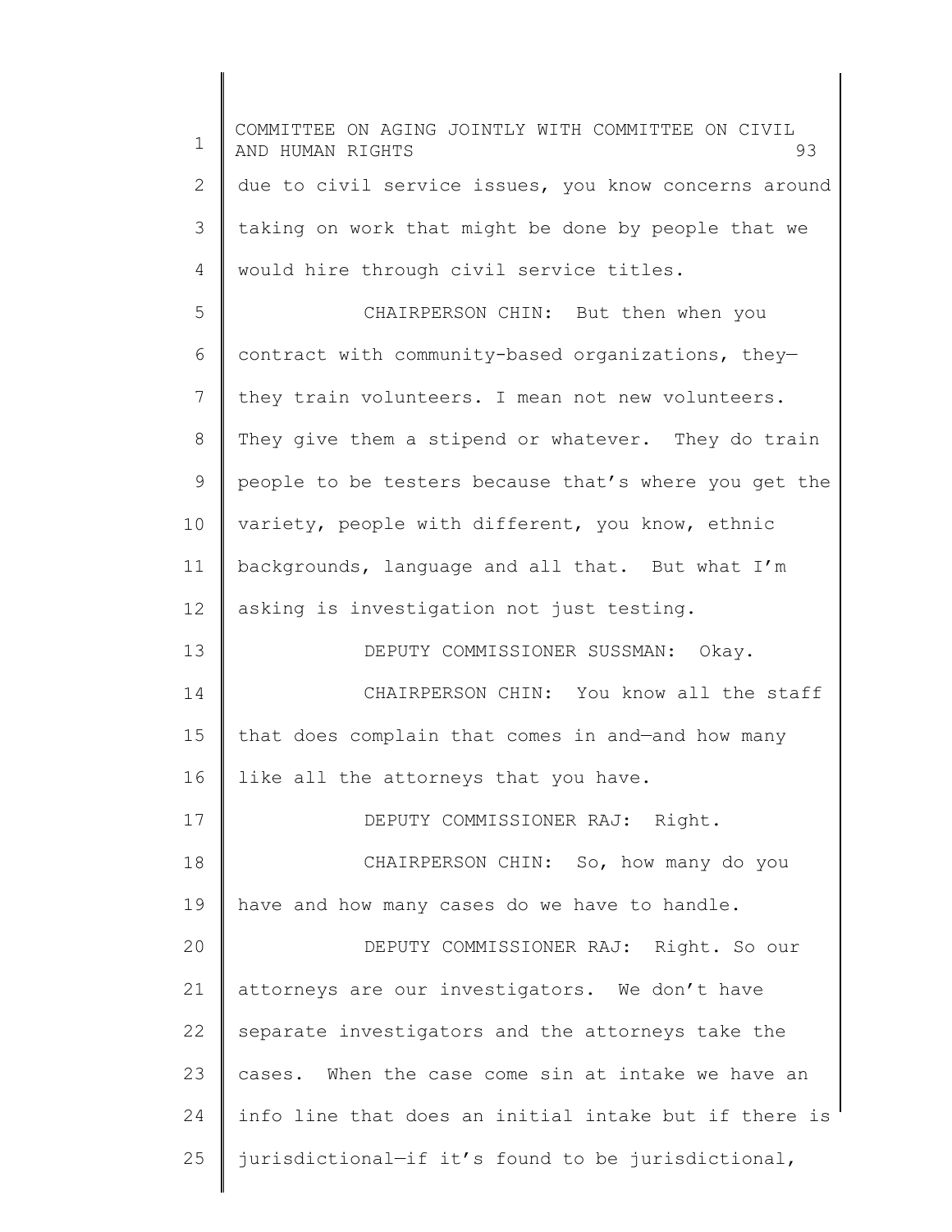due to civil service issues, you know concerns around taking on work that might be done by people that we would hire through civil service titles.

CHAIRPERSON CHIN: But then when you contract with community-based organizations, they—they train volunteers. I mean not new volunteers. They give them a stipend or whatever. They do train people to be testers because that's where you get the variety, people with different, you know, ethnic backgrounds, language and all that. But what I'm asking is investigation not just testing.

DEPUTY COMMISSIONER SUSSMAN: Okay.

CHAIRPERSON CHIN: You know all the staff that does complain that comes in and—and how many like all the attorneys that you have.

DEPUTY COMMISSIONER RAJ: Right.

CHAIRPERSON CHIN: So, how many do you have and how many cases do we have to handle.

DEPUTY COMMISSIONER RAJ: Right. So our attorneys are our investigators. We don't have separate investigators and the attorneys take the cases. When the case come sin at intake we have an info line that does an initial intake but if there is jurisdictional—if it's found to be jurisdictional,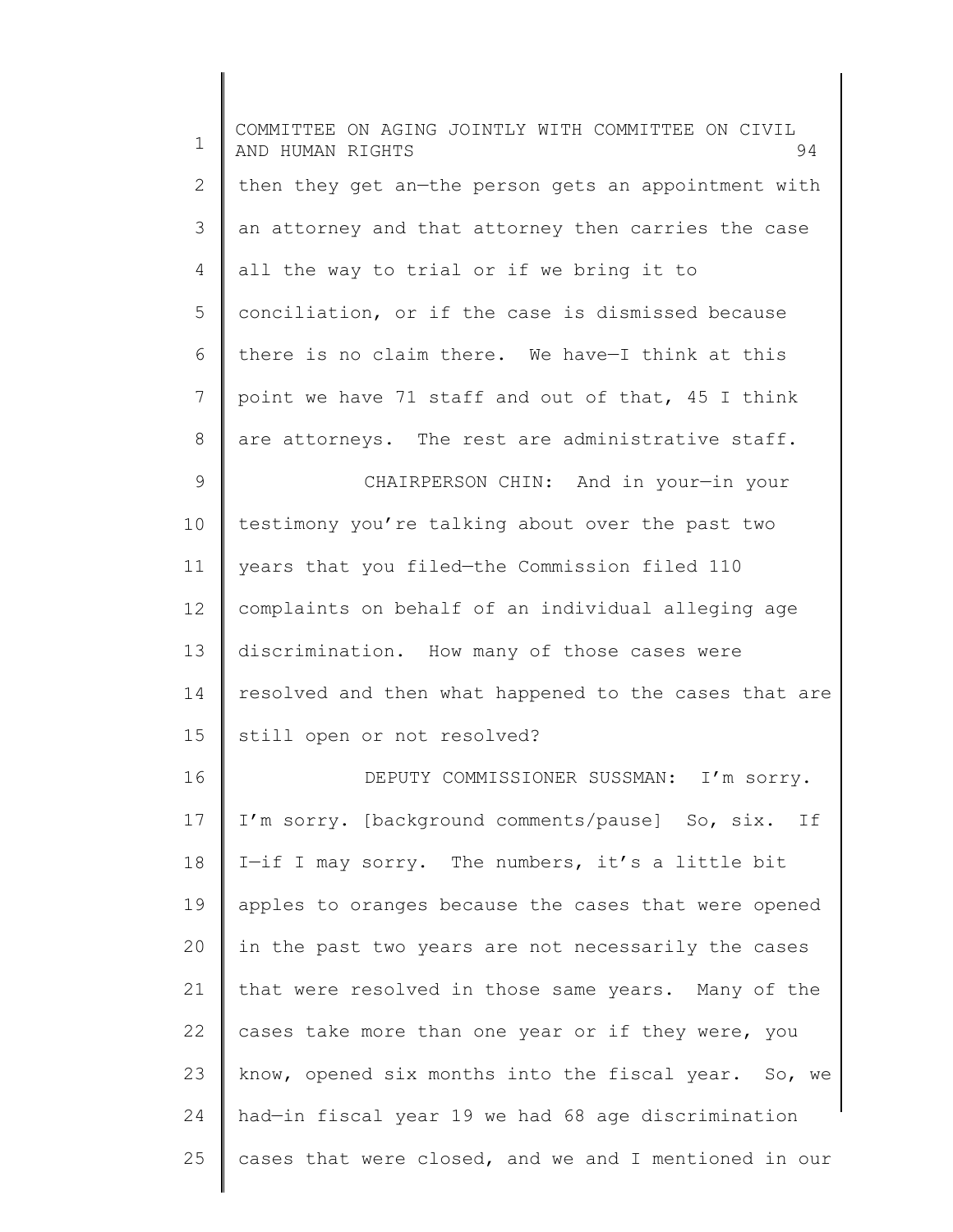then they get an—the person gets an appointment with an attorney and that attorney then carries the case all the way to trial or if we bring it to conciliation, or if the case is dismissed because there is no claim there. We have—I think at this point we have 71 staff and out of that, 45 I think are attorneys. The rest are administrative staff.

CHAIRPERSON CHIN: And in your—in your testimony you're talking about over the past two years that you filed—the Commission filed 110 complaints on behalf of an individual alleging age discrimination. How many of those cases were resolved and then what happened to the cases that are still open or not resolved?

DEPUTY COMMISSIONER SUSSMAN: I'm sorry. I'm sorry. [background comments/pause] So, six. If I—if I may sorry. The numbers, it's a little bit apples to oranges because the cases that were opened in the past two years are not necessarily the cases that were resolved in those same years. Many of the cases take more than one year or if they were, you know, opened six months into the fiscal year. So, we had—in fiscal year 19 we had 68 age discrimination cases that were closed, and we and I mentioned in our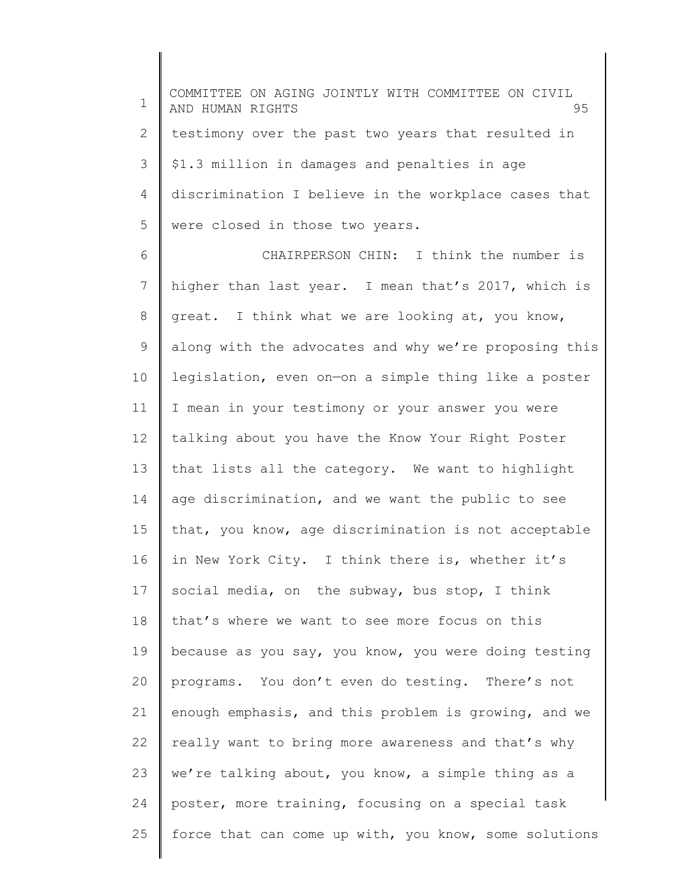testimony over the past two years that resulted in $1.3 million in damages and penalties in age discrimination I believe in the workplace cases that were closed in those two years.

CHAIRPERSON CHIN: I think the number is higher than last year. I mean that's 2017, which is great. I think what we are looking at, you know, along with the advocates and why we're proposing this legislation, even on—on a simple thing like a poster I mean in your testimony or your answer you were talking about you have the Know Your Right Poster that lists all the category. We want to highlight age discrimination, and we want the public to see that, you know, age discrimination is not acceptable in New York City. I think there is, whether it's social media, on the subway, bus stop, I think that's where we want to see more focus on this because as you say, you know, you were doing testing programs. You don't even do testing. There's not enough emphasis, and this problem is growing, and we really want to bring more awareness and that's why we're talking about, you know, a simple thing as a poster, more training, focusing on a special task force that can come up with, you know, some solutions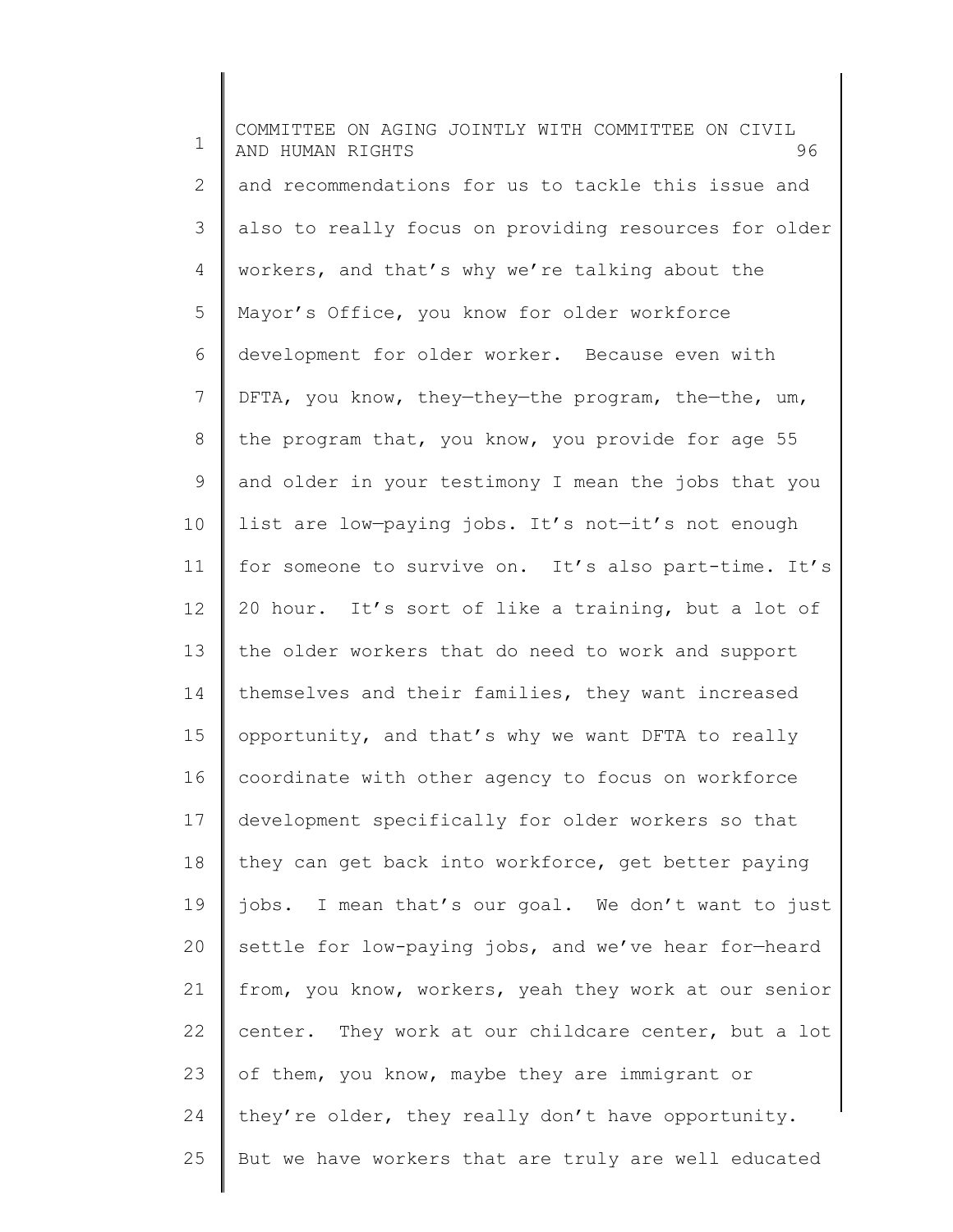and recommendations for us to tackle this issue and also to really focus on providing resources for older workers, and that's why we're talking about the Mayor's Office, you know for older workforce development for older worker. Because even with DFTA, you know, they—they—the program, the—the, um, the program that, you know, you provide for age 55 and older in your testimony I mean the jobs that you list are low—paying jobs. It's not—it's not enough for someone to survive on. It's also part-time. It's 20 hour. It's sort of like a training, but a lot of the older workers that do need to work and support themselves and their families, they want increased opportunity, and that's why we want DFTA to really coordinate with other agency to focus on workforce development specifically for older workers so that they can get back into workforce, get better paying jobs. I mean that's our goal. We don't want to just settle for low-paying jobs, and we've hear for—heard from, you know, workers, yeah they work at our senior center. They work at our childcare center, but a lot of them, you know, maybe they are immigrant or they're older, they really don't have opportunity. But we have workers that are truly are well educated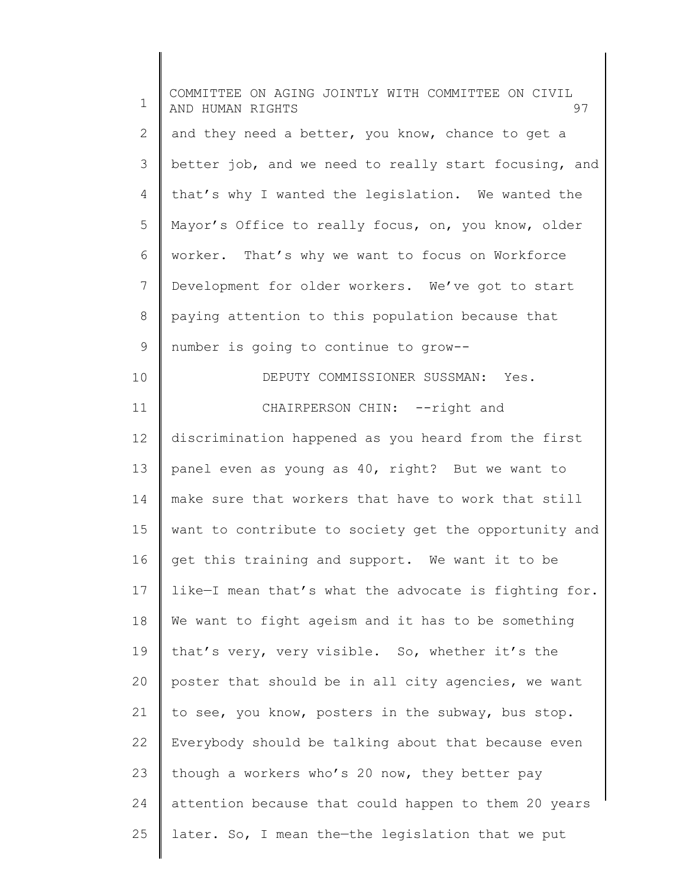and they need a better, you know, chance to get a better job, and we need to really start focusing, and that's why I wanted the legislation. We wanted the Mayor's Office to really focus, on, you know, older worker. That's why we want to focus on Workforce Development for older workers. We've got to start paying attention to this population because that number is going to continue to grow--

DEPUTY COMMISSIONER SUSSMAN: Yes.

CHAIRPERSON CHIN: --right and discrimination happened as you heard from the first panel even as young as 40, right? But we want to make sure that workers that have to work that still want to contribute to society get the opportunity and get this training and support. We want it to be like—I mean that's what the advocate is fighting for. We want to fight ageism and it has to be something that's very, very visible. So, whether it's the poster that should be in all city agencies, we want to see, you know, posters in the subway, bus stop. Everybody should be talking about that because even though a workers who's 20 now, they better pay attention because that could happen to them 20 years later. So, I mean the—the legislation that we put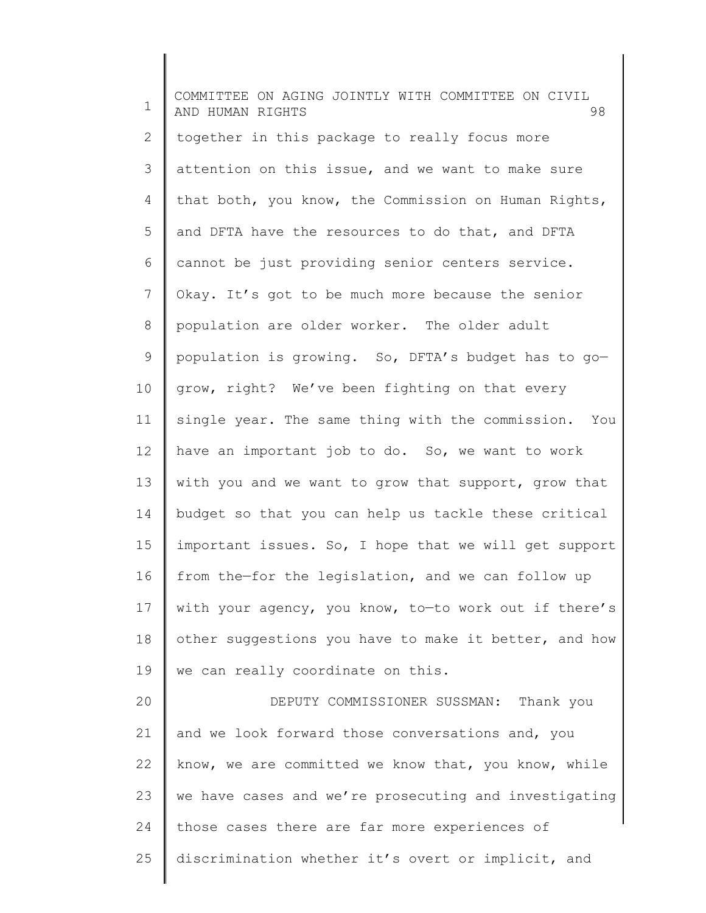together in this package to really focus more attention on this issue, and we want to make sure that both, you know, the Commission on Human Rights, and DFTA have the resources to do that, and DFTA cannot be just providing senior centers service. Okay. It's got to be much more because the senior population are older worker. The older adult population is growing. So, DFTA's budget has to go—grow, right? We've been fighting on that every single year. The same thing with the commission. You have an important job to do. So, we want to work with you and we want to grow that support, grow that budget so that you can help us tackle these critical important issues. So, I hope that we will get support from the—for the legislation, and we can follow up with your agency, you know, to—to work out if there's other suggestions you have to make it better, and how we can really coordinate on this.

DEPUTY COMMISSIONER SUSSMAN: Thank you and we look forward those conversations and, you know, we are committed we know that, you know, while we have cases and we're prosecuting and investigating those cases there are far more experiences of discrimination whether it's overt or implicit, and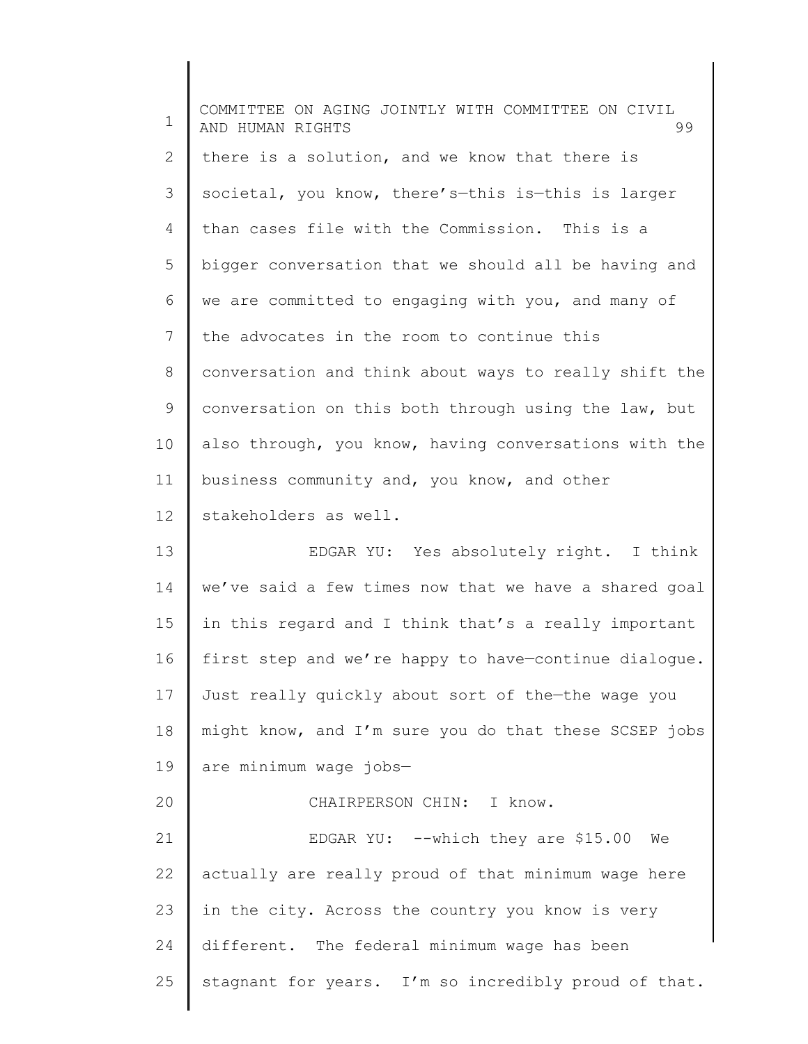there is a solution, and we know that there is societal, you know, there's—this is—this is larger than cases file with the Commission. This is a bigger conversation that we should all be having and we are committed to engaging with you, and many of the advocates in the room to continue this conversation and think about ways to really shift the conversation on this both through using the law, but also through, you know, having conversations with the business community and, you know, and other stakeholders as well.

EDGAR YU: Yes absolutely right. I think we've said a few times now that we have a shared goal in this regard and I think that's a really important first step and we're happy to have—continue dialogue. Just really quickly about sort of the—the wage you might know, and I'm sure you do that these SCSEP jobs are minimum wage jobs—

CHAIRPERSON CHIN: I know.

EDGAR YU: --which they are $15.00 We actually are really proud of that minimum wage here in the city. Across the country you know is very different. The federal minimum wage has been stagnant for years. I'm so incredibly proud of that.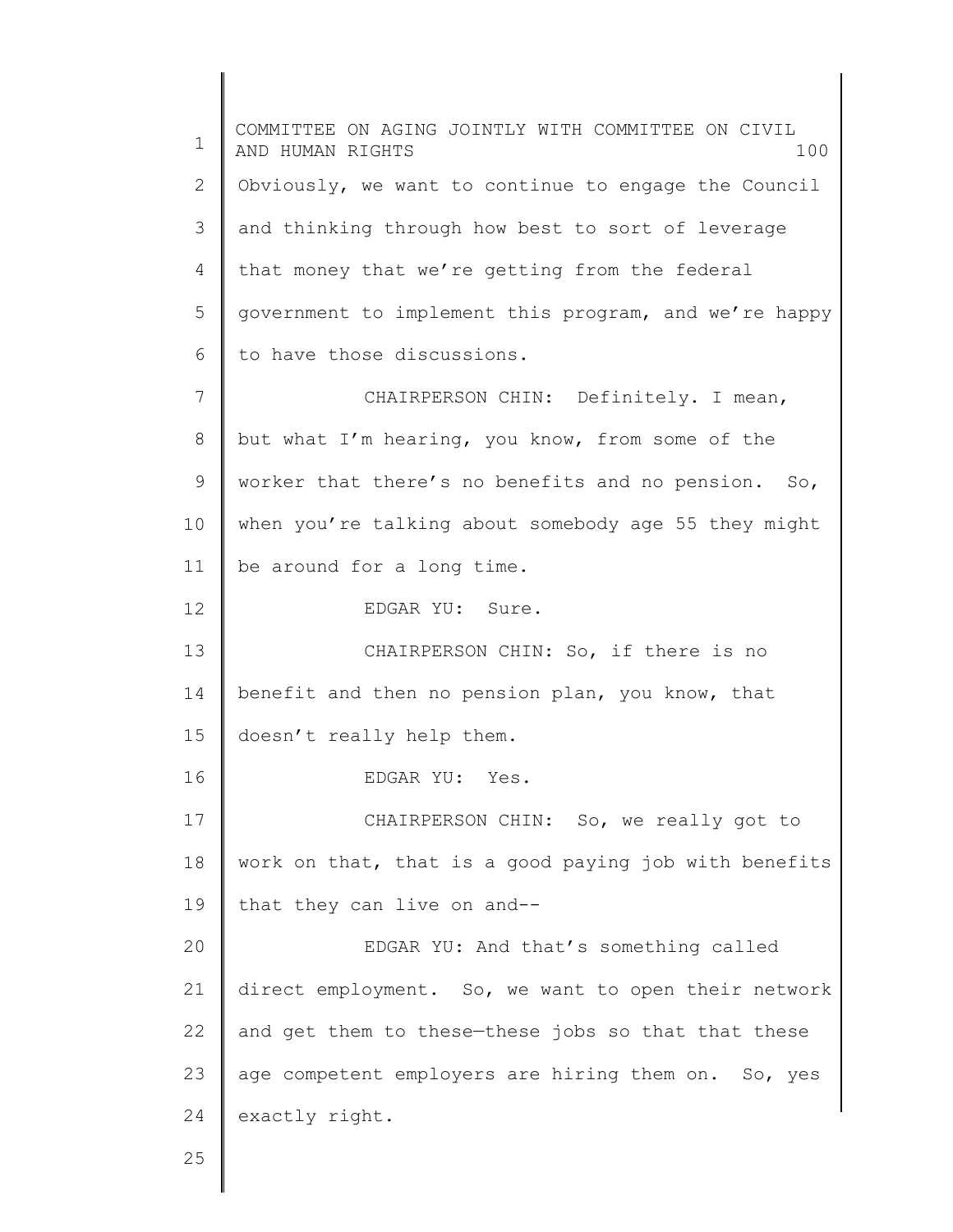Obviously, we want to continue to engage the Council and thinking through how best to sort of leverage that money that we're getting from the federal government to implement this program, and we're happy to have those discussions.

CHAIRPERSON CHIN: Definitely. I mean, but what I'm hearing, you know, from some of the worker that there's no benefits and no pension. So, when you're talking about somebody age 55 they might be around for a long time.

EDGAR YU: Sure.

CHAIRPERSON CHIN: So, if there is no benefit and then no pension plan, you know, that doesn't really help them.

EDGAR YU: Yes.

CHAIRPERSON CHIN: So, we really got to work on that, that is a good paying job with benefits that they can live on and--

EDGAR YU: And that's something called direct employment. So, we want to open their network and get them to these—these jobs so that that these age competent employers are hiring them on. So, yes exactly right.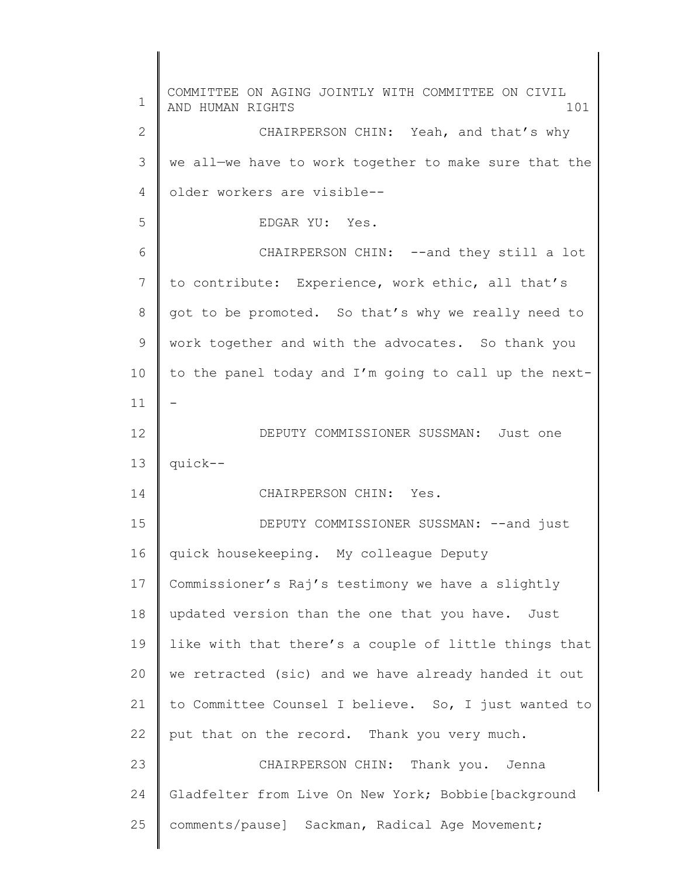CHAIRPERSON CHIN: Yeah, and that's why we all—we have to work together to make sure that the older workers are visible--

EDGAR YU: Yes.

CHAIRPERSON CHIN: --and they still a lot to contribute: Experience, work ethic, all that's got to be promoted. So that's why we really need to work together and with the advocates. So thank you to the panel today and I'm going to call up the next--

DEPUTY COMMISSIONER SUSSMAN: Just one quick--

CHAIRPERSON CHIN: Yes.

DEPUTY COMMISSIONER SUSSMAN: --and just quick housekeeping. My colleague Deputy Commissioner's Raj's testimony we have a slightly updated version than the one that you have. Just like with that there's a couple of little things that we retracted (sic) and we have already handed it out to Committee Counsel I believe. So, I just wanted to put that on the record. Thank you very much.

CHAIRPERSON CHIN: Thank you. Jenna Gladfelter from Live On New York; Bobbie[background comments/pause] Sackman, Radical Age Movement;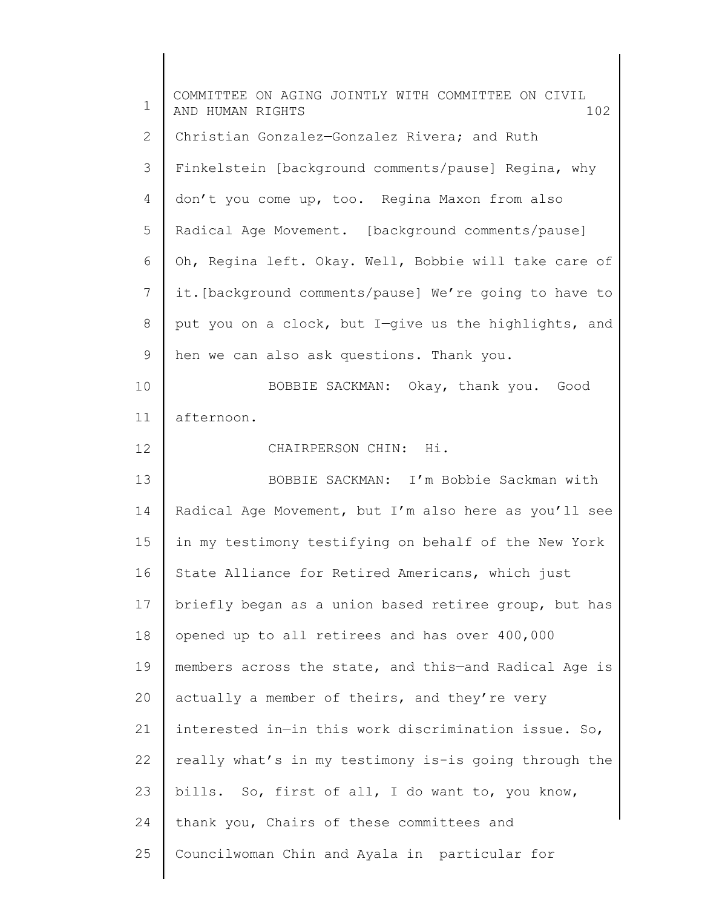Christian Gonzalez—Gonzalez Rivera; and Ruth Finkelstein [background comments/pause] Regina, why don't you come up, too. Regina Maxon from also Radical Age Movement. [background comments/pause] Oh, Regina left. Okay. Well, Bobbie will take care of it.[background comments/pause] We're going to have to put you on a clock, but I—give us the highlights, and hen we can also ask questions. Thank you.

BOBBIE SACKMAN: Okay, thank you. Good afternoon.

CHAIRPERSON CHIN: Hi.

BOBBIE SACKMAN: I'm Bobbie Sackman with Radical Age Movement, but I'm also here as you'll see in my testimony testifying on behalf of the New York State Alliance for Retired Americans, which just briefly began as a union based retiree group, but has opened up to all retirees and has over 400,000 members across the state, and this—and Radical Age is actually a member of theirs, and they're very interested in—in this work discrimination issue. So, really what's in my testimony is-is going through the bills. So, first of all, I do want to, you know, thank you, Chairs of these committees and Councilwoman Chin and Ayala in particular for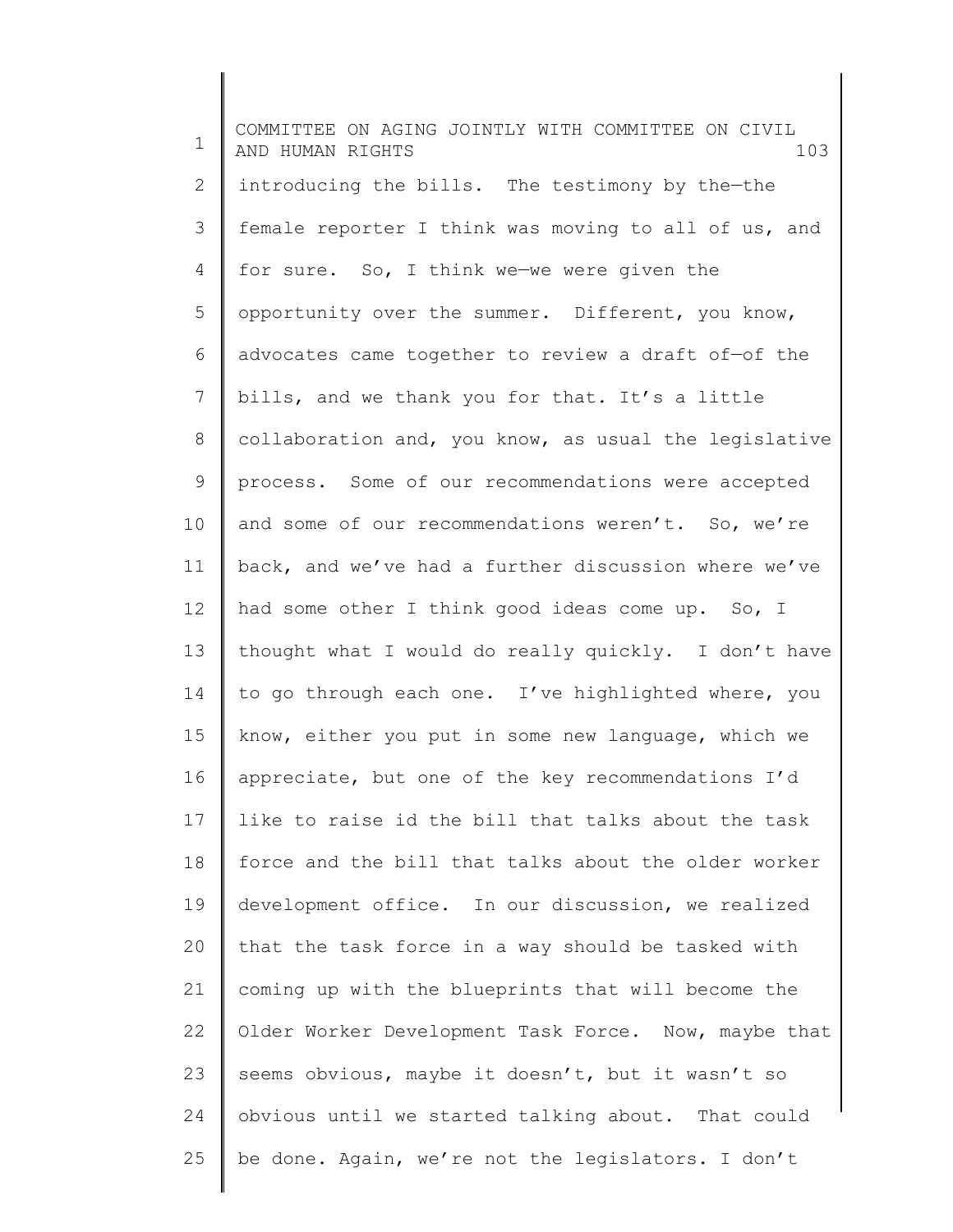introducing the bills. The testimony by the—the female reporter I think was moving to all of us, and for sure. So, I think we—we were given the opportunity over the summer. Different, you know, advocates came together to review a draft of—of the bills, and we thank you for that. It's a little collaboration and, you know, as usual the legislative process. Some of our recommendations were accepted and some of our recommendations weren't. So, we're back, and we've had a further discussion where we've had some other I think good ideas come up. So, I thought what I would do really quickly. I don't have to go through each one. I've highlighted where, you know, either you put in some new language, which we appreciate, but one of the key recommendations I'd like to raise id the bill that talks about the task force and the bill that talks about the older worker development office. In our discussion, we realized that the task force in a way should be tasked with coming up with the blueprints that will become the Older Worker Development Task Force. Now, maybe that seems obvious, maybe it doesn't, but it wasn't so obvious until we started talking about. That could be done. Again, we're not the legislators. I don't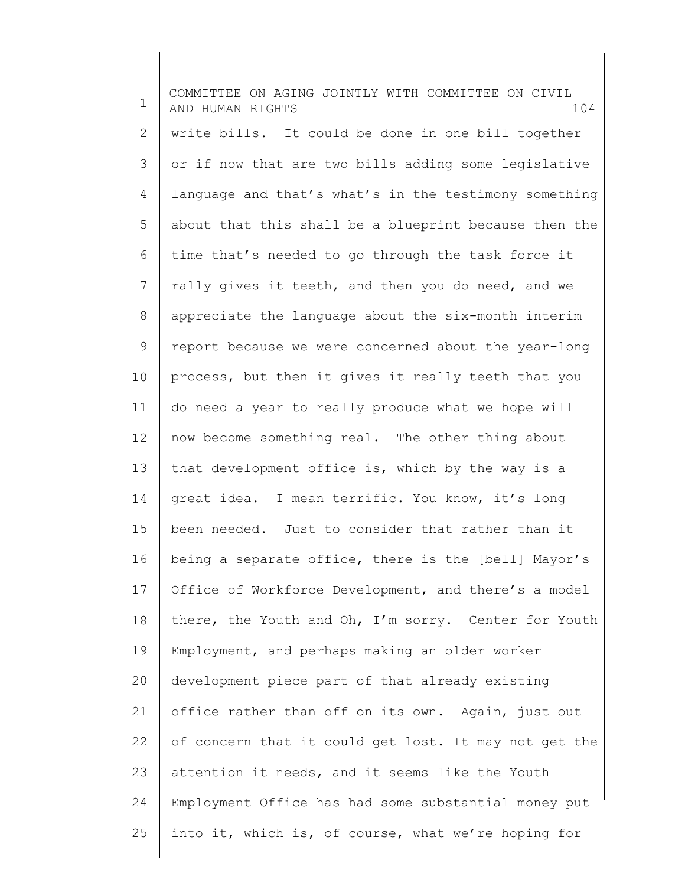write bills. It could be done in one bill together or if now that are two bills adding some legislative language and that's what's in the testimony something about that this shall be a blueprint because then the time that's needed to go through the task force it rally gives it teeth, and then you do need, and we appreciate the language about the six-month interim report because we were concerned about the year-long process, but then it gives it really teeth that you do need a year to really produce what we hope will now become something real. The other thing about that development office is, which by the way is a great idea. I mean terrific. You know, it's long been needed. Just to consider that rather than it being a separate office, there is the [bell] Mayor's Office of Workforce Development, and there's a model there, the Youth and—Oh, I'm sorry. Center for Youth Employment, and perhaps making an older worker development piece part of that already existing office rather than off on its own. Again, just out of concern that it could get lost. It may not get the attention it needs, and it seems like the Youth Employment Office has had some substantial money put into it, which is, of course, what we're hoping for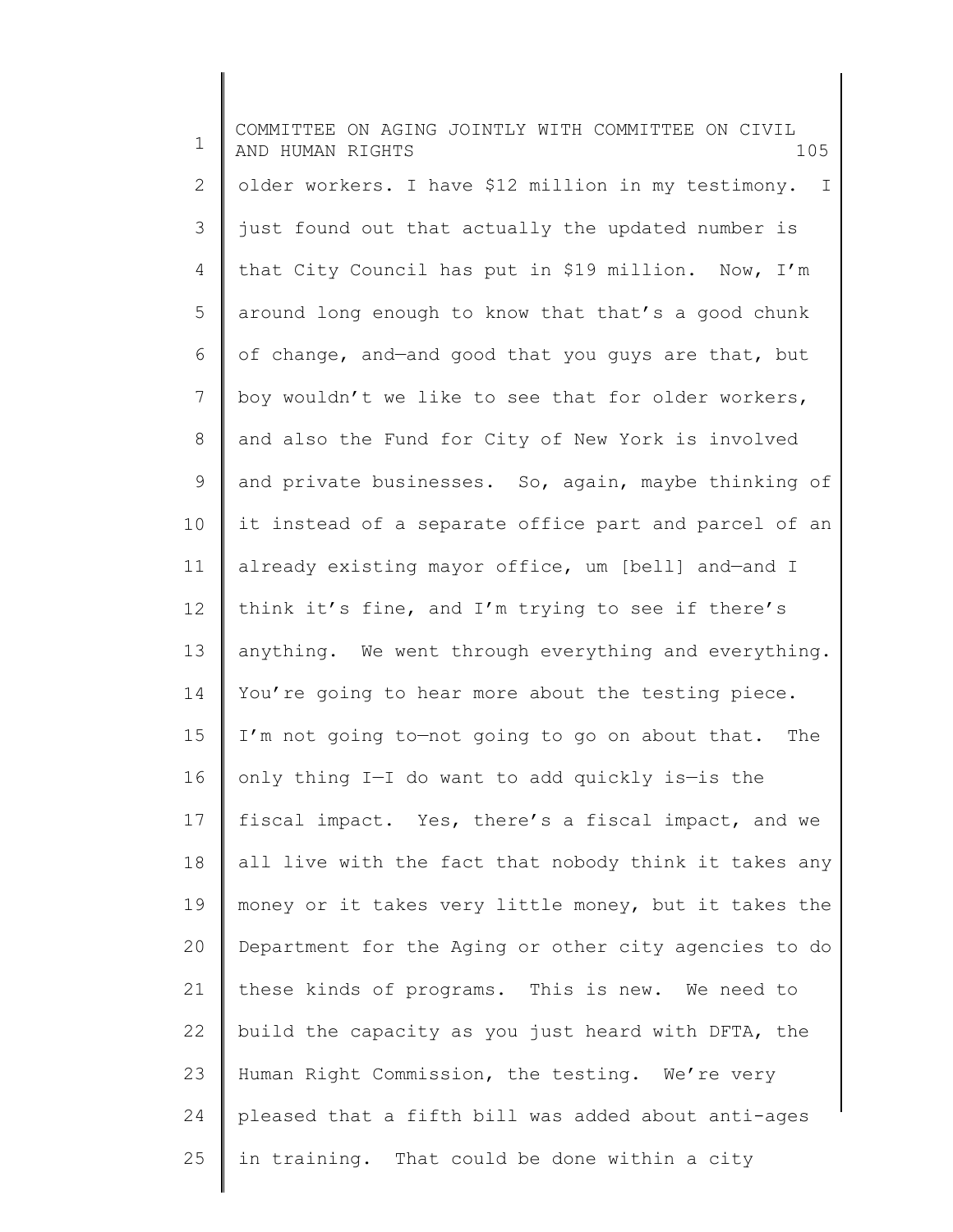older workers. I have $12 million in my testimony. I just found out that actually the updated number is that City Council has put in $19 million. Now, I'm around long enough to know that that's a good chunk of change, and—and good that you guys are that, but boy wouldn't we like to see that for older workers, and also the Fund for City of New York is involved and private businesses. So, again, maybe thinking of it instead of a separate office part and parcel of an already existing mayor office, um [bell] and—and I think it's fine, and I'm trying to see if there's anything. We went through everything and everything. You're going to hear more about the testing piece. I'm not going to—not going to go on about that. The only thing I—I do want to add quickly is—is the fiscal impact. Yes, there's a fiscal impact, and we all live with the fact that nobody think it takes any money or it takes very little money, but it takes the Department for the Aging or other city agencies to do these kinds of programs. This is new. We need to build the capacity as you just heard with DFTA, the Human Right Commission, the testing. We're very pleased that a fifth bill was added about anti-ages in training. That could be done within a city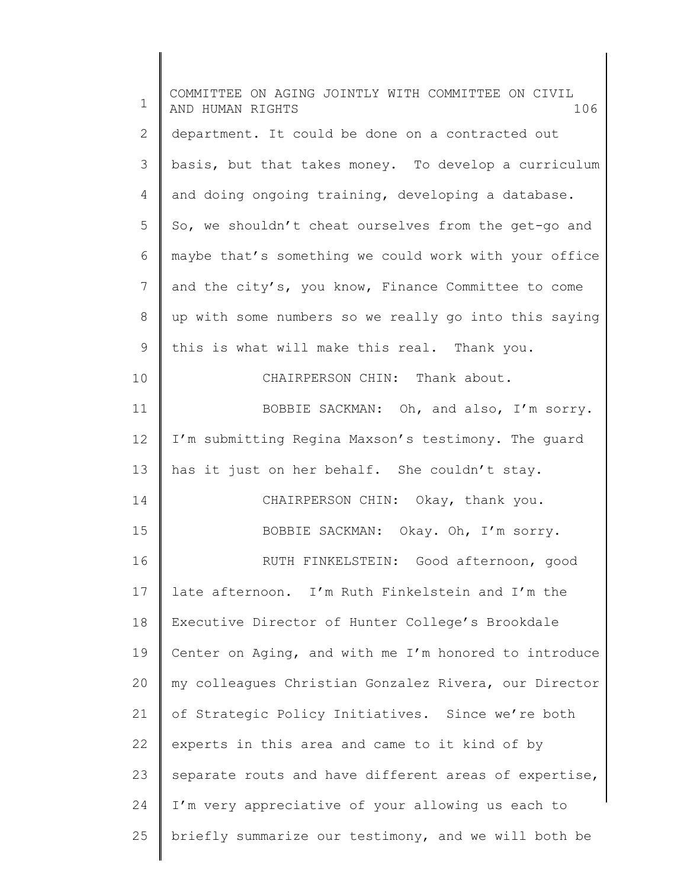department. It could be done on a contracted out basis, but that takes money. To develop a curriculum and doing ongoing training, developing a database. So, we shouldn't cheat ourselves from the get-go and maybe that's something we could work with your office and the city's, you know, Finance Committee to come up with some numbers so we really go into this saying this is what will make this real. Thank you.

CHAIRPERSON CHIN: Thank about.

BOBBIE SACKMAN: Oh, and also, I'm sorry. I'm submitting Regina Maxson's testimony. The guard has it just on her behalf. She couldn't stay.

CHAIRPERSON CHIN: Okay, thank you.

BOBBIE SACKMAN: Okay. Oh, I'm sorry.

RUTH FINKELSTEIN: Good afternoon, good late afternoon. I'm Ruth Finkelstein and I'm the Executive Director of Hunter College's Brookdale Center on Aging, and with me I'm honored to introduce my colleagues Christian Gonzalez Rivera, our Director of Strategic Policy Initiatives. Since we're both experts in this area and came to it kind of by separate routs and have different areas of expertise, I'm very appreciative of your allowing us each to briefly summarize our testimony, and we will both be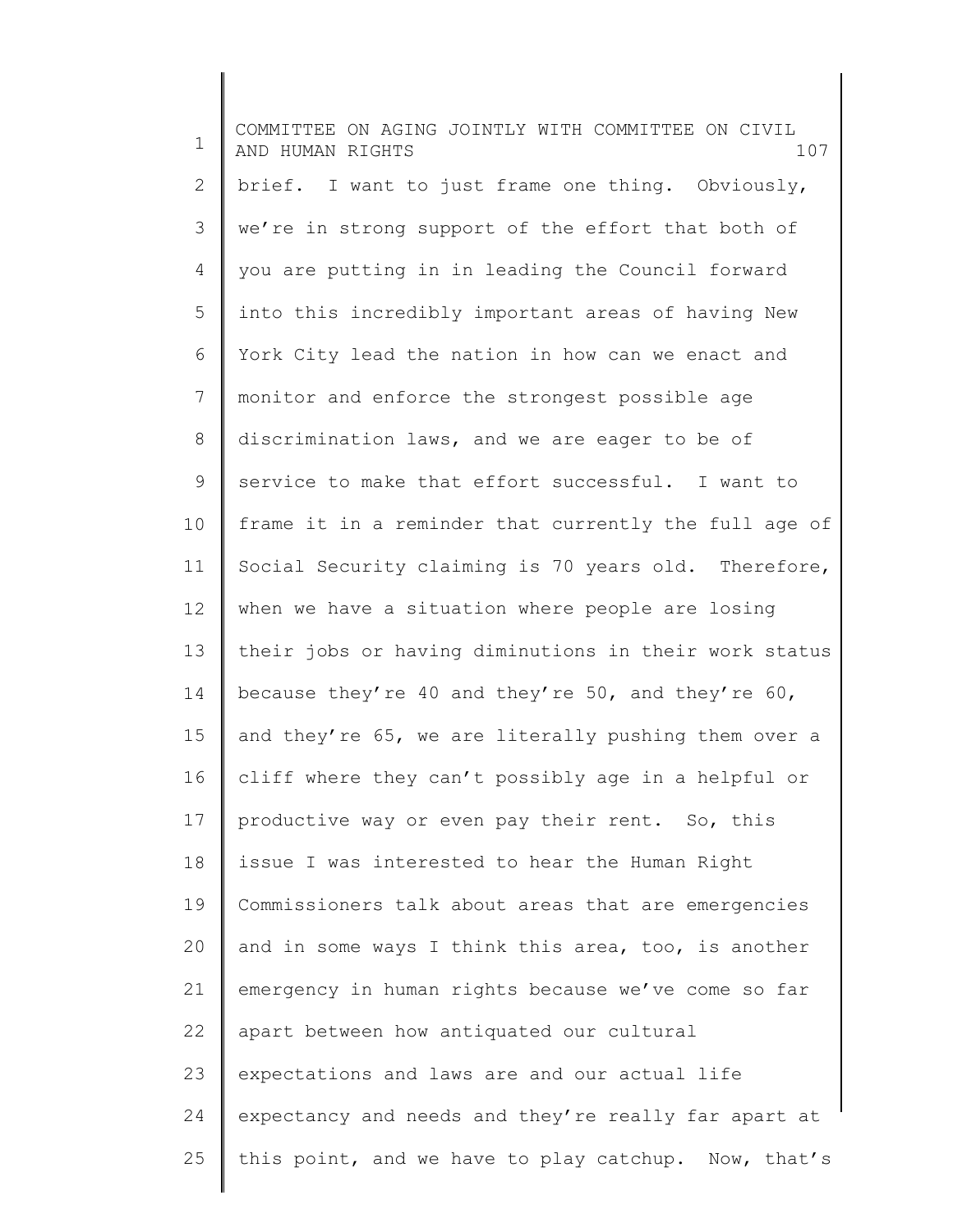brief. I want to just frame one thing. Obviously, we're in strong support of the effort that both of you are putting in in leading the Council forward into this incredibly important areas of having New York City lead the nation in how can we enact and monitor and enforce the strongest possible age discrimination laws, and we are eager to be of service to make that effort successful. I want to frame it in a reminder that currently the full age of Social Security claiming is 70 years old. Therefore, when we have a situation where people are losing their jobs or having diminutions in their work status because they're 40 and they're 50, and they're 60, and they're 65, we are literally pushing them over a cliff where they can't possibly age in a helpful or productive way or even pay their rent. So, this issue I was interested to hear the Human Right Commissioners talk about areas that are emergencies and in some ways I think this area, too, is another emergency in human rights because we've come so far apart between how antiquated our cultural expectations and laws are and our actual life expectancy and needs and they're really far apart at this point, and we have to play catchup. Now, that's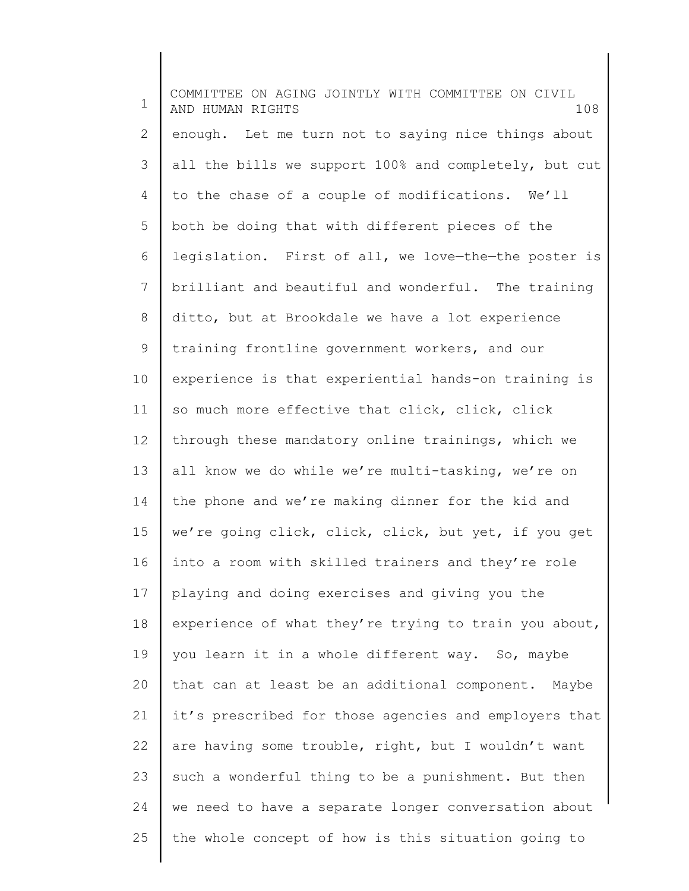enough. Let me turn not to saying nice things about all the bills we support 100% and completely, but cut to the chase of a couple of modifications. We'll both be doing that with different pieces of the legislation. First of all, we love—the—the poster is brilliant and beautiful and wonderful. The training ditto, but at Brookdale we have a lot experience training frontline government workers, and our experience is that experiential hands-on training is so much more effective that click, click, click through these mandatory online trainings, which we all know we do while we're multi-tasking, we're on the phone and we're making dinner for the kid and we're going click, click, click, but yet, if you get into a room with skilled trainers and they're role playing and doing exercises and giving you the experience of what they're trying to train you about, you learn it in a whole different way. So, maybe that can at least be an additional component. Maybe it's prescribed for those agencies and employers that are having some trouble, right, but I wouldn't want such a wonderful thing to be a punishment. But then we need to have a separate longer conversation about the whole concept of how is this situation going to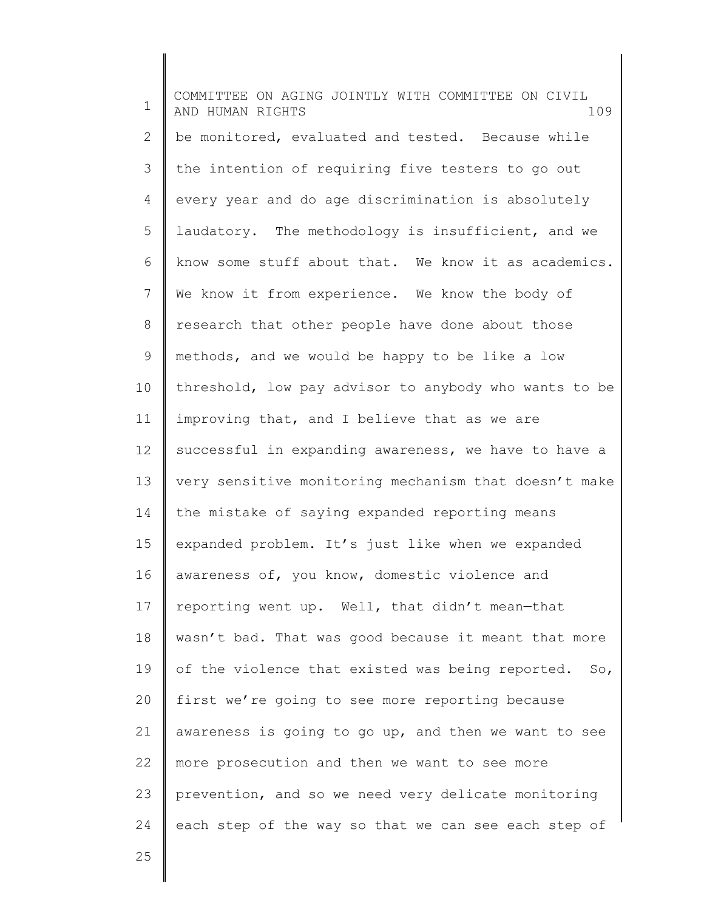be monitored, evaluated and tested. Because while the intention of requiring five testers to go out every year and do age discrimination is absolutely laudatory. The methodology is insufficient, and we know some stuff about that. We know it as academics. We know it from experience. We know the body of research that other people have done about those methods, and we would be happy to be like a low threshold, low pay advisor to anybody who wants to be improving that, and I believe that as we are successful in expanding awareness, we have to have a very sensitive monitoring mechanism that doesn't make the mistake of saying expanded reporting means expanded problem. It's just like when we expanded awareness of, you know, domestic violence and reporting went up. Well, that didn't mean—that wasn't bad. That was good because it meant that more of the violence that existed was being reported. So, first we're going to see more reporting because awareness is going to go up, and then we want to see more prosecution and then we want to see more prevention, and so we need very delicate monitoring each step of the way so that we can see each step of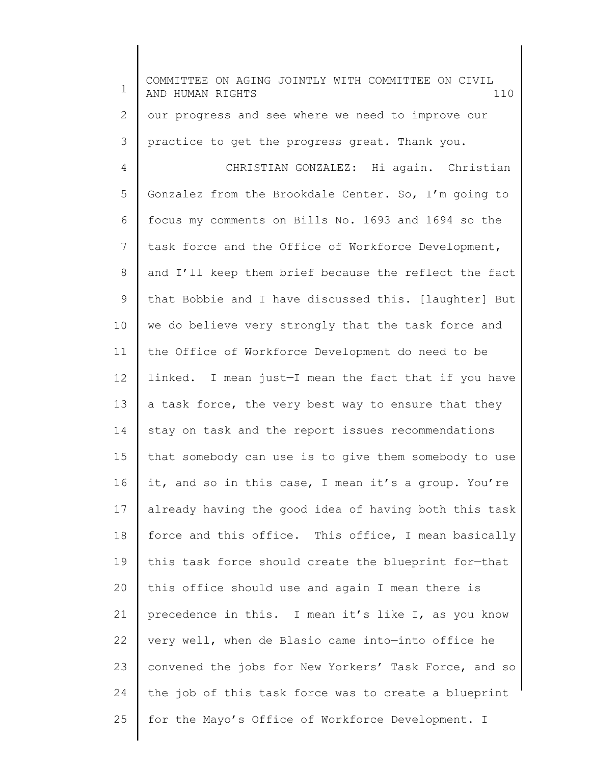our progress and see where we need to improve our practice to get the progress great. Thank you.

CHRISTIAN GONZALEZ: Hi again. Christian Gonzalez from the Brookdale Center. So, I'm going to focus my comments on Bills No. 1693 and 1694 so the task force and the Office of Workforce Development, and I'll keep them brief because the reflect the fact that Bobbie and I have discussed this. [laughter] But we do believe very strongly that the task force and the Office of Workforce Development do need to be linked. I mean just—I mean the fact that if you have a task force, the very best way to ensure that they stay on task and the report issues recommendations that somebody can use is to give them somebody to use it, and so in this case, I mean it's a group. You're already having the good idea of having both this task force and this office. This office, I mean basically this task force should create the blueprint for—that this office should use and again I mean there is precedence in this. I mean it's like I, as you know very well, when de Blasio came into—into office he convened the jobs for New Yorkers' Task Force, and so the job of this task force was to create a blueprint for the Mayo's Office of Workforce Development. I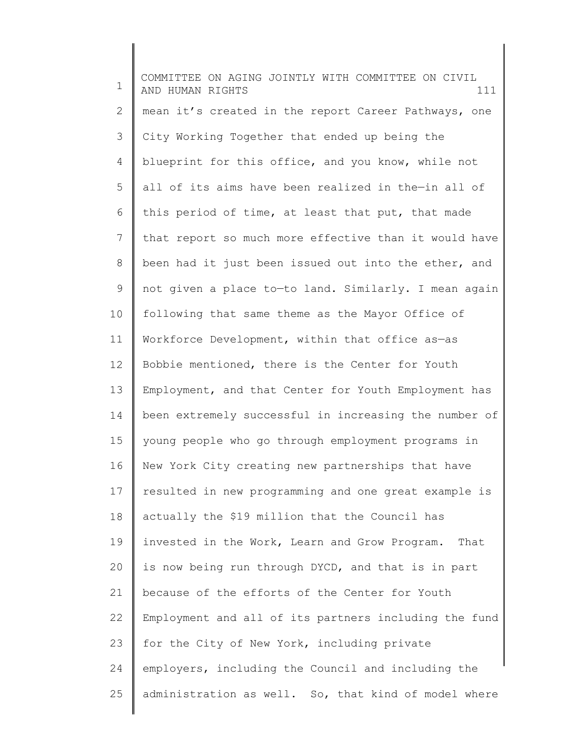mean it's created in the report Career Pathways, one City Working Together that ended up being the blueprint for this office, and you know, while not all of its aims have been realized in the—in all of this period of time, at least that put, that made that report so much more effective than it would have been had it just been issued out into the ether, and not given a place to—to land. Similarly. I mean again following that same theme as the Mayor Office of Workforce Development, within that office as—as Bobbie mentioned, there is the Center for Youth Employment, and that Center for Youth Employment has been extremely successful in increasing the number of young people who go through employment programs in New York City creating new partnerships that have resulted in new programming and one great example is actually the $19 million that the Council has invested in the Work, Learn and Grow Program. That is now being run through DYCD, and that is in part because of the efforts of the Center for Youth Employment and all of its partners including the fund for the City of New York, including private employers, including the Council and including the administration as well. So, that kind of model where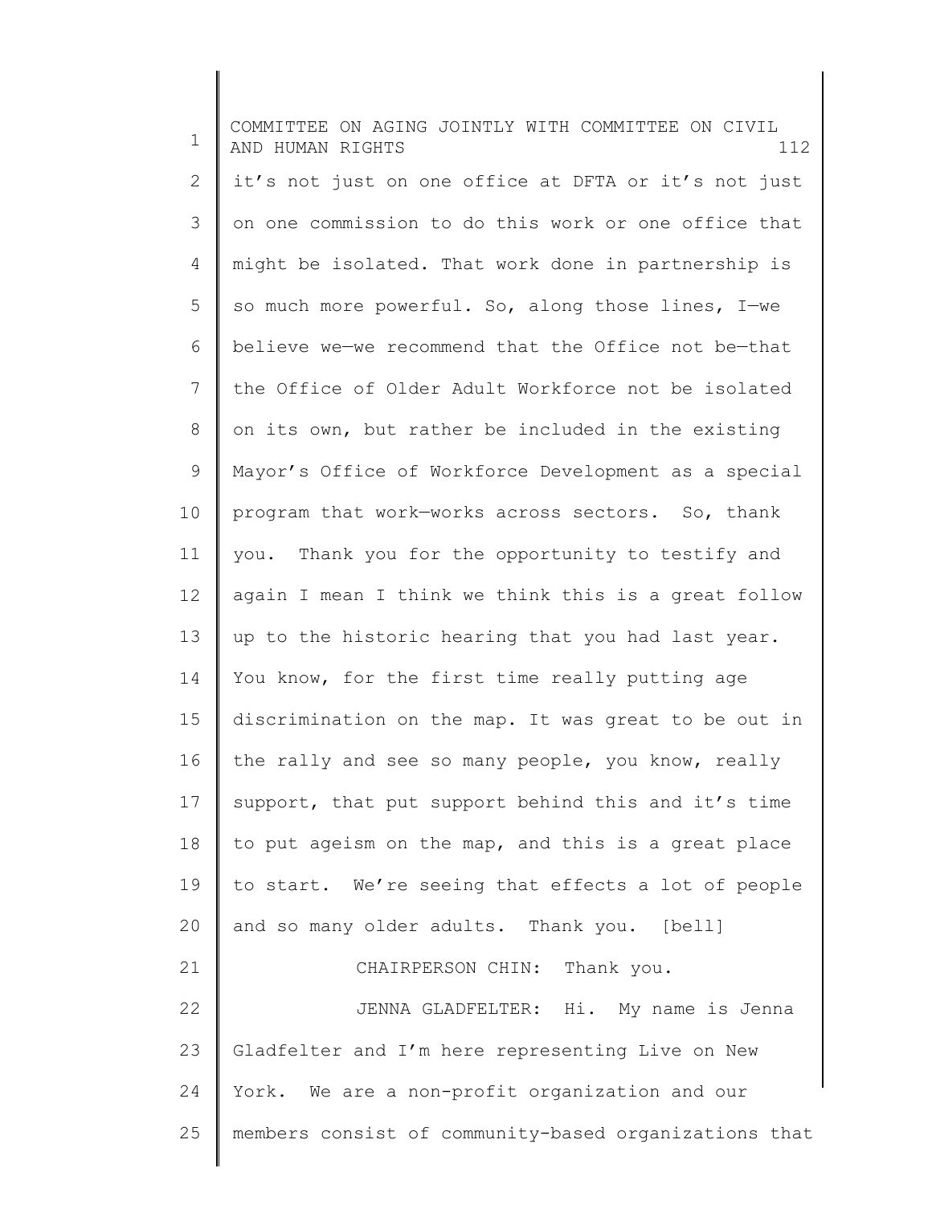it's not just on one office at DFTA or it's not just on one commission to do this work or one office that might be isolated. That work done in partnership is so much more powerful. So, along those lines, I—we believe we—we recommend that the Office not be—that the Office of Older Adult Workforce not be isolated on its own, but rather be included in the existing Mayor's Office of Workforce Development as a special program that work—works across sectors. So, thank you. Thank you for the opportunity to testify and again I mean I think we think this is a great follow up to the historic hearing that you had last year. You know, for the first time really putting age discrimination on the map. It was great to be out in the rally and see so many people, you know, really support, that put support behind this and it's time to put ageism on the map, and this is a great place to start. We're seeing that effects a lot of people and so many older adults. Thank you. [bell]

CHAIRPERSON CHIN: Thank you.

JENNA GLADFELTER: Hi. My name is Jenna Gladfelter and I'm here representing Live on New York. We are a non-profit organization and our members consist of community-based organizations that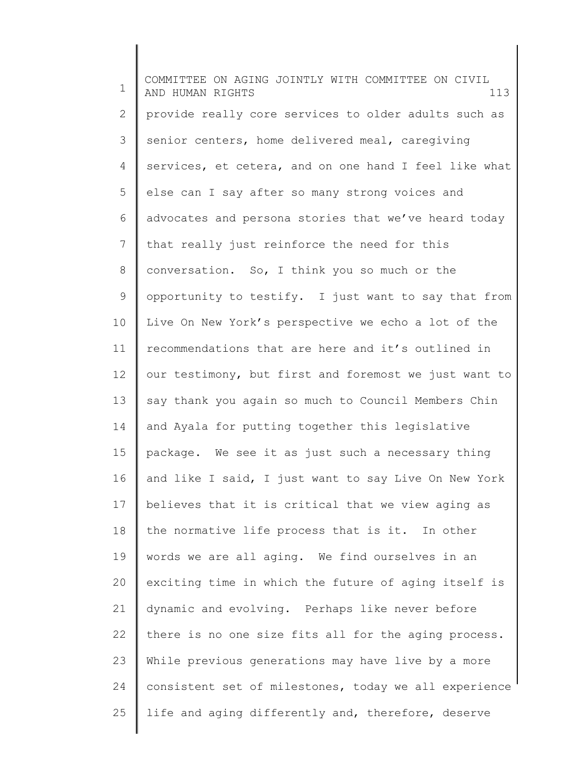provide really core services to older adults such as senior centers, home delivered meal, caregiving services, et cetera, and on one hand I feel like what else can I say after so many strong voices and advocates and persona stories that we've heard today that really just reinforce the need for this conversation. So, I think you so much or the opportunity to testify. I just want to say that from Live On New York's perspective we echo a lot of the recommendations that are here and it's outlined in our testimony, but first and foremost we just want to say thank you again so much to Council Members Chin and Ayala for putting together this legislative package. We see it as just such a necessary thing and like I said, I just want to say Live On New York believes that it is critical that we view aging as the normative life process that is it. In other words we are all aging. We find ourselves in an exciting time in which the future of aging itself is dynamic and evolving. Perhaps like never before there is no one size fits all for the aging process. While previous generations may have live by a more consistent set of milestones, today we all experience life and aging differently and, therefore, deserve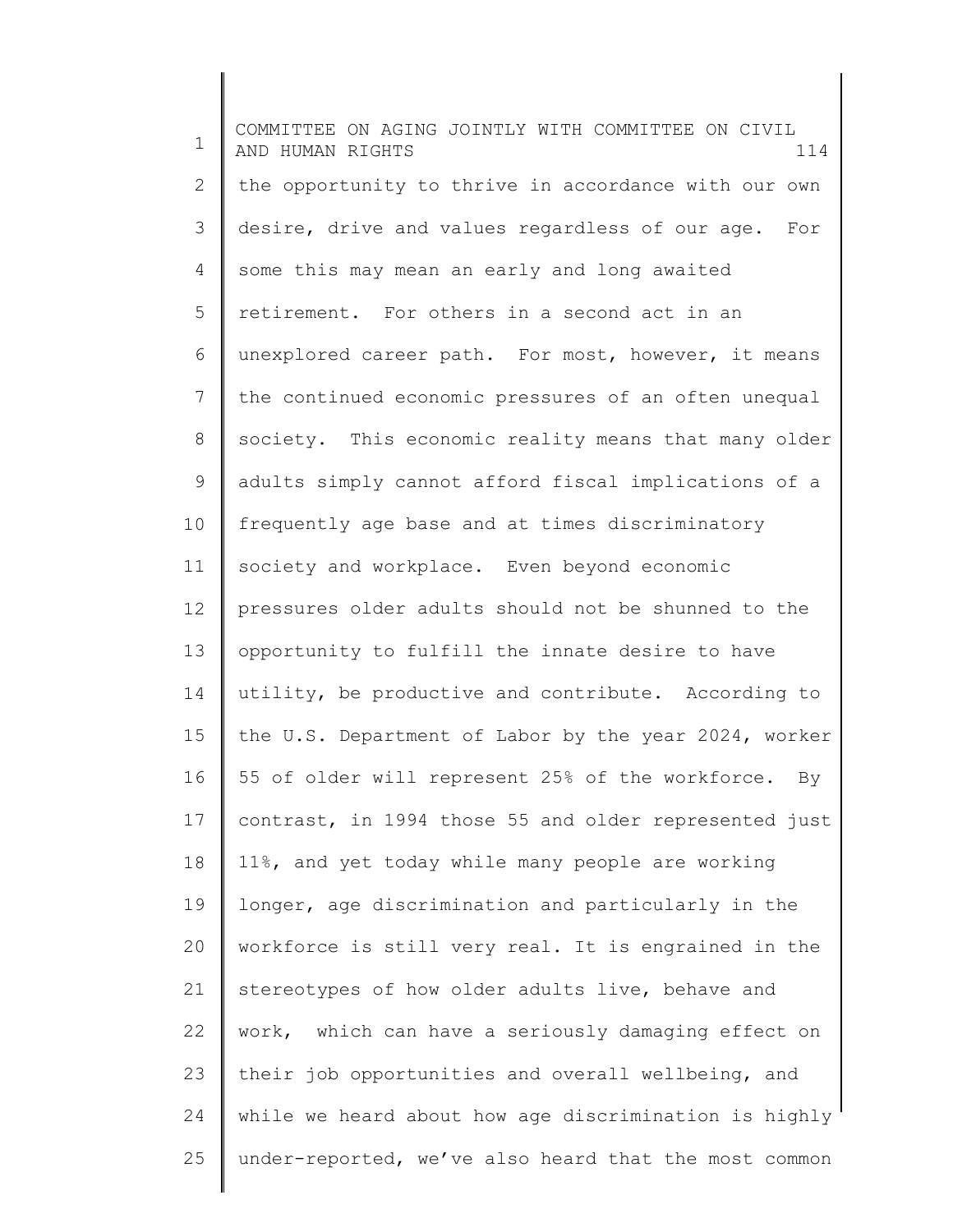the opportunity to thrive in accordance with our own desire, drive and values regardless of our age. For some this may mean an early and long awaited retirement. For others in a second act in an unexplored career path. For most, however, it means the continued economic pressures of an often unequal society. This economic reality means that many older adults simply cannot afford fiscal implications of a frequently age base and at times discriminatory society and workplace. Even beyond economic pressures older adults should not be shunned to the opportunity to fulfill the innate desire to have utility, be productive and contribute. According to the U.S. Department of Labor by the year 2024, worker 55 of older will represent 25% of the workforce. By contrast, in 1994 those 55 and older represented just 11%, and yet today while many people are working longer, age discrimination and particularly in the workforce is still very real. It is engrained in the stereotypes of how older adults live, behave and work, which can have a seriously damaging effect on their job opportunities and overall wellbeing, and while we heard about how age discrimination is highly under-reported, we've also heard that the most common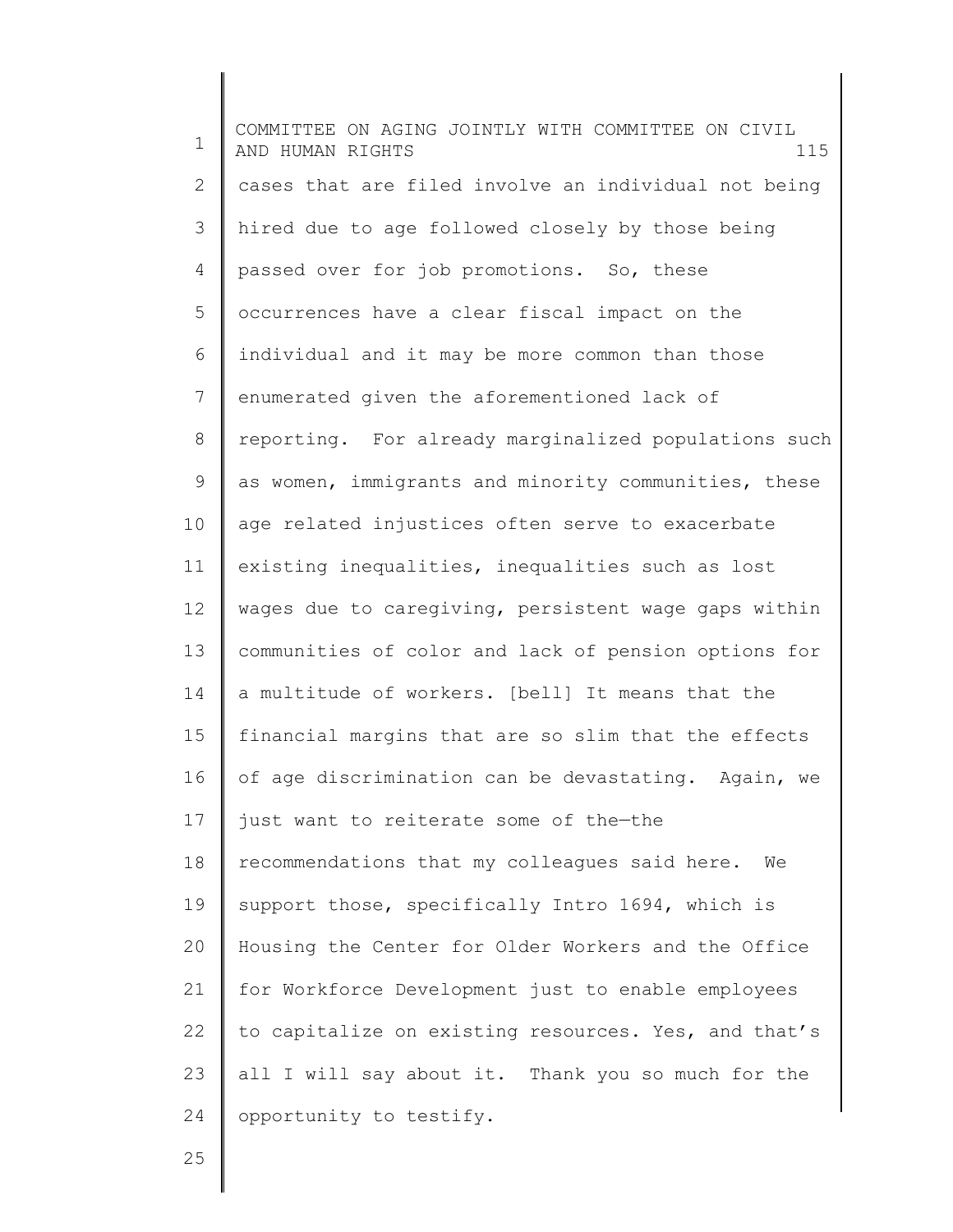cases that are filed involve an individual not being hired due to age followed closely by those being passed over for job promotions. So, these occurrences have a clear fiscal impact on the individual and it may be more common than those enumerated given the aforementioned lack of reporting. For already marginalized populations such as women, immigrants and minority communities, these age related injustices often serve to exacerbate existing inequalities, inequalities such as lost wages due to caregiving, persistent wage gaps within communities of color and lack of pension options for a multitude of workers. [bell] It means that the financial margins that are so slim that the effects of age discrimination can be devastating. Again, we just want to reiterate some of the—the recommendations that my colleagues said here. We support those, specifically Intro 1694, which is Housing the Center for Older Workers and the Office for Workforce Development just to enable employees to capitalize on existing resources. Yes, and that's all I will say about it. Thank you so much for the opportunity to testify.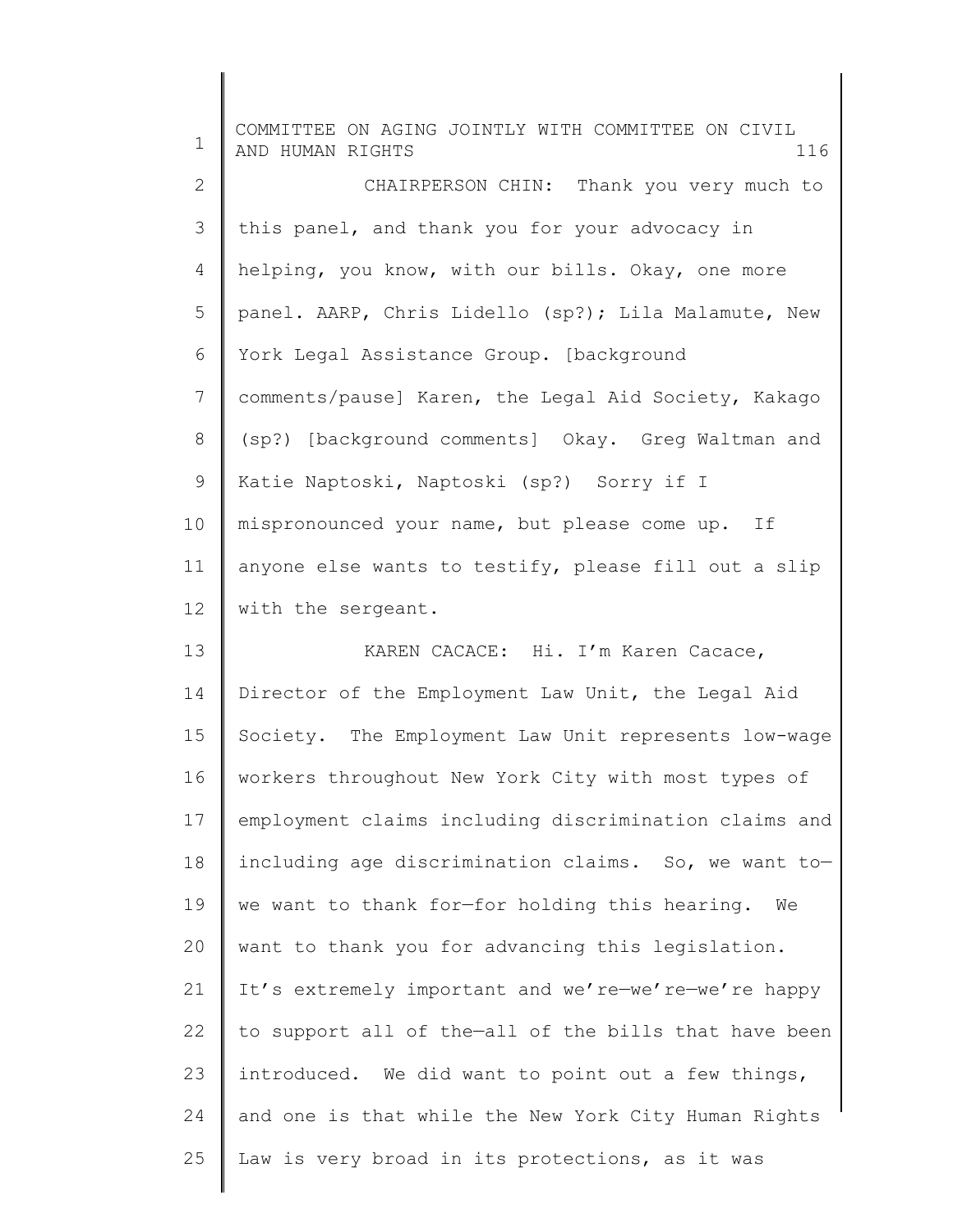CHAIRPERSON CHIN: Thank you very much to this panel, and thank you for your advocacy in helping, you know, with our bills. Okay, one more panel. AARP, Chris Lidello (sp?); Lila Malamute, New York Legal Assistance Group. [background comments/pause] Karen, the Legal Aid Society, Kakago (sp?) [background comments] Okay. Greg Waltman and Katie Naptoski, Naptoski (sp?) Sorry if I mispronounced your name, but please come up. If anyone else wants to testify, please fill out a slip with the sergeant.

KAREN CACACE: Hi. I'm Karen Cacace, Director of the Employment Law Unit, the Legal Aid Society. The Employment Law Unit represents low-wage workers throughout New York City with most types of employment claims including discrimination claims and including age discrimination claims. So, we want to—we want to thank for—for holding this hearing. We want to thank you for advancing this legislation. It's extremely important and we're—we're—we're happy to support all of the—all of the bills that have been introduced. We did want to point out a few things, and one is that while the New York City Human Rights Law is very broad in its protections, as it was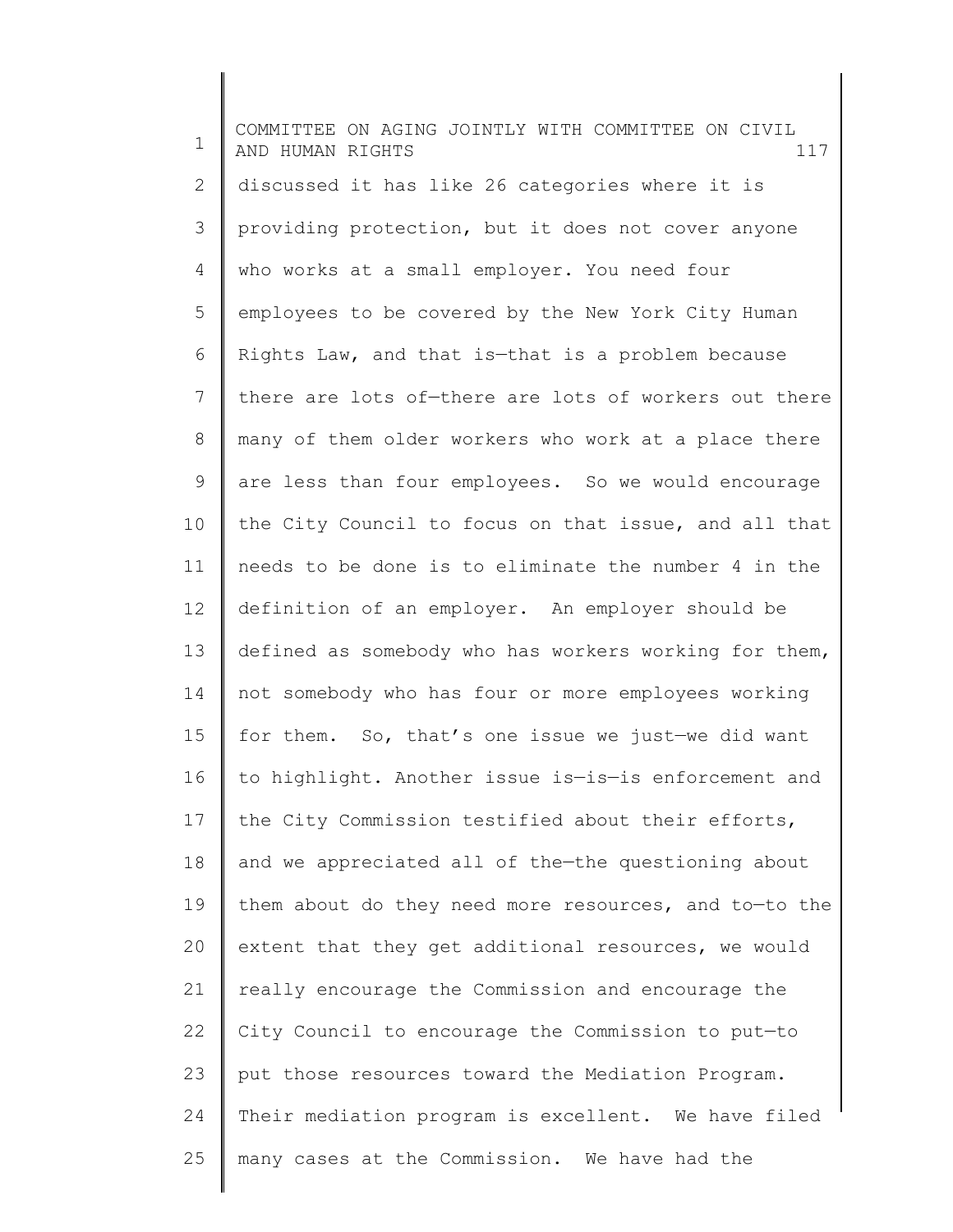discussed it has like 26 categories where it is providing protection, but it does not cover anyone who works at a small employer. You need four employees to be covered by the New York City Human Rights Law, and that is—that is a problem because there are lots of—there are lots of workers out there many of them older workers who work at a place there are less than four employees. So we would encourage the City Council to focus on that issue, and all that needs to be done is to eliminate the number 4 in the definition of an employer. An employer should be defined as somebody who has workers working for them, not somebody who has four or more employees working for them. So, that's one issue we just—we did want to highlight. Another issue is—is—is enforcement and the City Commission testified about their efforts, and we appreciated all of the—the questioning about them about do they need more resources, and to—to the extent that they get additional resources, we would really encourage the Commission and encourage the City Council to encourage the Commission to put—to put those resources toward the Mediation Program. Their mediation program is excellent. We have filed many cases at the Commission. We have had the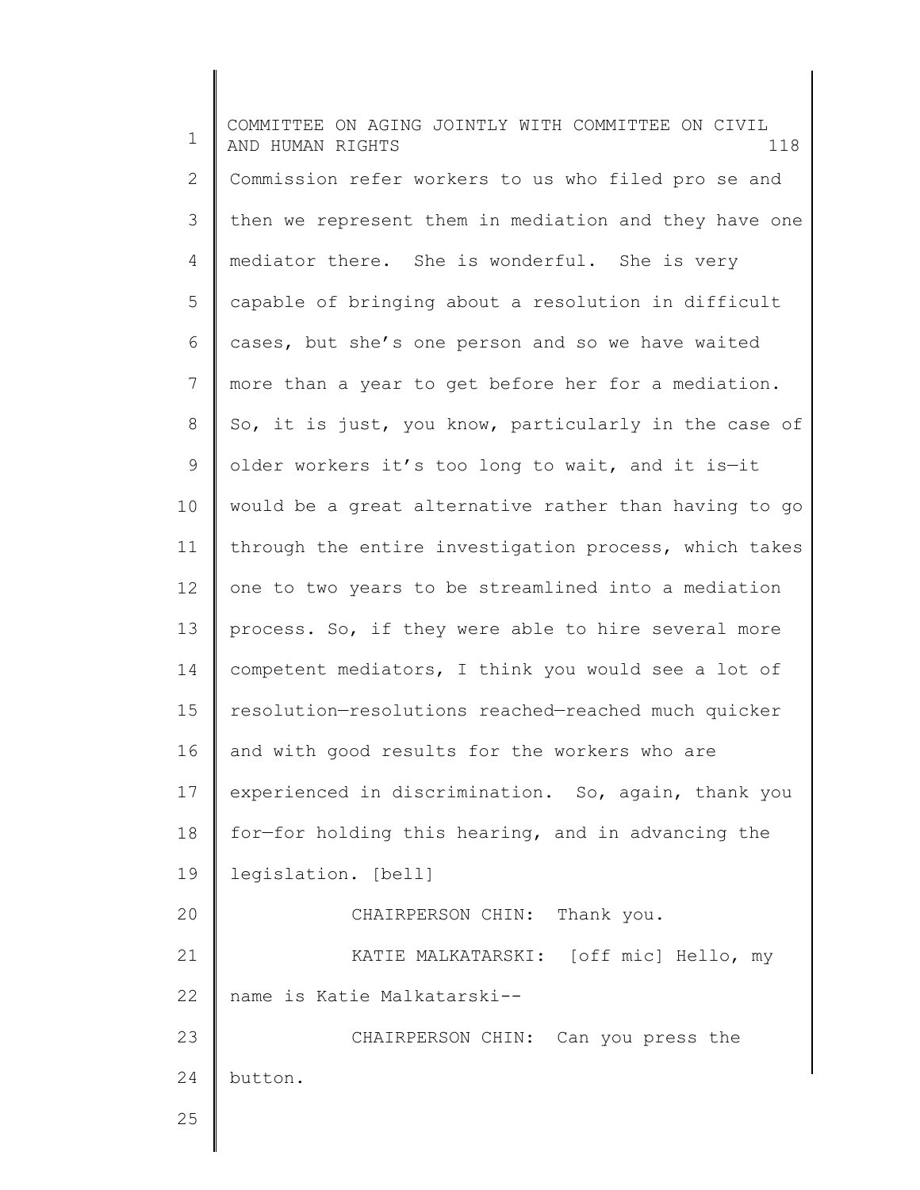Commission refer workers to us who filed pro se and then we represent them in mediation and they have one mediator there. She is wonderful. She is very capable of bringing about a resolution in difficult cases, but she's one person and so we have waited more than a year to get before her for a mediation. So, it is just, you know, particularly in the case of older workers it's too long to wait, and it is—it would be a great alternative rather than having to go through the entire investigation process, which takes one to two years to be streamlined into a mediation process. So, if they were able to hire several more competent mediators, I think you would see a lot of resolution—resolutions reached—reached much quicker and with good results for the workers who are experienced in discrimination. So, again, thank you for—for holding this hearing, and in advancing the legislation. [bell]

CHAIRPERSON CHIN: Thank you.

KATIE MALKATARSKI: [off mic] Hello, my name is Katie Malkatarski--

CHAIRPERSON CHIN: Can you press the button.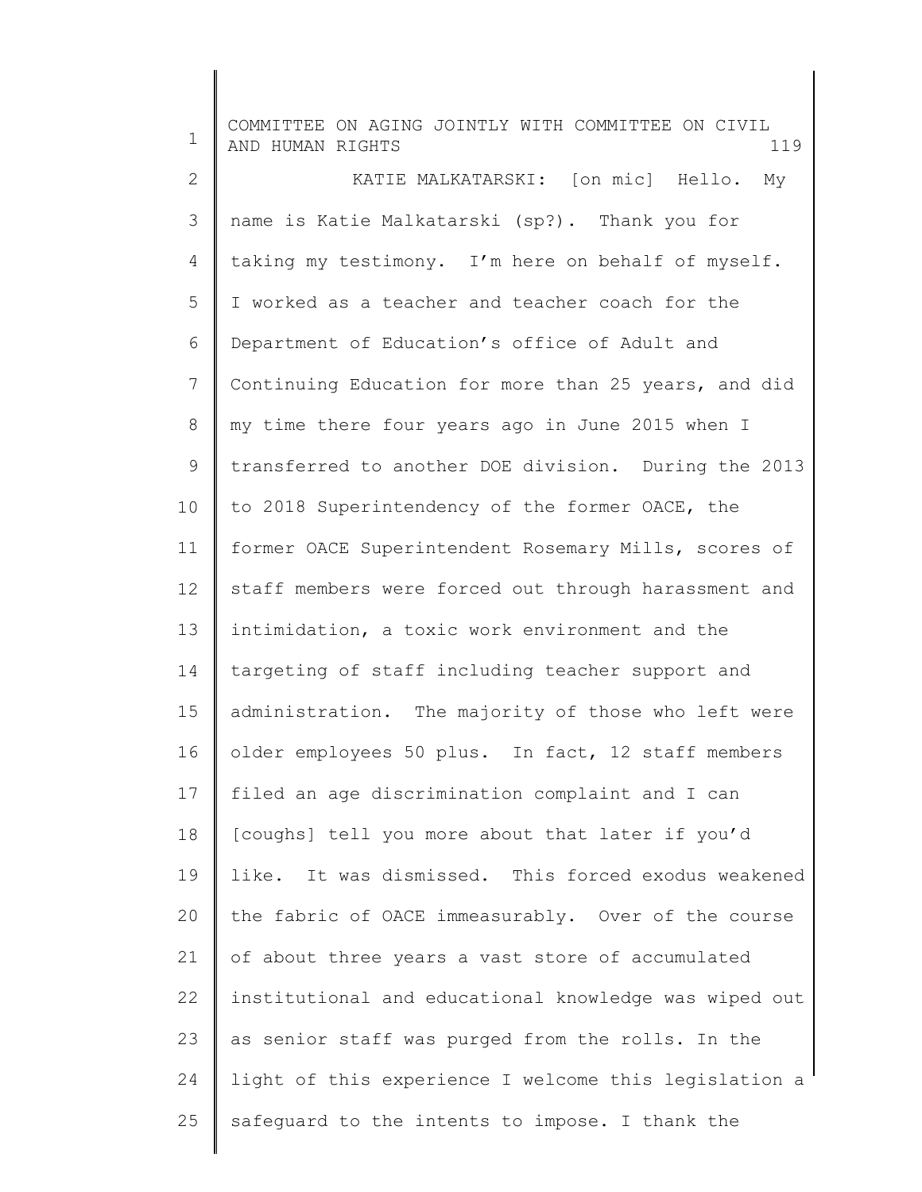KATIE MALKATARSKI: [on mic] Hello. My name is Katie Malkatarski (sp?). Thank you for taking my testimony. I'm here on behalf of myself. I worked as a teacher and teacher coach for the Department of Education's office of Adult and Continuing Education for more than 25 years, and did my time there four years ago in June 2015 when I transferred to another DOE division. During the 2013 to 2018 Superintendency of the former OACE, the former OACE Superintendent Rosemary Mills, scores of staff members were forced out through harassment and intimidation, a toxic work environment and the targeting of staff including teacher support and administration. The majority of those who left were older employees 50 plus. In fact, 12 staff members filed an age discrimination complaint and I can [coughs] tell you more about that later if you'd like. It was dismissed. This forced exodus weakened the fabric of OACE immeasurably. Over of the course of about three years a vast store of accumulated institutional and educational knowledge was wiped out as senior staff was purged from the rolls. In the light of this experience I welcome this legislation a safeguard to the intents to impose. I thank the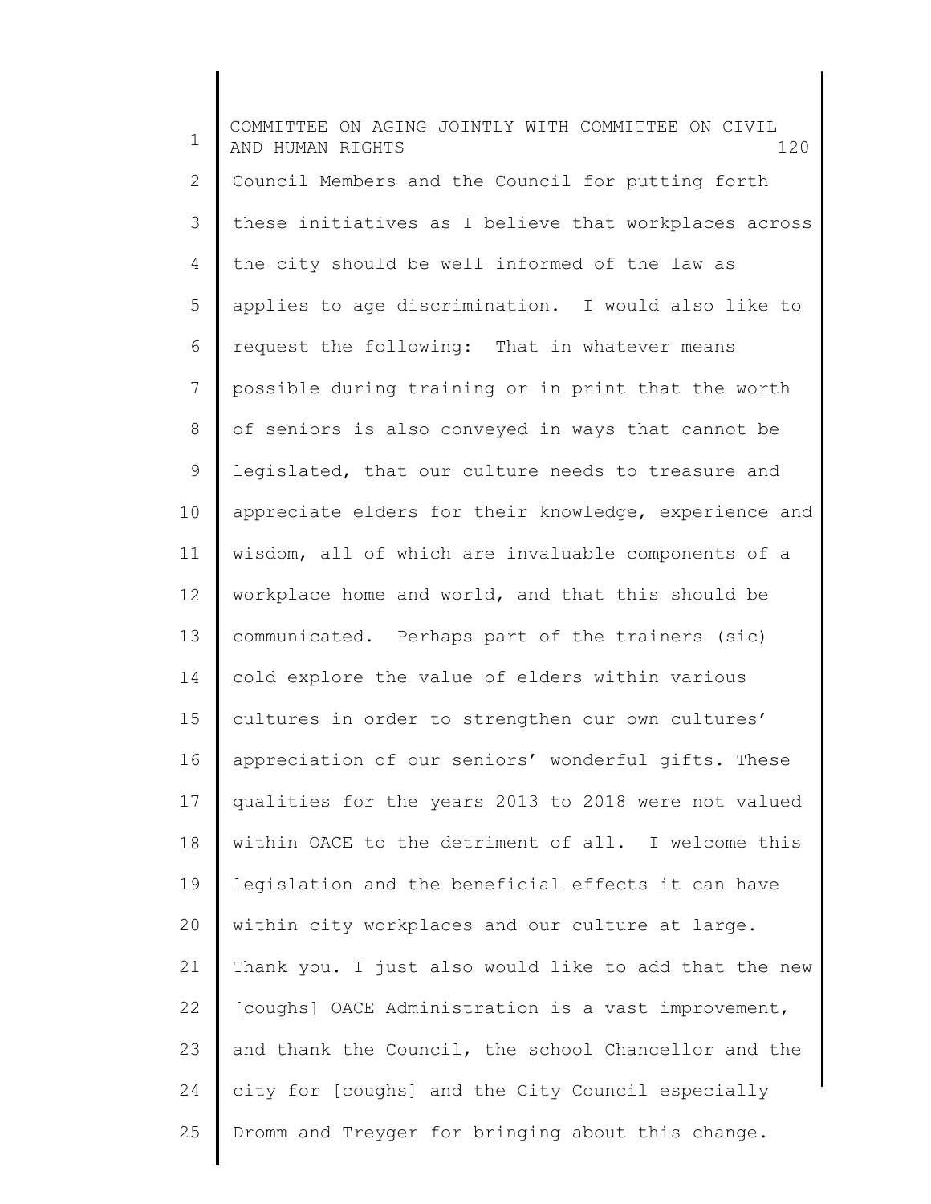Council Members and the Council for putting forth these initiatives as I believe that workplaces across the city should be well informed of the law as applies to age discrimination. I would also like to request the following: That in whatever means possible during training or in print that the worth of seniors is also conveyed in ways that cannot be legislated, that our culture needs to treasure and appreciate elders for their knowledge, experience and wisdom, all of which are invaluable components of a workplace home and world, and that this should be communicated. Perhaps part of the trainers (sic) cold explore the value of elders within various cultures in order to strengthen our own cultures' appreciation of our seniors' wonderful gifts. These qualities for the years 2013 to 2018 were not valued within OACE to the detriment of all. I welcome this legislation and the beneficial effects it can have within city workplaces and our culture at large. Thank you. I just also would like to add that the new [coughs] OACE Administration is a vast improvement, and thank the Council, the school Chancellor and the city for [coughs] and the City Council especially Dromm and Treyger for bringing about this change.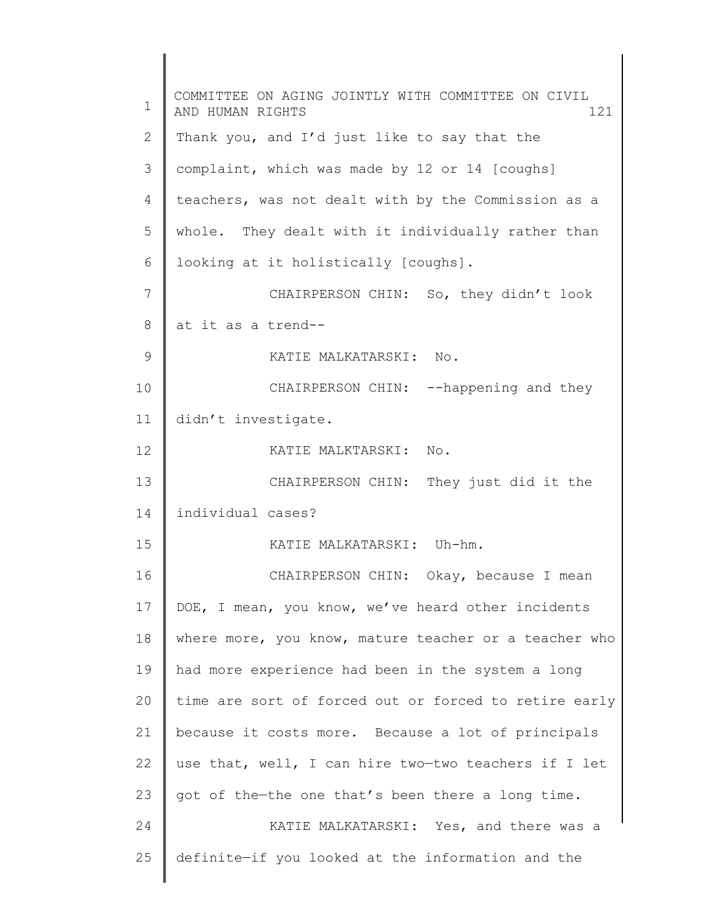Thank you, and I'd just like to say that the complaint, which was made by 12 or 14 [coughs] teachers, was not dealt with by the Commission as a whole. They dealt with it individually rather than looking at it holistically [coughs].

CHAIRPERSON CHIN: So, they didn't look at it as a trend--

KATIE MALKATARSKI: No.

CHAIRPERSON CHIN: --happening and they didn't investigate.

KATIE MALKTARSKI: No.

CHAIRPERSON CHIN: They just did it the individual cases?

KATIE MALKATARSKI: Uh-hm.

CHAIRPERSON CHIN: Okay, because I mean DOE, I mean, you know, we've heard other incidents where more, you know, mature teacher or a teacher who had more experience had been in the system a long time are sort of forced out or forced to retire early because it costs more. Because a lot of principals use that, well, I can hire two—two teachers if I let got of the—the one that's been there a long time.

KATIE MALKATARSKI: Yes, and there was a definite—if you looked at the information and the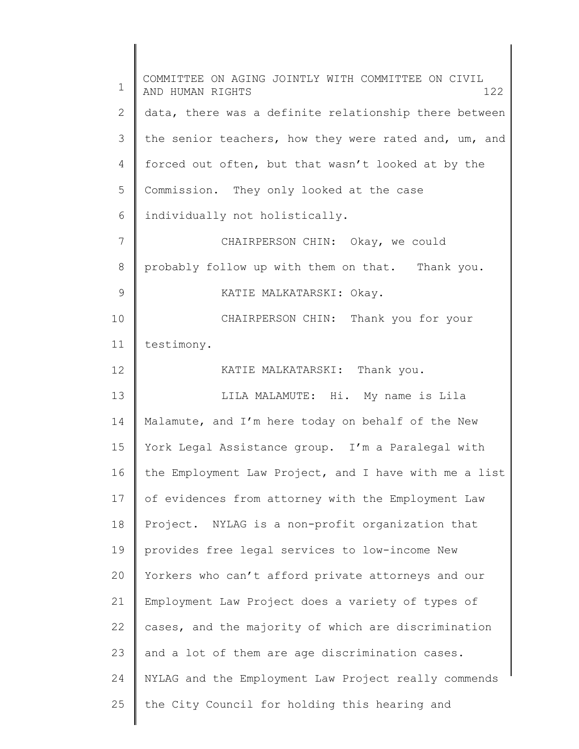data, there was a definite relationship there between the senior teachers, how they were rated and, um, and forced out often, but that wasn't looked at by the Commission. They only looked at the case individually not holistically.

CHAIRPERSON CHIN: Okay, we could probably follow up with them on that. Thank you.

KATIE MALKATARSKI: Okay.

CHAIRPERSON CHIN: Thank you for your testimony.

KATIE MALKATARSKI: Thank you.

LILA MALAMUTE: Hi. My name is Lila Malamute, and I'm here today on behalf of the New York Legal Assistance group. I'm a Paralegal with the Employment Law Project, and I have with me a list of evidences from attorney with the Employment Law Project. NYLAG is a non-profit organization that provides free legal services to low-income New Yorkers who can't afford private attorneys and our Employment Law Project does a variety of types of cases, and the majority of which are discrimination and a lot of them are age discrimination cases. NYLAG and the Employment Law Project really commends the City Council for holding this hearing and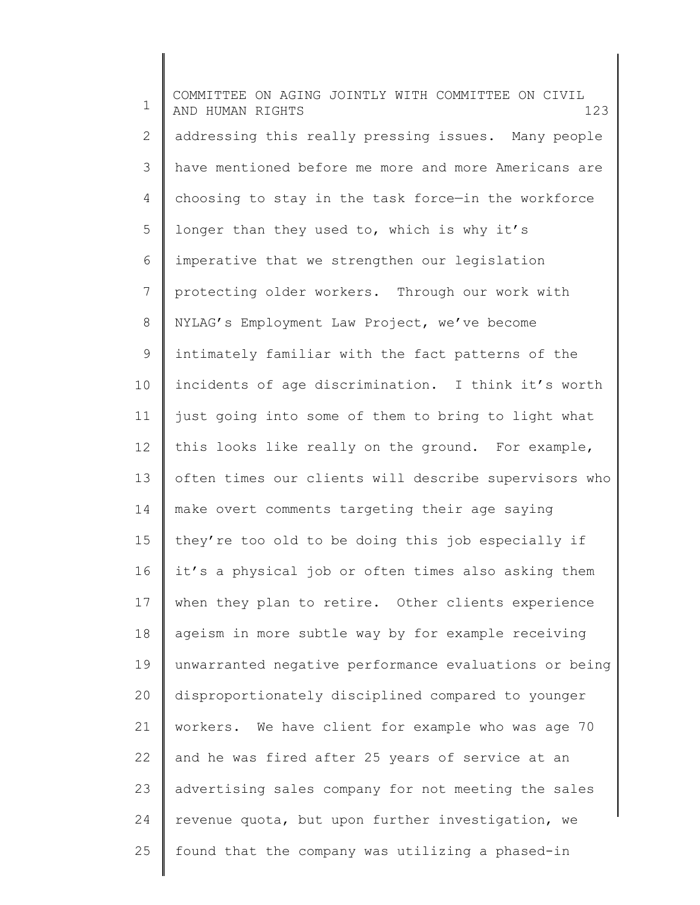addressing this really pressing issues. Many people have mentioned before me more and more Americans are choosing to stay in the task force—in the workforce longer than they used to, which is why it's imperative that we strengthen our legislation protecting older workers. Through our work with NYLAG's Employment Law Project, we've become intimately familiar with the fact patterns of the incidents of age discrimination. I think it's worth just going into some of them to bring to light what this looks like really on the ground. For example, often times our clients will describe supervisors who make overt comments targeting their age saying they're too old to be doing this job especially if it's a physical job or often times also asking them when they plan to retire. Other clients experience ageism in more subtle way by for example receiving unwarranted negative performance evaluations or being disproportionately disciplined compared to younger workers. We have client for example who was age 70 and he was fired after 25 years of service at an advertising sales company for not meeting the sales revenue quota, but upon further investigation, we found that the company was utilizing a phased-in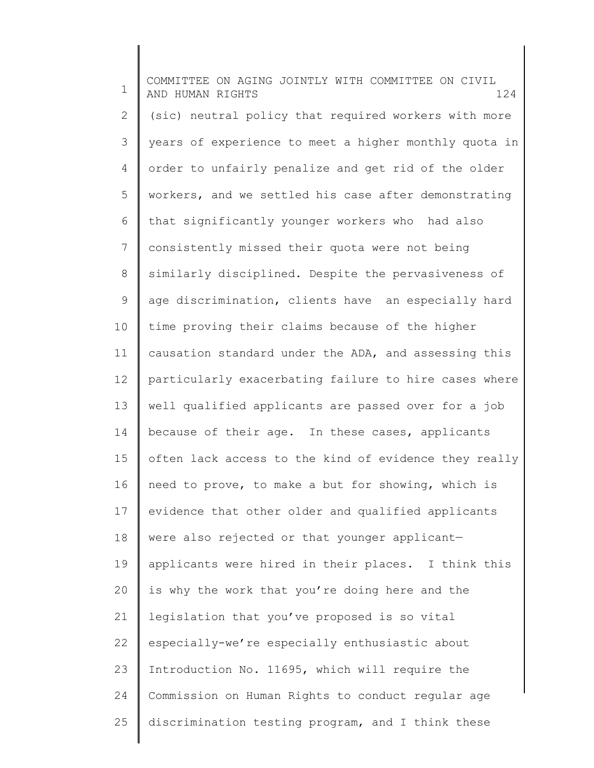(sic) neutral policy that required workers with more years of experience to meet a higher monthly quota in order to unfairly penalize and get rid of the older workers, and we settled his case after demonstrating that significantly younger workers who had also consistently missed their quota were not being similarly disciplined. Despite the pervasiveness of age discrimination, clients have an especially hard time proving their claims because of the higher causation standard under the ADA, and assessing this particularly exacerbating failure to hire cases where well qualified applicants are passed over for a job because of their age. In these cases, applicants often lack access to the kind of evidence they really need to prove, to make a but for showing, which is evidence that other older and qualified applicants were also rejected or that younger applicant—applicants were hired in their places. I think this is why the work that you're doing here and the legislation that you've proposed is so vital especially-we're especially enthusiastic about Introduction No. 11695, which will require the Commission on Human Rights to conduct regular age discrimination testing program, and I think these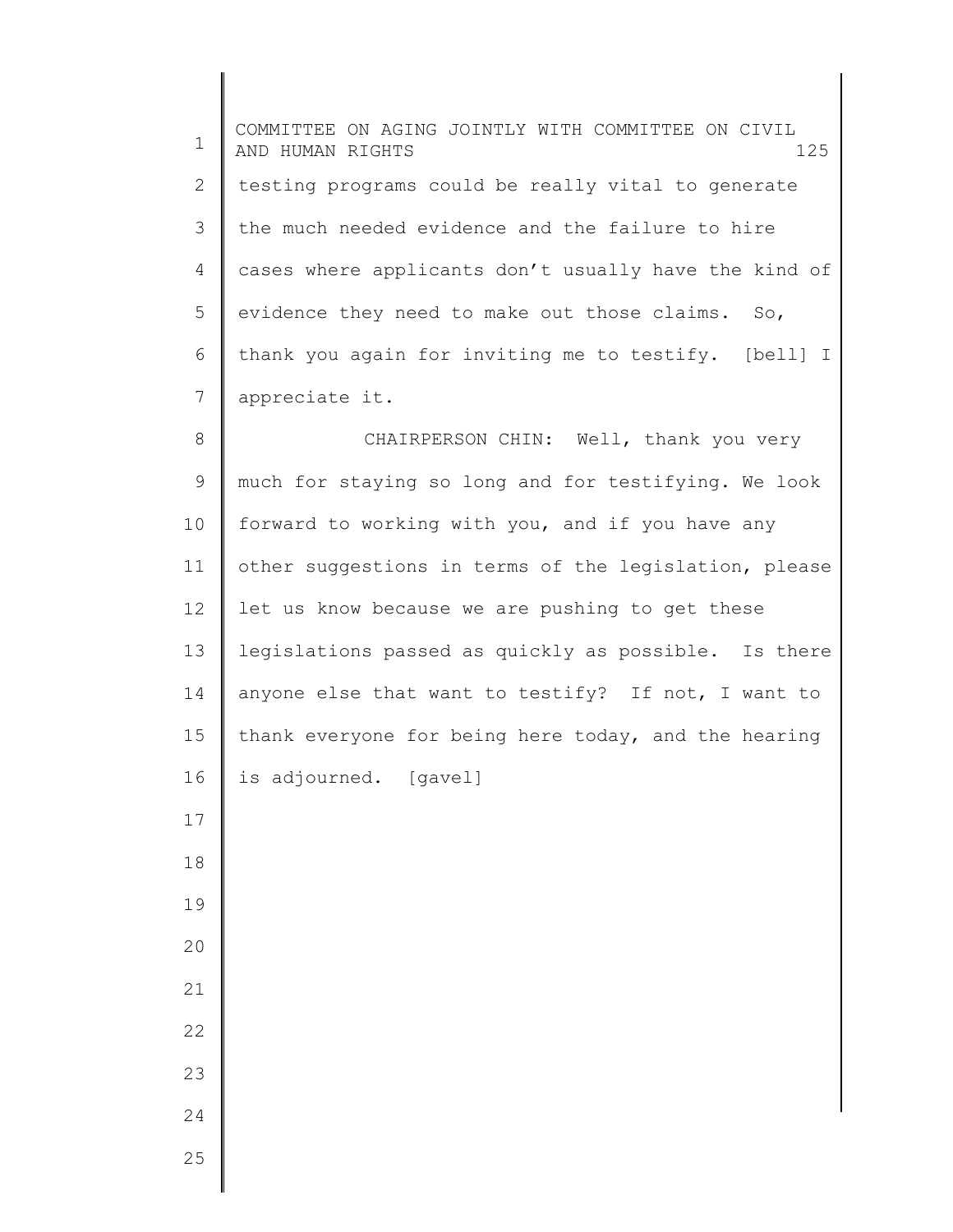testing programs could be really vital to generate the much needed evidence and the failure to hire cases where applicants don't usually have the kind of evidence they need to make out those claims. So, thank you again for inviting me to testify. [bell] I appreciate it.

CHAIRPERSON CHIN: Well, thank you very much for staying so long and for testifying. We look forward to working with you, and if you have any other suggestions in terms of the legislation, please let us know because we are pushing to get these legislations passed as quickly as possible. Is there anyone else that want to testify? If not, I want to thank everyone for being here today, and the hearing is adjourned. [gavel]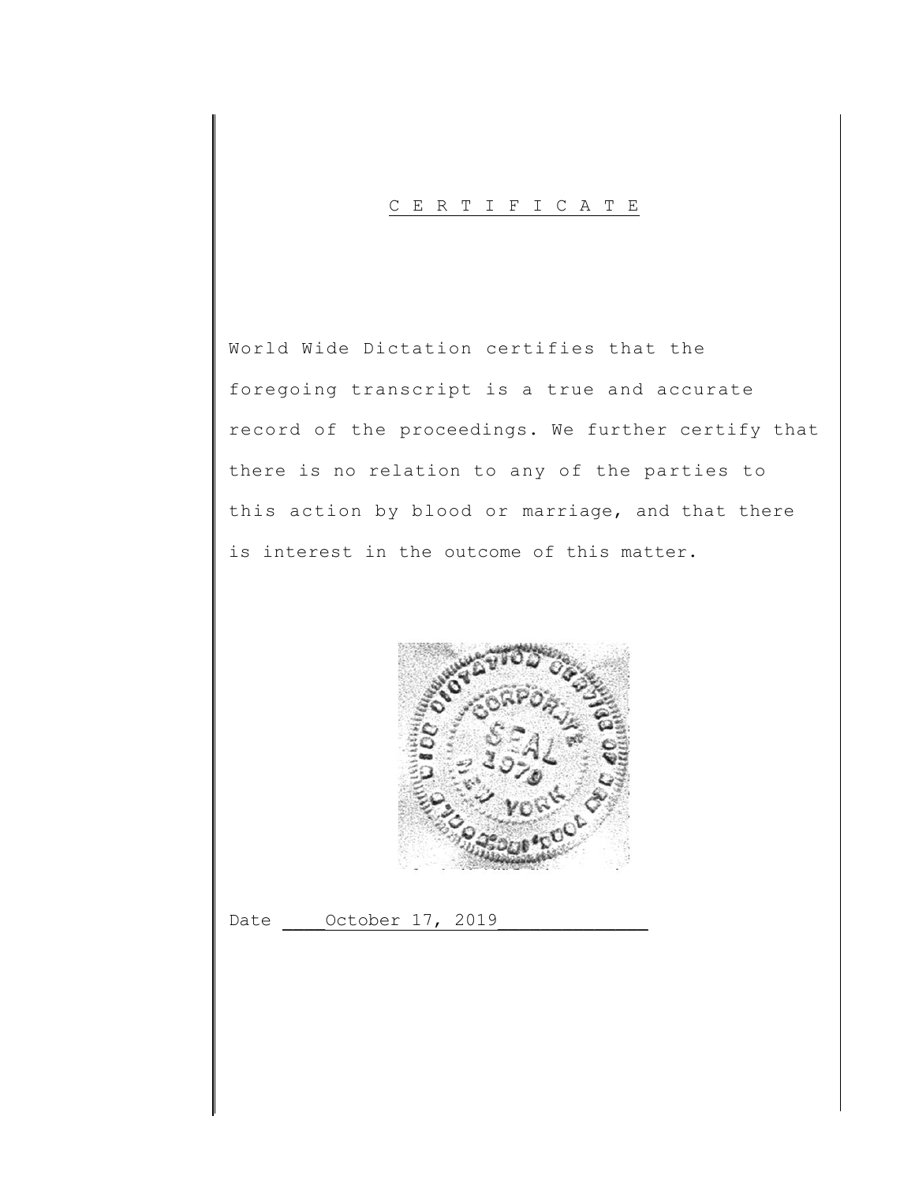# C E R T I F I C A T E

World Wide Dictation certifies that the foregoing transcript is a true and accurate record of the proceedings. We further certify that there is no relation to any of the parties to this action by blood or marriage, and that there is interest in the outcome of this matter.

Date ____October 17, 2019_____________